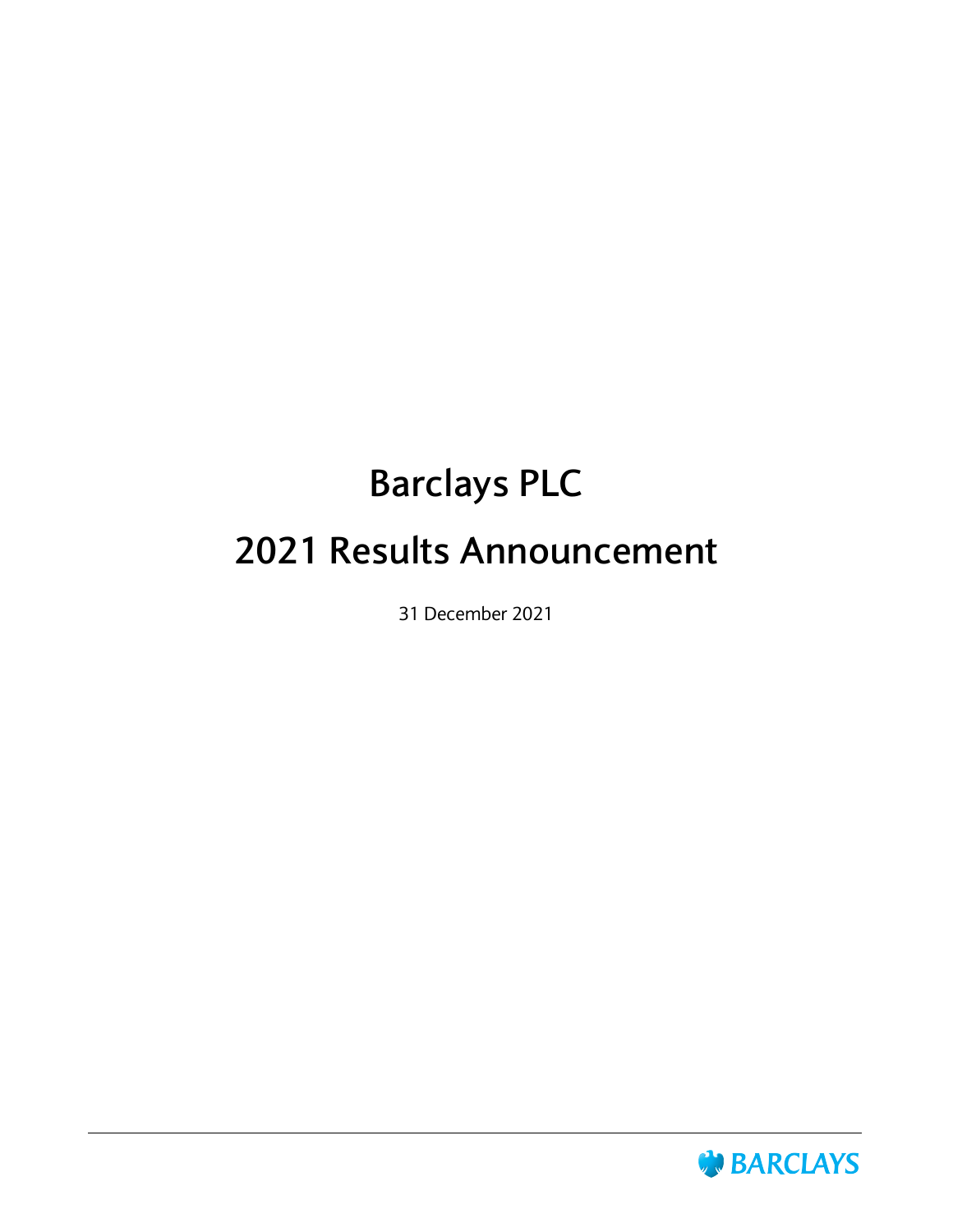# Barclays PLC

# 2021 Results Announcement

31 December 2021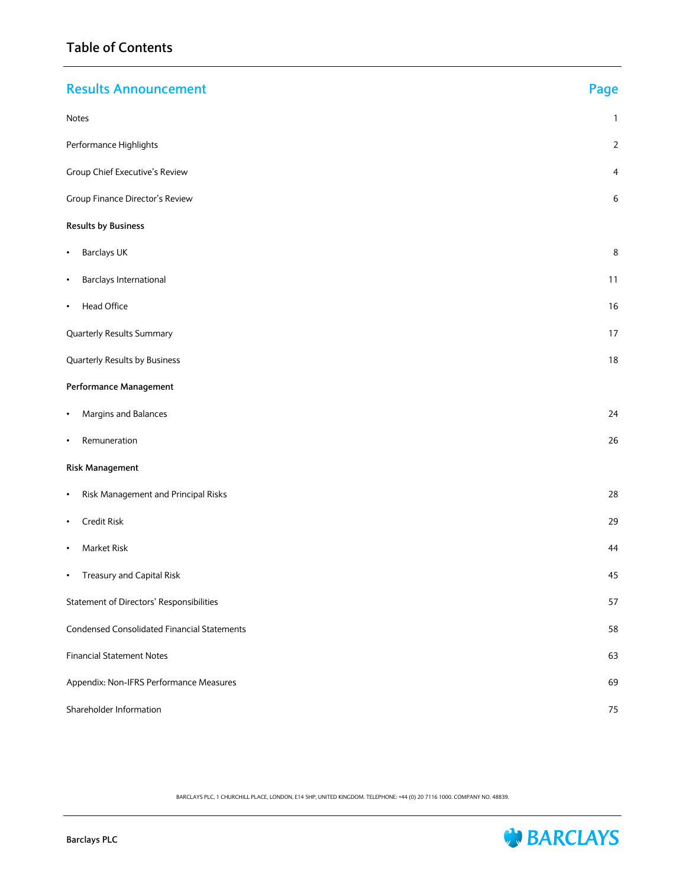# Table of Contents

| Results Announcement | Page |
|---|---|
| Notes | 1 |
| Performance Highlights | 2 |
| Group Chief Executive's Review | 4 |
| Group Finance Director's Review | 6 |
| **Results by Business** | |
| • Barclays UK | 8 |
| • Barclays International | 11 |
| • Head Office | 16 |
| Quarterly Results Summary | 17 |
| Quarterly Results by Business | 18 |
| **Performance Management** | |
| • Margins and Balances | 24 |
| • Remuneration | 26 |
| **Risk Management** | |
| • Risk Management and Principal Risks | 28 |
| • Credit Risk | 29 |
| • Market Risk | 44 |
| • Treasury and Capital Risk | 45 |
| Statement of Directors' Responsibilities | 57 |
| Condensed Consolidated Financial Statements | 58 |
| Financial Statement Notes | 63 |
| Appendix: Non-IFRS Performance Measures | 69 |
| Shareholder Information | 75 |

BARCLAYS PLC, 1 CHURCHILL PLACE, LONDON, E14 5HP, UNITED KINGDOM. TELEPHONE: +44 (0) 20 7116 1000. COMPANY NO. 48839.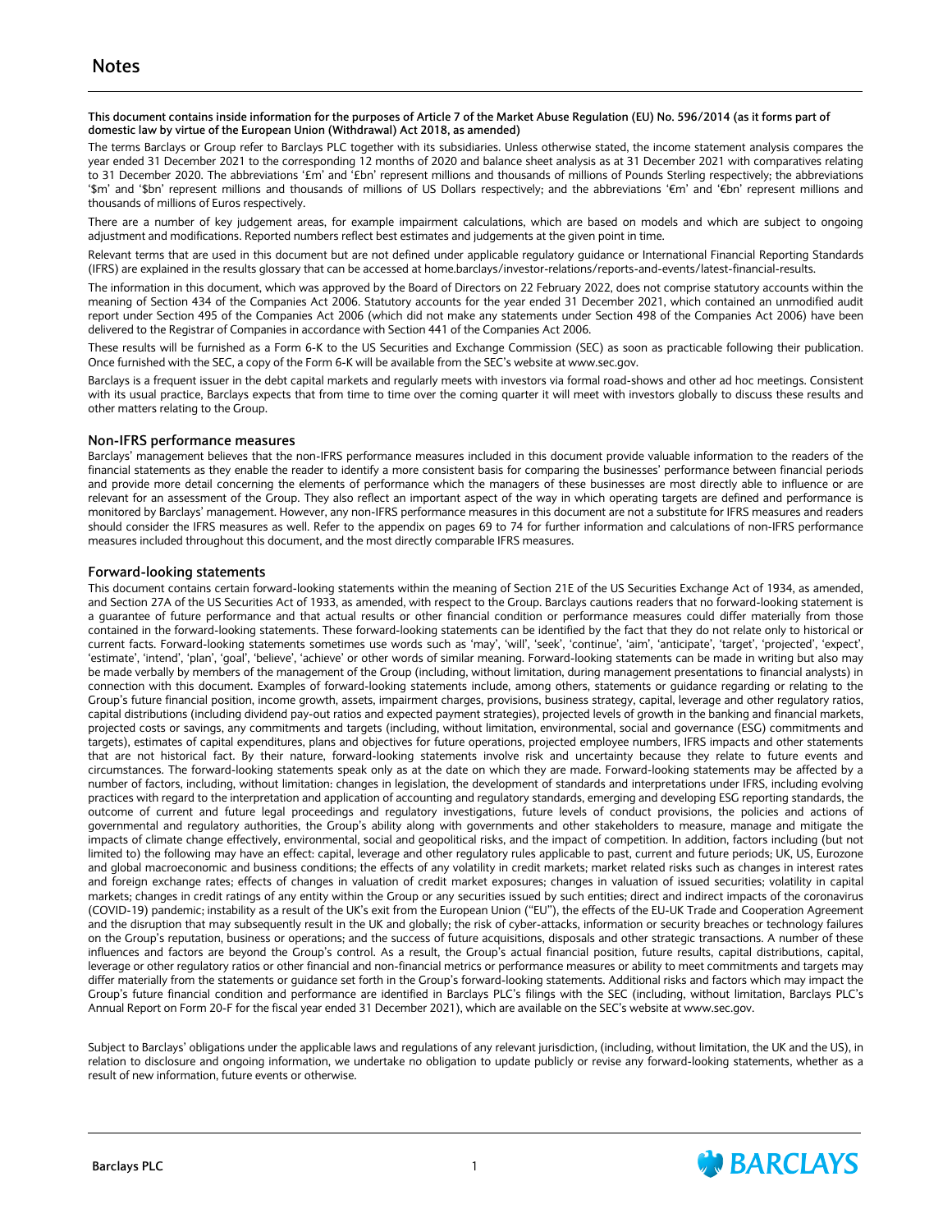# Notes

**This document contains inside information for the purposes of Article 7 of the Market Abuse Regulation (EU) No. 596/2014 (as it forms part of domestic law by virtue of the European Union (Withdrawal) Act 2018, as amended)**

The terms Barclays or Group refer to Barclays PLC together with its subsidiaries. Unless otherwise stated, the income statement analysis compares the year ended 31 December 2021 to the corresponding 12 months of 2020 and balance sheet analysis as at 31 December 2021 with comparatives relating to 31 December 2020. The abbreviations '£m' and '£bn' represent millions and thousands of millions of Pounds Sterling respectively; the abbreviations '$m' and '$bn' represent millions and thousands of millions of US Dollars respectively; and the abbreviations '€m' and '€bn' represent millions and thousands of millions of Euros respectively.

There are a number of key judgement areas, for example impairment calculations, which are based on models and which are subject to ongoing adjustment and modifications. Reported numbers reflect best estimates and judgements at the given point in time.

Relevant terms that are used in this document but are not defined under applicable regulatory guidance or International Financial Reporting Standards (IFRS) are explained in the results glossary that can be accessed at home.barclays/investor-relations/reports-and-events/latest-financial-results.

The information in this document, which was approved by the Board of Directors on 22 February 2022, does not comprise statutory accounts within the meaning of Section 434 of the Companies Act 2006. Statutory accounts for the year ended 31 December 2021, which contained an unmodified audit report under Section 495 of the Companies Act 2006 (which did not make any statements under Section 498 of the Companies Act 2006) have been delivered to the Registrar of Companies in accordance with Section 441 of the Companies Act 2006.

These results will be furnished as a Form 6-K to the US Securities and Exchange Commission (SEC) as soon as practicable following their publication. Once furnished with the SEC, a copy of the Form 6-K will be available from the SEC's website at www.sec.gov.

Barclays is a frequent issuer in the debt capital markets and regularly meets with investors via formal road-shows and other ad hoc meetings. Consistent with its usual practice, Barclays expects that from time to time over the coming quarter it will meet with investors globally to discuss these results and other matters relating to the Group.

## Non-IFRS performance measures

Barclays' management believes that the non-IFRS performance measures included in this document provide valuable information to the readers of the financial statements as they enable the reader to identify a more consistent basis for comparing the businesses' performance between financial periods and provide more detail concerning the elements of performance which the managers of these businesses are most directly able to influence or are relevant for an assessment of the Group. They also reflect an important aspect of the way in which operating targets are defined and performance is monitored by Barclays' management. However, any non-IFRS performance measures in this document are not a substitute for IFRS measures and readers should consider the IFRS measures as well. Refer to the appendix on pages 69 to 74 for further information and calculations of non-IFRS performance measures included throughout this document, and the most directly comparable IFRS measures.

## Forward-looking statements

This document contains certain forward-looking statements within the meaning of Section 21E of the US Securities Exchange Act of 1934, as amended, and Section 27A of the US Securities Act of 1933, as amended, with respect to the Group. Barclays cautions readers that no forward-looking statement is a guarantee of future performance and that actual results or other financial condition or performance measures could differ materially from those contained in the forward-looking statements. These forward-looking statements can be identified by the fact that they do not relate only to historical or current facts. Forward-looking statements sometimes use words such as 'may', 'will', 'seek', 'continue', 'aim', 'anticipate', 'target', 'projected', 'expect', 'estimate', 'intend', 'plan', 'goal', 'believe', 'achieve' or other words of similar meaning. Forward-looking statements can be made in writing but also may be made verbally by members of the management of the Group (including, without limitation, during management presentations to financial analysts) in connection with this document. Examples of forward-looking statements include, among others, statements or guidance regarding or relating to the Group's future financial position, income growth, assets, impairment charges, provisions, business strategy, capital, leverage and other regulatory ratios, capital distributions (including dividend pay-out ratios and expected payment strategies), projected levels of growth in the banking and financial markets, projected costs or savings, any commitments and targets (including, without limitation, environmental, social and governance (ESG) commitments and targets), estimates of capital expenditures, plans and objectives for future operations, projected employee numbers, IFRS impacts and other statements that are not historical fact. By their nature, forward-looking statements involve risk and uncertainty because they relate to future events and circumstances. The forward-looking statements speak only as at the date on which they are made. Forward-looking statements may be affected by a number of factors, including, without limitation: changes in legislation, the development of standards and interpretations under IFRS, including evolving practices with regard to the interpretation and application of accounting and regulatory standards, emerging and developing ESG reporting standards, the outcome of current and future legal proceedings and regulatory investigations, future levels of conduct provisions, the policies and actions of governmental and regulatory authorities, the Group's ability along with governments and other stakeholders to measure, manage and mitigate the impacts of climate change effectively, environmental, social and geopolitical risks, and the impact of competition. In addition, factors including (but not limited to) the following may have an effect: capital, leverage and other regulatory rules applicable to past, current and future periods; UK, US, Eurozone and global macroeconomic and business conditions; the effects of any volatility in credit markets; market related risks such as changes in interest rates and foreign exchange rates; effects of changes in valuation of credit market exposures; changes in valuation of issued securities; volatility in capital markets; changes in credit ratings of any entity within the Group or any securities issued by such entities; direct and indirect impacts of the coronavirus (COVID-19) pandemic; instability as a result of the UK's exit from the European Union ("EU"), the effects of the EU-UK Trade and Cooperation Agreement and the disruption that may subsequently result in the UK and globally; the risk of cyber-attacks, information or security breaches or technology failures on the Group's reputation, business or operations; and the success of future acquisitions, disposals and other strategic transactions. A number of these influences and factors are beyond the Group's control. As a result, the Group's actual financial position, future results, capital distributions, capital, leverage or other regulatory ratios or other financial and non-financial metrics or performance measures or ability to meet commitments and targets may differ materially from the statements or guidance set forth in the Group's forward-looking statements. Additional risks and factors which may impact the Group's future financial condition and performance are identified in Barclays PLC's filings with the SEC (including, without limitation, Barclays PLC's Annual Report on Form 20-F for the fiscal year ended 31 December 2021), which are available on the SEC's website at www.sec.gov.

Subject to Barclays' obligations under the applicable laws and regulations of any relevant jurisdiction, (including, without limitation, the UK and the US), in relation to disclosure and ongoing information, we undertake no obligation to update publicly or revise any forward-looking statements, whether as a result of new information, future events or otherwise.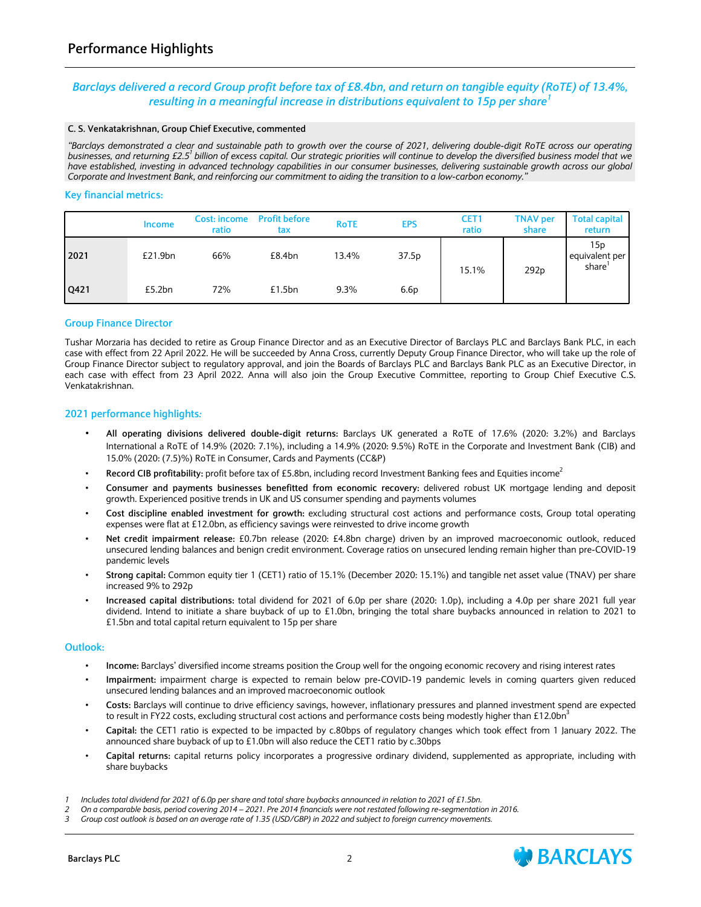# Performance Highlights

*Barclays delivered a record Group profit before tax of £8.4bn, and return on tangible equity (RoTE) of 13.4%, resulting in a meaningful increase in distributions equivalent to 15p per share[1]*

**C. S. Venkatakrishnan, Group Chief Executive, commented**

*"Barclays demonstrated a clear and sustainable path to growth over the course of 2021, delivering double-digit RoTE across our operating businesses, and returning £2.5[1] billion of excess capital. Our strategic priorities will continue to develop the diversified business model that we have established, investing in advanced technology capabilities in our consumer businesses, delivering sustainable growth across our global Corporate and Investment Bank, and reinforcing our commitment to aiding the transition to a low-carbon economy."*

## Key financial metrics:

| | Income | Cost: income ratio | Profit before tax | RoTE | EPS | CET1 ratio | TNAV per share | Total capital return |
|---|---|---|---|---|---|---|---|---|
| 2021 | £21.9bn | 66% | £8.4bn | 13.4% | 37.5p | 15.1% | 292p | 15p equivalent per share[1] |
| Q421 | £5.2bn | 72% | £1.5bn | 9.3% | 6.6p | | | |

## Group Finance Director

Tushar Morzaria has decided to retire as Group Finance Director and as an Executive Director of Barclays PLC and Barclays Bank PLC, in each case with effect from 22 April 2022. He will be succeeded by Anna Cross, currently Deputy Group Finance Director, who will take up the role of Group Finance Director subject to regulatory approval, and join the Boards of Barclays PLC and Barclays Bank PLC as an Executive Director, in each case with effect from 23 April 2022. Anna will also join the Group Executive Committee, reporting to Group Chief Executive C.S. Venkatakrishnan.

## 2021 performance highlights:

- **All operating divisions delivered double-digit returns:** Barclays UK generated a RoTE of 17.6% (2020: 3.2%) and Barclays International a RoTE of 14.9% (2020: 7.1%), including a 14.9% (2020: 9.5%) RoTE in the Corporate and Investment Bank (CIB) and 15.0% (2020: (7.5)%) RoTE in Consumer, Cards and Payments (CC&P)
- **Record CIB profitability:** profit before tax of £5.8bn, including record Investment Banking fees and Equities income[2]
- **Consumer and payments businesses benefitted from economic recovery:** delivered robust UK mortgage lending and deposit growth. Experienced positive trends in UK and US consumer spending and payments volumes
- **Cost discipline enabled investment for growth:** excluding structural cost actions and performance costs, Group total operating expenses were flat at £12.0bn, as efficiency savings were reinvested to drive income growth
- **Net credit impairment release:** £0.7bn release (2020: £4.8bn charge) driven by an improved macroeconomic outlook, reduced unsecured lending balances and benign credit environment. Coverage ratios on unsecured lending remain higher than pre-COVID-19 pandemic levels
- **Strong capital:** Common equity tier 1 (CET1) ratio of 15.1% (December 2020: 15.1%) and tangible net asset value (TNAV) per share increased 9% to 292p
- **Increased capital distributions:** total dividend for 2021 of 6.0p per share (2020: 1.0p), including a 4.0p per share 2021 full year dividend. Intend to initiate a share buyback of up to £1.0bn, bringing the total share buybacks announced in relation to 2021 to £1.5bn and total capital return equivalent to 15p per share

## Outlook:

- **Income:** Barclays' diversified income streams position the Group well for the ongoing economic recovery and rising interest rates
- **Impairment:** impairment charge is expected to remain below pre-COVID-19 pandemic levels in coming quarters given reduced unsecured lending balances and an improved macroeconomic outlook
- **Costs:** Barclays will continue to drive efficiency savings, however, inflationary pressures and planned investment spend are expected to result in FY22 costs, excluding structural cost actions and performance costs being modestly higher than £12.0bn[3]
- **Capital:** the CET1 ratio is expected to be impacted by c.80bps of regulatory changes which took effect from 1 January 2022. The announced share buyback of up to £1.0bn will also reduce the CET1 ratio by c.30bps
- **Capital returns:** capital returns policy incorporates a progressive ordinary dividend, supplemented as appropriate, including with share buybacks

*1 Includes total dividend for 2021 of 6.0p per share and total share buybacks announced in relation to 2021 of £1.5bn.*
*2 On a comparable basis, period covering 2014 – 2021. Pre 2014 financials were not restated following re-segmentation in 2016.*
*3 Group cost outlook is based on an average rate of 1.35 (USD/GBP) in 2022 and subject to foreign currency movements.*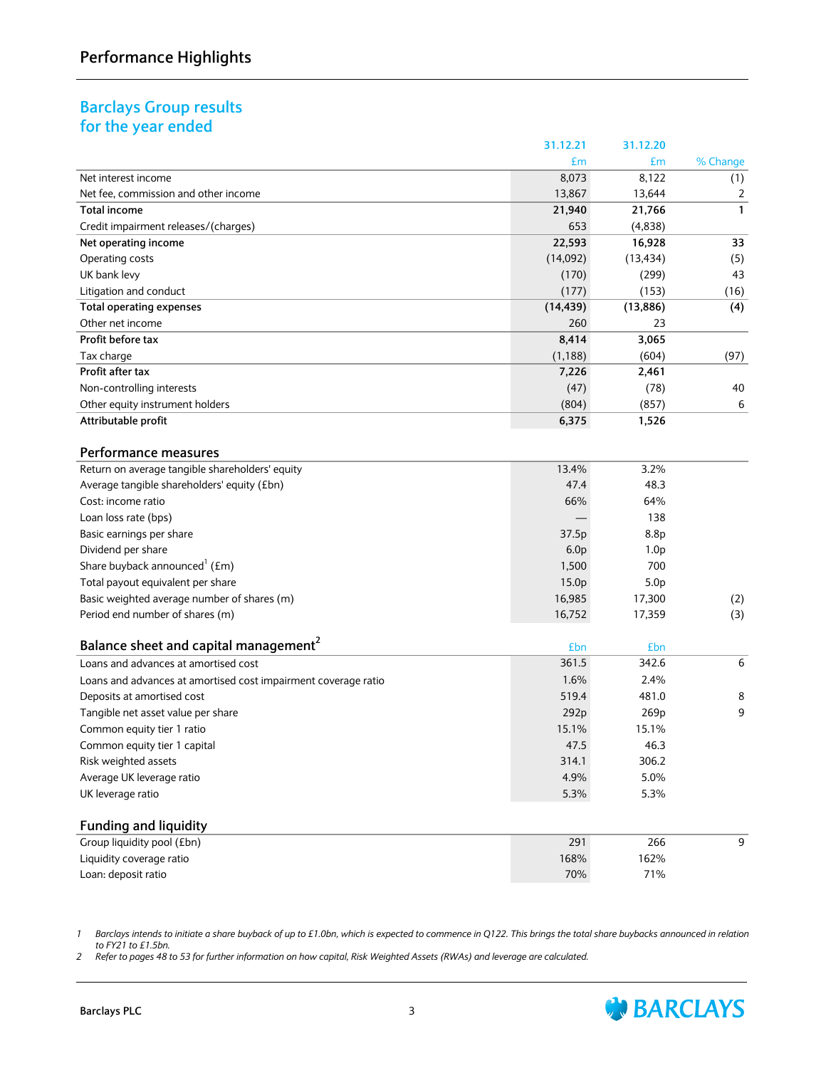# Performance Highlights

## Barclays Group results for the year ended

| | 31.12.21 | 31.12.20 | |
|---|---|---|---|
| | £m | £m | % Change |
| Net interest income | 8,073 | 8,122 | (1) |
| Net fee, commission and other income | 13,867 | 13,644 | 2 |
| **Total income** | **21,940** | **21,766** | **1** |
| Credit impairment releases/(charges) | 653 | (4,838) | |
| **Net operating income** | **22,593** | **16,928** | **33** |
| Operating costs | (14,092) | (13,434) | (5) |
| UK bank levy | (170) | (299) | 43 |
| Litigation and conduct | (177) | (153) | (16) |
| **Total operating expenses** | **(14,439)** | **(13,886)** | **(4)** |
| Other net income | 260 | 23 | |
| **Profit before tax** | **8,414** | **3,065** | |
| Tax charge | (1,188) | (604) | (97) |
| **Profit after tax** | **7,226** | **2,461** | |
| Non-controlling interests | (47) | (78) | 40 |
| Other equity instrument holders | (804) | (857) | 6 |
| **Attributable profit** | **6,375** | **1,526** | |

### Performance measures

| | 31.12.21 | 31.12.20 | % Change |
|---|---|---|---|
| Return on average tangible shareholders' equity | 13.4% | 3.2% | |
| Average tangible shareholders' equity (£bn) | 47.4 | 48.3 | |
| Cost: income ratio | 66% | 64% | |
| Loan loss rate (bps) | — | 138 | |
| Basic earnings per share | 37.5p | 8.8p | |
| Dividend per share | 6.0p | 1.0p | |
| Share buyback announced[1] (£m) | 1,500 | 700 | |
| Total payout equivalent per share | 15.0p | 5.0p | |
| Basic weighted average number of shares (m) | 16,985 | 17,300 | (2) |
| Period end number of shares (m) | 16,752 | 17,359 | (3) |

### Balance sheet and capital management[2]

| | £bn | £bn | |
|---|---|---|---|
| Loans and advances at amortised cost | 361.5 | 342.6 | 6 |
| Loans and advances at amortised cost impairment coverage ratio | 1.6% | 2.4% | |
| Deposits at amortised cost | 519.4 | 481.0 | 8 |
| Tangible net asset value per share | 292p | 269p | 9 |
| Common equity tier 1 ratio | 15.1% | 15.1% | |
| Common equity tier 1 capital | 47.5 | 46.3 | |
| Risk weighted assets | 314.1 | 306.2 | |
| Average UK leverage ratio | 4.9% | 5.0% | |
| UK leverage ratio | 5.3% | 5.3% | |

### Funding and liquidity

| | 31.12.21 | 31.12.20 | % Change |
|---|---|---|---|
| Group liquidity pool (£bn) | 291 | 266 | 9 |
| Liquidity coverage ratio | 168% | 162% | |
| Loan: deposit ratio | 70% | 71% | |

1 *Barclays intends to initiate a share buyback of up to £1.0bn, which is expected to commence in Q122. This brings the total share buybacks announced in relation to FY21 to £1.5bn.*

2 *Refer to pages 48 to 53 for further information on how capital, Risk Weighted Assets (RWAs) and leverage are calculated.*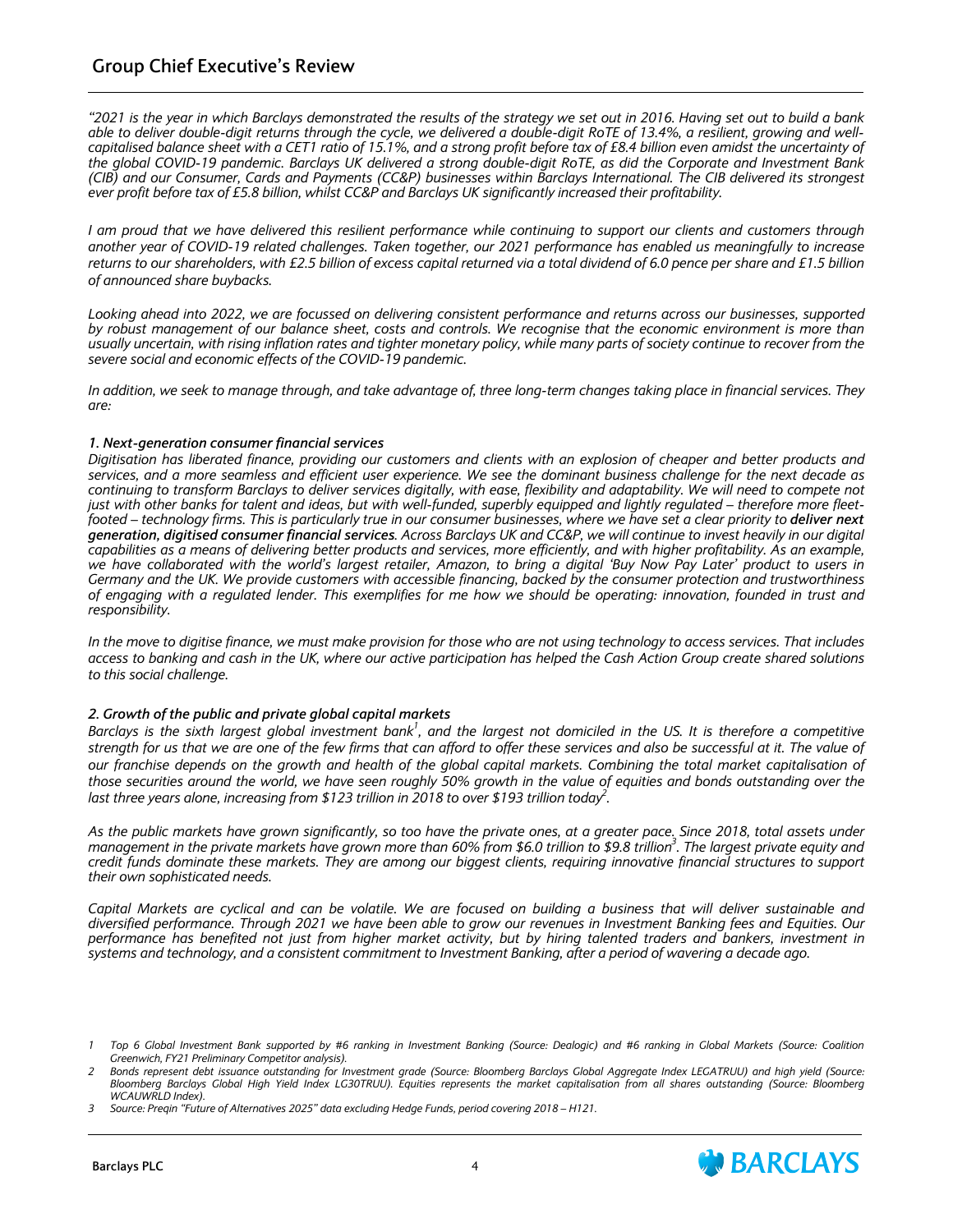## Group Chief Executive's Review

*"2021 is the year in which Barclays demonstrated the results of the strategy we set out in 2016. Having set out to build a bank able to deliver double-digit returns through the cycle, we delivered a double-digit RoTE of 13.4%, a resilient, growing and well-capitalised balance sheet with a CET1 ratio of 15.1%, and a strong profit before tax of £8.4 billion even amidst the uncertainty of the global COVID-19 pandemic. Barclays UK delivered a strong double-digit RoTE, as did the Corporate and Investment Bank (CIB) and our Consumer, Cards and Payments (CC&P) businesses within Barclays International. The CIB delivered its strongest ever profit before tax of £5.8 billion, whilst CC&P and Barclays UK significantly increased their profitability.*

*I am proud that we have delivered this resilient performance while continuing to support our clients and customers through another year of COVID-19 related challenges. Taken together, our 2021 performance has enabled us meaningfully to increase returns to our shareholders, with £2.5 billion of excess capital returned via a total dividend of 6.0 pence per share and £1.5 billion of announced share buybacks.*

*Looking ahead into 2022, we are focussed on delivering consistent performance and returns across our businesses, supported by robust management of our balance sheet, costs and controls. We recognise that the economic environment is more than usually uncertain, with rising inflation rates and tighter monetary policy, while many parts of society continue to recover from the severe social and economic effects of the COVID-19 pandemic.*

*In addition, we seek to manage through, and take advantage of, three long-term changes taking place in financial services. They are:*

***1. Next-generation consumer financial services***

*Digitisation has liberated finance, providing our customers and clients with an explosion of cheaper and better products and services, and a more seamless and efficient user experience. We see the dominant business challenge for the next decade as continuing to transform Barclays to deliver services digitally, with ease, flexibility and adaptability. We will need to compete not just with other banks for talent and ideas, but with well-funded, superbly equipped and lightly regulated – therefore more fleet-footed – technology firms. This is particularly true in our consumer businesses, where we have set a clear priority to **deliver next generation, digitised consumer financial services**. Across Barclays UK and CC&P, we will continue to invest heavily in our digital capabilities as a means of delivering better products and services, more efficiently, and with higher profitability. As an example, we have collaborated with the world's largest retailer, Amazon, to bring a digital 'Buy Now Pay Later' product to users in Germany and the UK. We provide customers with accessible financing, backed by the consumer protection and trustworthiness of engaging with a regulated lender. This exemplifies for me how we should be operating: innovation, founded in trust and responsibility.*

*In the move to digitise finance, we must make provision for those who are not using technology to access services. That includes access to banking and cash in the UK, where our active participation has helped the Cash Action Group create shared solutions to this social challenge.*

***2. Growth of the public and private global capital markets***

*Barclays is the sixth largest global investment bank[1], and the largest not domiciled in the US. It is therefore a competitive strength for us that we are one of the few firms that can afford to offer these services and also be successful at it. The value of our franchise depends on the growth and health of the global capital markets. Combining the total market capitalisation of those securities around the world, we have seen roughly 50% growth in the value of equities and bonds outstanding over the last three years alone, increasing from \$123 trillion in 2018 to over \$193 trillion today[2].*

*As the public markets have grown significantly, so too have the private ones, at a greater pace. Since 2018, total assets under management in the private markets have grown more than 60% from \$6.0 trillion to \$9.8 trillion[3]. The largest private equity and credit funds dominate these markets. They are among our biggest clients, requiring innovative financial structures to support their own sophisticated needs.*

*Capital Markets are cyclical and can be volatile. We are focused on building a business that will deliver sustainable and diversified performance. Through 2021 we have been able to grow our revenues in Investment Banking fees and Equities. Our performance has benefited not just from higher market activity, but by hiring talented traders and bankers, investment in systems and technology, and a consistent commitment to Investment Banking, after a period of wavering a decade ago.*

---

*1 Top 6 Global Investment Bank supported by #6 ranking in Investment Banking (Source: Dealogic) and #6 ranking in Global Markets (Source: Coalition Greenwich, FY21 Preliminary Competitor analysis).*

*2 Bonds represent debt issuance outstanding for Investment grade (Source: Bloomberg Barclays Global Aggregate Index LEGATRUU) and high yield (Source: Bloomberg Barclays Global High Yield Index LG30TRUU). Equities represents the market capitalisation from all shares outstanding (Source: Bloomberg WCAUWRLD Index).*

*3 Source: Preqin "Future of Alternatives 2025" data excluding Hedge Funds, period covering 2018 – H121.*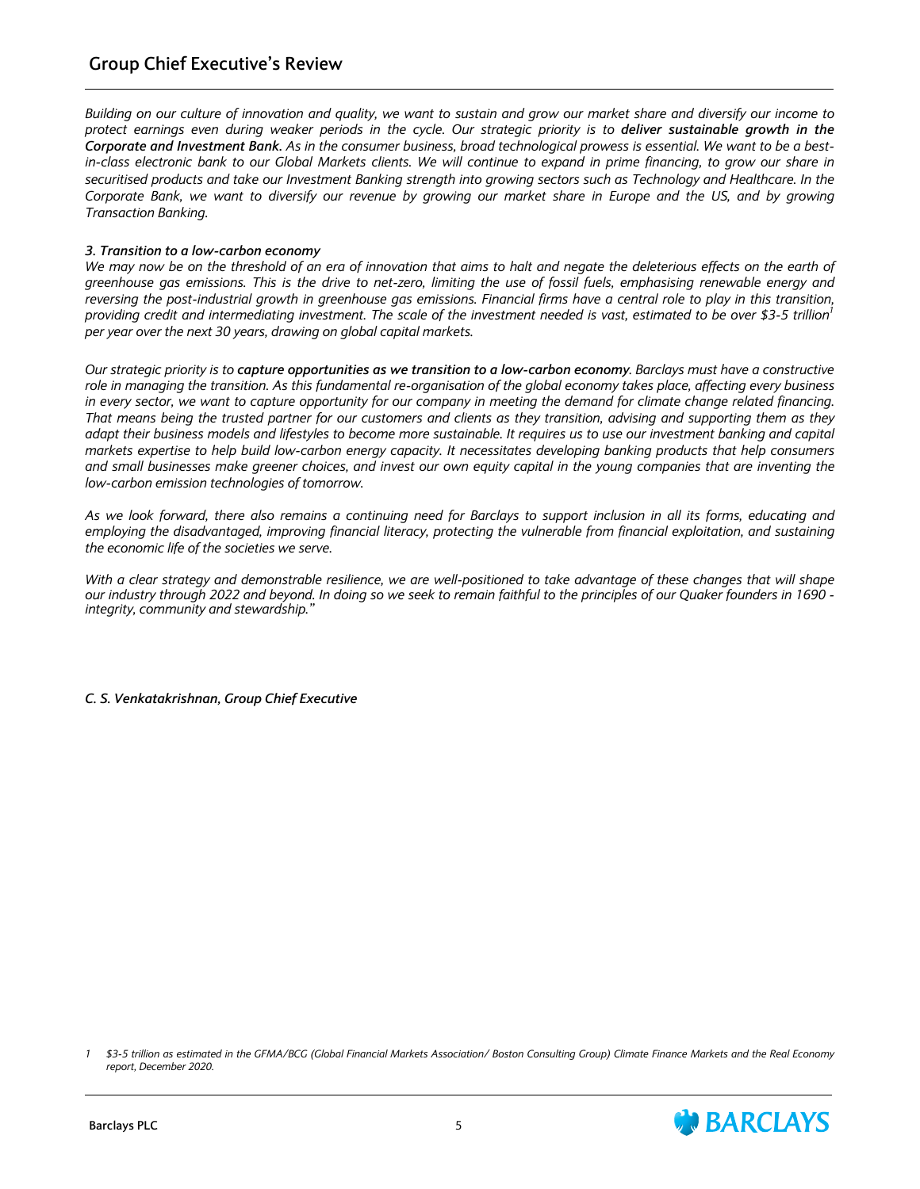## Group Chief Executive's Review

*Building on our culture of innovation and quality, we want to sustain and grow our market share and diversify our income to protect earnings even during weaker periods in the cycle. Our strategic priority is to* ***deliver sustainable growth in the Corporate and Investment Bank.*** *As in the consumer business, broad technological prowess is essential. We want to be a best-in-class electronic bank to our Global Markets clients. We will continue to expand in prime financing, to grow our share in securitised products and take our Investment Banking strength into growing sectors such as Technology and Healthcare. In the Corporate Bank, we want to diversify our revenue by growing our market share in Europe and the US, and by growing Transaction Banking.*

***3. Transition to a low-carbon economy***

*We may now be on the threshold of an era of innovation that aims to halt and negate the deleterious effects on the earth of greenhouse gas emissions. This is the drive to net-zero, limiting the use of fossil fuels, emphasising renewable energy and reversing the post-industrial growth in greenhouse gas emissions. Financial firms have a central role to play in this transition, providing credit and intermediating investment. The scale of the investment needed is vast, estimated to be over $3-5 trillion[1] per year over the next 30 years, drawing on global capital markets.*

*Our strategic priority is to* ***capture opportunities as we transition to a low-carbon economy****. Barclays must have a constructive role in managing the transition. As this fundamental re-organisation of the global economy takes place, affecting every business in every sector, we want to capture opportunity for our company in meeting the demand for climate change related financing. That means being the trusted partner for our customers and clients as they transition, advising and supporting them as they adapt their business models and lifestyles to become more sustainable. It requires us to use our investment banking and capital markets expertise to help build low-carbon energy capacity. It necessitates developing banking products that help consumers and small businesses make greener choices, and invest our own equity capital in the young companies that are inventing the low-carbon emission technologies of tomorrow.*

*As we look forward, there also remains a continuing need for Barclays to support inclusion in all its forms, educating and employing the disadvantaged, improving financial literacy, protecting the vulnerable from financial exploitation, and sustaining the economic life of the societies we serve.*

*With a clear strategy and demonstrable resilience, we are well-positioned to take advantage of these changes that will shape our industry through 2022 and beyond. In doing so we seek to remain faithful to the principles of our Quaker founders in 1690 - integrity, community and stewardship."*

***C. S. Venkatakrishnan, Group Chief Executive***

*1 $3-5 trillion as estimated in the GFMA/BCG (Global Financial Markets Association/ Boston Consulting Group) Climate Finance Markets and the Real Economy report, December 2020.*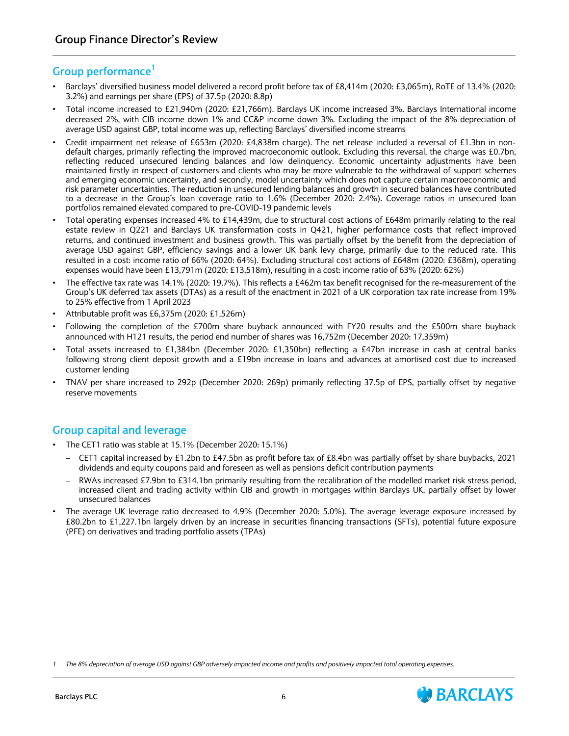# Group Finance Director's Review

## Group performance[1]

- Barclays' diversified business model delivered a record profit before tax of £8,414m (2020: £3,065m), RoTE of 13.4% (2020: 3.2%) and earnings per share (EPS) of 37.5p (2020: 8.8p)
- Total income increased to £21,940m (2020: £21,766m). Barclays UK income increased 3%. Barclays International income decreased 2%, with CIB income down 1% and CC&P income down 3%. Excluding the impact of the 8% depreciation of average USD against GBP, total income was up, reflecting Barclays' diversified income streams
- Credit impairment net release of £653m (2020: £4,838m charge). The net release included a reversal of £1.3bn in non-default charges, primarily reflecting the improved macroeconomic outlook. Excluding this reversal, the charge was £0.7bn, reflecting reduced unsecured lending balances and low delinquency. Economic uncertainty adjustments have been maintained firstly in respect of customers and clients who may be more vulnerable to the withdrawal of support schemes and emerging economic uncertainty, and secondly, model uncertainty which does not capture certain macroeconomic and risk parameter uncertainties. The reduction in unsecured lending balances and growth in secured balances have contributed to a decrease in the Group's loan coverage ratio to 1.6% (December 2020: 2.4%). Coverage ratios in unsecured loan portfolios remained elevated compared to pre-COVID-19 pandemic levels
- Total operating expenses increased 4% to £14,439m, due to structural cost actions of £648m primarily relating to the real estate review in Q221 and Barclays UK transformation costs in Q421, higher performance costs that reflect improved returns, and continued investment and business growth. This was partially offset by the benefit from the depreciation of average USD against GBP, efficiency savings and a lower UK bank levy charge, primarily due to the reduced rate. This resulted in a cost: income ratio of 66% (2020: 64%). Excluding structural cost actions of £648m (2020: £368m), operating expenses would have been £13,791m (2020: £13,518m), resulting in a cost: income ratio of 63% (2020: 62%)
- The effective tax rate was 14.1% (2020: 19.7%). This reflects a £462m tax benefit recognised for the re-measurement of the Group's UK deferred tax assets (DTAs) as a result of the enactment in 2021 of a UK corporation tax rate increase from 19% to 25% effective from 1 April 2023
- Attributable profit was £6,375m (2020: £1,526m)
- Following the completion of the £700m share buyback announced with FY20 results and the £500m share buyback announced with H121 results, the period end number of shares was 16,752m (December 2020: 17,359m)
- Total assets increased to £1,384bn (December 2020: £1,350bn) reflecting a £47bn increase in cash at central banks following strong client deposit growth and a £19bn increase in loans and advances at amortised cost due to increased customer lending
- TNAV per share increased to 292p (December 2020: 269p) primarily reflecting 37.5p of EPS, partially offset by negative reserve movements

## Group capital and leverage

- The CET1 ratio was stable at 15.1% (December 2020: 15.1%)
  - CET1 capital increased by £1.2bn to £47.5bn as profit before tax of £8.4bn was partially offset by share buybacks, 2021 dividends and equity coupons paid and foreseen as well as pensions deficit contribution payments
  - RWAs increased £7.9bn to £314.1bn primarily resulting from the recalibration of the modelled market risk stress period, increased client and trading activity within CIB and growth in mortgages within Barclays UK, partially offset by lower unsecured balances
- The average UK leverage ratio decreased to 4.9% (December 2020: 5.0%). The average leverage exposure increased by £80.2bn to £1,227.1bn largely driven by an increase in securities financing transactions (SFTs), potential future exposure (PFE) on derivatives and trading portfolio assets (TPAs)

*1 The 8% depreciation of average USD against GBP adversely impacted income and profits and positively impacted total operating expenses.*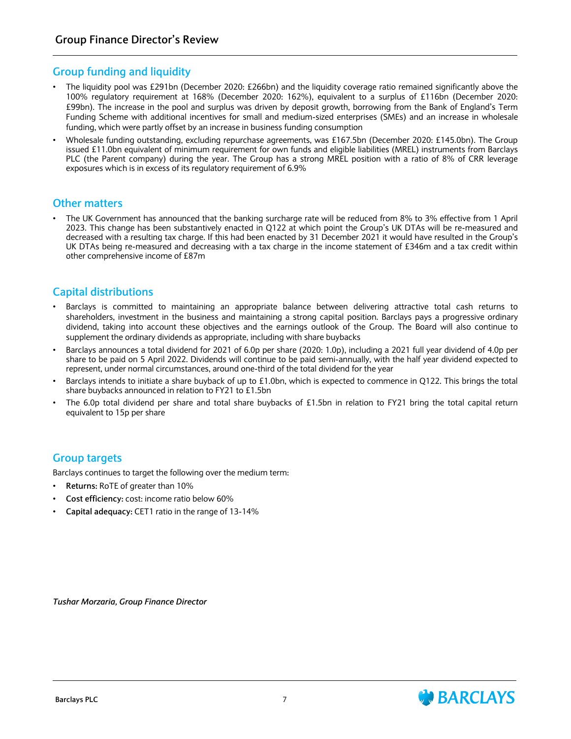## Group funding and liquidity

- The liquidity pool was £291bn (December 2020: £266bn) and the liquidity coverage ratio remained significantly above the 100% regulatory requirement at 168% (December 2020: 162%), equivalent to a surplus of £116bn (December 2020: £99bn). The increase in the pool and surplus was driven by deposit growth, borrowing from the Bank of England's Term Funding Scheme with additional incentives for small and medium-sized enterprises (SMEs) and an increase in wholesale funding, which were partly offset by an increase in business funding consumption
- Wholesale funding outstanding, excluding repurchase agreements, was £167.5bn (December 2020: £145.0bn). The Group issued £11.0bn equivalent of minimum requirement for own funds and eligible liabilities (MREL) instruments from Barclays PLC (the Parent company) during the year. The Group has a strong MREL position with a ratio of 8% of CRR leverage exposures which is in excess of its regulatory requirement of 6.9%

## Other matters

- The UK Government has announced that the banking surcharge rate will be reduced from 8% to 3% effective from 1 April 2023. This change has been substantively enacted in Q122 at which point the Group's UK DTAs will be re-measured and decreased with a resulting tax charge. If this had been enacted by 31 December 2021 it would have resulted in the Group's UK DTAs being re-measured and decreasing with a tax charge in the income statement of £346m and a tax credit within other comprehensive income of £87m

## Capital distributions

- Barclays is committed to maintaining an appropriate balance between delivering attractive total cash returns to shareholders, investment in the business and maintaining a strong capital position. Barclays pays a progressive ordinary dividend, taking into account these objectives and the earnings outlook of the Group. The Board will also continue to supplement the ordinary dividends as appropriate, including with share buybacks
- Barclays announces a total dividend for 2021 of 6.0p per share (2020: 1.0p), including a 2021 full year dividend of 4.0p per share to be paid on 5 April 2022. Dividends will continue to be paid semi-annually, with the half year dividend expected to represent, under normal circumstances, around one-third of the total dividend for the year
- Barclays intends to initiate a share buyback of up to £1.0bn, which is expected to commence in Q122. This brings the total share buybacks announced in relation to FY21 to £1.5bn
- The 6.0p total dividend per share and total share buybacks of £1.5bn in relation to FY21 bring the total capital return equivalent to 15p per share

## Group targets

Barclays continues to target the following over the medium term:

- **Returns:** RoTE of greater than 10%
- **Cost efficiency:** cost: income ratio below 60%
- **Capital adequacy:** CET1 ratio in the range of 13-14%

***Tushar Morzaria, Group Finance Director***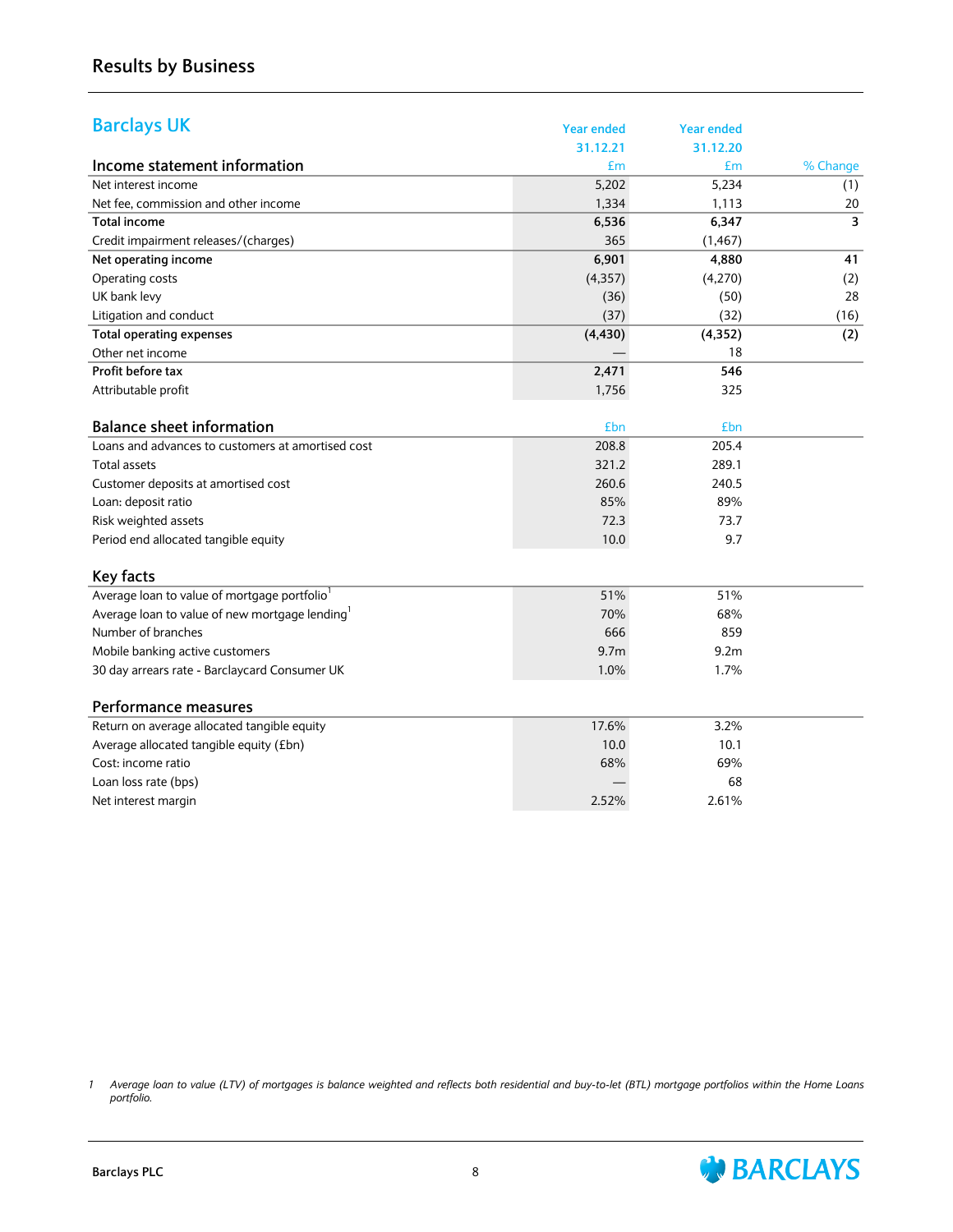## Results by Business

### Barclays UK

| Income statement information | Year ended 31.12.21 £m | Year ended 31.12.20 £m | % Change |
|---|---|---|---|
| Net interest income | 5,202 | 5,234 | (1) |
| Net fee, commission and other income | 1,334 | 1,113 | 20 |
| **Total income** | **6,536** | **6,347** | **3** |
| Credit impairment releases/(charges) | 365 | (1,467) | |
| **Net operating income** | **6,901** | **4,880** | **41** |
| Operating costs | (4,357) | (4,270) | (2) |
| UK bank levy | (36) | (50) | 28 |
| Litigation and conduct | (37) | (32) | (16) |
| **Total operating expenses** | **(4,430)** | **(4,352)** | **(2)** |
| Other net income | — | 18 | |
| **Profit before tax** | **2,471** | **546** | |
| Attributable profit | 1,756 | 325 | |
| | | | |
| **Balance sheet information** | £bn | £bn | |
| Loans and advances to customers at amortised cost | 208.8 | 205.4 | |
| Total assets | 321.2 | 289.1 | |
| Customer deposits at amortised cost | 260.6 | 240.5 | |
| Loan: deposit ratio | 85% | 89% | |
| Risk weighted assets | 72.3 | 73.7 | |
| Period end allocated tangible equity | 10.0 | 9.7 | |
| | | | |
| **Key facts** | | | |
| Average loan to value of mortgage portfolio[1] | 51% | 51% | |
| Average loan to value of new mortgage lending[1] | 70% | 68% | |
| Number of branches | 666 | 859 | |
| Mobile banking active customers | 9.7m | 9.2m | |
| 30 day arrears rate - Barclaycard Consumer UK | 1.0% | 1.7% | |
| | | | |
| **Performance measures** | | | |
| Return on average allocated tangible equity | 17.6% | 3.2% | |
| Average allocated tangible equity (£bn) | 10.0 | 10.1 | |
| Cost: income ratio | 68% | 69% | |
| Loan loss rate (bps) | — | 68 | |
| Net interest margin | 2.52% | 2.61% | |

1 *Average loan to value (LTV) of mortgages is balance weighted and reflects both residential and buy-to-let (BTL) mortgage portfolios within the Home Loans portfolio.*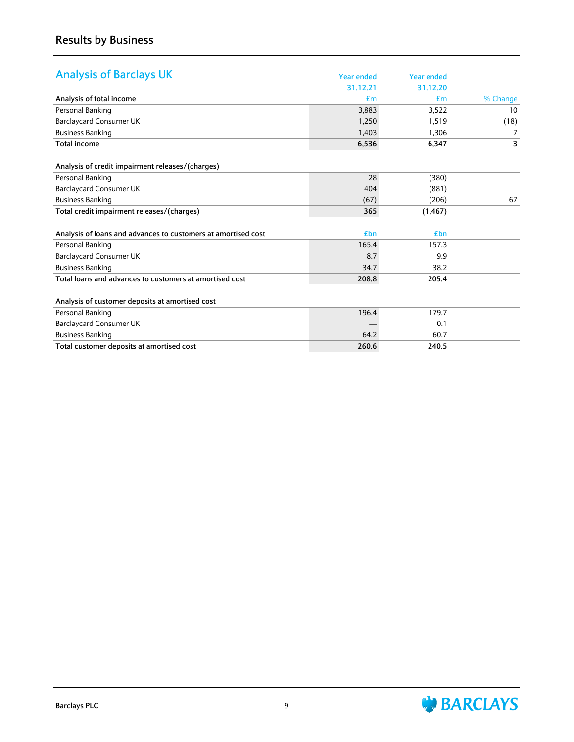## Results by Business

### Analysis of Barclays UK

| | Year ended 31.12.21 | Year ended 31.12.20 | |
|---|---|---|---|
| **Analysis of total income** | £m | £m | % Change |
| Personal Banking | 3,883 | 3,522 | 10 |
| Barclaycard Consumer UK | 1,250 | 1,519 | (18) |
| Business Banking | 1,403 | 1,306 | 7 |
| **Total income** | **6,536** | **6,347** | **3** |
| | | | |
| **Analysis of credit impairment releases/(charges)** | | | |
| Personal Banking | 28 | (380) | |
| Barclaycard Consumer UK | 404 | (881) | |
| Business Banking | (67) | (206) | 67 |
| **Total credit impairment releases/(charges)** | **365** | **(1,467)** | |
| | | | |
| **Analysis of loans and advances to customers at amortised cost** | £bn | £bn | |
| Personal Banking | 165.4 | 157.3 | |
| Barclaycard Consumer UK | 8.7 | 9.9 | |
| Business Banking | 34.7 | 38.2 | |
| **Total loans and advances to customers at amortised cost** | **208.8** | **205.4** | |
| | | | |
| **Analysis of customer deposits at amortised cost** | | | |
| Personal Banking | 196.4 | 179.7 | |
| Barclaycard Consumer UK | — | 0.1 | |
| Business Banking | 64.2 | 60.7 | |
| **Total customer deposits at amortised cost** | **260.6** | **240.5** | |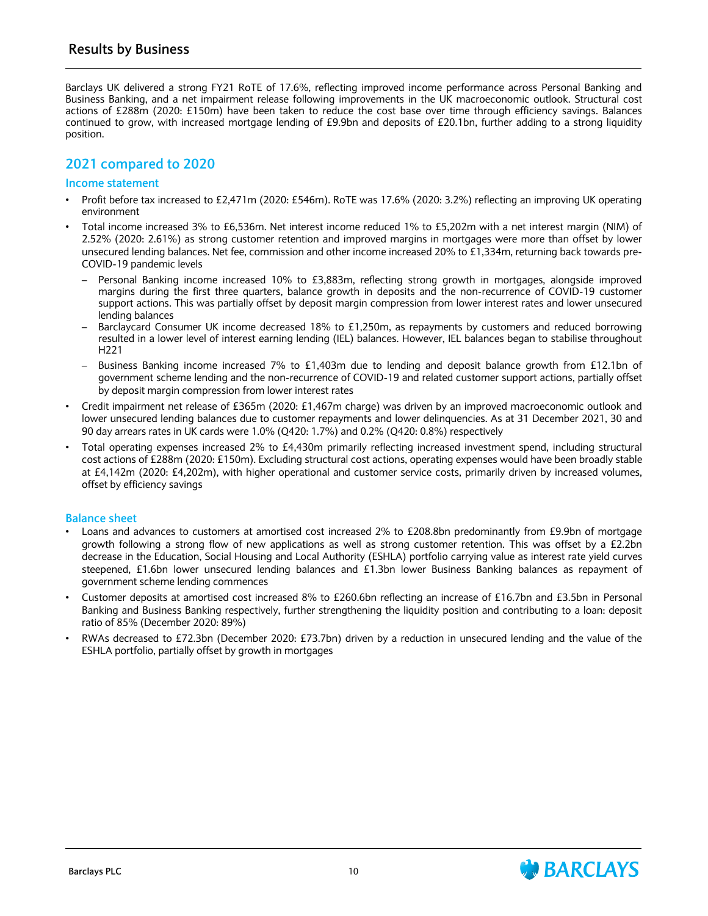## Results by Business

Barclays UK delivered a strong FY21 RoTE of 17.6%, reflecting improved income performance across Personal Banking and Business Banking, and a net impairment release following improvements in the UK macroeconomic outlook. Structural cost actions of £288m (2020: £150m) have been taken to reduce the cost base over time through efficiency savings. Balances continued to grow, with increased mortgage lending of £9.9bn and deposits of £20.1bn, further adding to a strong liquidity position.

## 2021 compared to 2020

### Income statement

- Profit before tax increased to £2,471m (2020: £546m). RoTE was 17.6% (2020: 3.2%) reflecting an improving UK operating environment
- Total income increased 3% to £6,536m. Net interest income reduced 1% to £5,202m with a net interest margin (NIM) of 2.52% (2020: 2.61%) as strong customer retention and improved margins in mortgages were more than offset by lower unsecured lending balances. Net fee, commission and other income increased 20% to £1,334m, returning back towards pre-COVID-19 pandemic levels
  - Personal Banking income increased 10% to £3,883m, reflecting strong growth in mortgages, alongside improved margins during the first three quarters, balance growth in deposits and the non-recurrence of COVID-19 customer support actions. This was partially offset by deposit margin compression from lower interest rates and lower unsecured lending balances
  - Barclaycard Consumer UK income decreased 18% to £1,250m, as repayments by customers and reduced borrowing resulted in a lower level of interest earning lending (IEL) balances. However, IEL balances began to stabilise throughout H221
  - Business Banking income increased 7% to £1,403m due to lending and deposit balance growth from £12.1bn of government scheme lending and the non-recurrence of COVID-19 and related customer support actions, partially offset by deposit margin compression from lower interest rates
- Credit impairment net release of £365m (2020: £1,467m charge) was driven by an improved macroeconomic outlook and lower unsecured lending balances due to customer repayments and lower delinquencies. As at 31 December 2021, 30 and 90 day arrears rates in UK cards were 1.0% (Q420: 1.7%) and 0.2% (Q420: 0.8%) respectively
- Total operating expenses increased 2% to £4,430m primarily reflecting increased investment spend, including structural cost actions of £288m (2020: £150m). Excluding structural cost actions, operating expenses would have been broadly stable at £4,142m (2020: £4,202m), with higher operational and customer service costs, primarily driven by increased volumes, offset by efficiency savings

### Balance sheet

- Loans and advances to customers at amortised cost increased 2% to £208.8bn predominantly from £9.9bn of mortgage growth following a strong flow of new applications as well as strong customer retention. This was offset by a £2.2bn decrease in the Education, Social Housing and Local Authority (ESHLA) portfolio carrying value as interest rate yield curves steepened, £1.6bn lower unsecured lending balances and £1.3bn lower Business Banking balances as repayment of government scheme lending commences
- Customer deposits at amortised cost increased 8% to £260.6bn reflecting an increase of £16.7bn and £3.5bn in Personal Banking and Business Banking respectively, further strengthening the liquidity position and contributing to a loan: deposit ratio of 85% (December 2020: 89%)
- RWAs decreased to £72.3bn (December 2020: £73.7bn) driven by a reduction in unsecured lending and the value of the ESHLA portfolio, partially offset by growth in mortgages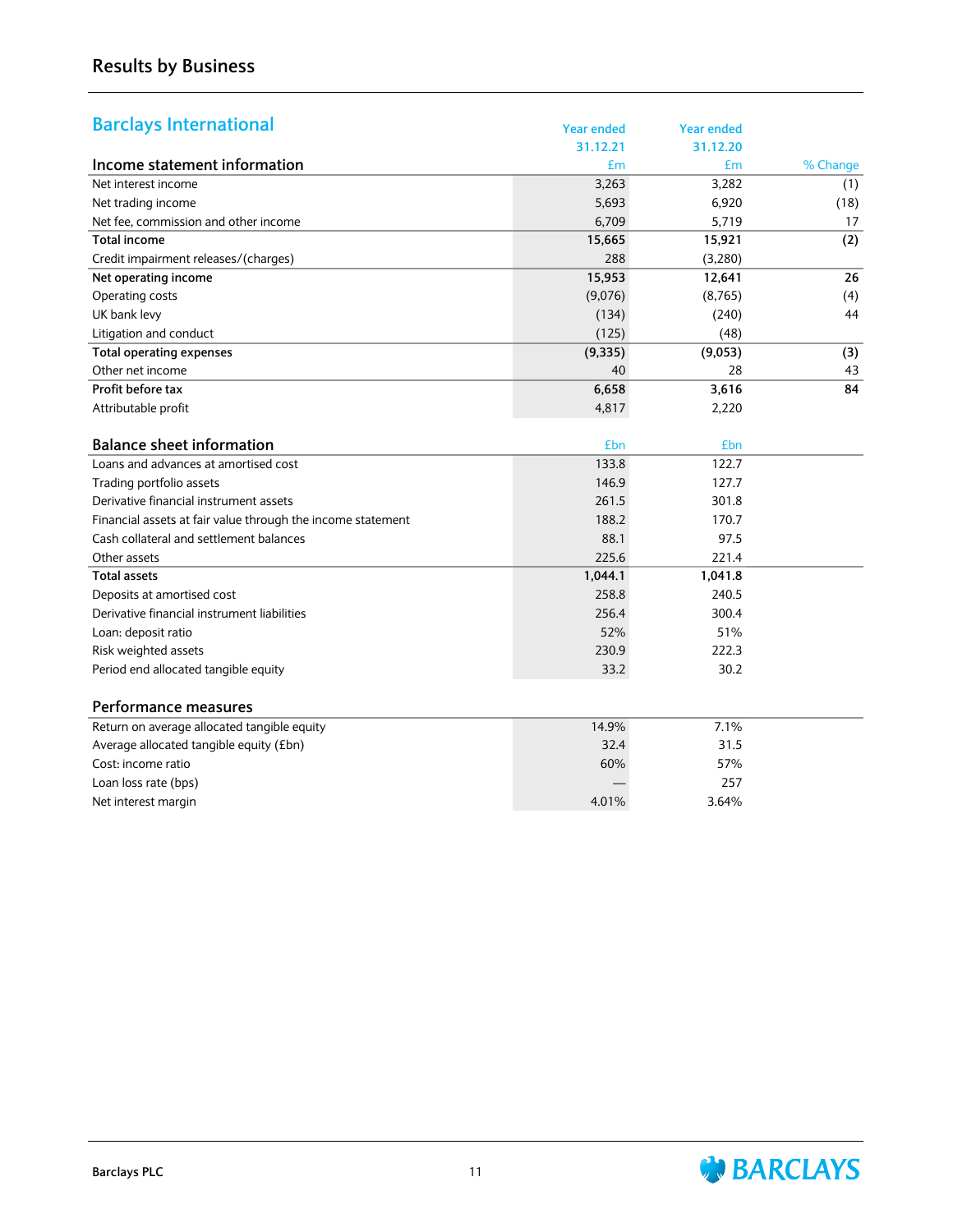## Results by Business

### Barclays International

| Income statement information | Year ended 31.12.21 £m | Year ended 31.12.20 £m | % Change |
|---|---|---|---|
| Net interest income | 3,263 | 3,282 | (1) |
| Net trading income | 5,693 | 6,920 | (18) |
| Net fee, commission and other income | 6,709 | 5,719 | 17 |
| **Total income** | **15,665** | **15,921** | **(2)** |
| Credit impairment releases/(charges) | 288 | (3,280) | |
| **Net operating income** | **15,953** | **12,641** | **26** |
| Operating costs | (9,076) | (8,765) | (4) |
| UK bank levy | (134) | (240) | 44 |
| Litigation and conduct | (125) | (48) | |
| **Total operating expenses** | **(9,335)** | **(9,053)** | **(3)** |
| Other net income | 40 | 28 | 43 |
| **Profit before tax** | **6,658** | **3,616** | **84** |
| Attributable profit | 4,817 | 2,220 | |

| Balance sheet information | £bn | £bn |
|---|---|---|
| Loans and advances at amortised cost | 133.8 | 122.7 |
| Trading portfolio assets | 146.9 | 127.7 |
| Derivative financial instrument assets | 261.5 | 301.8 |
| Financial assets at fair value through the income statement | 188.2 | 170.7 |
| Cash collateral and settlement balances | 88.1 | 97.5 |
| Other assets | 225.6 | 221.4 |
| **Total assets** | **1,044.1** | **1,041.8** |
| Deposits at amortised cost | 258.8 | 240.5 |
| Derivative financial instrument liabilities | 256.4 | 300.4 |
| Loan: deposit ratio | 52% | 51% |
| Risk weighted assets | 230.9 | 222.3 |
| Period end allocated tangible equity | 33.2 | 30.2 |

| Performance measures | | |
|---|---|---|
| Return on average allocated tangible equity | 14.9% | 7.1% |
| Average allocated tangible equity (£bn) | 32.4 | 31.5 |
| Cost: income ratio | 60% | 57% |
| Loan loss rate (bps) | — | 257 |
| Net interest margin | 4.01% | 3.64% |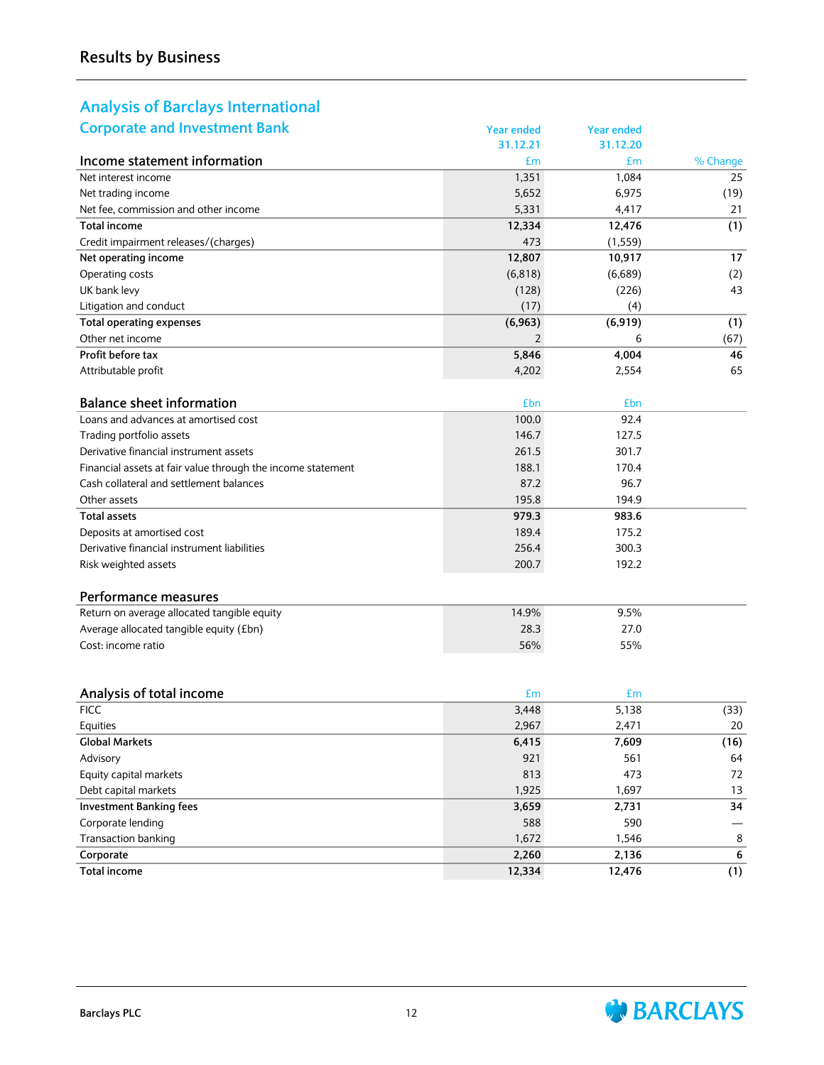## Results by Business

### Analysis of Barclays International

### Corporate and Investment Bank

| Income statement information | Year ended 31.12.21 £m | Year ended 31.12.20 £m | % Change |
|---|---|---|---|
| Net interest income | 1,351 | 1,084 | 25 |
| Net trading income | 5,652 | 6,975 | (19) |
| Net fee, commission and other income | 5,331 | 4,417 | 21 |
| **Total income** | **12,334** | **12,476** | **(1)** |
| Credit impairment releases/(charges) | 473 | (1,559) | |
| **Net operating income** | **12,807** | **10,917** | **17** |
| Operating costs | (6,818) | (6,689) | (2) |
| UK bank levy | (128) | (226) | 43 |
| Litigation and conduct | (17) | (4) | |
| **Total operating expenses** | **(6,963)** | **(6,919)** | **(1)** |
| Other net income | 2 | 6 | (67) |
| **Profit before tax** | **5,846** | **4,004** | **46** |
| Attributable profit | 4,202 | 2,554 | 65 |

| Balance sheet information | £bn | £bn |
|---|---|---|
| Loans and advances at amortised cost | 100.0 | 92.4 |
| Trading portfolio assets | 146.7 | 127.5 |
| Derivative financial instrument assets | 261.5 | 301.7 |
| Financial assets at fair value through the income statement | 188.1 | 170.4 |
| Cash collateral and settlement balances | 87.2 | 96.7 |
| Other assets | 195.8 | 194.9 |
| **Total assets** | **979.3** | **983.6** |
| Deposits at amortised cost | 189.4 | 175.2 |
| Derivative financial instrument liabilities | 256.4 | 300.3 |
| Risk weighted assets | 200.7 | 192.2 |

| Performance measures | | |
|---|---|---|
| Return on average allocated tangible equity | 14.9% | 9.5% |
| Average allocated tangible equity (£bn) | 28.3 | 27.0 |
| Cost: income ratio | 56% | 55% |

| Analysis of total income | £m | £m | |
|---|---|---|---|
| FICC | 3,448 | 5,138 | (33) |
| Equities | 2,967 | 2,471 | 20 |
| **Global Markets** | **6,415** | **7,609** | **(16)** |
| Advisory | 921 | 561 | 64 |
| Equity capital markets | 813 | 473 | 72 |
| Debt capital markets | 1,925 | 1,697 | 13 |
| **Investment Banking fees** | **3,659** | **2,731** | **34** |
| Corporate lending | 588 | 590 | — |
| Transaction banking | 1,672 | 1,546 | 8 |
| **Corporate** | **2,260** | **2,136** | **6** |
| **Total income** | **12,334** | **12,476** | **(1)** |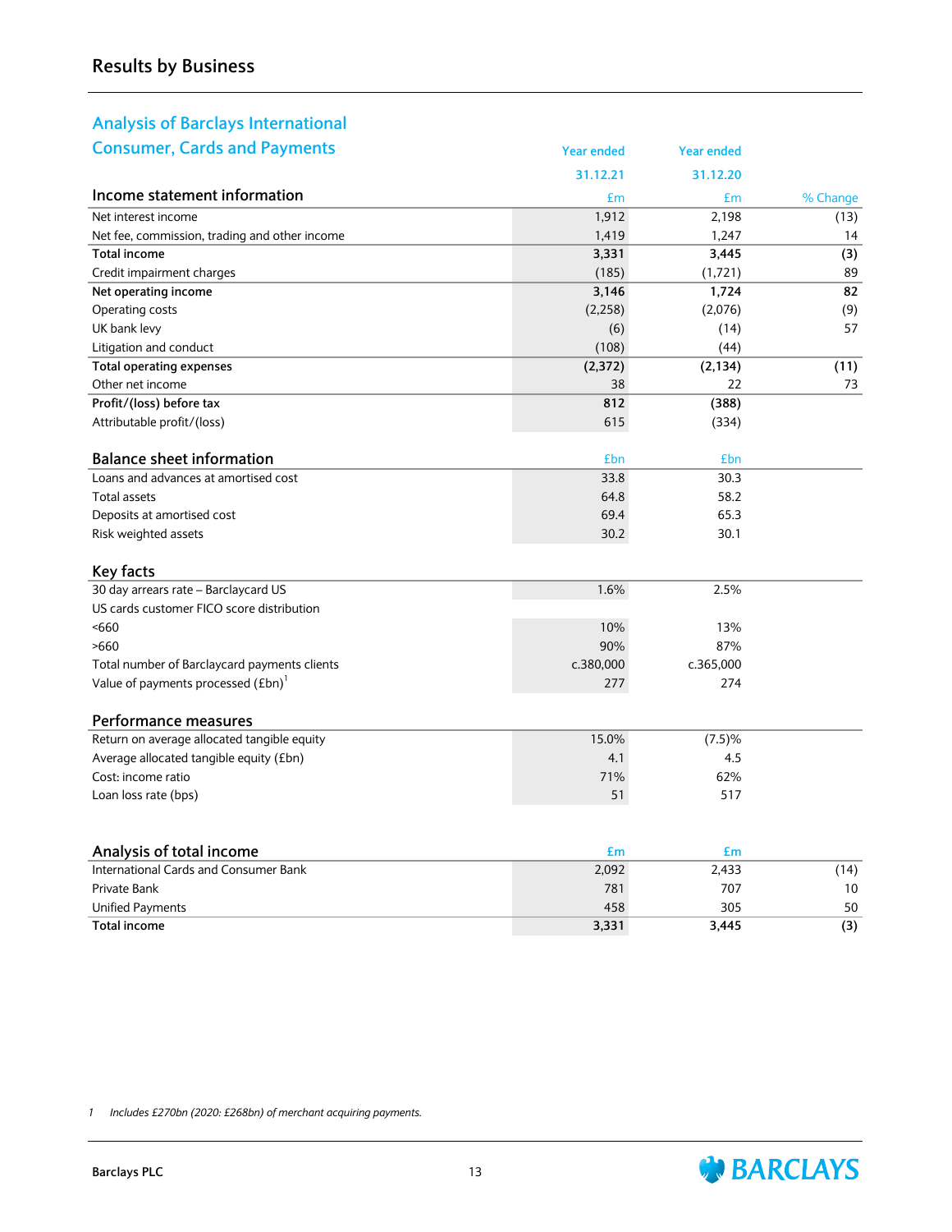# Results by Business

## Analysis of Barclays International Consumer, Cards and Payments

| | Year ended 31.12.21 | Year ended 31.12.20 | |
|---|---|---|---|
| **Income statement information** | £m | £m | % Change |
| Net interest income | 1,912 | 2,198 | (13) |
| Net fee, commission, trading and other income | 1,419 | 1,247 | 14 |
| **Total income** | **3,331** | **3,445** | **(3)** |
| Credit impairment charges | (185) | (1,721) | 89 |
| **Net operating income** | **3,146** | **1,724** | **82** |
| Operating costs | (2,258) | (2,076) | (9) |
| UK bank levy | (6) | (14) | 57 |
| Litigation and conduct | (108) | (44) | |
| **Total operating expenses** | **(2,372)** | **(2,134)** | **(11)** |
| Other net income | 38 | 22 | 73 |
| **Profit/(loss) before tax** | **812** | **(388)** | |
| Attributable profit/(loss) | 615 | (334) | |
| | | | |
| **Balance sheet information** | £bn | £bn | |
| Loans and advances at amortised cost | 33.8 | 30.3 | |
| Total assets | 64.8 | 58.2 | |
| Deposits at amortised cost | 69.4 | 65.3 | |
| Risk weighted assets | 30.2 | 30.1 | |
| | | | |
| **Key facts** | | | |
| 30 day arrears rate – Barclaycard US | 1.6% | 2.5% | |
| US cards customer FICO score distribution | | | |
| <660 | 10% | 13% | |
| >660 | 90% | 87% | |
| Total number of Barclaycard payments clients | c.380,000 | c.365,000 | |
| Value of payments processed (£bn)[1] | 277 | 274 | |
| | | | |
| **Performance measures** | | | |
| Return on average allocated tangible equity | 15.0% | (7.5)% | |
| Average allocated tangible equity (£bn) | 4.1 | 4.5 | |
| Cost: income ratio | 71% | 62% | |
| Loan loss rate (bps) | 51 | 517 | |

| **Analysis of total income** | £m | £m | |
|---|---|---|---|
| International Cards and Consumer Bank | 2,092 | 2,433 | (14) |
| Private Bank | 781 | 707 | 10 |
| Unified Payments | 458 | 305 | 50 |
| **Total income** | **3,331** | **3,445** | **(3)** |

1 *Includes £270bn (2020: £268bn) of merchant acquiring payments.*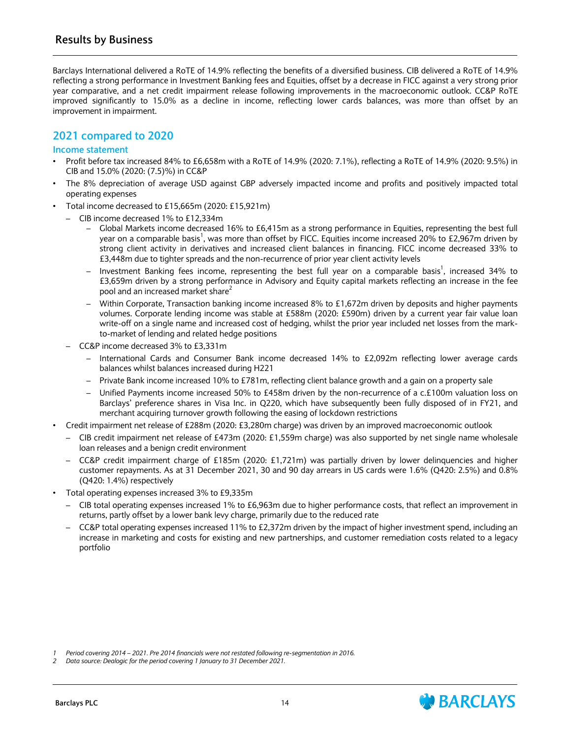## Results by Business

Barclays International delivered a RoTE of 14.9% reflecting the benefits of a diversified business. CIB delivered a RoTE of 14.9% reflecting a strong performance in Investment Banking fees and Equities, offset by a decrease in FICC against a very strong prior year comparative, and a net credit impairment release following improvements in the macroeconomic outlook. CC&P RoTE improved significantly to 15.0% as a decline in income, reflecting lower cards balances, was more than offset by an improvement in impairment.

## 2021 compared to 2020

### Income statement

- Profit before tax increased 84% to £6,658m with a RoTE of 14.9% (2020: 7.1%), reflecting a RoTE of 14.9% (2020: 9.5%) in CIB and 15.0% (2020: (7.5)%) in CC&P
- The 8% depreciation of average USD against GBP adversely impacted income and profits and positively impacted total operating expenses
- Total income decreased to £15,665m (2020: £15,921m)
  - CIB income decreased 1% to £12,334m
    - Global Markets income decreased 16% to £6,415m as a strong performance in Equities, representing the best full year on a comparable basis[1], was more than offset by FICC. Equities income increased 20% to £2,967m driven by strong client activity in derivatives and increased client balances in financing. FICC income decreased 33% to £3,448m due to tighter spreads and the non-recurrence of prior year client activity levels
    - Investment Banking fees income, representing the best full year on a comparable basis[1], increased 34% to £3,659m driven by a strong performance in Advisory and Equity capital markets reflecting an increase in the fee pool and an increased market share[2]
    - Within Corporate, Transaction banking income increased 8% to £1,672m driven by deposits and higher payments volumes. Corporate lending income was stable at £588m (2020: £590m) driven by a current year fair value loan write-off on a single name and increased cost of hedging, whilst the prior year included net losses from the mark-to-market of lending and related hedge positions
  - CC&P income decreased 3% to £3,331m
    - International Cards and Consumer Bank income decreased 14% to £2,092m reflecting lower average cards balances whilst balances increased during H221
    - Private Bank income increased 10% to £781m, reflecting client balance growth and a gain on a property sale
    - Unified Payments income increased 50% to £458m driven by the non-recurrence of a c.£100m valuation loss on Barclays' preference shares in Visa Inc. in Q220, which have subsequently been fully disposed of in FY21, and merchant acquiring turnover growth following the easing of lockdown restrictions
- Credit impairment net release of £288m (2020: £3,280m charge) was driven by an improved macroeconomic outlook
  - CIB credit impairment net release of £473m (2020: £1,559m charge) was also supported by net single name wholesale loan releases and a benign credit environment
  - CC&P credit impairment charge of £185m (2020: £1,721m) was partially driven by lower delinquencies and higher customer repayments. As at 31 December 2021, 30 and 90 day arrears in US cards were 1.6% (Q420: 2.5%) and 0.8% (Q420: 1.4%) respectively
- Total operating expenses increased 3% to £9,335m
  - CIB total operating expenses increased 1% to £6,963m due to higher performance costs, that reflect an improvement in returns, partly offset by a lower bank levy charge, primarily due to the reduced rate
  - CC&P total operating expenses increased 11% to £2,372m driven by the impact of higher investment spend, including an increase in marketing and costs for existing and new partnerships, and customer remediation costs related to a legacy portfolio

*1 Period covering 2014 – 2021. Pre 2014 financials were not restated following re-segmentation in 2016.*
*2 Data source: Dealogic for the period covering 1 January to 31 December 2021.*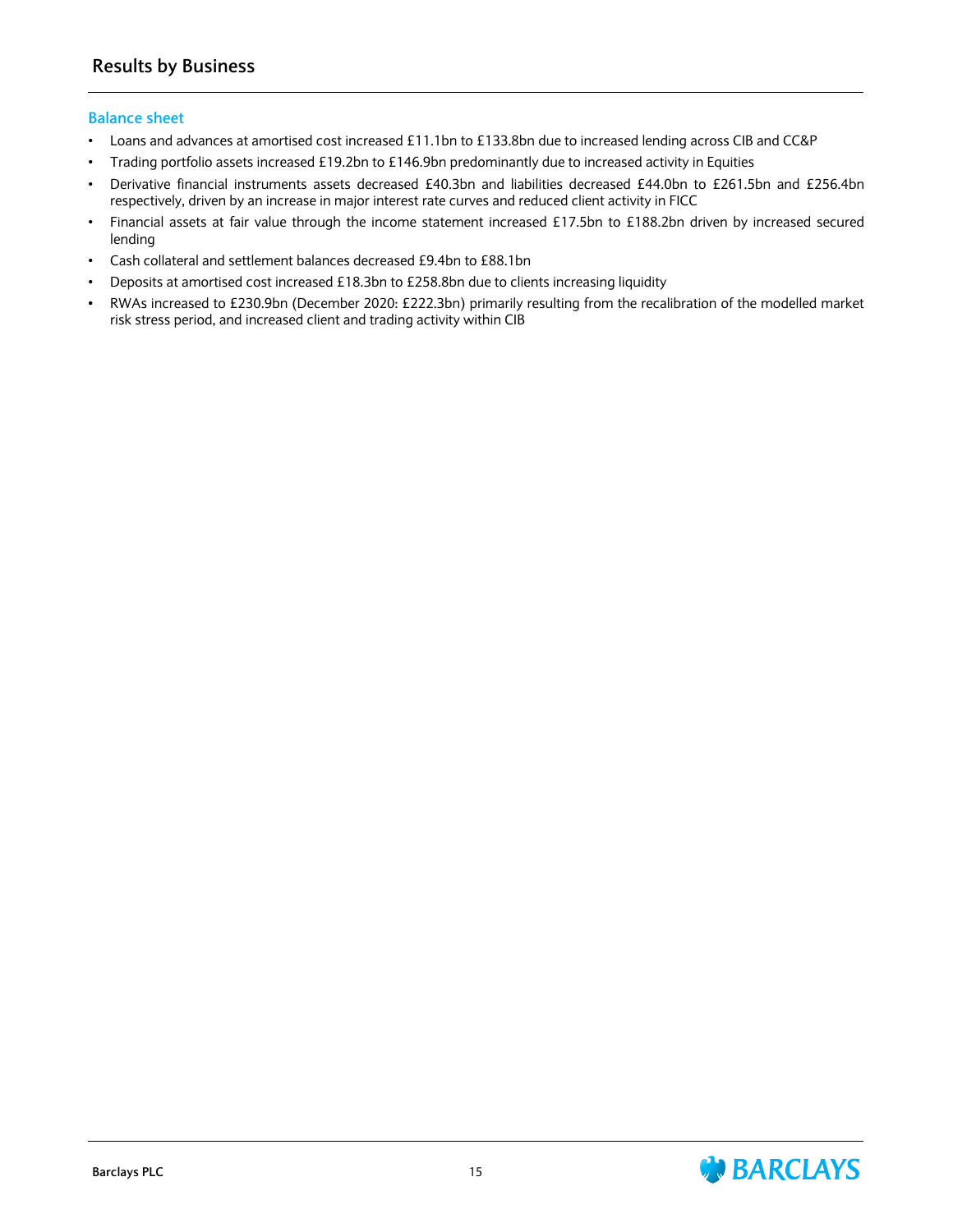## Results by Business

### Balance sheet

- Loans and advances at amortised cost increased £11.1bn to £133.8bn due to increased lending across CIB and CC&P
- Trading portfolio assets increased £19.2bn to £146.9bn predominantly due to increased activity in Equities
- Derivative financial instruments assets decreased £40.3bn and liabilities decreased £44.0bn to £261.5bn and £256.4bn respectively, driven by an increase in major interest rate curves and reduced client activity in FICC
- Financial assets at fair value through the income statement increased £17.5bn to £188.2bn driven by increased secured lending
- Cash collateral and settlement balances decreased £9.4bn to £88.1bn
- Deposits at amortised cost increased £18.3bn to £258.8bn due to clients increasing liquidity
- RWAs increased to £230.9bn (December 2020: £222.3bn) primarily resulting from the recalibration of the modelled market risk stress period, and increased client and trading activity within CIB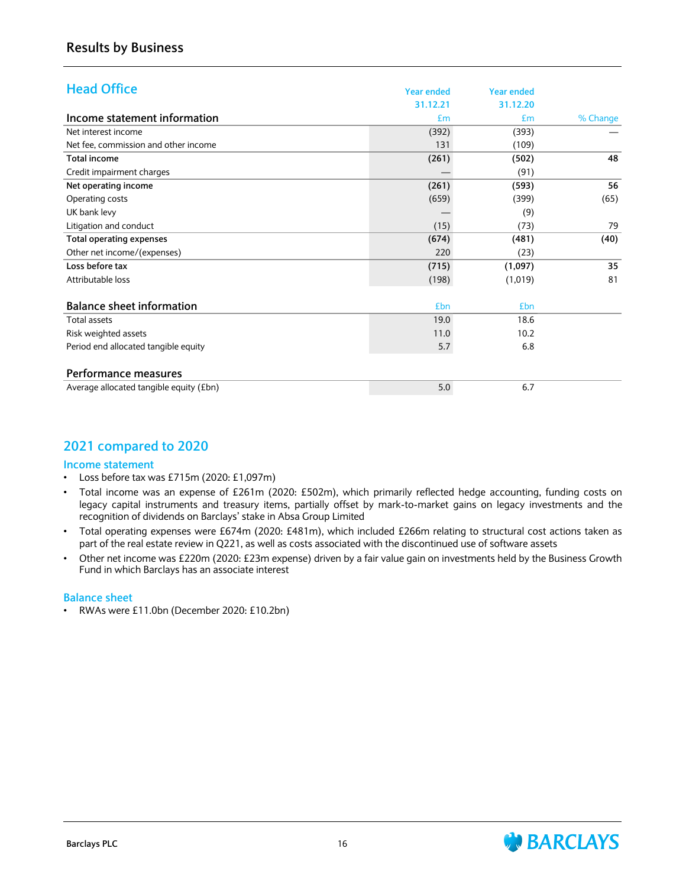## Results by Business

### Head Office

| Income statement information | Year ended 31.12.21 £m | Year ended 31.12.20 £m | % Change |
|---|---|---|---|
| Net interest income | (392) | (393) | — |
| Net fee, commission and other income | 131 | (109) | |
| **Total income** | **(261)** | **(502)** | **48** |
| Credit impairment charges | — | (91) | |
| **Net operating income** | **(261)** | **(593)** | **56** |
| Operating costs | (659) | (399) | (65) |
| UK bank levy | — | (9) | |
| Litigation and conduct | (15) | (73) | 79 |
| **Total operating expenses** | **(674)** | **(481)** | **(40)** |
| Other net income/(expenses) | 220 | (23) | |
| **Loss before tax** | **(715)** | **(1,097)** | **35** |
| Attributable loss | (198) | (1,019) | 81 |
| | | | |
| **Balance sheet information** | **£bn** | **£bn** | |
| Total assets | 19.0 | 18.6 | |
| Risk weighted assets | 11.0 | 10.2 | |
| Period end allocated tangible equity | 5.7 | 6.8 | |
| | | | |
| **Performance measures** | | | |
| Average allocated tangible equity (£bn) | 5.0 | 6.7 | |

## 2021 compared to 2020

### Income statement

- Loss before tax was £715m (2020: £1,097m)
- Total income was an expense of £261m (2020: £502m), which primarily reflected hedge accounting, funding costs on legacy capital instruments and treasury items, partially offset by mark-to-market gains on legacy investments and the recognition of dividends on Barclays' stake in Absa Group Limited
- Total operating expenses were £674m (2020: £481m), which included £266m relating to structural cost actions taken as part of the real estate review in Q221, as well as costs associated with the discontinued use of software assets
- Other net income was £220m (2020: £23m expense) driven by a fair value gain on investments held by the Business Growth Fund in which Barclays has an associate interest

### Balance sheet

- RWAs were £11.0bn (December 2020: £10.2bn)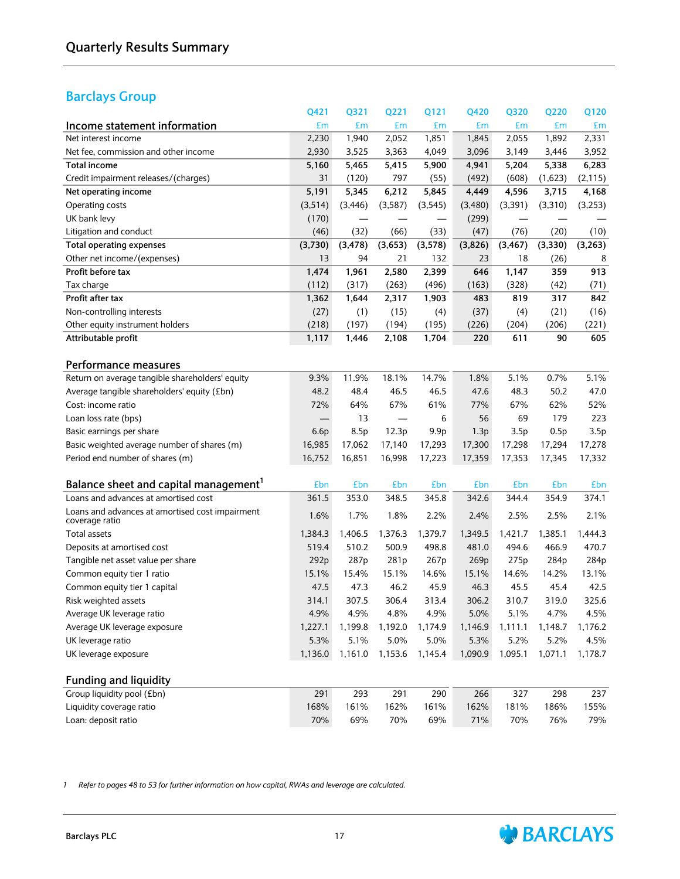## Quarterly Results Summary

### Barclays Group

| | Q421 | Q321 | Q221 | Q121 | Q420 | Q320 | Q220 | Q120 |
|---|---|---|---|---|---|---|---|---|
| **Income statement information** | £m | £m | £m | £m | £m | £m | £m | £m |
| Net interest income | 2,230 | 1,940 | 2,052 | 1,851 | 1,845 | 2,055 | 1,892 | 2,331 |
| Net fee, commission and other income | 2,930 | 3,525 | 3,363 | 4,049 | 3,096 | 3,149 | 3,446 | 3,952 |
| **Total income** | **5,160** | **5,465** | **5,415** | **5,900** | **4,941** | **5,204** | **5,338** | **6,283** |
| Credit impairment releases/(charges) | 31 | (120) | 797 | (55) | (492) | (608) | (1,623) | (2,115) |
| **Net operating income** | **5,191** | **5,345** | **6,212** | **5,845** | **4,449** | **4,596** | **3,715** | **4,168** |
| Operating costs | (3,514) | (3,446) | (3,587) | (3,545) | (3,480) | (3,391) | (3,310) | (3,253) |
| UK bank levy | (170) | — | — | — | (299) | — | — | — |
| Litigation and conduct | (46) | (32) | (66) | (33) | (47) | (76) | (20) | (10) |
| **Total operating expenses** | **(3,730)** | **(3,478)** | **(3,653)** | **(3,578)** | **(3,826)** | **(3,467)** | **(3,330)** | **(3,263)** |
| Other net income/(expenses) | 13 | 94 | 21 | 132 | 23 | 18 | (26) | 8 |
| **Profit before tax** | **1,474** | **1,961** | **2,580** | **2,399** | **646** | **1,147** | **359** | **913** |
| Tax charge | (112) | (317) | (263) | (496) | (163) | (328) | (42) | (71) |
| **Profit after tax** | **1,362** | **1,644** | **2,317** | **1,903** | **483** | **819** | **317** | **842** |
| Non-controlling interests | (27) | (1) | (15) | (4) | (37) | (4) | (21) | (16) |
| Other equity instrument holders | (218) | (197) | (194) | (195) | (226) | (204) | (206) | (221) |
| **Attributable profit** | **1,117** | **1,446** | **2,108** | **1,704** | **220** | **611** | **90** | **605** |
| | | | | | | | | |
| **Performance measures** | | | | | | | | |
| Return on average tangible shareholders' equity | 9.3% | 11.9% | 18.1% | 14.7% | 1.8% | 5.1% | 0.7% | 5.1% |
| Average tangible shareholders' equity (£bn) | 48.2 | 48.4 | 46.5 | 46.5 | 47.6 | 48.3 | 50.2 | 47.0 |
| Cost: income ratio | 72% | 64% | 67% | 61% | 77% | 67% | 62% | 52% |
| Loan loss rate (bps) | — | 13 | — | 6 | 56 | 69 | 179 | 223 |
| Basic earnings per share | 6.6p | 8.5p | 12.3p | 9.9p | 1.3p | 3.5p | 0.5p | 3.5p |
| Basic weighted average number of shares (m) | 16,985 | 17,062 | 17,140 | 17,293 | 17,300 | 17,298 | 17,294 | 17,278 |
| Period end number of shares (m) | 16,752 | 16,851 | 16,998 | 17,223 | 17,359 | 17,353 | 17,345 | 17,332 |
| | | | | | | | | |
| **Balance sheet and capital management**[1] | £bn | £bn | £bn | £bn | £bn | £bn | £bn | £bn |
| Loans and advances at amortised cost | 361.5 | 353.0 | 348.5 | 345.8 | 342.6 | 344.4 | 354.9 | 374.1 |
| Loans and advances at amortised cost impairment coverage ratio | 1.6% | 1.7% | 1.8% | 2.2% | 2.4% | 2.5% | 2.5% | 2.1% |
| Total assets | 1,384.3 | 1,406.5 | 1,376.3 | 1,379.7 | 1,349.5 | 1,421.7 | 1,385.1 | 1,444.3 |
| Deposits at amortised cost | 519.4 | 510.2 | 500.9 | 498.8 | 481.0 | 494.6 | 466.9 | 470.7 |
| Tangible net asset value per share | 292p | 287p | 281p | 267p | 269p | 275p | 284p | 284p |
| Common equity tier 1 ratio | 15.1% | 15.4% | 15.1% | 14.6% | 15.1% | 14.6% | 14.2% | 13.1% |
| Common equity tier 1 capital | 47.5 | 47.3 | 46.2 | 45.9 | 46.3 | 45.5 | 45.4 | 42.5 |
| Risk weighted assets | 314.1 | 307.5 | 306.4 | 313.4 | 306.2 | 310.7 | 319.0 | 325.6 |
| Average UK leverage ratio | 4.9% | 4.9% | 4.8% | 4.9% | 5.0% | 5.1% | 4.7% | 4.5% |
| Average UK leverage exposure | 1,227.1 | 1,199.8 | 1,192.0 | 1,174.9 | 1,146.9 | 1,111.1 | 1,148.7 | 1,176.2 |
| UK leverage ratio | 5.3% | 5.1% | 5.0% | 5.0% | 5.3% | 5.2% | 5.2% | 4.5% |
| UK leverage exposure | 1,136.0 | 1,161.0 | 1,153.6 | 1,145.4 | 1,090.9 | 1,095.1 | 1,071.1 | 1,178.7 |
| | | | | | | | | |
| **Funding and liquidity** | | | | | | | | |
| Group liquidity pool (£bn) | 291 | 293 | 291 | 290 | 266 | 327 | 298 | 237 |
| Liquidity coverage ratio | 168% | 161% | 162% | 161% | 162% | 181% | 186% | 155% |
| Loan: deposit ratio | 70% | 69% | 70% | 69% | 71% | 70% | 76% | 79% |

1 *Refer to pages 48 to 53 for further information on how capital, RWAs and leverage are calculated.*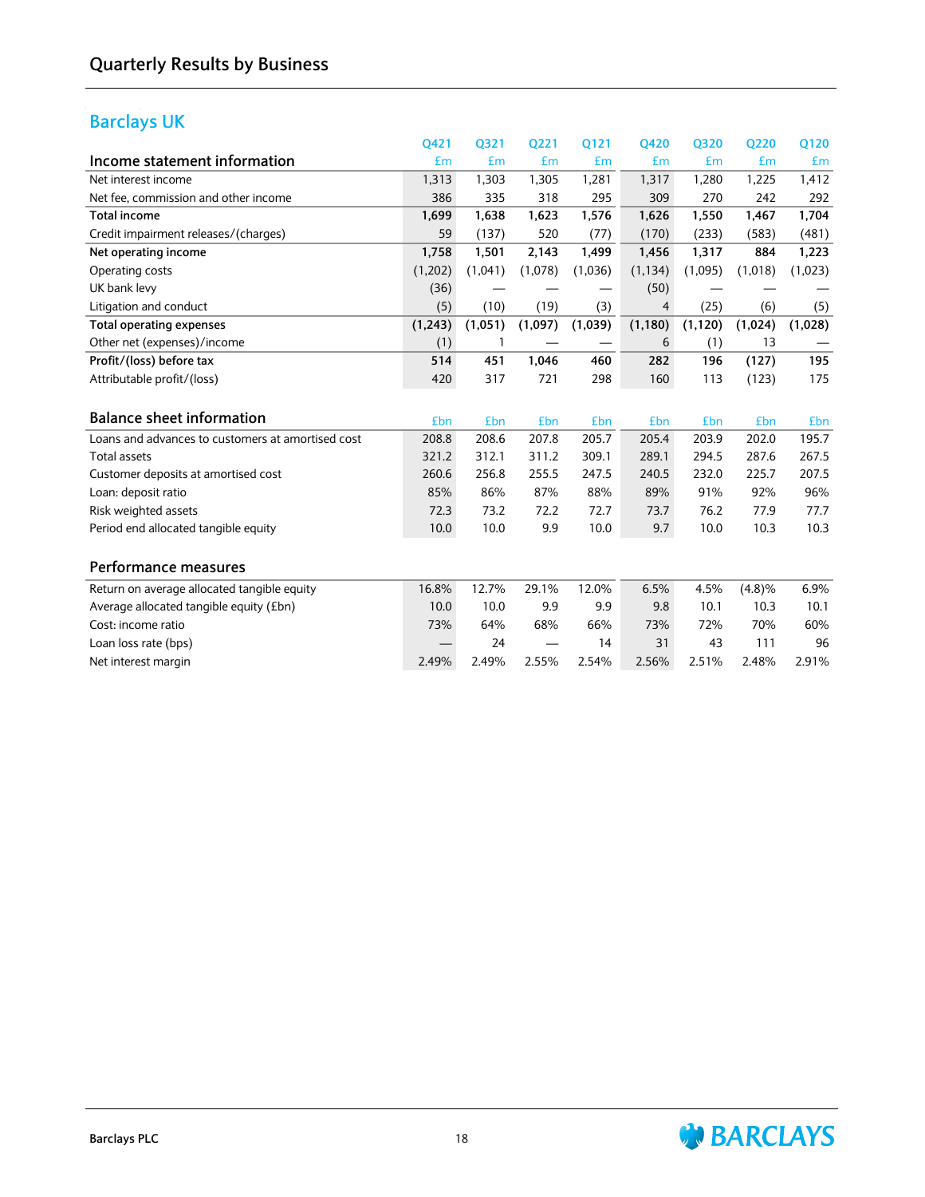## Quarterly Results by Business

### Barclays UK

| Income statement information | Q421<br>£m | Q321<br>£m | Q221<br>£m | Q121<br>£m | Q420<br>£m | Q320<br>£m | Q220<br>£m | Q120<br>£m |
|---|---|---|---|---|---|---|---|---|
| Net interest income | 1,313 | 1,303 | 1,305 | 1,281 | 1,317 | 1,280 | 1,225 | 1,412 |
| Net fee, commission and other income | 386 | 335 | 318 | 295 | 309 | 270 | 242 | 292 |
| **Total income** | **1,699** | **1,638** | **1,623** | **1,576** | **1,626** | **1,550** | **1,467** | **1,704** |
| Credit impairment releases/(charges) | 59 | (137) | 520 | (77) | (170) | (233) | (583) | (481) |
| **Net operating income** | **1,758** | **1,501** | **2,143** | **1,499** | **1,456** | **1,317** | **884** | **1,223** |
| Operating costs | (1,202) | (1,041) | (1,078) | (1,036) | (1,134) | (1,095) | (1,018) | (1,023) |
| UK bank levy | (36) | — | — | — | (50) | — | — | — |
| Litigation and conduct | (5) | (10) | (19) | (3) | 4 | (25) | (6) | (5) |
| **Total operating expenses** | **(1,243)** | **(1,051)** | **(1,097)** | **(1,039)** | **(1,180)** | **(1,120)** | **(1,024)** | **(1,028)** |
| Other net (expenses)/income | (1) | 1 | — | — | 6 | (1) | 13 | — |
| **Profit/(loss) before tax** | **514** | **451** | **1,046** | **460** | **282** | **196** | **(127)** | **195** |
| Attributable profit/(loss) | 420 | 317 | 721 | 298 | 160 | 113 | (123) | 175 |

| Balance sheet information | £bn | £bn | £bn | £bn | £bn | £bn | £bn | £bn |
|---|---|---|---|---|---|---|---|---|
| Loans and advances to customers at amortised cost | 208.8 | 208.6 | 207.8 | 205.7 | 205.4 | 203.9 | 202.0 | 195.7 |
| Total assets | 321.2 | 312.1 | 311.2 | 309.1 | 289.1 | 294.5 | 287.6 | 267.5 |
| Customer deposits at amortised cost | 260.6 | 256.8 | 255.5 | 247.5 | 240.5 | 232.0 | 225.7 | 207.5 |
| Loan: deposit ratio | 85% | 86% | 87% | 88% | 89% | 91% | 92% | 96% |
| Risk weighted assets | 72.3 | 73.2 | 72.2 | 72.7 | 73.7 | 76.2 | 77.9 | 77.7 |
| Period end allocated tangible equity | 10.0 | 10.0 | 9.9 | 10.0 | 9.7 | 10.0 | 10.3 | 10.3 |

| Performance measures | | | | | | | | |
|---|---|---|---|---|---|---|---|---|
| Return on average allocated tangible equity | 16.8% | 12.7% | 29.1% | 12.0% | 6.5% | 4.5% | (4.8)% | 6.9% |
| Average allocated tangible equity (£bn) | 10.0 | 10.0 | 9.9 | 9.9 | 9.8 | 10.1 | 10.3 | 10.1 |
| Cost: income ratio | 73% | 64% | 68% | 66% | 73% | 72% | 70% | 60% |
| Loan loss rate (bps) | — | 24 | — | 14 | 31 | 43 | 111 | 96 |
| Net interest margin | 2.49% | 2.49% | 2.55% | 2.54% | 2.56% | 2.51% | 2.48% | 2.91% |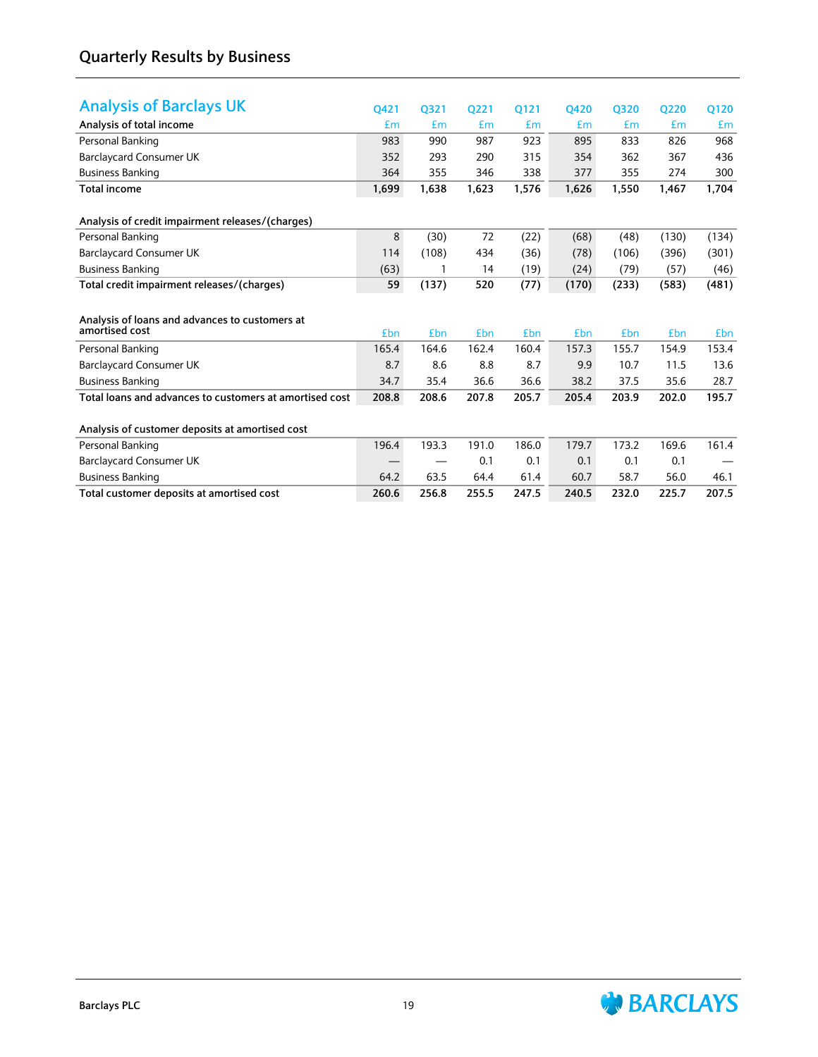## Quarterly Results by Business

### Analysis of Barclays UK

| | Q421 | Q321 | Q221 | Q121 | Q420 | Q320 | Q220 | Q120 |
|---|---|---|---|---|---|---|---|---|
| **Analysis of total income** | £m | £m | £m | £m | £m | £m | £m | £m |
| Personal Banking | 983 | 990 | 987 | 923 | 895 | 833 | 826 | 968 |
| Barclaycard Consumer UK | 352 | 293 | 290 | 315 | 354 | 362 | 367 | 436 |
| Business Banking | 364 | 355 | 346 | 338 | 377 | 355 | 274 | 300 |
| **Total income** | **1,699** | **1,638** | **1,623** | **1,576** | **1,626** | **1,550** | **1,467** | **1,704** |
| | | | | | | | | |
| **Analysis of credit impairment releases/(charges)** | | | | | | | | |
| Personal Banking | 8 | (30) | 72 | (22) | (68) | (48) | (130) | (134) |
| Barclaycard Consumer UK | 114 | (108) | 434 | (36) | (78) | (106) | (396) | (301) |
| Business Banking | (63) | 1 | 14 | (19) | (24) | (79) | (57) | (46) |
| **Total credit impairment releases/(charges)** | **59** | **(137)** | **520** | **(77)** | **(170)** | **(233)** | **(583)** | **(481)** |
| | | | | | | | | |
| **Analysis of loans and advances to customers at amortised cost** | £bn | £bn | £bn | £bn | £bn | £bn | £bn | £bn |
| Personal Banking | 165.4 | 164.6 | 162.4 | 160.4 | 157.3 | 155.7 | 154.9 | 153.4 |
| Barclaycard Consumer UK | 8.7 | 8.6 | 8.8 | 8.7 | 9.9 | 10.7 | 11.5 | 13.6 |
| Business Banking | 34.7 | 35.4 | 36.6 | 36.6 | 38.2 | 37.5 | 35.6 | 28.7 |
| **Total loans and advances to customers at amortised cost** | **208.8** | **208.6** | **207.8** | **205.7** | **205.4** | **203.9** | **202.0** | **195.7** |
| | | | | | | | | |
| **Analysis of customer deposits at amortised cost** | | | | | | | | |
| Personal Banking | 196.4 | 193.3 | 191.0 | 186.0 | 179.7 | 173.2 | 169.6 | 161.4 |
| Barclaycard Consumer UK | — | — | 0.1 | 0.1 | 0.1 | 0.1 | 0.1 | — |
| Business Banking | 64.2 | 63.5 | 64.4 | 61.4 | 60.7 | 58.7 | 56.0 | 46.1 |
| **Total customer deposits at amortised cost** | **260.6** | **256.8** | **255.5** | **247.5** | **240.5** | **232.0** | **225.7** | **207.5** |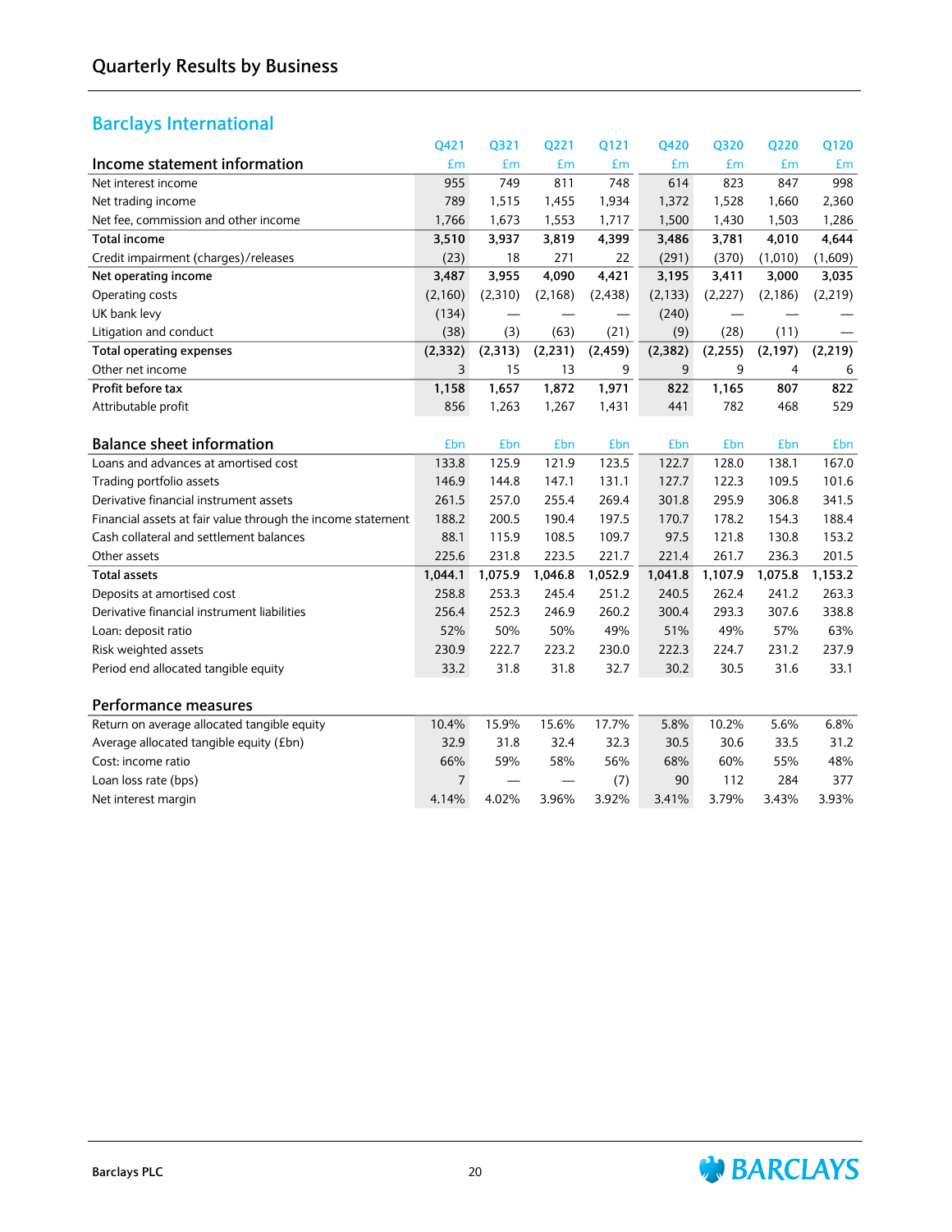# Quarterly Results by Business

## Barclays International

| Income statement information | Q421 £m | Q321 £m | Q221 £m | Q121 £m | Q420 £m | Q320 £m | Q220 £m | Q120 £m |
|---|---|---|---|---|---|---|---|---|
| Net interest income | 955 | 749 | 811 | 748 | 614 | 823 | 847 | 998 |
| Net trading income | 789 | 1,515 | 1,455 | 1,934 | 1,372 | 1,528 | 1,660 | 2,360 |
| Net fee, commission and other income | 1,766 | 1,673 | 1,553 | 1,717 | 1,500 | 1,430 | 1,503 | 1,286 |
| **Total income** | **3,510** | **3,937** | **3,819** | **4,399** | **3,486** | **3,781** | **4,010** | **4,644** |
| Credit impairment (charges)/releases | (23) | 18 | 271 | 22 | (291) | (370) | (1,010) | (1,609) |
| **Net operating income** | **3,487** | **3,955** | **4,090** | **4,421** | **3,195** | **3,411** | **3,000** | **3,035** |
| Operating costs | (2,160) | (2,310) | (2,168) | (2,438) | (2,133) | (2,227) | (2,186) | (2,219) |
| UK bank levy | (134) | — | — | — | (240) | — | — | — |
| Litigation and conduct | (38) | (3) | (63) | (21) | (9) | (28) | (11) | — |
| **Total operating expenses** | **(2,332)** | **(2,313)** | **(2,231)** | **(2,459)** | **(2,382)** | **(2,255)** | **(2,197)** | **(2,219)** |
| Other net income | 3 | 15 | 13 | 9 | 9 | 9 | 4 | 6 |
| **Profit before tax** | **1,158** | **1,657** | **1,872** | **1,971** | **822** | **1,165** | **807** | **822** |
| Attributable profit | 856 | 1,263 | 1,267 | 1,431 | 441 | 782 | 468 | 529 |

| Balance sheet information | £bn | £bn | £bn | £bn | £bn | £bn | £bn | £bn |
|---|---|---|---|---|---|---|---|---|
| Loans and advances at amortised cost | 133.8 | 125.9 | 121.9 | 123.5 | 122.7 | 128.0 | 138.1 | 167.0 |
| Trading portfolio assets | 146.9 | 144.8 | 147.1 | 131.1 | 127.7 | 122.3 | 109.5 | 101.6 |
| Derivative financial instrument assets | 261.5 | 257.0 | 255.4 | 269.4 | 301.8 | 295.9 | 306.8 | 341.5 |
| Financial assets at fair value through the income statement | 188.2 | 200.5 | 190.4 | 197.5 | 170.7 | 178.2 | 154.3 | 188.4 |
| Cash collateral and settlement balances | 88.1 | 115.9 | 108.5 | 109.7 | 97.5 | 121.8 | 130.8 | 153.2 |
| Other assets | 225.6 | 231.8 | 223.5 | 221.7 | 221.4 | 261.7 | 236.3 | 201.5 |
| **Total assets** | **1,044.1** | **1,075.9** | **1,046.8** | **1,052.9** | **1,041.8** | **1,107.9** | **1,075.8** | **1,153.2** |
| Deposits at amortised cost | 258.8 | 253.3 | 245.4 | 251.2 | 240.5 | 262.4 | 241.2 | 263.3 |
| Derivative financial instrument liabilities | 256.4 | 252.3 | 246.9 | 260.2 | 300.4 | 293.3 | 307.6 | 338.8 |
| Loan: deposit ratio | 52% | 50% | 50% | 49% | 51% | 49% | 57% | 63% |
| Risk weighted assets | 230.9 | 222.7 | 223.2 | 230.0 | 222.3 | 224.7 | 231.2 | 237.9 |
| Period end allocated tangible equity | 33.2 | 31.8 | 31.8 | 32.7 | 30.2 | 30.5 | 31.6 | 33.1 |

| Performance measures | | | | | | | | |
|---|---|---|---|---|---|---|---|---|
| Return on average allocated tangible equity | 10.4% | 15.9% | 15.6% | 17.7% | 5.8% | 10.2% | 5.6% | 6.8% |
| Average allocated tangible equity (£bn) | 32.9 | 31.8 | 32.4 | 32.3 | 30.5 | 30.6 | 33.5 | 31.2 |
| Cost: income ratio | 66% | 59% | 58% | 56% | 68% | 60% | 55% | 48% |
| Loan loss rate (bps) | 7 | — | — | (7) | 90 | 112 | 284 | 377 |
| Net interest margin | 4.14% | 4.02% | 3.96% | 3.92% | 3.41% | 3.79% | 3.43% | 3.93% |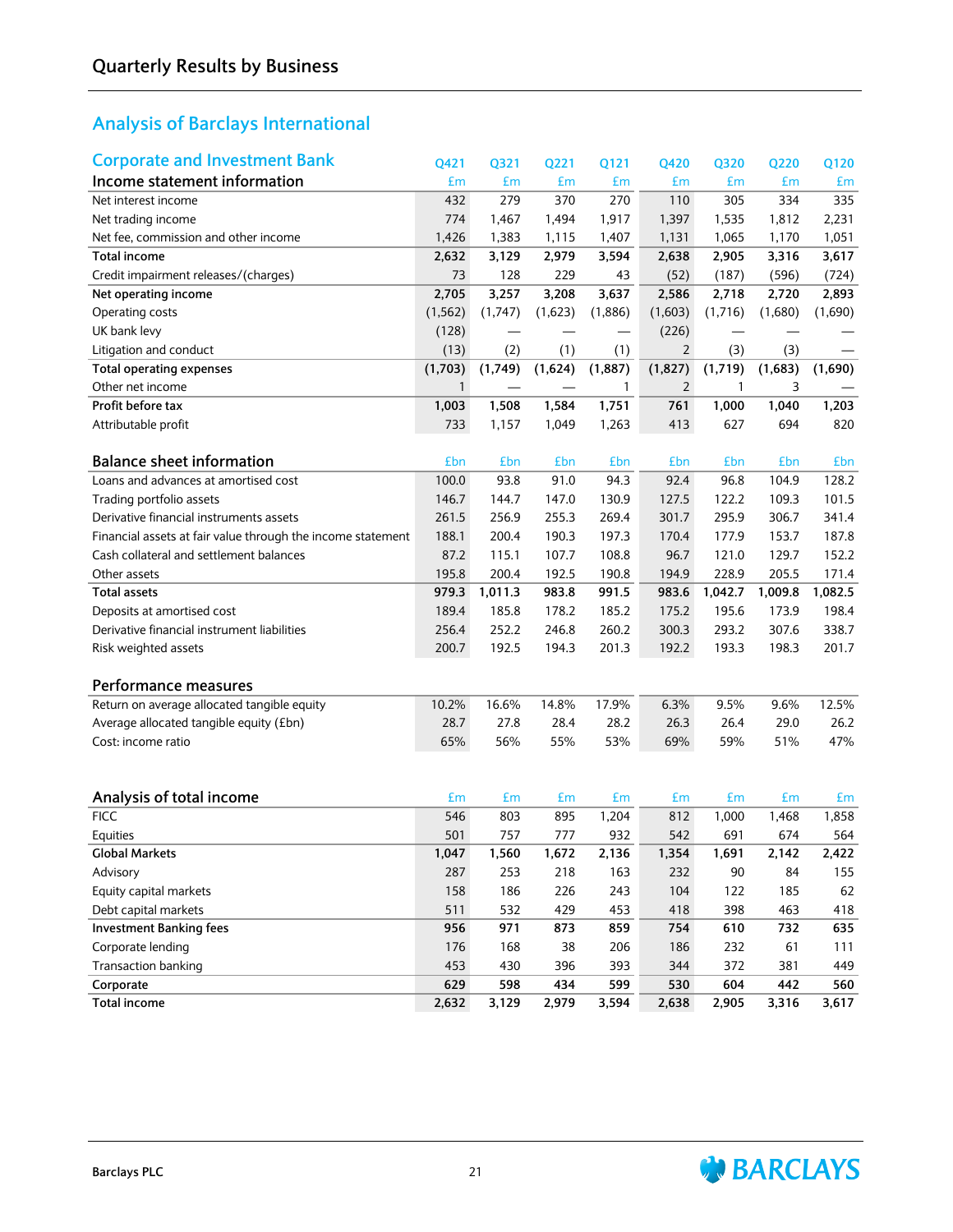## Quarterly Results by Business

## Analysis of Barclays International

### Corporate and Investment Bank

| Income statement information | Q421 | Q321 | Q221 | Q121 | Q420 | Q320 | Q220 | Q120 |
|---|---|---|---|---|---|---|---|---|
| | £m | £m | £m | £m | £m | £m | £m | £m |
| Net interest income | 432 | 279 | 370 | 270 | 110 | 305 | 334 | 335 |
| Net trading income | 774 | 1,467 | 1,494 | 1,917 | 1,397 | 1,535 | 1,812 | 2,231 |
| Net fee, commission and other income | 1,426 | 1,383 | 1,115 | 1,407 | 1,131 | 1,065 | 1,170 | 1,051 |
| **Total income** | **2,632** | **3,129** | **2,979** | **3,594** | **2,638** | **2,905** | **3,316** | **3,617** |
| Credit impairment releases/(charges) | 73 | 128 | 229 | 43 | (52) | (187) | (596) | (724) |
| **Net operating income** | **2,705** | **3,257** | **3,208** | **3,637** | **2,586** | **2,718** | **2,720** | **2,893** |
| Operating costs | (1,562) | (1,747) | (1,623) | (1,886) | (1,603) | (1,716) | (1,680) | (1,690) |
| UK bank levy | (128) | — | — | — | (226) | — | — | — |
| Litigation and conduct | (13) | (2) | (1) | (1) | 2 | (3) | (3) | — |
| **Total operating expenses** | **(1,703)** | **(1,749)** | **(1,624)** | **(1,887)** | **(1,827)** | **(1,719)** | **(1,683)** | **(1,690)** |
| Other net income | 1 | — | — | 1 | 2 | 1 | 3 | — |
| **Profit before tax** | **1,003** | **1,508** | **1,584** | **1,751** | **761** | **1,000** | **1,040** | **1,203** |
| Attributable profit | 733 | 1,157 | 1,049 | 1,263 | 413 | 627 | 694 | 820 |

| Balance sheet information | £bn | £bn | £bn | £bn | £bn | £bn | £bn | £bn |
|---|---|---|---|---|---|---|---|---|
| Loans and advances at amortised cost | 100.0 | 93.8 | 91.0 | 94.3 | 92.4 | 96.8 | 104.9 | 128.2 |
| Trading portfolio assets | 146.7 | 144.7 | 147.0 | 130.9 | 127.5 | 122.2 | 109.3 | 101.5 |
| Derivative financial instruments assets | 261.5 | 256.9 | 255.3 | 269.4 | 301.7 | 295.9 | 306.7 | 341.4 |
| Financial assets at fair value through the income statement | 188.1 | 200.4 | 190.3 | 197.3 | 170.4 | 177.9 | 153.7 | 187.8 |
| Cash collateral and settlement balances | 87.2 | 115.1 | 107.7 | 108.8 | 96.7 | 121.0 | 129.7 | 152.2 |
| Other assets | 195.8 | 200.4 | 192.5 | 190.8 | 194.9 | 228.9 | 205.5 | 171.4 |
| **Total assets** | **979.3** | **1,011.3** | **983.8** | **991.5** | **983.6** | **1,042.7** | **1,009.8** | **1,082.5** |
| Deposits at amortised cost | 189.4 | 185.8 | 178.2 | 185.2 | 175.2 | 195.6 | 173.9 | 198.4 |
| Derivative financial instrument liabilities | 256.4 | 252.2 | 246.8 | 260.2 | 300.3 | 293.2 | 307.6 | 338.7 |
| Risk weighted assets | 200.7 | 192.5 | 194.3 | 201.3 | 192.2 | 193.3 | 198.3 | 201.7 |

| Performance measures | | | | | | | | |
|---|---|---|---|---|---|---|---|---|
| Return on average allocated tangible equity | 10.2% | 16.6% | 14.8% | 17.9% | 6.3% | 9.5% | 9.6% | 12.5% |
| Average allocated tangible equity (£bn) | 28.7 | 27.8 | 28.4 | 28.2 | 26.3 | 26.4 | 29.0 | 26.2 |
| Cost: income ratio | 65% | 56% | 55% | 53% | 69% | 59% | 51% | 47% |

| Analysis of total income | £m | £m | £m | £m | £m | £m | £m | £m |
|---|---|---|---|---|---|---|---|---|
| FICC | 546 | 803 | 895 | 1,204 | 812 | 1,000 | 1,468 | 1,858 |
| Equities | 501 | 757 | 777 | 932 | 542 | 691 | 674 | 564 |
| **Global Markets** | **1,047** | **1,560** | **1,672** | **2,136** | **1,354** | **1,691** | **2,142** | **2,422** |
| Advisory | 287 | 253 | 218 | 163 | 232 | 90 | 84 | 155 |
| Equity capital markets | 158 | 186 | 226 | 243 | 104 | 122 | 185 | 62 |
| Debt capital markets | 511 | 532 | 429 | 453 | 418 | 398 | 463 | 418 |
| **Investment Banking fees** | **956** | **971** | **873** | **859** | **754** | **610** | **732** | **635** |
| Corporate lending | 176 | 168 | 38 | 206 | 186 | 232 | 61 | 111 |
| Transaction banking | 453 | 430 | 396 | 393 | 344 | 372 | 381 | 449 |
| **Corporate** | **629** | **598** | **434** | **599** | **530** | **604** | **442** | **560** |
| **Total income** | **2,632** | **3,129** | **2,979** | **3,594** | **2,638** | **2,905** | **3,316** | **3,617** |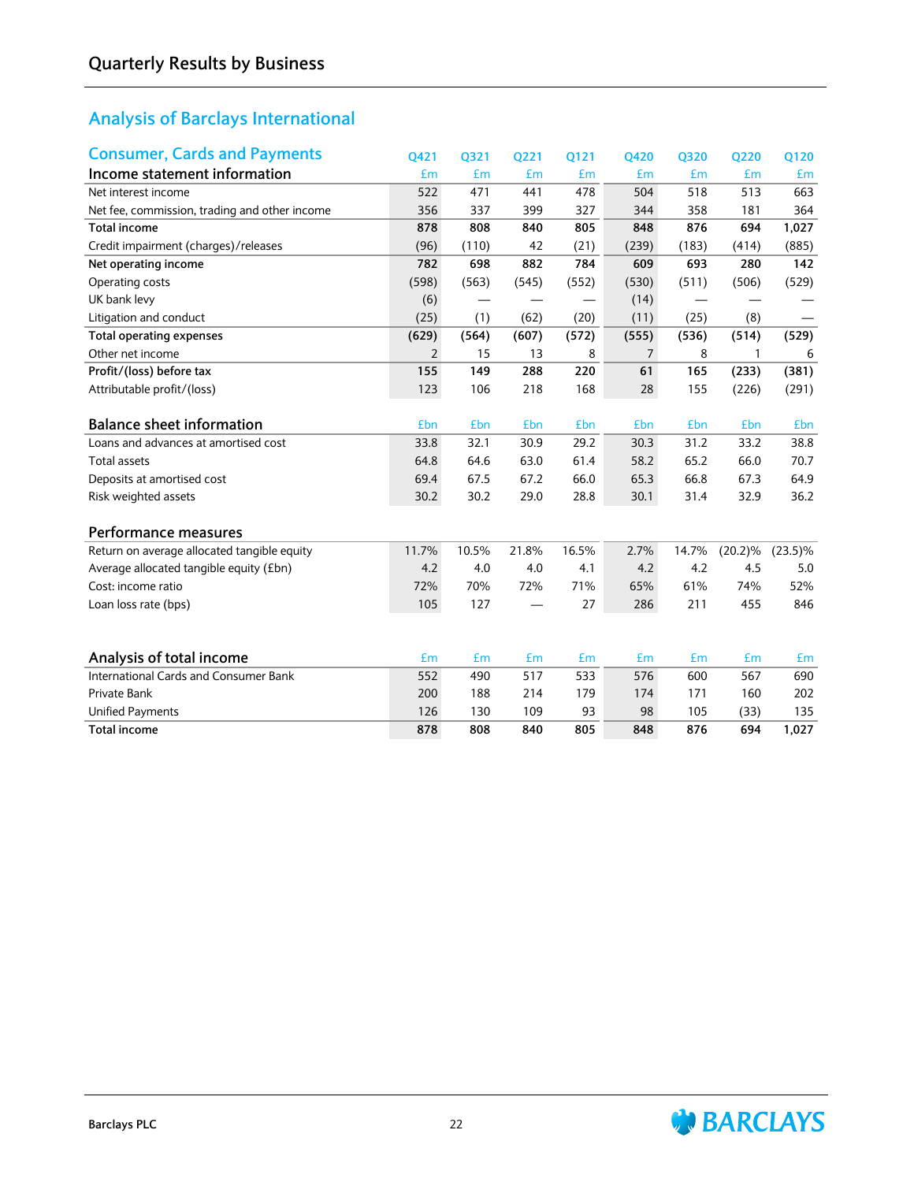# Quarterly Results by Business

## Analysis of Barclays International

| Consumer, Cards and Payments | Q421 | Q321 | Q221 | Q121 | Q420 | Q320 | Q220 | Q120 |
|---|---|---|---|---|---|---|---|---|
| **Income statement information** | £m | £m | £m | £m | £m | £m | £m | £m |
| Net interest income | 522 | 471 | 441 | 478 | 504 | 518 | 513 | 663 |
| Net fee, commission, trading and other income | 356 | 337 | 399 | 327 | 344 | 358 | 181 | 364 |
| **Total income** | **878** | **808** | **840** | **805** | **848** | **876** | **694** | **1,027** |
| Credit impairment (charges)/releases | (96) | (110) | 42 | (21) | (239) | (183) | (414) | (885) |
| **Net operating income** | **782** | **698** | **882** | **784** | **609** | **693** | **280** | **142** |
| Operating costs | (598) | (563) | (545) | (552) | (530) | (511) | (506) | (529) |
| UK bank levy | (6) | — | — | — | (14) | — | — | — |
| Litigation and conduct | (25) | (1) | (62) | (20) | (11) | (25) | (8) | — |
| **Total operating expenses** | **(629)** | **(564)** | **(607)** | **(572)** | **(555)** | **(536)** | **(514)** | **(529)** |
| Other net income | 2 | 15 | 13 | 8 | 7 | 8 | 1 | 6 |
| **Profit/(loss) before tax** | **155** | **149** | **288** | **220** | **61** | **165** | **(233)** | **(381)** |
| Attributable profit/(loss) | 123 | 106 | 218 | 168 | 28 | 155 | (226) | (291) |
| | | | | | | | | |
| **Balance sheet information** | £bn | £bn | £bn | £bn | £bn | £bn | £bn | £bn |
| Loans and advances at amortised cost | 33.8 | 32.1 | 30.9 | 29.2 | 30.3 | 31.2 | 33.2 | 38.8 |
| Total assets | 64.8 | 64.6 | 63.0 | 61.4 | 58.2 | 65.2 | 66.0 | 70.7 |
| Deposits at amortised cost | 69.4 | 67.5 | 67.2 | 66.0 | 65.3 | 66.8 | 67.3 | 64.9 |
| Risk weighted assets | 30.2 | 30.2 | 29.0 | 28.8 | 30.1 | 31.4 | 32.9 | 36.2 |
| | | | | | | | | |
| **Performance measures** | | | | | | | | |
| Return on average allocated tangible equity | 11.7% | 10.5% | 21.8% | 16.5% | 2.7% | 14.7% | (20.2)% | (23.5)% |
| Average allocated tangible equity (£bn) | 4.2 | 4.0 | 4.0 | 4.1 | 4.2 | 4.2 | 4.5 | 5.0 |
| Cost: income ratio | 72% | 70% | 72% | 71% | 65% | 61% | 74% | 52% |
| Loan loss rate (bps) | 105 | 127 | — | 27 | 286 | 211 | 455 | 846 |

| **Analysis of total income** | £m | £m | £m | £m | £m | £m | £m | £m |
|---|---|---|---|---|---|---|---|---|
| International Cards and Consumer Bank | 552 | 490 | 517 | 533 | 576 | 600 | 567 | 690 |
| Private Bank | 200 | 188 | 214 | 179 | 174 | 171 | 160 | 202 |
| Unified Payments | 126 | 130 | 109 | 93 | 98 | 105 | (33) | 135 |
| **Total income** | **878** | **808** | **840** | **805** | **848** | **876** | **694** | **1,027** |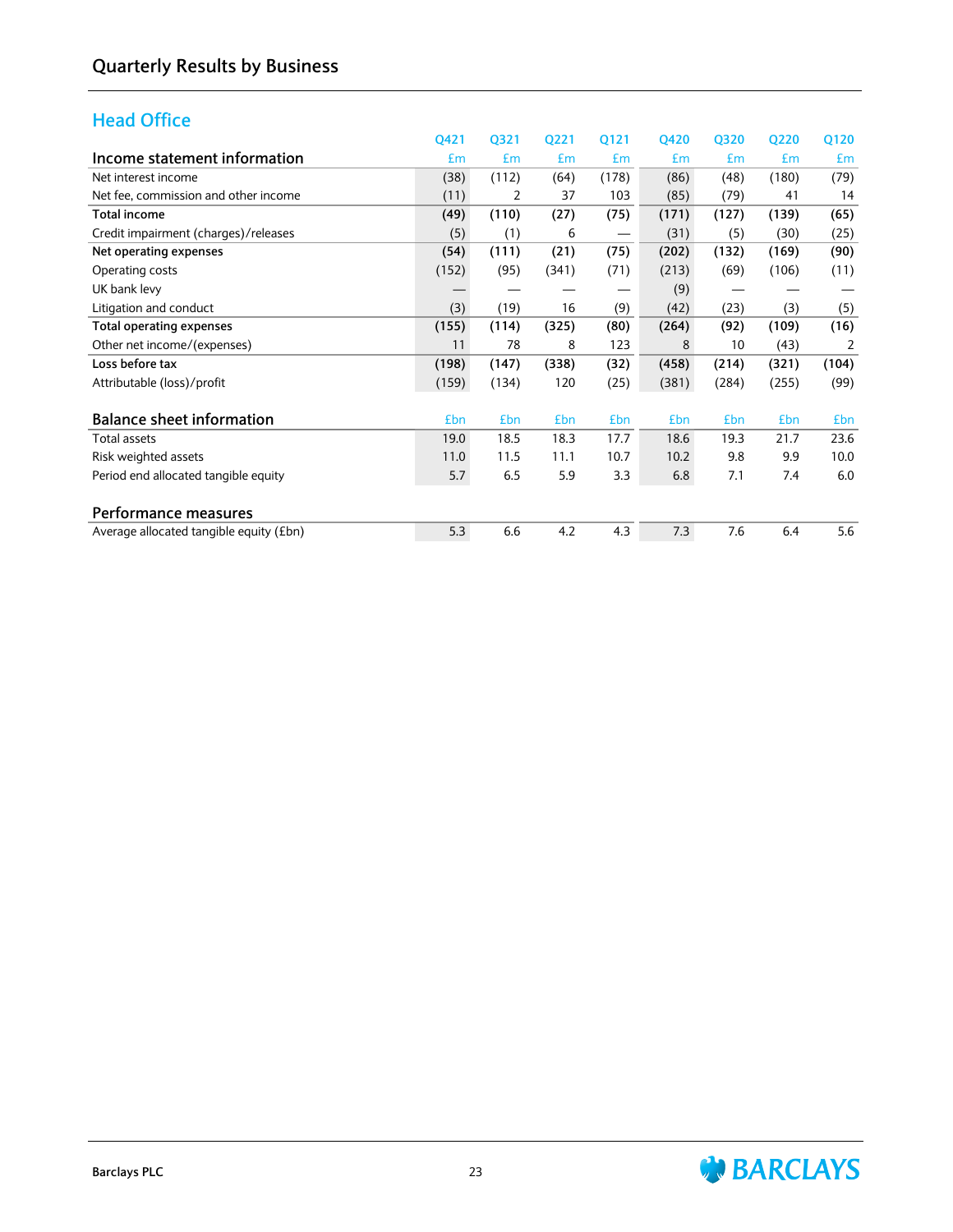## Quarterly Results by Business

### Head Office

| Income statement information | Q421 £m | Q321 £m | Q221 £m | Q121 £m | Q420 £m | Q320 £m | Q220 £m | Q120 £m |
|---|---|---|---|---|---|---|---|---|
| Net interest income | (38) | (112) | (64) | (178) | (86) | (48) | (180) | (79) |
| Net fee, commission and other income | (11) | 2 | 37 | 103 | (85) | (79) | 41 | 14 |
| **Total income** | **(49)** | **(110)** | **(27)** | **(75)** | **(171)** | **(127)** | **(139)** | **(65)** |
| Credit impairment (charges)/releases | (5) | (1) | 6 | — | (31) | (5) | (30) | (25) |
| **Net operating expenses** | **(54)** | **(111)** | **(21)** | **(75)** | **(202)** | **(132)** | **(169)** | **(90)** |
| Operating costs | (152) | (95) | (341) | (71) | (213) | (69) | (106) | (11) |
| UK bank levy | — | — | — | — | (9) | — | — | — |
| Litigation and conduct | (3) | (19) | 16 | (9) | (42) | (23) | (3) | (5) |
| **Total operating expenses** | **(155)** | **(114)** | **(325)** | **(80)** | **(264)** | **(92)** | **(109)** | **(16)** |
| Other net income/(expenses) | 11 | 78 | 8 | 123 | 8 | 10 | (43) | 2 |
| **Loss before tax** | **(198)** | **(147)** | **(338)** | **(32)** | **(458)** | **(214)** | **(321)** | **(104)** |
| Attributable (loss)/profit | (159) | (134) | 120 | (25) | (381) | (284) | (255) | (99) |

| Balance sheet information | £bn | £bn | £bn | £bn | £bn | £bn | £bn | £bn |
|---|---|---|---|---|---|---|---|---|
| Total assets | 19.0 | 18.5 | 18.3 | 17.7 | 18.6 | 19.3 | 21.7 | 23.6 |
| Risk weighted assets | 11.0 | 11.5 | 11.1 | 10.7 | 10.2 | 9.8 | 9.9 | 10.0 |
| Period end allocated tangible equity | 5.7 | 6.5 | 5.9 | 3.3 | 6.8 | 7.1 | 7.4 | 6.0 |

| Performance measures | | | | | | | | |
|---|---|---|---|---|---|---|---|---|
| Average allocated tangible equity (£bn) | 5.3 | 6.6 | 4.2 | 4.3 | 7.3 | 7.6 | 6.4 | 5.6 |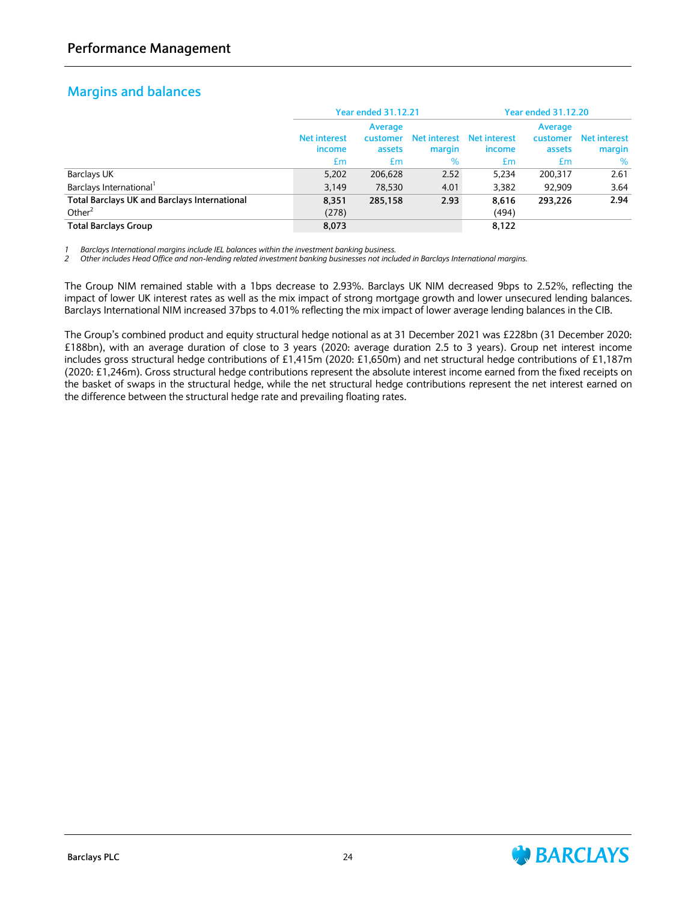## Performance Management

### Margins and balances

| | Year ended 31.12.21 | | | Year ended 31.12.20 | | |
|---|---|---|---|---|---|---|
| | Net interest income | Average customer assets | Net interest margin | Net interest income | Average customer assets | Net interest margin |
| | £m | £m | % | £m | £m | % |
| Barclays UK | 5,202 | 206,628 | 2.52 | 5,234 | 200,317 | 2.61 |
| Barclays International[1] | 3,149 | 78,530 | 4.01 | 3,382 | 92,909 | 3.64 |
| **Total Barclays UK and Barclays International** | **8,351** | **285,158** | **2.93** | **8,616** | **293,226** | **2.94** |
| Other[2] | (278) | | | (494) | | |
| **Total Barclays Group** | **8,073** | | | **8,122** | | |

*1 Barclays International margins include IEL balances within the investment banking business.*
*2 Other includes Head Office and non-lending related investment banking businesses not included in Barclays International margins.*

The Group NIM remained stable with a 1bps decrease to 2.93%. Barclays UK NIM decreased 9bps to 2.52%, reflecting the impact of lower UK interest rates as well as the mix impact of strong mortgage growth and lower unsecured lending balances. Barclays International NIM increased 37bps to 4.01% reflecting the mix impact of lower average lending balances in the CIB.

The Group's combined product and equity structural hedge notional as at 31 December 2021 was £228bn (31 December 2020: £188bn), with an average duration of close to 3 years (2020: average duration 2.5 to 3 years). Group net interest income includes gross structural hedge contributions of £1,415m (2020: £1,650m) and net structural hedge contributions of £1,187m (2020: £1,246m). Gross structural hedge contributions represent the absolute interest income earned from the fixed receipts on the basket of swaps in the structural hedge, while the net structural hedge contributions represent the net interest earned on the difference between the structural hedge rate and prevailing floating rates.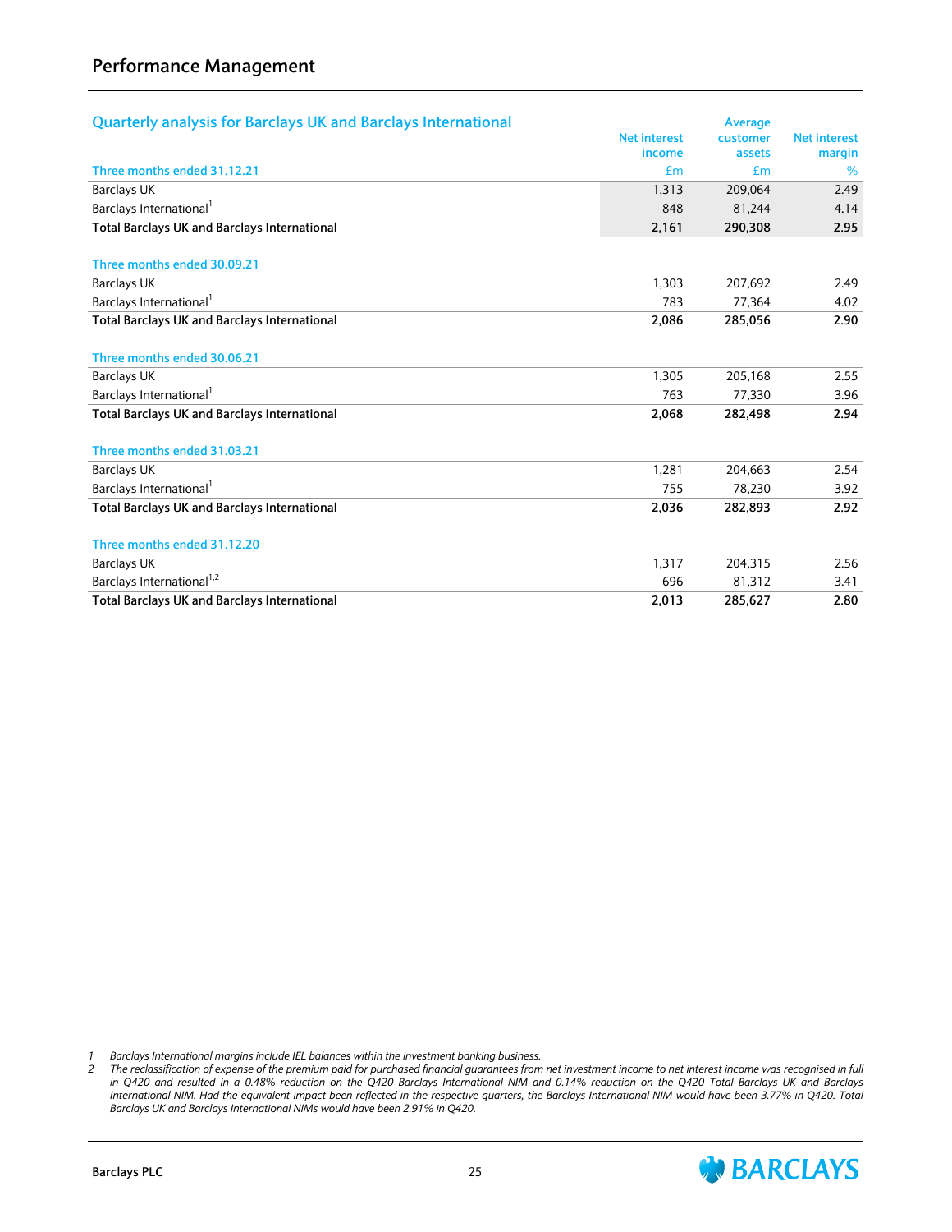## Performance Management

### Quarterly analysis for Barclays UK and Barclays International

| | Net interest income | Average customer assets | Net interest margin |
|---|---|---|---|
| **Three months ended 31.12.21** | £m | £m | % |
| Barclays UK | 1,313 | 209,064 | 2.49 |
| Barclays International[1] | 848 | 81,244 | 4.14 |
| **Total Barclays UK and Barclays International** | **2,161** | **290,308** | **2.95** |
| | | | |
| **Three months ended 30.09.21** | | | |
| Barclays UK | 1,303 | 207,692 | 2.49 |
| Barclays International[1] | 783 | 77,364 | 4.02 |
| **Total Barclays UK and Barclays International** | **2,086** | **285,056** | **2.90** |
| | | | |
| **Three months ended 30.06.21** | | | |
| Barclays UK | 1,305 | 205,168 | 2.55 |
| Barclays International[1] | 763 | 77,330 | 3.96 |
| **Total Barclays UK and Barclays International** | **2,068** | **282,498** | **2.94** |
| | | | |
| **Three months ended 31.03.21** | | | |
| Barclays UK | 1,281 | 204,663 | 2.54 |
| Barclays International[1] | 755 | 78,230 | 3.92 |
| **Total Barclays UK and Barclays International** | **2,036** | **282,893** | **2.92** |
| | | | |
| **Three months ended 31.12.20** | | | |
| Barclays UK | 1,317 | 204,315 | 2.56 |
| Barclays International[1,2] | 696 | 81,312 | 3.41 |
| **Total Barclays UK and Barclays International** | **2,013** | **285,627** | **2.80** |

*1 Barclays International margins include IEL balances within the investment banking business.*

*2 The reclassification of expense of the premium paid for purchased financial guarantees from net investment income to net interest income was recognised in full in Q420 and resulted in a 0.48% reduction on the Q420 Barclays International NIM and 0.14% reduction on the Q420 Total Barclays UK and Barclays International NIM. Had the equivalent impact been reflected in the respective quarters, the Barclays International NIM would have been 3.77% in Q420. Total Barclays UK and Barclays International NIMs would have been 2.91% in Q420.*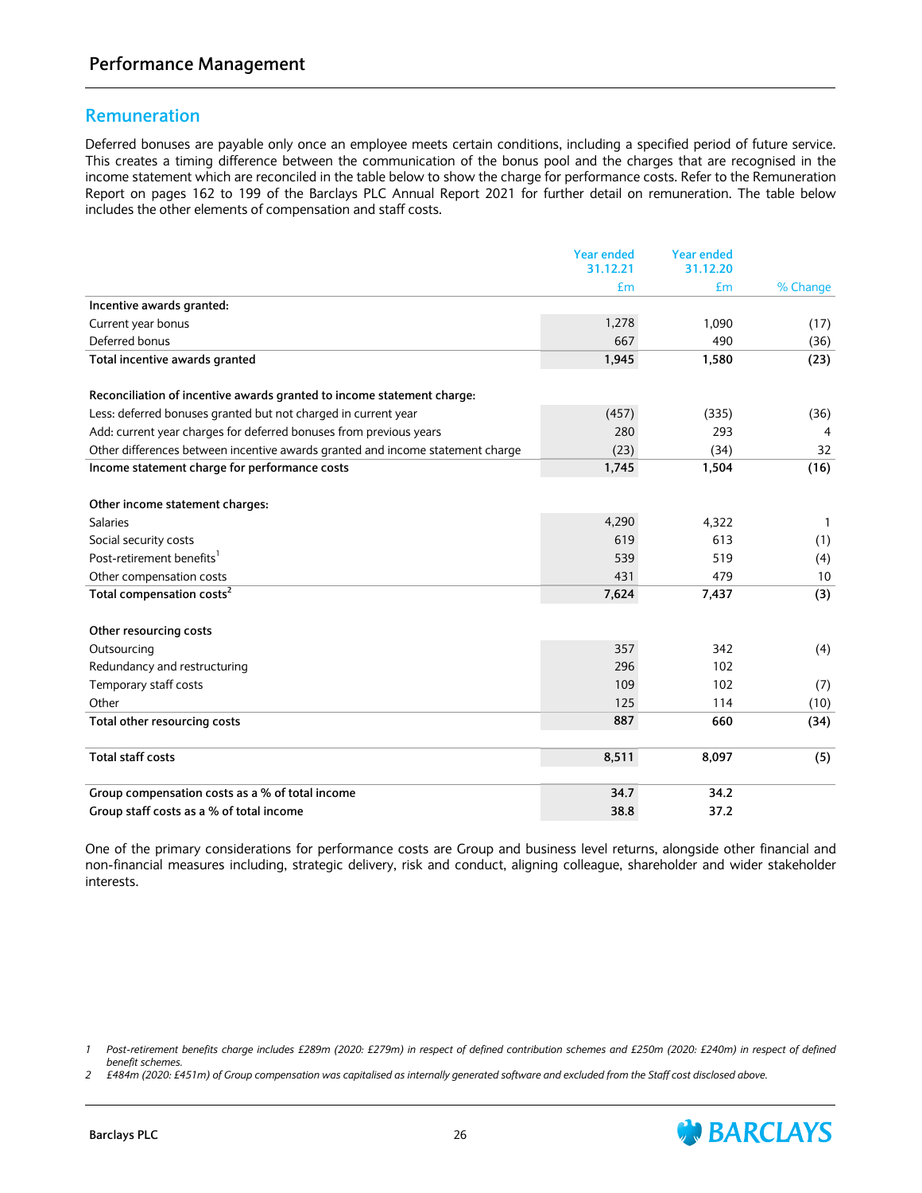# Performance Management

## Remuneration

Deferred bonuses are payable only once an employee meets certain conditions, including a specified period of future service. This creates a timing difference between the communication of the bonus pool and the charges that are recognised in the income statement which are reconciled in the table below to show the charge for performance costs. Refer to the Remuneration Report on pages 162 to 199 of the Barclays PLC Annual Report 2021 for further detail on remuneration. The table below includes the other elements of compensation and staff costs.

| | Year ended 31.12.21 | Year ended 31.12.20 | |
|---|---|---|---|
| | £m | £m | % Change |
| **Incentive awards granted:** | | | |
| Current year bonus | 1,278 | 1,090 | (17) |
| Deferred bonus | 667 | 490 | (36) |
| **Total incentive awards granted** | **1,945** | **1,580** | **(23)** |
| | | | |
| **Reconciliation of incentive awards granted to income statement charge:** | | | |
| Less: deferred bonuses granted but not charged in current year | (457) | (335) | (36) |
| Add: current year charges for deferred bonuses from previous years | 280 | 293 | 4 |
| Other differences between incentive awards granted and income statement charge | (23) | (34) | 32 |
| **Income statement charge for performance costs** | **1,745** | **1,504** | **(16)** |
| | | | |
| **Other income statement charges:** | | | |
| Salaries | 4,290 | 4,322 | 1 |
| Social security costs | 619 | 613 | (1) |
| Post-retirement benefits[1] | 539 | 519 | (4) |
| Other compensation costs | 431 | 479 | 10 |
| **Total compensation costs[2]** | **7,624** | **7,437** | **(3)** |
| | | | |
| **Other resourcing costs** | | | |
| Outsourcing | 357 | 342 | (4) |
| Redundancy and restructuring | 296 | 102 | |
| Temporary staff costs | 109 | 102 | (7) |
| Other | 125 | 114 | (10) |
| **Total other resourcing costs** | **887** | **660** | **(34)** |
| | | | |
| **Total staff costs** | **8,511** | **8,097** | **(5)** |
| | | | |
| **Group compensation costs as a % of total income** | **34.7** | **34.2** | |
| **Group staff costs as a % of total income** | **38.8** | **37.2** | |

One of the primary considerations for performance costs are Group and business level returns, alongside other financial and non-financial measures including, strategic delivery, risk and conduct, aligning colleague, shareholder and wider stakeholder interests.

1 *Post-retirement benefits charge includes £289m (2020: £279m) in respect of defined contribution schemes and £250m (2020: £240m) in respect of defined benefit schemes.*

2 *£484m (2020: £451m) of Group compensation was capitalised as internally generated software and excluded from the Staff cost disclosed above.*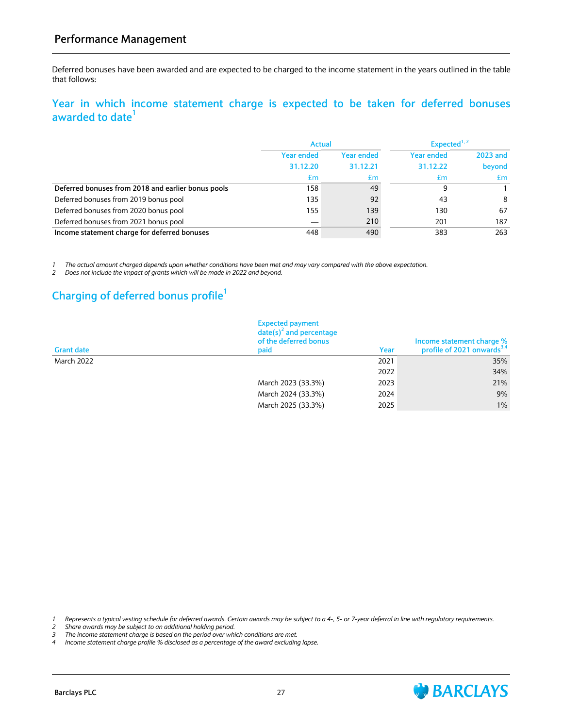## Performance Management

Deferred bonuses have been awarded and are expected to be charged to the income statement in the years outlined in the table that follows:

### Year in which income statement charge is expected to be taken for deferred bonuses awarded to date[1]

| | Actual | | Expected[1, 2] | |
|---|---|---|---|---|
| | Year ended 31.12.20 | Year ended 31.12.21 | Year ended 31.12.22 | 2023 and beyond |
| | £m | £m | £m | £m |
| **Deferred bonuses from 2018 and earlier bonus pools** | 158 | 49 | 9 | 1 |
| Deferred bonuses from 2019 bonus pool | 135 | 92 | 43 | 8 |
| Deferred bonuses from 2020 bonus pool | 155 | 139 | 130 | 67 |
| Deferred bonuses from 2021 bonus pool | — | 210 | 201 | 187 |
| **Income statement charge for deferred bonuses** | 448 | 490 | 383 | 263 |

*1 The actual amount charged depends upon whether conditions have been met and may vary compared with the above expectation.*
*2 Does not include the impact of grants which will be made in 2022 and beyond.*

### Charging of deferred bonus profile[1]

| Grant date | Expected payment date(s)[2] and percentage of the deferred bonus paid | Year | Income statement charge % profile of 2021 onwards[3,4] |
|---|---|---|---|
| March 2022 | | 2021 | 35% |
| | | 2022 | 34% |
| | March 2023 (33.3%) | 2023 | 21% |
| | March 2024 (33.3%) | 2024 | 9% |
| | March 2025 (33.3%) | 2025 | 1% |

*1 Represents a typical vesting schedule for deferred awards. Certain awards may be subject to a 4-, 5- or 7-year deferral in line with regulatory requirements.*
*2 Share awards may be subject to an additional holding period.*
*3 The income statement charge is based on the period over which conditions are met.*
*4 Income statement charge profile % disclosed as a percentage of the award excluding lapse.*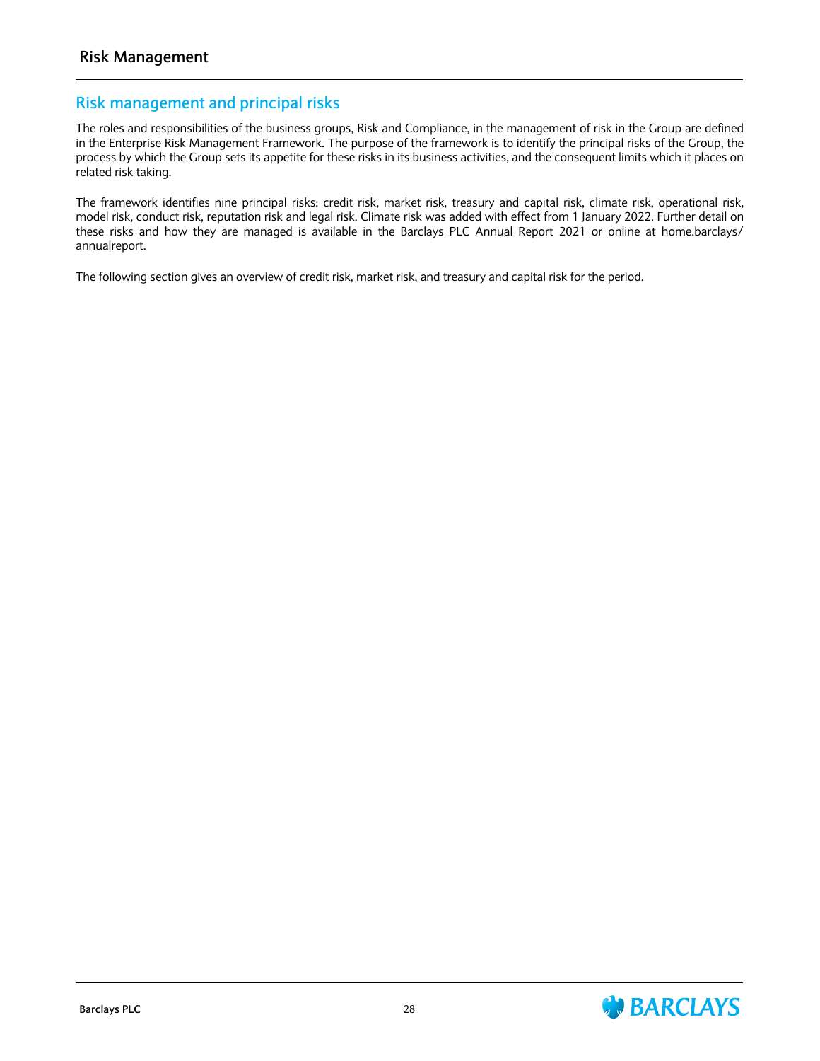# Risk Management

## Risk management and principal risks

The roles and responsibilities of the business groups, Risk and Compliance, in the management of risk in the Group are defined in the Enterprise Risk Management Framework. The purpose of the framework is to identify the principal risks of the Group, the process by which the Group sets its appetite for these risks in its business activities, and the consequent limits which it places on related risk taking.

The framework identifies nine principal risks: credit risk, market risk, treasury and capital risk, climate risk, operational risk, model risk, conduct risk, reputation risk and legal risk. Climate risk was added with effect from 1 January 2022. Further detail on these risks and how they are managed is available in the Barclays PLC Annual Report 2021 or online at home.barclays/annualreport.

The following section gives an overview of credit risk, market risk, and treasury and capital risk for the period.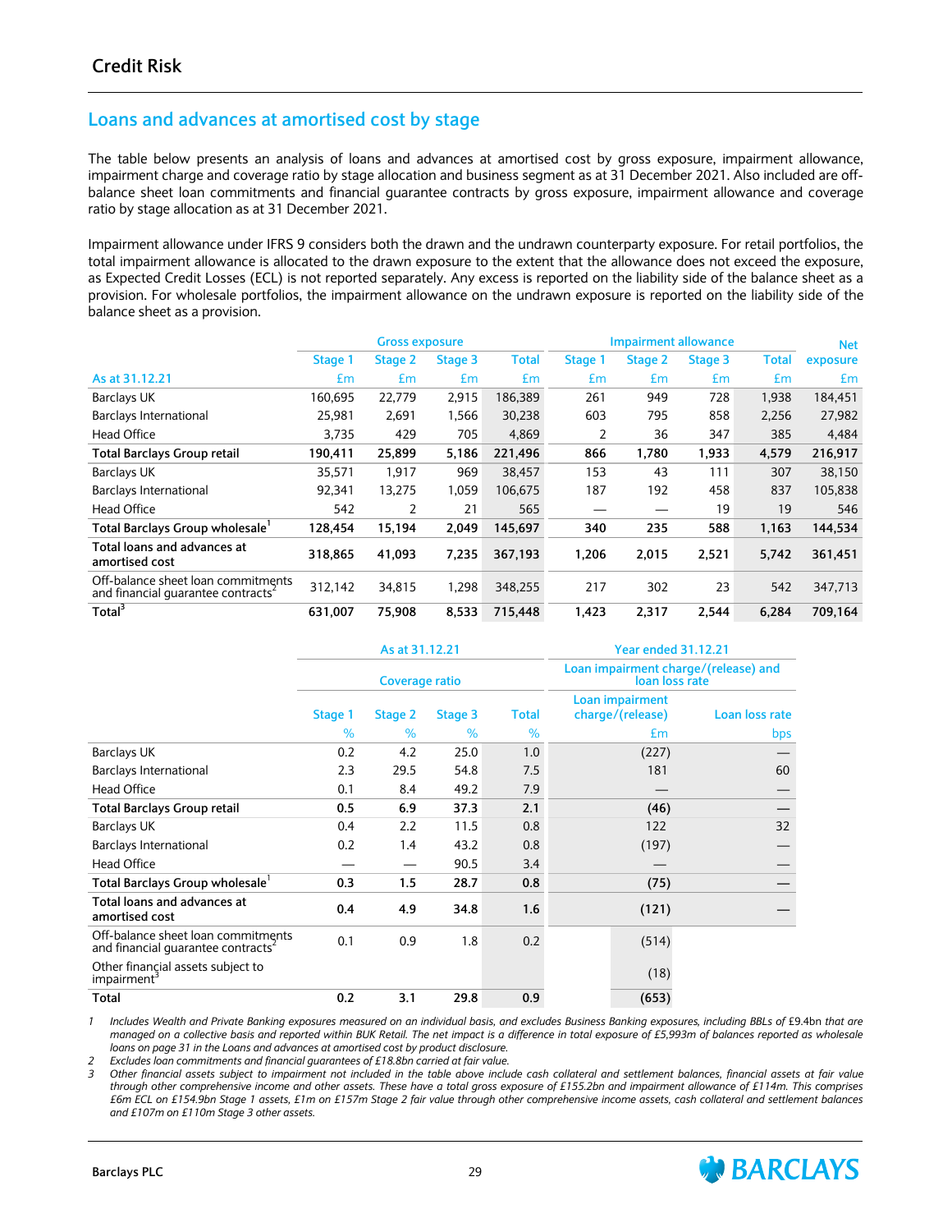# Credit Risk

## Loans and advances at amortised cost by stage

The table below presents an analysis of loans and advances at amortised cost by gross exposure, impairment allowance, impairment charge and coverage ratio by stage allocation and business segment as at 31 December 2021. Also included are off-balance sheet loan commitments and financial guarantee contracts by gross exposure, impairment allowance and coverage ratio by stage allocation as at 31 December 2021.

Impairment allowance under IFRS 9 considers both the drawn and the undrawn counterparty exposure. For retail portfolios, the total impairment allowance is allocated to the drawn exposure to the extent that the allowance does not exceed the exposure, as Expected Credit Losses (ECL) is not reported separately. Any excess is reported on the liability side of the balance sheet as a provision. For wholesale portfolios, the impairment allowance on the undrawn exposure is reported on the liability side of the balance sheet as a provision.

| | Gross exposure | | | | Impairment allowance | | | | Net exposure |
|---|---|---|---|---|---|---|---|---|---|
| | Stage 1 | Stage 2 | Stage 3 | Total | Stage 1 | Stage 2 | Stage 3 | Total | |
| As at 31.12.21 | £m | £m | £m | £m | £m | £m | £m | £m | £m |
| Barclays UK | 160,695 | 22,779 | 2,915 | 186,389 | 261 | 949 | 728 | 1,938 | 184,451 |
| Barclays International | 25,981 | 2,691 | 1,566 | 30,238 | 603 | 795 | 858 | 2,256 | 27,982 |
| Head Office | 3,735 | 429 | 705 | 4,869 | 2 | 36 | 347 | 385 | 4,484 |
| **Total Barclays Group retail** | **190,411** | **25,899** | **5,186** | **221,496** | **866** | **1,780** | **1,933** | **4,579** | **216,917** |
| Barclays UK | 35,571 | 1,917 | 969 | 38,457 | 153 | 43 | 111 | 307 | 38,150 |
| Barclays International | 92,341 | 13,275 | 1,059 | 106,675 | 187 | 192 | 458 | 837 | 105,838 |
| Head Office | 542 | 2 | 21 | 565 | — | — | 19 | 19 | 546 |
| **Total Barclays Group wholesale[1]** | **128,454** | **15,194** | **2,049** | **145,697** | **340** | **235** | **588** | **1,163** | **144,534** |
| **Total loans and advances at amortised cost** | **318,865** | **41,093** | **7,235** | **367,193** | **1,206** | **2,015** | **2,521** | **5,742** | **361,451** |
| Off-balance sheet loan commitments and financial guarantee contracts[2] | 312,142 | 34,815 | 1,298 | 348,255 | 217 | 302 | 23 | 542 | 347,713 |
| **Total[3]** | **631,007** | **75,908** | **8,533** | **715,448** | **1,423** | **2,317** | **2,544** | **6,284** | **709,164** |

| | As at 31.12.21 | | | | Year ended 31.12.21 | |
|---|---|---|---|---|---|---|
| | Coverage ratio | | | | Loan impairment charge/(release) and loan loss rate | |
| | Stage 1 | Stage 2 | Stage 3 | Total | Loan impairment charge/(release) | Loan loss rate |
| | % | % | % | % | £m | bps |
| Barclays UK | 0.2 | 4.2 | 25.0 | 1.0 | (227) | — |
| Barclays International | 2.3 | 29.5 | 54.8 | 7.5 | 181 | 60 |
| Head Office | 0.1 | 8.4 | 49.2 | 7.9 | — | — |
| **Total Barclays Group retail** | **0.5** | **6.9** | **37.3** | **2.1** | **(46)** | **—** |
| Barclays UK | 0.4 | 2.2 | 11.5 | 0.8 | 122 | 32 |
| Barclays International | 0.2 | 1.4 | 43.2 | 0.8 | (197) | — |
| Head Office | — | — | 90.5 | 3.4 | — | — |
| **Total Barclays Group wholesale[1]** | **0.3** | **1.5** | **28.7** | **0.8** | **(75)** | **—** |
| **Total loans and advances at amortised cost** | **0.4** | **4.9** | **34.8** | **1.6** | **(121)** | **—** |
| Off-balance sheet loan commitments and financial guarantee contracts[2] | 0.1 | 0.9 | 1.8 | 0.2 | (514) | |
| Other financial assets subject to impairment[3] | | | | | (18) | |
| **Total** | **0.2** | **3.1** | **29.8** | **0.9** | **(653)** | |

*1 Includes Wealth and Private Banking exposures measured on an individual basis, and excludes Business Banking exposures, including BBLs of £9.4bn that are managed on a collective basis and reported within BUK Retail. The net impact is a difference in total exposure of £5,993m of balances reported as wholesale loans on page 31 in the Loans and advances at amortised cost by product disclosure.*

*2 Excludes loan commitments and financial guarantees of £18.8bn carried at fair value.*

*3 Other financial assets subject to impairment not included in the table above include cash collateral and settlement balances, financial assets at fair value through other comprehensive income and other assets. These have a total gross exposure of £155.2bn and impairment allowance of £114m. This comprises £6m ECL on £154.9bn Stage 1 assets, £1m on £157m Stage 2 fair value through other comprehensive income assets, cash collateral and settlement balances and £107m on £110m Stage 3 other assets.*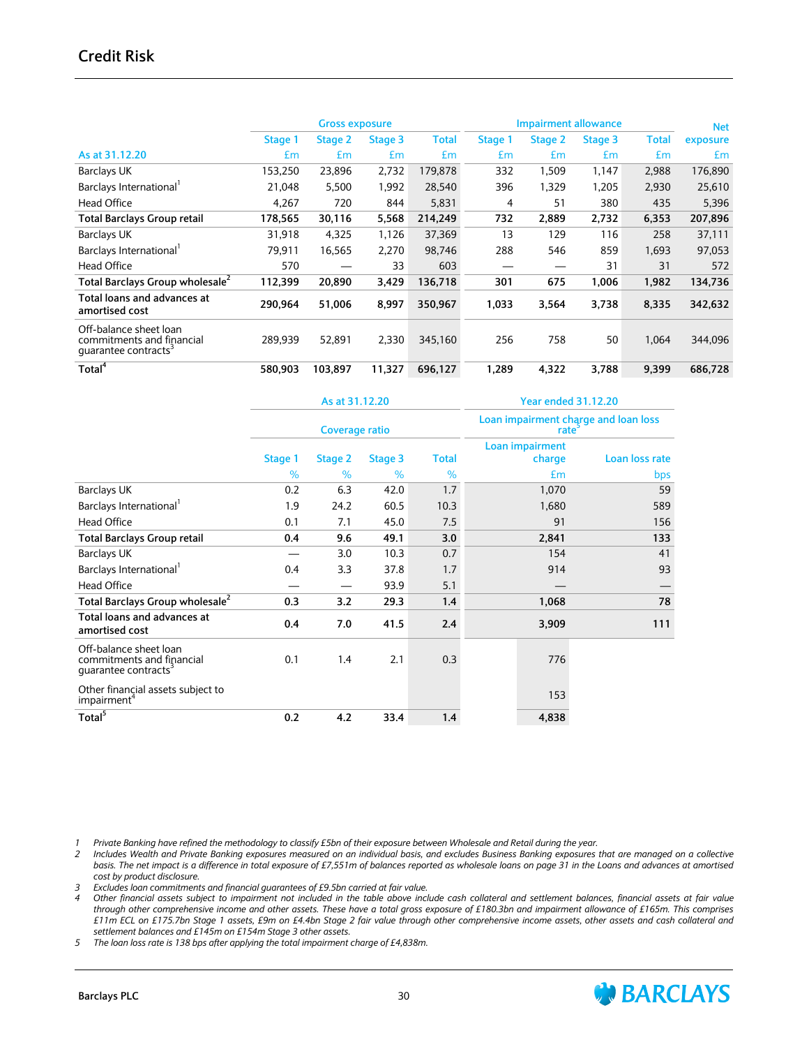## Credit Risk

| As at 31.12.20 | Gross exposure | | | | Impairment allowance | | | | Net exposure |
|---|---|---|---|---|---|---|---|---|---|
| | Stage 1 | Stage 2 | Stage 3 | Total | Stage 1 | Stage 2 | Stage 3 | Total | |
| | £m | £m | £m | £m | £m | £m | £m | £m | £m |
| Barclays UK | 153,250 | 23,896 | 2,732 | 179,878 | 332 | 1,509 | 1,147 | 2,988 | 176,890 |
| Barclays International[1] | 21,048 | 5,500 | 1,992 | 28,540 | 396 | 1,329 | 1,205 | 2,930 | 25,610 |
| Head Office | 4,267 | 720 | 844 | 5,831 | 4 | 51 | 380 | 435 | 5,396 |
| **Total Barclays Group retail** | **178,565** | **30,116** | **5,568** | **214,249** | **732** | **2,889** | **2,732** | **6,353** | **207,896** |
| Barclays UK | 31,918 | 4,325 | 1,126 | 37,369 | 13 | 129 | 116 | 258 | 37,111 |
| Barclays International[1] | 79,911 | 16,565 | 2,270 | 98,746 | 288 | 546 | 859 | 1,693 | 97,053 |
| Head Office | 570 | — | 33 | 603 | — | — | 31 | 31 | 572 |
| **Total Barclays Group wholesale[2]** | **112,399** | **20,890** | **3,429** | **136,718** | **301** | **675** | **1,006** | **1,982** | **134,736** |
| **Total loans and advances at amortised cost** | **290,964** | **51,006** | **8,997** | **350,967** | **1,033** | **3,564** | **3,738** | **8,335** | **342,632** |
| Off-balance sheet loan commitments and financial guarantee contracts[3] | 289,939 | 52,891 | 2,330 | 345,160 | 256 | 758 | 50 | 1,064 | 344,096 |
| **Total[4]** | **580,903** | **103,897** | **11,327** | **696,127** | **1,289** | **4,322** | **3,788** | **9,399** | **686,728** |

| | As at 31.12.20 | | | | Year ended 31.12.20 | |
|---|---|---|---|---|---|---|
| | Coverage ratio | | | | Loan impairment charge and loan loss rate[3] | |
| | Stage 1 | Stage 2 | Stage 3 | Total | Loan impairment charge | Loan loss rate |
| | % | % | % | % | £m | bps |
| Barclays UK | 0.2 | 6.3 | 42.0 | 1.7 | 1,070 | 59 |
| Barclays International[1] | 1.9 | 24.2 | 60.5 | 10.3 | 1,680 | 589 |
| Head Office | 0.1 | 7.1 | 45.0 | 7.5 | 91 | 156 |
| **Total Barclays Group retail** | **0.4** | **9.6** | **49.1** | **3.0** | **2,841** | **133** |
| Barclays UK | — | 3.0 | 10.3 | 0.7 | 154 | 41 |
| Barclays International[1] | 0.4 | 3.3 | 37.8 | 1.7 | 914 | 93 |
| Head Office | — | — | 93.9 | 5.1 | — | — |
| **Total Barclays Group wholesale[2]** | **0.3** | **3.2** | **29.3** | **1.4** | **1,068** | **78** |
| **Total loans and advances at amortised cost** | **0.4** | **7.0** | **41.5** | **2.4** | **3,909** | **111** |
| Off-balance sheet loan commitments and financial guarantee contracts[3] | 0.1 | 1.4 | 2.1 | 0.3 | 776 | |
| Other financial assets subject to impairment[4] | | | | | 153 | |
| **Total[5]** | **0.2** | **4.2** | **33.4** | **1.4** | **4,838** | |

1 *Private Banking have refined the methodology to classify £5bn of their exposure between Wholesale and Retail during the year.*
2 *Includes Wealth and Private Banking exposures measured on an individual basis, and excludes Business Banking exposures that are managed on a collective basis. The net impact is a difference in total exposure of £7,551m of balances reported as wholesale loans on page 31 in the Loans and advances at amortised cost by product disclosure.*
3 *Excludes loan commitments and financial guarantees of £9.5bn carried at fair value.*
4 *Other financial assets subject to impairment not included in the table above include cash collateral and settlement balances, financial assets at fair value through other comprehensive income and other assets. These have a total gross exposure of £180.3bn and impairment allowance of £165m. This comprises £11m ECL on £175.7bn Stage 1 assets, £9m on £4.4bn Stage 2 fair value through other comprehensive income assets, other assets and cash collateral and settlement balances and £145m on £154m Stage 3 other assets.*
5 *The loan loss rate is 138 bps after applying the total impairment charge of £4,838m.*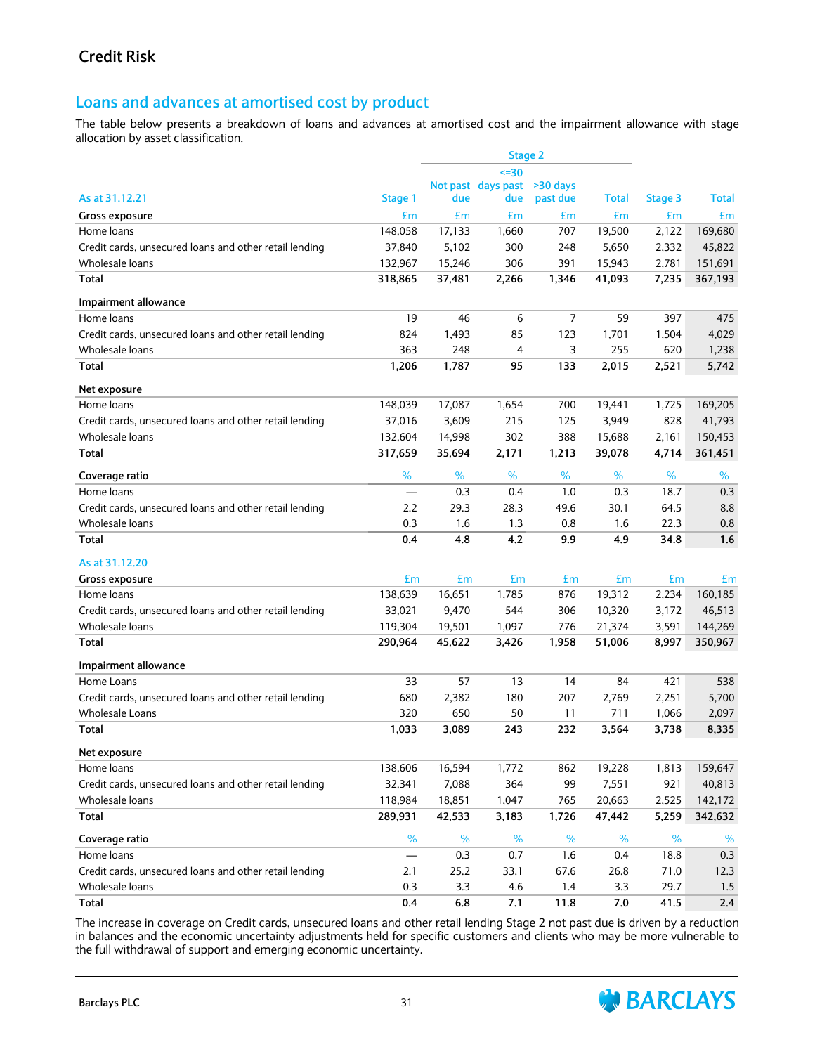## Credit Risk

### Loans and advances at amortised cost by product

The table below presents a breakdown of loans and advances at amortised cost and the impairment allowance with stage allocation by asset classification.

| | | Stage 2 | | | | | |
|---|---|---|---|---|---|---|---|
| As at 31.12.21 | Stage 1 | Not past due | <=30 days past due | >30 days past due | Total | Stage 3 | Total |
| **Gross exposure** | £m | £m | £m | £m | £m | £m | £m |
| Home loans | 148,058 | 17,133 | 1,660 | 707 | 19,500 | 2,122 | 169,680 |
| Credit cards, unsecured loans and other retail lending | 37,840 | 5,102 | 300 | 248 | 5,650 | 2,332 | 45,822 |
| Wholesale loans | 132,967 | 15,246 | 306 | 391 | 15,943 | 2,781 | 151,691 |
| **Total** | **318,865** | **37,481** | **2,266** | **1,346** | **41,093** | **7,235** | **367,193** |
| **Impairment allowance** | | | | | | | |
| Home loans | 19 | 46 | 6 | 7 | 59 | 397 | 475 |
| Credit cards, unsecured loans and other retail lending | 824 | 1,493 | 85 | 123 | 1,701 | 1,504 | 4,029 |
| Wholesale loans | 363 | 248 | 4 | 3 | 255 | 620 | 1,238 |
| **Total** | **1,206** | **1,787** | **95** | **133** | **2,015** | **2,521** | **5,742** |
| **Net exposure** | | | | | | | |
| Home loans | 148,039 | 17,087 | 1,654 | 700 | 19,441 | 1,725 | 169,205 |
| Credit cards, unsecured loans and other retail lending | 37,016 | 3,609 | 215 | 125 | 3,949 | 828 | 41,793 |
| Wholesale loans | 132,604 | 14,998 | 302 | 388 | 15,688 | 2,161 | 150,453 |
| **Total** | **317,659** | **35,694** | **2,171** | **1,213** | **39,078** | **4,714** | **361,451** |
| **Coverage ratio** | % | % | % | % | % | % | % |
| Home loans | — | 0.3 | 0.4 | 1.0 | 0.3 | 18.7 | 0.3 |
| Credit cards, unsecured loans and other retail lending | 2.2 | 29.3 | 28.3 | 49.6 | 30.1 | 64.5 | 8.8 |
| Wholesale loans | 0.3 | 1.6 | 1.3 | 0.8 | 1.6 | 22.3 | 0.8 |
| **Total** | **0.4** | **4.8** | **4.2** | **9.9** | **4.9** | **34.8** | **1.6** |
| As at 31.12.20 | | | | | | | |
| **Gross exposure** | £m | £m | £m | £m | £m | £m | £m |
| Home loans | 138,639 | 16,651 | 1,785 | 876 | 19,312 | 2,234 | 160,185 |
| Credit cards, unsecured loans and other retail lending | 33,021 | 9,470 | 544 | 306 | 10,320 | 3,172 | 46,513 |
| Wholesale loans | 119,304 | 19,501 | 1,097 | 776 | 21,374 | 3,591 | 144,269 |
| **Total** | **290,964** | **45,622** | **3,426** | **1,958** | **51,006** | **8,997** | **350,967** |
| **Impairment allowance** | | | | | | | |
| Home Loans | 33 | 57 | 13 | 14 | 84 | 421 | 538 |
| Credit cards, unsecured loans and other retail lending | 680 | 2,382 | 180 | 207 | 2,769 | 2,251 | 5,700 |
| Wholesale Loans | 320 | 650 | 50 | 11 | 711 | 1,066 | 2,097 |
| **Total** | **1,033** | **3,089** | **243** | **232** | **3,564** | **3,738** | **8,335** |
| **Net exposure** | | | | | | | |
| Home loans | 138,606 | 16,594 | 1,772 | 862 | 19,228 | 1,813 | 159,647 |
| Credit cards, unsecured loans and other retail lending | 32,341 | 7,088 | 364 | 99 | 7,551 | 921 | 40,813 |
| Wholesale loans | 118,984 | 18,851 | 1,047 | 765 | 20,663 | 2,525 | 142,172 |
| **Total** | **289,931** | **42,533** | **3,183** | **1,726** | **47,442** | **5,259** | **342,632** |
| **Coverage ratio** | % | % | % | % | % | % | % |
| Home loans | — | 0.3 | 0.7 | 1.6 | 0.4 | 18.8 | 0.3 |
| Credit cards, unsecured loans and other retail lending | 2.1 | 25.2 | 33.1 | 67.6 | 26.8 | 71.0 | 12.3 |
| Wholesale loans | 0.3 | 3.3 | 4.6 | 1.4 | 3.3 | 29.7 | 1.5 |
| **Total** | **0.4** | **6.8** | **7.1** | **11.8** | **7.0** | **41.5** | **2.4** |

The increase in coverage on Credit cards, unsecured loans and other retail lending Stage 2 not past due is driven by a reduction in balances and the economic uncertainty adjustments held for specific customers and clients who may be more vulnerable to the full withdrawal of support and emerging economic uncertainty.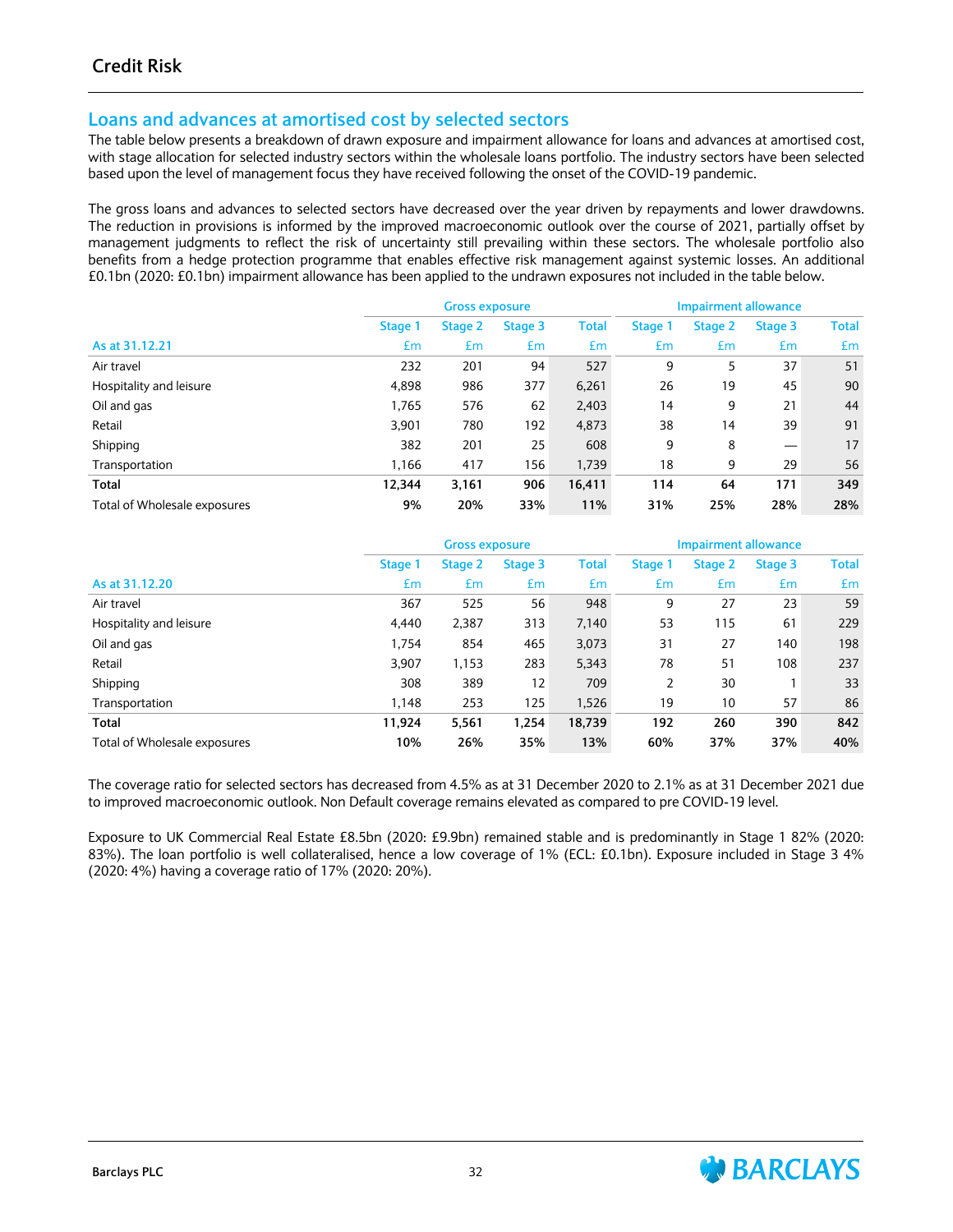## Credit Risk

### Loans and advances at amortised cost by selected sectors

The table below presents a breakdown of drawn exposure and impairment allowance for loans and advances at amortised cost, with stage allocation for selected industry sectors within the wholesale loans portfolio. The industry sectors have been selected based upon the level of management focus they have received following the onset of the COVID-19 pandemic.

The gross loans and advances to selected sectors have decreased over the year driven by repayments and lower drawdowns. The reduction in provisions is informed by the improved macroeconomic outlook over the course of 2021, partially offset by management judgments to reflect the risk of uncertainty still prevailing within these sectors. The wholesale portfolio also benefits from a hedge protection programme that enables effective risk management against systemic losses. An additional £0.1bn (2020: £0.1bn) impairment allowance has been applied to the undrawn exposures not included in the table below.

| | Gross exposure | | | | Impairment allowance | | | |
|---|---|---|---|---|---|---|---|---|
| | Stage 1 | Stage 2 | Stage 3 | Total | Stage 1 | Stage 2 | Stage 3 | Total |
| As at 31.12.21 | £m | £m | £m | £m | £m | £m | £m | £m |
| Air travel | 232 | 201 | 94 | 527 | 9 | 5 | 37 | 51 |
| Hospitality and leisure | 4,898 | 986 | 377 | 6,261 | 26 | 19 | 45 | 90 |
| Oil and gas | 1,765 | 576 | 62 | 2,403 | 14 | 9 | 21 | 44 |
| Retail | 3,901 | 780 | 192 | 4,873 | 38 | 14 | 39 | 91 |
| Shipping | 382 | 201 | 25 | 608 | 9 | 8 | — | 17 |
| Transportation | 1,166 | 417 | 156 | 1,739 | 18 | 9 | 29 | 56 |
| **Total** | **12,344** | **3,161** | **906** | **16,411** | **114** | **64** | **171** | **349** |
| Total of Wholesale exposures | **9%** | **20%** | **33%** | **11%** | **31%** | **25%** | **28%** | **28%** |

| | Gross exposure | | | | Impairment allowance | | | |
|---|---|---|---|---|---|---|---|---|
| | Stage 1 | Stage 2 | Stage 3 | Total | Stage 1 | Stage 2 | Stage 3 | Total |
| As at 31.12.20 | £m | £m | £m | £m | £m | £m | £m | £m |
| Air travel | 367 | 525 | 56 | 948 | 9 | 27 | 23 | 59 |
| Hospitality and leisure | 4,440 | 2,387 | 313 | 7,140 | 53 | 115 | 61 | 229 |
| Oil and gas | 1,754 | 854 | 465 | 3,073 | 31 | 27 | 140 | 198 |
| Retail | 3,907 | 1,153 | 283 | 5,343 | 78 | 51 | 108 | 237 |
| Shipping | 308 | 389 | 12 | 709 | 2 | 30 | 1 | 33 |
| Transportation | 1,148 | 253 | 125 | 1,526 | 19 | 10 | 57 | 86 |
| **Total** | **11,924** | **5,561** | **1,254** | **18,739** | **192** | **260** | **390** | **842** |
| Total of Wholesale exposures | **10%** | **26%** | **35%** | **13%** | **60%** | **37%** | **37%** | **40%** |

The coverage ratio for selected sectors has decreased from 4.5% as at 31 December 2020 to 2.1% as at 31 December 2021 due to improved macroeconomic outlook. Non Default coverage remains elevated as compared to pre COVID-19 level.

Exposure to UK Commercial Real Estate £8.5bn (2020: £9.9bn) remained stable and is predominantly in Stage 1 82% (2020: 83%). The loan portfolio is well collateralised, hence a low coverage of 1% (ECL: £0.1bn). Exposure included in Stage 3 4% (2020: 4%) having a coverage ratio of 17% (2020: 20%).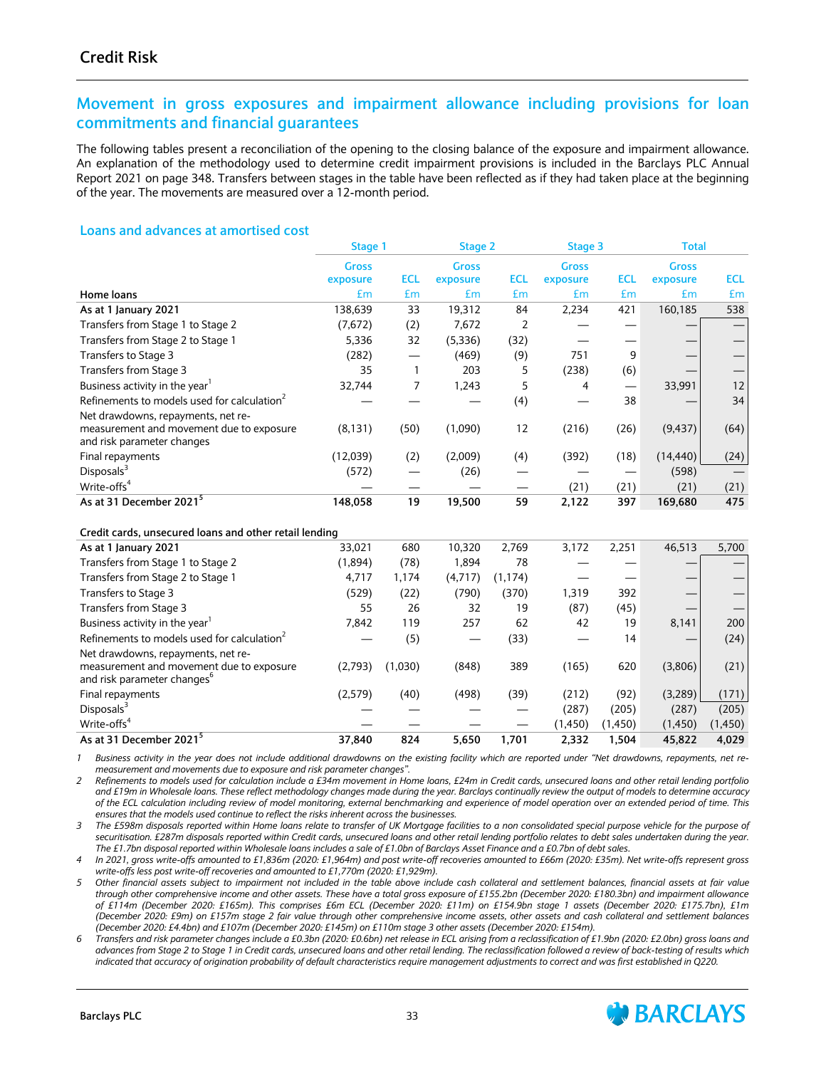## Credit Risk

### Movement in gross exposures and impairment allowance including provisions for loan commitments and financial guarantees

The following tables present a reconciliation of the opening to the closing balance of the exposure and impairment allowance. An explanation of the methodology used to determine credit impairment provisions is included in the Barclays PLC Annual Report 2021 on page 348. Transfers between stages in the table have been reflected as if they had taken place at the beginning of the year. The movements are measured over a 12-month period.

#### Loans and advances at amortised cost

| | Stage 1 | | Stage 2 | | Stage 3 | | Total | |
|---|---|---|---|---|---|---|---|---|
| | Gross exposure | ECL | Gross exposure | ECL | Gross exposure | ECL | Gross exposure | ECL |
| **Home loans** | £m | £m | £m | £m | £m | £m | £m | £m |
| **As at 1 January 2021** | 138,639 | 33 | 19,312 | 84 | 2,234 | 421 | 160,185 | 538 |
| Transfers from Stage 1 to Stage 2 | (7,672) | (2) | 7,672 | 2 | — | — | — | — |
| Transfers from Stage 2 to Stage 1 | 5,336 | 32 | (5,336) | (32) | — | — | — | — |
| Transfers to Stage 3 | (282) | — | (469) | (9) | 751 | 9 | — | — |
| Transfers from Stage 3 | 35 | 1 | 203 | 5 | (238) | (6) | — | — |
| Business activity in the year[1] | 32,744 | 7 | 1,243 | 5 | 4 | — | 33,991 | 12 |
| Refinements to models used for calculation[2] | — | — | — | (4) | — | 38 | — | 34 |
| Net drawdowns, repayments, net re-measurement and movement due to exposure and risk parameter changes | (8,131) | (50) | (1,090) | 12 | (216) | (26) | (9,437) | (64) |
| Final repayments | (12,039) | (2) | (2,009) | (4) | (392) | (18) | (14,440) | (24) |
| Disposals[3] | (572) | — | (26) | — | — | — | (598) | — |
| Write-offs[4] | — | — | — | — | (21) | (21) | (21) | (21) |
| **As at 31 December 2021[5]** | **148,058** | **19** | **19,500** | **59** | **2,122** | **397** | **169,680** | **475** |
| | | | | | | | | |
| **Credit cards, unsecured loans and other retail lending** | | | | | | | | |
| **As at 1 January 2021** | 33,021 | 680 | 10,320 | 2,769 | 3,172 | 2,251 | 46,513 | 5,700 |
| Transfers from Stage 1 to Stage 2 | (1,894) | (78) | 1,894 | 78 | — | — | — | — |
| Transfers from Stage 2 to Stage 1 | 4,717 | 1,174 | (4,717) | (1,174) | — | — | — | — |
| Transfers to Stage 3 | (529) | (22) | (790) | (370) | 1,319 | 392 | — | — |
| Transfers from Stage 3 | 55 | 26 | 32 | 19 | (87) | (45) | — | — |
| Business activity in the year[1] | 7,842 | 119 | 257 | 62 | 42 | 19 | 8,141 | 200 |
| Refinements to models used for calculation[2] | — | (5) | — | (33) | — | 14 | — | (24) |
| Net drawdowns, repayments, net re-measurement and movement due to exposure and risk parameter changes[6] | (2,793) | (1,030) | (848) | 389 | (165) | 620 | (3,806) | (21) |
| Final repayments | (2,579) | (40) | (498) | (39) | (212) | (92) | (3,289) | (171) |
| Disposals[3] | — | — | — | — | (287) | (205) | (287) | (205) |
| Write-offs[4] | — | — | — | — | (1,450) | (1,450) | (1,450) | (1,450) |
| **As at 31 December 2021[5]** | **37,840** | **824** | **5,650** | **1,701** | **2,332** | **1,504** | **45,822** | **4,029** |

*1 Business activity in the year does not include additional drawdowns on the existing facility which are reported under "Net drawdowns, repayments, net re-measurement and movements due to exposure and risk parameter changes".*

*2 Refinements to models used for calculation include a £34m movement in Home loans, £24m in Credit cards, unsecured loans and other retail lending portfolio and £19m in Wholesale loans. These reflect methodology changes made during the year. Barclays continually review the output of models to determine accuracy of the ECL calculation including review of model monitoring, external benchmarking and experience of model operation over an extended period of time. This ensures that the models used continue to reflect the risks inherent across the businesses.*

*3 The £598m disposals reported within Home loans relate to transfer of UK Mortgage facilities to a non consolidated special purpose vehicle for the purpose of securitisation. £287m disposals reported within Credit cards, unsecured loans and other retail lending portfolio relates to debt sales undertaken during the year. The £1.7bn disposal reported within Wholesale loans includes a sale of £1.0bn of Barclays Asset Finance and a £0.7bn of debt sales.*

*4 In 2021, gross write-offs amounted to £1,836m (2020: £1,964m) and post write-off recoveries amounted to £66m (2020: £35m). Net write-offs represent gross write-offs less post write-off recoveries and amounted to £1,770m (2020: £1,929m).*

*5 Other financial assets subject to impairment not included in the table above include cash collateral and settlement balances, financial assets at fair value through other comprehensive income and other assets. These have a total gross exposure of £155.2bn (December 2020: £180.3bn) and impairment allowance of £114m (December 2020: £165m). This comprises £6m ECL (December 2020: £11m) on £154.9bn stage 1 assets (December 2020: £175.7bn), £1m (December 2020: £9m) on £157m stage 2 fair value through other comprehensive income assets, other assets and cash collateral and settlement balances (December 2020: £4.4bn) and £107m (December 2020: £145m) on £110m stage 3 other assets (December 2020: £154m).*

*6 Transfers and risk parameter changes include a £0.3bn (2020: £0.6bn) net release in ECL arising from a reclassification of £1.9bn (2020: £2.0bn) gross loans and advances from Stage 2 to Stage 1 in Credit cards, unsecured loans and other retail lending. The reclassification followed a review of back-testing of results which indicated that accuracy of origination probability of default characteristics require management adjustments to correct and was first established in Q220.*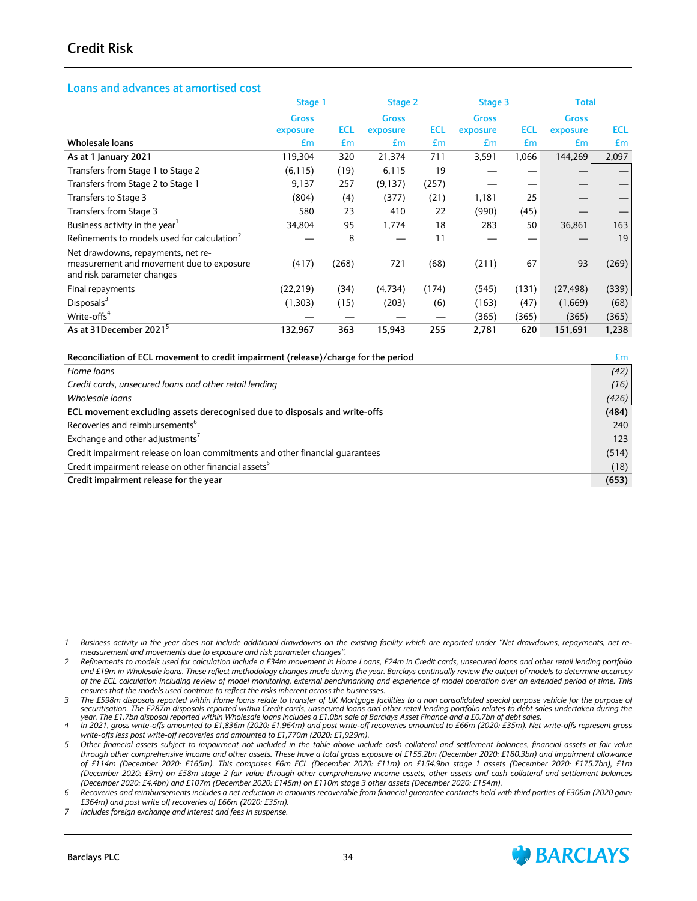# Credit Risk

## Loans and advances at amortised cost

| | Stage 1 | | Stage 2 | | Stage 3 | | Total | |
|---|---|---|---|---|---|---|---|---|
| | Gross exposure | ECL | Gross exposure | ECL | Gross exposure | ECL | Gross exposure | ECL |
| **Wholesale loans** | £m | £m | £m | £m | £m | £m | £m | £m |
| **As at 1 January 2021** | 119,304 | 320 | 21,374 | 711 | 3,591 | 1,066 | 144,269 | 2,097 |
| Transfers from Stage 1 to Stage 2 | (6,115) | (19) | 6,115 | 19 | — | — | — | — |
| Transfers from Stage 2 to Stage 1 | 9,137 | 257 | (9,137) | (257) | — | — | — | — |
| Transfers to Stage 3 | (804) | (4) | (377) | (21) | 1,181 | 25 | — | — |
| Transfers from Stage 3 | 580 | 23 | 410 | 22 | (990) | (45) | — | — |
| Business activity in the year[1] | 34,804 | 95 | 1,774 | 18 | 283 | 50 | 36,861 | 163 |
| Refinements to models used for calculation[2] | — | 8 | — | 11 | — | — | — | 19 |
| Net drawdowns, repayments, net re-measurement and movement due to exposure and risk parameter changes | (417) | (268) | 721 | (68) | (211) | 67 | 93 | (269) |
| Final repayments | (22,219) | (34) | (4,734) | (174) | (545) | (131) | (27,498) | (339) |
| Disposals[3] | (1,303) | (15) | (203) | (6) | (163) | (47) | (1,669) | (68) |
| Write-offs[4] | — | — | — | — | (365) | (365) | (365) | (365) |
| **As at 31December 2021[5]** | **132,967** | **363** | **15,943** | **255** | **2,781** | **620** | **151,691** | **1,238** |

| **Reconciliation of ECL movement to credit impairment (release)/charge for the period** | £m |
|---|---|
| *Home loans* | *(42)* |
| *Credit cards, unsecured loans and other retail lending* | *(16)* |
| *Wholesale loans* | *(426)* |
| **ECL movement excluding assets derecognised due to disposals and write-offs** | **(484)** |
| Recoveries and reimbursements[6] | 240 |
| Exchange and other adjustments[7] | 123 |
| Credit impairment release on loan commitments and other financial guarantees | (514) |
| Credit impairment release on other financial assets[5] | (18) |
| **Credit impairment release for the year** | **(653)** |

1 *Business activity in the year does not include additional drawdowns on the existing facility which are reported under "Net drawdowns, repayments, net re-measurement and movements due to exposure and risk parameter changes".*

2 *Refinements to models used for calculation include a £34m movement in Home Loans, £24m in Credit cards, unsecured loans and other retail lending portfolio and £19m in Wholesale loans. These reflect methodology changes made during the year. Barclays continually review the output of models to determine accuracy of the ECL calculation including review of model monitoring, external benchmarking and experience of model operation over an extended period of time. This ensures that the models used continue to reflect the risks inherent across the businesses.*

3 *The £598m disposals reported within Home loans relate to transfer of UK Mortgage facilities to a non consolidated special purpose vehicle for the purpose of securitisation. The £287m disposals reported within Credit cards, unsecured loans and other retail lending portfolio relates to debt sales undertaken during the year. The £1.7bn disposal reported within Wholesale loans includes a £1.0bn sale of Barclays Asset Finance and a £0.7bn of debt sales.*

4 *In 2021, gross write-offs amounted to £1,836m (2020: £1,964m) and post write-off recoveries amounted to £66m (2020: £35m). Net write-offs represent gross write-offs less post write-off recoveries and amounted to £1,770m (2020: £1,929m).*

5 *Other financial assets subject to impairment not included in the table above include cash collateral and settlement balances, financial assets at fair value through other comprehensive income and other assets. These have a total gross exposure of £155.2bn (December 2020: £180.3bn) and impairment allowance of £114m (December 2020: £165m). This comprises £6m ECL (December 2020: £11m) on £154.9bn stage 1 assets (December 2020: £175.7bn), £1m (December 2020: £9m) on £58m stage 2 fair value through other comprehensive income assets, other assets and cash collateral and settlement balances (December 2020: £4.4bn) and £107m (December 2020: £145m) on £110m stage 3 other assets (December 2020: £154m).*

6 *Recoveries and reimbursements includes a net reduction in amounts recoverable from financial guarantee contracts held with third parties of £306m (2020 gain: £364m) and post write off recoveries of £66m (2020: £35m).*

7 *Includes foreign exchange and interest and fees in suspense.*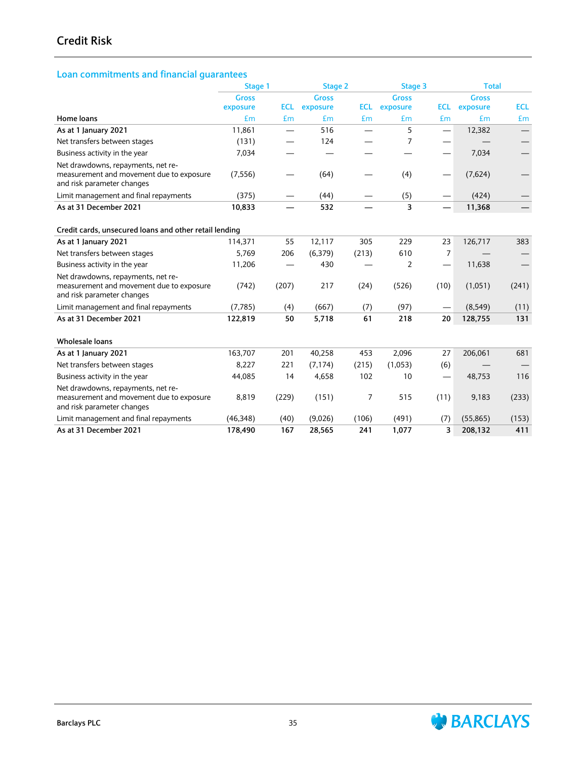## Credit Risk

### Loan commitments and financial guarantees

| | Stage 1 | | Stage 2 | | Stage 3 | | Total | |
|---|---|---|---|---|---|---|---|---|
| | Gross exposure | ECL | Gross exposure | ECL | Gross exposure | ECL | Gross exposure | ECL |
| **Home loans** | £m | £m | £m | £m | £m | £m | £m | £m |
| **As at 1 January 2021** | 11,861 | — | 516 | — | 5 | — | 12,382 | — |
| Net transfers between stages | (131) | — | 124 | — | 7 | — | — | — |
| Business activity in the year | 7,034 | — | — | — | — | — | 7,034 | — |
| Net drawdowns, repayments, net re-measurement and movement due to exposure and risk parameter changes | (7,556) | — | (64) | — | (4) | — | (7,624) | — |
| Limit management and final repayments | (375) | — | (44) | — | (5) | — | (424) | — |
| **As at 31 December 2021** | **10,833** | **—** | **532** | **—** | **3** | **—** | **11,368** | **—** |
| | | | | | | | | |
| **Credit cards, unsecured loans and other retail lending** | | | | | | | | |
| **As at 1 January 2021** | 114,371 | 55 | 12,117 | 305 | 229 | 23 | 126,717 | 383 |
| Net transfers between stages | 5,769 | 206 | (6,379) | (213) | 610 | 7 | — | — |
| Business activity in the year | 11,206 | — | 430 | — | 2 | — | 11,638 | — |
| Net drawdowns, repayments, net re-measurement and movement due to exposure and risk parameter changes | (742) | (207) | 217 | (24) | (526) | (10) | (1,051) | (241) |
| Limit management and final repayments | (7,785) | (4) | (667) | (7) | (97) | — | (8,549) | (11) |
| **As at 31 December 2021** | **122,819** | **50** | **5,718** | **61** | **218** | **20** | **128,755** | **131** |
| | | | | | | | | |
| **Wholesale loans** | | | | | | | | |
| **As at 1 January 2021** | 163,707 | 201 | 40,258 | 453 | 2,096 | 27 | 206,061 | 681 |
| Net transfers between stages | 8,227 | 221 | (7,174) | (215) | (1,053) | (6) | — | — |
| Business activity in the year | 44,085 | 14 | 4,658 | 102 | 10 | — | 48,753 | 116 |
| Net drawdowns, repayments, net re-measurement and movement due to exposure and risk parameter changes | 8,819 | (229) | (151) | 7 | 515 | (11) | 9,183 | (233) |
| Limit management and final repayments | (46,348) | (40) | (9,026) | (106) | (491) | (7) | (55,865) | (153) |
| **As at 31 December 2021** | **178,490** | **167** | **28,565** | **241** | **1,077** | **3** | **208,132** | **411** |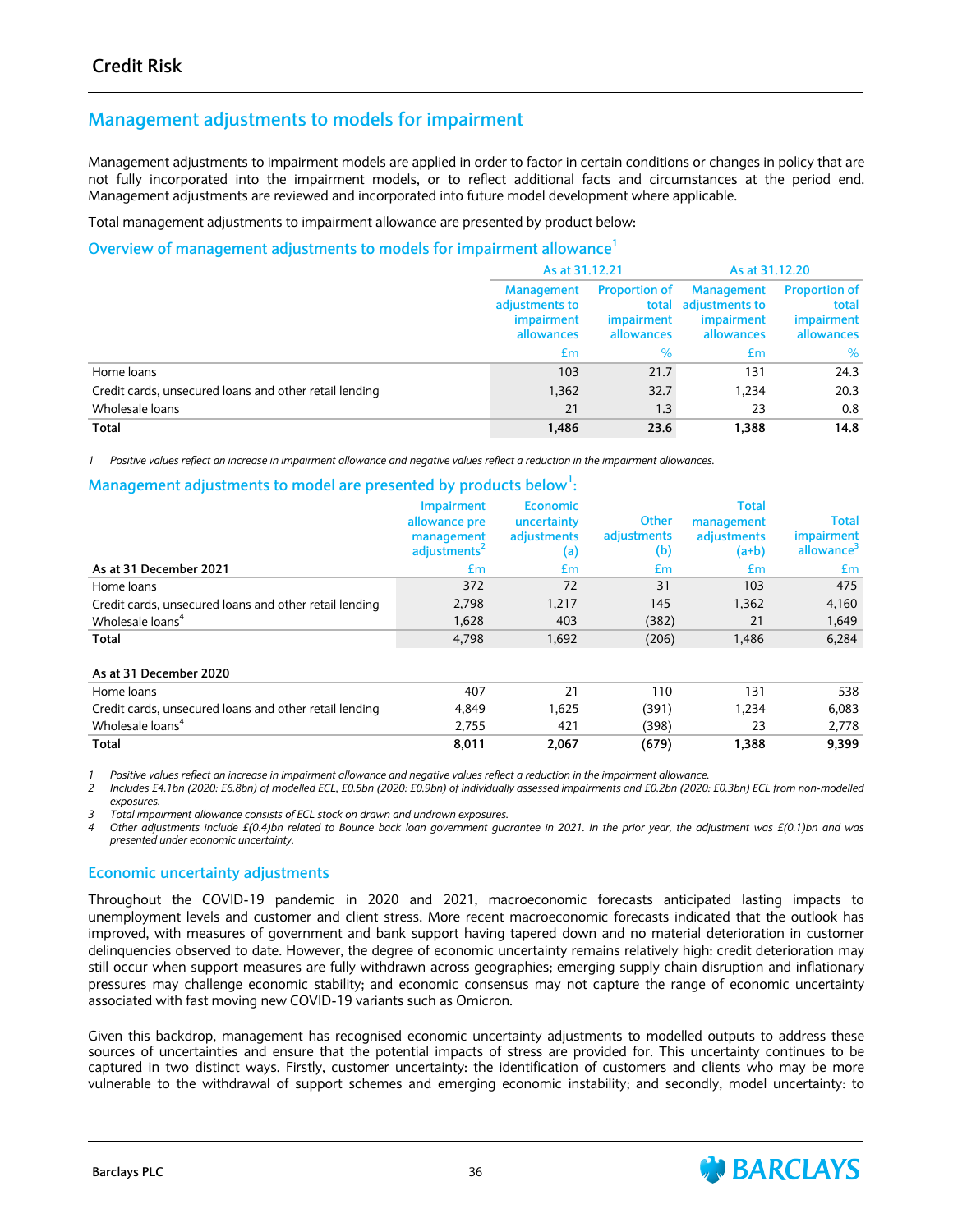## Credit Risk

## Management adjustments to models for impairment

Management adjustments to impairment models are applied in order to factor in certain conditions or changes in policy that are not fully incorporated into the impairment models, or to reflect additional facts and circumstances at the period end. Management adjustments are reviewed and incorporated into future model development where applicable.

Total management adjustments to impairment allowance are presented by product below:

### Overview of management adjustments to models for impairment allowance[1]

| | As at 31.12.21 | | As at 31.12.20 | |
|---|---|---|---|---|
| | Management adjustments to impairment allowances | Proportion of total impairment allowances | Management adjustments to impairment allowances | Proportion of total impairment allowances |
| | £m | % | £m | % |
| Home loans | 103 | 21.7 | 131 | 24.3 |
| Credit cards, unsecured loans and other retail lending | 1,362 | 32.7 | 1,234 | 20.3 |
| Wholesale loans | 21 | 1.3 | 23 | 0.8 |
| **Total** | **1,486** | **23.6** | **1,388** | **14.8** |

1 *Positive values reflect an increase in impairment allowance and negative values reflect a reduction in the impairment allowances.*

### Management adjustments to model are presented by products below[1]:

| | Impairment allowance pre management adjustments[2] | Economic uncertainty adjustments (a) | Other adjustments (b) | Total management adjustments (a+b) | Total impairment allowance[3] |
|---|---|---|---|---|---|
| **As at 31 December 2021** | £m | £m | £m | £m | £m |
| Home loans | 372 | 72 | 31 | 103 | 475 |
| Credit cards, unsecured loans and other retail lending | 2,798 | 1,217 | 145 | 1,362 | 4,160 |
| Wholesale loans[4] | 1,628 | 403 | (382) | 21 | 1,649 |
| **Total** | 4,798 | 1,692 | (206) | 1,486 | 6,284 |
| | | | | | |
| **As at 31 December 2020** | | | | | |
| Home loans | 407 | 21 | 110 | 131 | 538 |
| Credit cards, unsecured loans and other retail lending | 4,849 | 1,625 | (391) | 1,234 | 6,083 |
| Wholesale loans[4] | 2,755 | 421 | (398) | 23 | 2,778 |
| **Total** | **8,011** | **2,067** | **(679)** | **1,388** | **9,399** |

1 *Positive values reflect an increase in impairment allowance and negative values reflect a reduction in the impairment allowance.*
2 *Includes £4.1bn (2020: £6.8bn) of modelled ECL, £0.5bn (2020: £0.9bn) of individually assessed impairments and £0.2bn (2020: £0.3bn) ECL from non-modelled exposures.*
3 *Total impairment allowance consists of ECL stock on drawn and undrawn exposures.*
4 *Other adjustments include £(0.4)bn related to Bounce back loan government guarantee in 2021. In the prior year, the adjustment was £(0.1)bn and was presented under economic uncertainty.*

### Economic uncertainty adjustments

Throughout the COVID-19 pandemic in 2020 and 2021, macroeconomic forecasts anticipated lasting impacts to unemployment levels and customer and client stress. More recent macroeconomic forecasts indicated that the outlook has improved, with measures of government and bank support having tapered down and no material deterioration in customer delinquencies observed to date. However, the degree of economic uncertainty remains relatively high: credit deterioration may still occur when support measures are fully withdrawn across geographies; emerging supply chain disruption and inflationary pressures may challenge economic stability; and economic consensus may not capture the range of economic uncertainty associated with fast moving new COVID-19 variants such as Omicron.

Given this backdrop, management has recognised economic uncertainty adjustments to modelled outputs to address these sources of uncertainties and ensure that the potential impacts of stress are provided for. This uncertainty continues to be captured in two distinct ways. Firstly, customer uncertainty: the identification of customers and clients who may be more vulnerable to the withdrawal of support schemes and emerging economic instability; and secondly, model uncertainty: to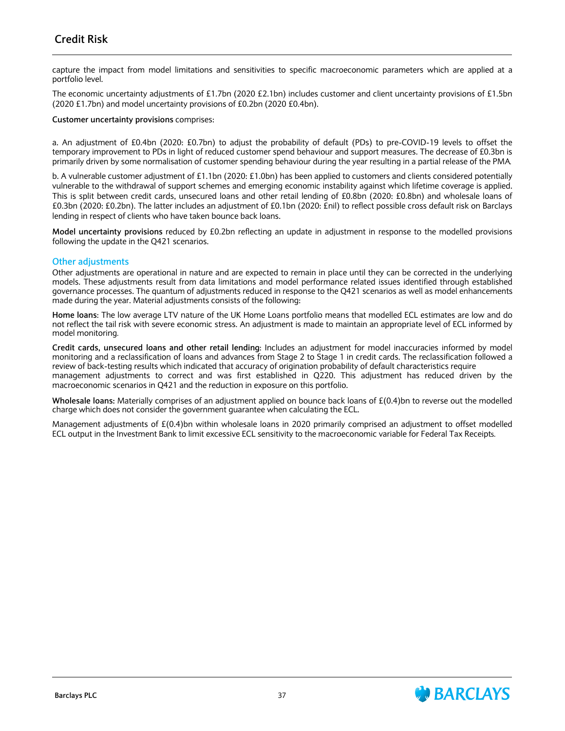capture the impact from model limitations and sensitivities to specific macroeconomic parameters which are applied at a portfolio level.

The economic uncertainty adjustments of £1.7bn (2020 £2.1bn) includes customer and client uncertainty provisions of £1.5bn (2020 £1.7bn) and model uncertainty provisions of £0.2bn (2020 £0.4bn).

**Customer uncertainty provisions** comprises:

a. An adjustment of £0.4bn (2020: £0.7bn) to adjust the probability of default (PDs) to pre-COVID-19 levels to offset the temporary improvement to PDs in light of reduced customer spend behaviour and support measures. The decrease of £0.3bn is primarily driven by some normalisation of customer spending behaviour during the year resulting in a partial release of the PMA.

b. A vulnerable customer adjustment of £1.1bn (2020: £1.0bn) has been applied to customers and clients considered potentially vulnerable to the withdrawal of support schemes and emerging economic instability against which lifetime coverage is applied. This is split between credit cards, unsecured loans and other retail lending of £0.8bn (2020: £0.8bn) and wholesale loans of £0.3bn (2020: £0.2bn). The latter includes an adjustment of £0.1bn (2020: £nil) to reflect possible cross default risk on Barclays lending in respect of clients who have taken bounce back loans.

**Model uncertainty provisions** reduced by £0.2bn reflecting an update in adjustment in response to the modelled provisions following the update in the Q421 scenarios.

## Other adjustments

Other adjustments are operational in nature and are expected to remain in place until they can be corrected in the underlying models. These adjustments result from data limitations and model performance related issues identified through established governance processes. The quantum of adjustments reduced in response to the Q421 scenarios as well as model enhancements made during the year. Material adjustments consists of the following:

**Home loans**: The low average LTV nature of the UK Home Loans portfolio means that modelled ECL estimates are low and do not reflect the tail risk with severe economic stress. An adjustment is made to maintain an appropriate level of ECL informed by model monitoring.

**Credit cards, unsecured loans and other retail lending**: Includes an adjustment for model inaccuracies informed by model monitoring and a reclassification of loans and advances from Stage 2 to Stage 1 in credit cards. The reclassification followed a review of back-testing results which indicated that accuracy of origination probability of default characteristics require management adjustments to correct and was first established in Q220. This adjustment has reduced driven by the macroeconomic scenarios in Q421 and the reduction in exposure on this portfolio.

**Wholesale loans:** Materially comprises of an adjustment applied on bounce back loans of £(0.4)bn to reverse out the modelled charge which does not consider the government guarantee when calculating the ECL.

Management adjustments of £(0.4)bn within wholesale loans in 2020 primarily comprised an adjustment to offset modelled ECL output in the Investment Bank to limit excessive ECL sensitivity to the macroeconomic variable for Federal Tax Receipts.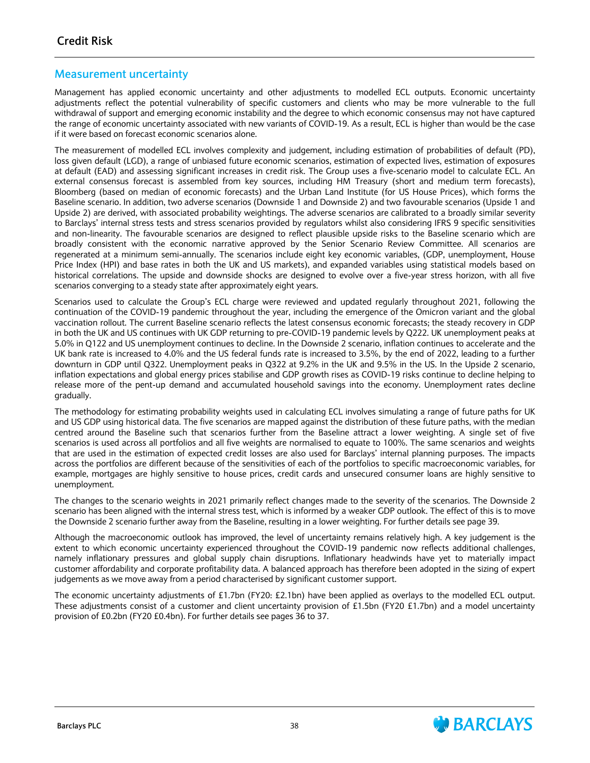# Credit Risk

## Measurement uncertainty

Management has applied economic uncertainty and other adjustments to modelled ECL outputs. Economic uncertainty adjustments reflect the potential vulnerability of specific customers and clients who may be more vulnerable to the full withdrawal of support and emerging economic instability and the degree to which economic consensus may not have captured the range of economic uncertainty associated with new variants of COVID-19. As a result, ECL is higher than would be the case if it were based on forecast economic scenarios alone.

The measurement of modelled ECL involves complexity and judgement, including estimation of probabilities of default (PD), loss given default (LGD), a range of unbiased future economic scenarios, estimation of expected lives, estimation of exposures at default (EAD) and assessing significant increases in credit risk. The Group uses a five-scenario model to calculate ECL. An external consensus forecast is assembled from key sources, including HM Treasury (short and medium term forecasts), Bloomberg (based on median of economic forecasts) and the Urban Land Institute (for US House Prices), which forms the Baseline scenario. In addition, two adverse scenarios (Downside 1 and Downside 2) and two favourable scenarios (Upside 1 and Upside 2) are derived, with associated probability weightings. The adverse scenarios are calibrated to a broadly similar severity to Barclays' internal stress tests and stress scenarios provided by regulators whilst also considering IFRS 9 specific sensitivities and non-linearity. The favourable scenarios are designed to reflect plausible upside risks to the Baseline scenario which are broadly consistent with the economic narrative approved by the Senior Scenario Review Committee. All scenarios are regenerated at a minimum semi-annually. The scenarios include eight key economic variables, (GDP, unemployment, House Price Index (HPI) and base rates in both the UK and US markets), and expanded variables using statistical models based on historical correlations. The upside and downside shocks are designed to evolve over a five-year stress horizon, with all five scenarios converging to a steady state after approximately eight years.

Scenarios used to calculate the Group's ECL charge were reviewed and updated regularly throughout 2021, following the continuation of the COVID-19 pandemic throughout the year, including the emergence of the Omicron variant and the global vaccination rollout. The current Baseline scenario reflects the latest consensus economic forecasts; the steady recovery in GDP in both the UK and US continues with UK GDP returning to pre-COVID-19 pandemic levels by Q222. UK unemployment peaks at 5.0% in Q122 and US unemployment continues to decline. In the Downside 2 scenario, inflation continues to accelerate and the UK bank rate is increased to 4.0% and the US federal funds rate is increased to 3.5%, by the end of 2022, leading to a further downturn in GDP until Q322. Unemployment peaks in Q322 at 9.2% in the UK and 9.5% in the US. In the Upside 2 scenario, inflation expectations and global energy prices stabilise and GDP growth rises as COVID-19 risks continue to decline helping to release more of the pent-up demand and accumulated household savings into the economy. Unemployment rates decline gradually.

The methodology for estimating probability weights used in calculating ECL involves simulating a range of future paths for UK and US GDP using historical data. The five scenarios are mapped against the distribution of these future paths, with the median centred around the Baseline such that scenarios further from the Baseline attract a lower weighting. A single set of five scenarios is used across all portfolios and all five weights are normalised to equate to 100%. The same scenarios and weights that are used in the estimation of expected credit losses are also used for Barclays' internal planning purposes. The impacts across the portfolios are different because of the sensitivities of each of the portfolios to specific macroeconomic variables, for example, mortgages are highly sensitive to house prices, credit cards and unsecured consumer loans are highly sensitive to unemployment.

The changes to the scenario weights in 2021 primarily reflect changes made to the severity of the scenarios. The Downside 2 scenario has been aligned with the internal stress test, which is informed by a weaker GDP outlook. The effect of this is to move the Downside 2 scenario further away from the Baseline, resulting in a lower weighting. For further details see page 39.

Although the macroeconomic outlook has improved, the level of uncertainty remains relatively high. A key judgement is the extent to which economic uncertainty experienced throughout the COVID-19 pandemic now reflects additional challenges, namely inflationary pressures and global supply chain disruptions. Inflationary headwinds have yet to materially impact customer affordability and corporate profitability data. A balanced approach has therefore been adopted in the sizing of expert judgements as we move away from a period characterised by significant customer support.

The economic uncertainty adjustments of £1.7bn (FY20: £2.1bn) have been applied as overlays to the modelled ECL output. These adjustments consist of a customer and client uncertainty provision of £1.5bn (FY20 £1.7bn) and a model uncertainty provision of £0.2bn (FY20 £0.4bn). For further details see pages 36 to 37.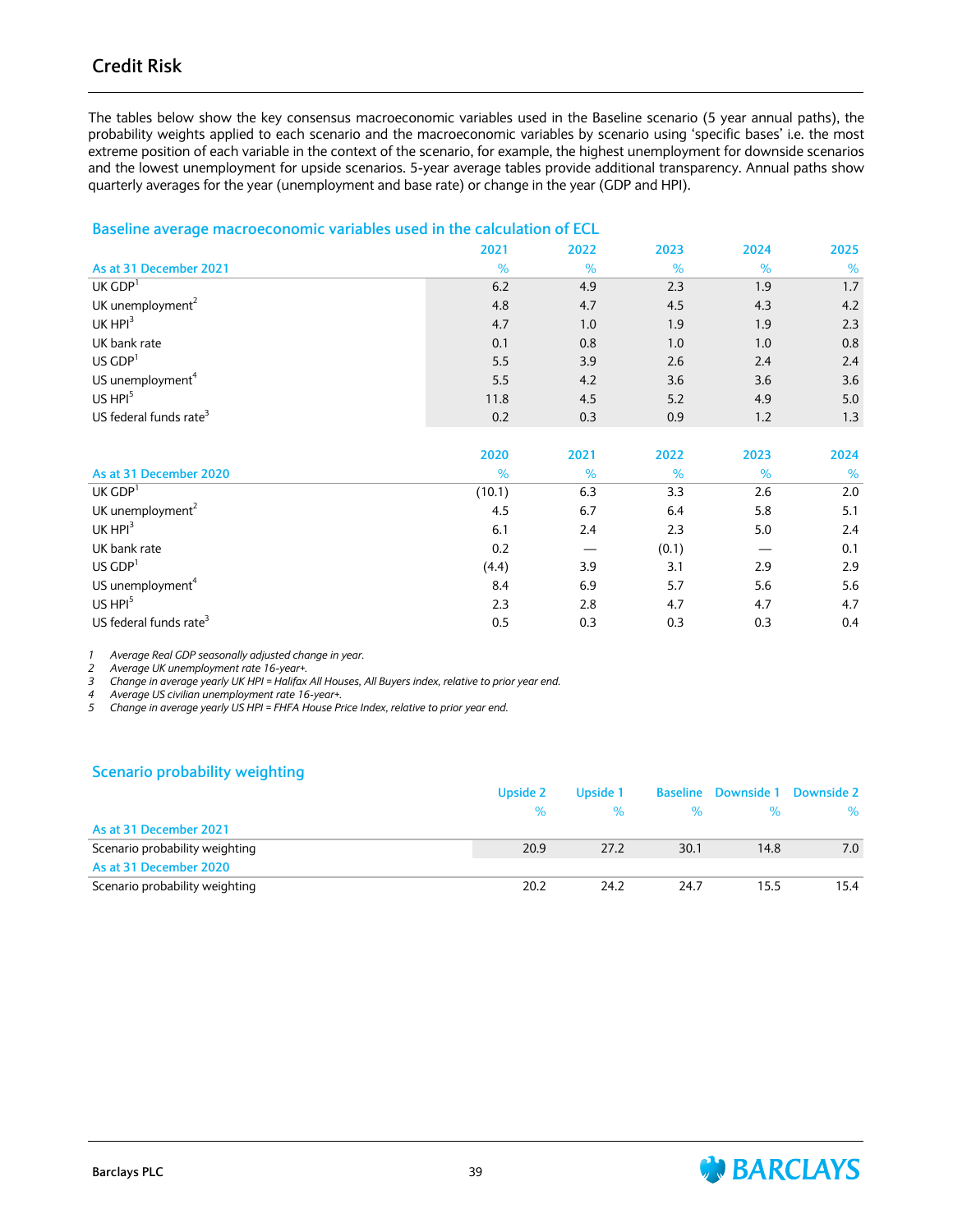## Credit Risk

The tables below show the key consensus macroeconomic variables used in the Baseline scenario (5 year annual paths), the probability weights applied to each scenario and the macroeconomic variables by scenario using 'specific bases' i.e. the most extreme position of each variable in the context of the scenario, for example, the highest unemployment for downside scenarios and the lowest unemployment for upside scenarios. 5-year average tables provide additional transparency. Annual paths show quarterly averages for the year (unemployment and base rate) or change in the year (GDP and HPI).

### Baseline average macroeconomic variables used in the calculation of ECL

| | 2021 | 2022 | 2023 | 2024 | 2025 |
|---|---|---|---|---|---|
| **As at 31 December 2021** | % | % | % | % | % |
| UK GDP[1] | 6.2 | 4.9 | 2.3 | 1.9 | 1.7 |
| UK unemployment[2] | 4.8 | 4.7 | 4.5 | 4.3 | 4.2 |
| UK HPI[3] | 4.7 | 1.0 | 1.9 | 1.9 | 2.3 |
| UK bank rate | 0.1 | 0.8 | 1.0 | 1.0 | 0.8 |
| US GDP[1] | 5.5 | 3.9 | 2.6 | 2.4 | 2.4 |
| US unemployment[4] | 5.5 | 4.2 | 3.6 | 3.6 | 3.6 |
| US HPI[5] | 11.8 | 4.5 | 5.2 | 4.9 | 5.0 |
| US federal funds rate[3] | 0.2 | 0.3 | 0.9 | 1.2 | 1.3 |

| | 2020 | 2021 | 2022 | 2023 | 2024 |
|---|---|---|---|---|---|
| **As at 31 December 2020** | % | % | % | % | % |
| UK GDP[1] | (10.1) | 6.3 | 3.3 | 2.6 | 2.0 |
| UK unemployment[2] | 4.5 | 6.7 | 6.4 | 5.8 | 5.1 |
| UK HPI[3] | 6.1 | 2.4 | 2.3 | 5.0 | 2.4 |
| UK bank rate | 0.2 | — | (0.1) | — | 0.1 |
| US GDP[1] | (4.4) | 3.9 | 3.1 | 2.9 | 2.9 |
| US unemployment[4] | 8.4 | 6.9 | 5.7 | 5.6 | 5.6 |
| US HPI[5] | 2.3 | 2.8 | 4.7 | 4.7 | 4.7 |
| US federal funds rate[3] | 0.5 | 0.3 | 0.3 | 0.3 | 0.4 |

1 *Average Real GDP seasonally adjusted change in year.*
2 *Average UK unemployment rate 16-year+.*
3 *Change in average yearly UK HPI = Halifax All Houses, All Buyers index, relative to prior year end.*
4 *Average US civilian unemployment rate 16-year+.*
5 *Change in average yearly US HPI = FHFA House Price Index, relative to prior year end.*

### Scenario probability weighting

| | Upside 2 | Upside 1 | Baseline | Downside 1 | Downside 2 |
|---|---|---|---|---|---|
| | % | % | % | % | % |
| **As at 31 December 2021** | | | | | |
| Scenario probability weighting | 20.9 | 27.2 | 30.1 | 14.8 | 7.0 |
| **As at 31 December 2020** | | | | | |
| Scenario probability weighting | 20.2 | 24.2 | 24.7 | 15.5 | 15.4 |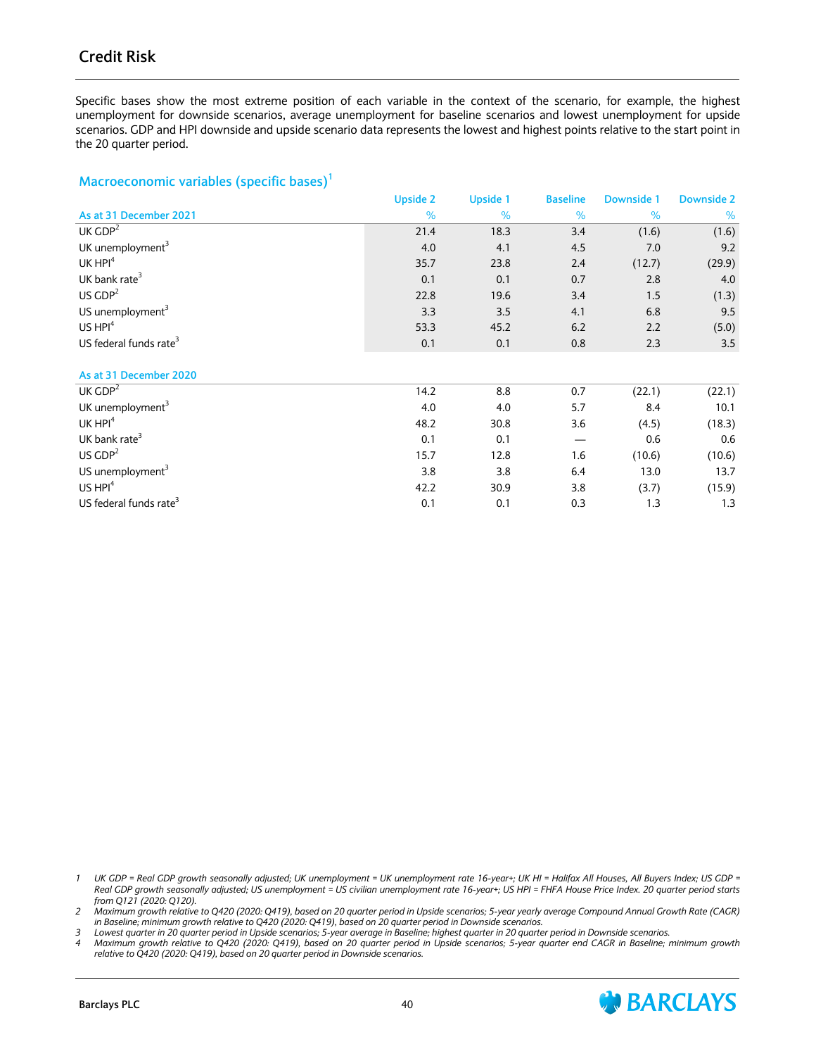## Credit Risk

Specific bases show the most extreme position of each variable in the context of the scenario, for example, the highest unemployment for downside scenarios, average unemployment for baseline scenarios and lowest unemployment for upside scenarios. GDP and HPI downside and upside scenario data represents the lowest and highest points relative to the start point in the 20 quarter period.

### Macroeconomic variables (specific bases)[1]

| | Upside 2 | Upside 1 | Baseline | Downside 1 | Downside 2 |
|---|---|---|---|---|---|
| **As at 31 December 2021** | % | % | % | % | % |
| UK GDP[2] | 21.4 | 18.3 | 3.4 | (1.6) | (1.6) |
| UK unemployment[3] | 4.0 | 4.1 | 4.5 | 7.0 | 9.2 |
| UK HPI[4] | 35.7 | 23.8 | 2.4 | (12.7) | (29.9) |
| UK bank rate[3] | 0.1 | 0.1 | 0.7 | 2.8 | 4.0 |
| US GDP[2] | 22.8 | 19.6 | 3.4 | 1.5 | (1.3) |
| US unemployment[3] | 3.3 | 3.5 | 4.1 | 6.8 | 9.5 |
| US HPI[4] | 53.3 | 45.2 | 6.2 | 2.2 | (5.0) |
| US federal funds rate[3] | 0.1 | 0.1 | 0.8 | 2.3 | 3.5 |
| **As at 31 December 2020** | | | | | |
| UK GDP[2] | 14.2 | 8.8 | 0.7 | (22.1) | (22.1) |
| UK unemployment[3] | 4.0 | 4.0 | 5.7 | 8.4 | 10.1 |
| UK HPI[4] | 48.2 | 30.8 | 3.6 | (4.5) | (18.3) |
| UK bank rate[3] | 0.1 | 0.1 | — | 0.6 | 0.6 |
| US GDP[2] | 15.7 | 12.8 | 1.6 | (10.6) | (10.6) |
| US unemployment[3] | 3.8 | 3.8 | 6.4 | 13.0 | 13.7 |
| US HPI[4] | 42.2 | 30.9 | 3.8 | (3.7) | (15.9) |
| US federal funds rate[3] | 0.1 | 0.1 | 0.3 | 1.3 | 1.3 |

*1 UK GDP = Real GDP growth seasonally adjusted; UK unemployment = UK unemployment rate 16-year+; UK HI = Halifax All Houses, All Buyers Index; US GDP = Real GDP growth seasonally adjusted; US unemployment = US civilian unemployment rate 16-year+; US HPI = FHFA House Price Index. 20 quarter period starts from Q121 (2020: Q120).*

*2 Maximum growth relative to Q420 (2020: Q419), based on 20 quarter period in Upside scenarios; 5-year yearly average Compound Annual Growth Rate (CAGR) in Baseline; minimum growth relative to Q420 (2020: Q419), based on 20 quarter period in Downside scenarios.*

*3 Lowest quarter in 20 quarter period in Upside scenarios; 5-year average in Baseline; highest quarter in 20 quarter period in Downside scenarios.*

*4 Maximum growth relative to Q420 (2020: Q419), based on 20 quarter period in Upside scenarios; 5-year quarter end CAGR in Baseline; minimum growth relative to Q420 (2020: Q419), based on 20 quarter period in Downside scenarios.*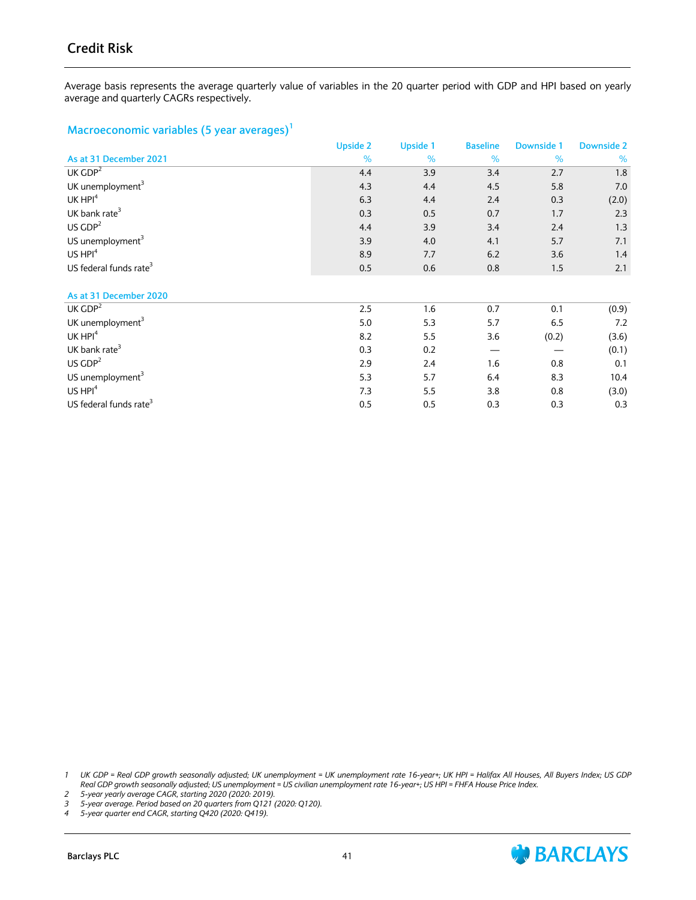## Credit Risk

Average basis represents the average quarterly value of variables in the 20 quarter period with GDP and HPI based on yearly average and quarterly CAGRs respectively.

### Macroeconomic variables (5 year averages)[1]

| | Upside 2 | Upside 1 | Baseline | Downside 1 | Downside 2 |
|---|---|---|---|---|---|
| **As at 31 December 2021** | % | % | % | % | % |
| UK GDP[2] | 4.4 | 3.9 | 3.4 | 2.7 | 1.8 |
| UK unemployment[3] | 4.3 | 4.4 | 4.5 | 5.8 | 7.0 |
| UK HPI[4] | 6.3 | 4.4 | 2.4 | 0.3 | (2.0) |
| UK bank rate[3] | 0.3 | 0.5 | 0.7 | 1.7 | 2.3 |
| US GDP[2] | 4.4 | 3.9 | 3.4 | 2.4 | 1.3 |
| US unemployment[3] | 3.9 | 4.0 | 4.1 | 5.7 | 7.1 |
| US HPI[4] | 8.9 | 7.7 | 6.2 | 3.6 | 1.4 |
| US federal funds rate[3] | 0.5 | 0.6 | 0.8 | 1.5 | 2.1 |
| **As at 31 December 2020** | | | | | |
| UK GDP[2] | 2.5 | 1.6 | 0.7 | 0.1 | (0.9) |
| UK unemployment[3] | 5.0 | 5.3 | 5.7 | 6.5 | 7.2 |
| UK HPI[4] | 8.2 | 5.5 | 3.6 | (0.2) | (3.6) |
| UK bank rate[3] | 0.3 | 0.2 | — | — | (0.1) |
| US GDP[2] | 2.9 | 2.4 | 1.6 | 0.8 | 0.1 |
| US unemployment[3] | 5.3 | 5.7 | 6.4 | 8.3 | 10.4 |
| US HPI[4] | 7.3 | 5.5 | 3.8 | 0.8 | (3.0) |
| US federal funds rate[3] | 0.5 | 0.5 | 0.3 | 0.3 | 0.3 |

1 *UK GDP = Real GDP growth seasonally adjusted; UK unemployment = UK unemployment rate 16-year+; UK HPI = Halifax All Houses, All Buyers Index; US GDP Real GDP growth seasonally adjusted; US unemployment = US civilian unemployment rate 16-year+; US HPI = FHFA House Price Index.*

2 *5-year yearly average CAGR, starting 2020 (2020: 2019).*

3 *5-year average. Period based on 20 quarters from Q121 (2020: Q120).*

4 *5-year quarter end CAGR, starting Q420 (2020: Q419).*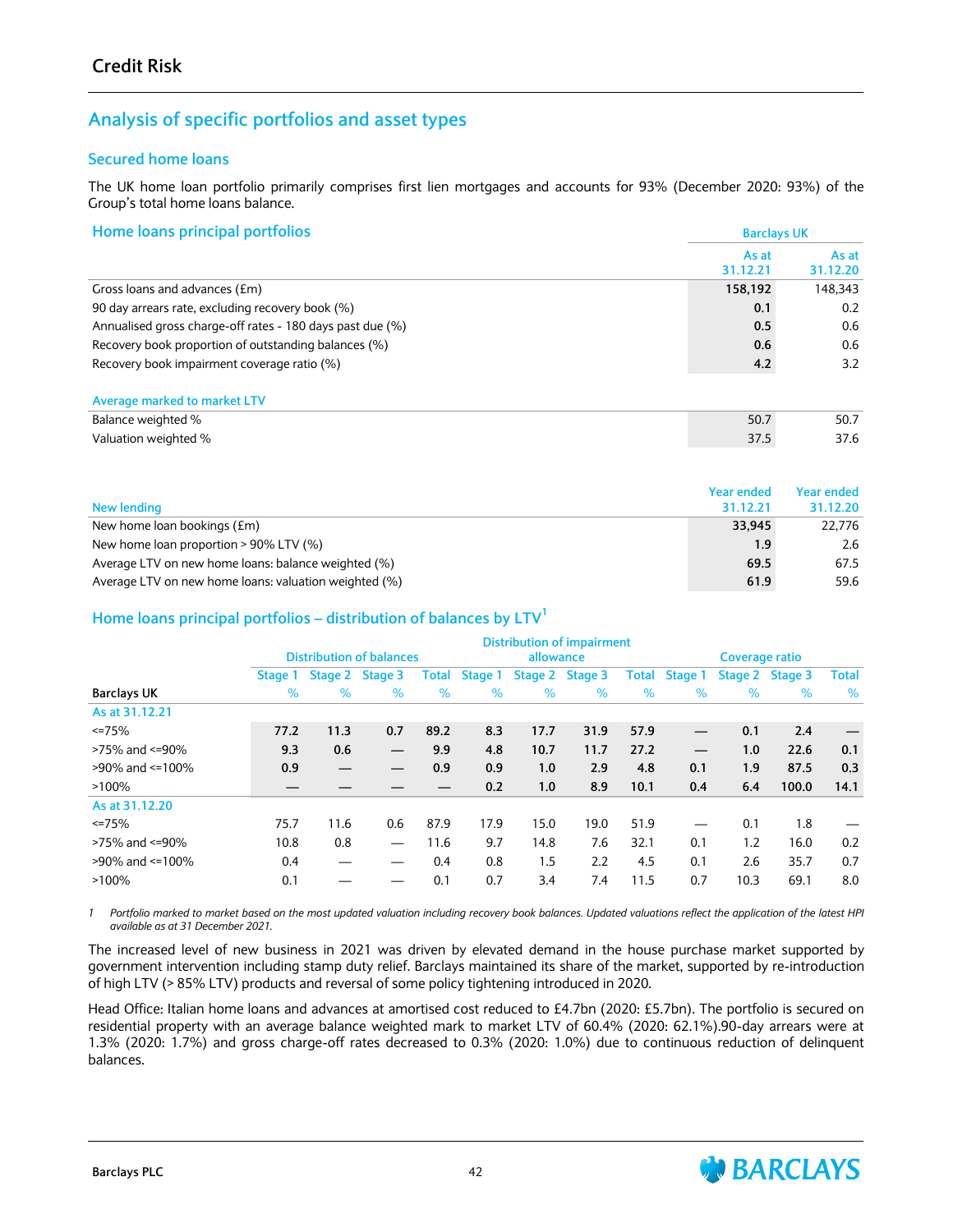## Credit Risk

## Analysis of specific portfolios and asset types

### Secured home loans

The UK home loan portfolio primarily comprises first lien mortgages and accounts for 93% (December 2020: 93%) of the Group's total home loans balance.

| Home loans principal portfolios | Barclays UK | |
|---|---|---|
| | As at 31.12.21 | As at 31.12.20 |
| Gross loans and advances (£m) | **158,192** | 148,343 |
| 90 day arrears rate, excluding recovery book (%) | **0.1** | 0.2 |
| Annualised gross charge-off rates - 180 days past due (%) | **0.5** | 0.6 |
| Recovery book proportion of outstanding balances (%) | **0.6** | 0.6 |
| Recovery book impairment coverage ratio (%) | **4.2** | 3.2 |
| **Average marked to market LTV** | | |
| Balance weighted % | 50.7 | 50.7 |
| Valuation weighted % | 37.5 | 37.6 |

| New lending | Year ended 31.12.21 | Year ended 31.12.20 |
|---|---|---|
| New home loan bookings (£m) | **33,945** | 22,776 |
| New home loan proportion > 90% LTV (%) | **1.9** | 2.6 |
| Average LTV on new home loans: balance weighted (%) | **69.5** | 67.5 |
| Average LTV on new home loans: valuation weighted (%) | **61.9** | 59.6 |

### Home loans principal portfolios – distribution of balances by LTV[1]

| | Distribution of balances | | | | Distribution of impairment allowance | | | | Coverage ratio | | | |
|---|---|---|---|---|---|---|---|---|---|---|---|---|
| | Stage 1 | Stage 2 | Stage 3 | Total | Stage 1 | Stage 2 | Stage 3 | Total | Stage 1 | Stage 2 | Stage 3 | Total |
| **Barclays UK** | % | % | % | % | % | % | % | % | % | % | % | % |
| **As at 31.12.21** | | | | | | | | | | | | |
| <=75% | **77.2** | **11.3** | **0.7** | **89.2** | **8.3** | **17.7** | **31.9** | **57.9** | **—** | **0.1** | **2.4** | **—** |
| >75% and <=90% | **9.3** | **0.6** | **—** | **9.9** | **4.8** | **10.7** | **11.7** | **27.2** | **—** | **1.0** | **22.6** | **0.1** |
| >90% and <=100% | **0.9** | **—** | **—** | **0.9** | **0.9** | **1.0** | **2.9** | **4.8** | **0.1** | **1.9** | **87.5** | **0.3** |
| >100% | **—** | **—** | **—** | **—** | **0.2** | **1.0** | **8.9** | **10.1** | **0.4** | **6.4** | **100.0** | **14.1** |
| **As at 31.12.20** | | | | | | | | | | | | |
| <=75% | 75.7 | 11.6 | 0.6 | 87.9 | 17.9 | 15.0 | 19.0 | 51.9 | — | 0.1 | 1.8 | — |
| >75% and <=90% | 10.8 | 0.8 | — | 11.6 | 9.7 | 14.8 | 7.6 | 32.1 | 0.1 | 1.2 | 16.0 | 0.2 |
| >90% and <=100% | 0.4 | — | — | 0.4 | 0.8 | 1.5 | 2.2 | 4.5 | 0.1 | 2.6 | 35.7 | 0.7 |
| >100% | 0.1 | — | — | 0.1 | 0.7 | 3.4 | 7.4 | 11.5 | 0.7 | 10.3 | 69.1 | 8.0 |

*1 Portfolio marked to market based on the most updated valuation including recovery book balances. Updated valuations reflect the application of the latest HPI available as at 31 December 2021.*

The increased level of new business in 2021 was driven by elevated demand in the house purchase market supported by government intervention including stamp duty relief. Barclays maintained its share of the market, supported by re-introduction of high LTV (> 85% LTV) products and reversal of some policy tightening introduced in 2020.

Head Office: Italian home loans and advances at amortised cost reduced to £4.7bn (2020: £5.7bn). The portfolio is secured on residential property with an average balance weighted mark to market LTV of 60.4% (2020: 62.1%).90-day arrears were at 1.3% (2020: 1.7%) and gross charge-off rates decreased to 0.3% (2020: 1.0%) due to continuous reduction of delinquent balances.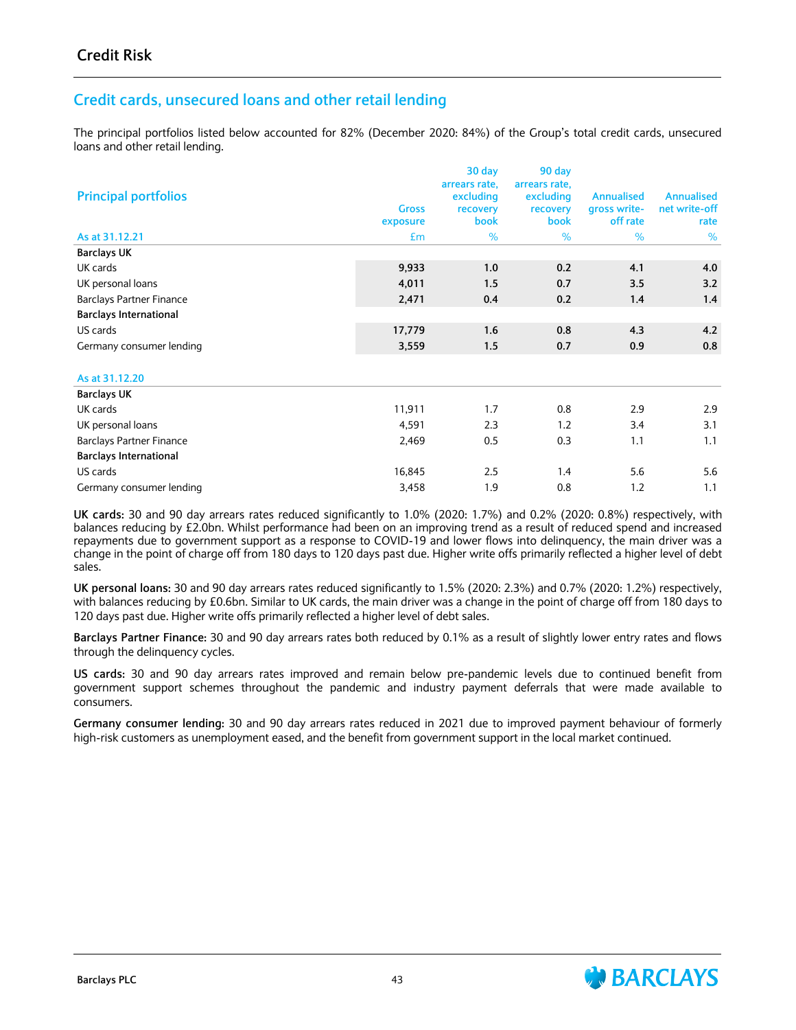# Credit Risk

## Credit cards, unsecured loans and other retail lending

The principal portfolios listed below accounted for 82% (December 2020: 84%) of the Group's total credit cards, unsecured loans and other retail lending.

| Principal portfolios | Gross exposure | 30 day arrears rate, excluding recovery book | 90 day arrears rate, excluding recovery book | Annualised gross write-off rate | Annualised net write-off rate |
|---|---|---|---|---|---|
| **As at 31.12.21** | £m | % | % | % | % |
| **Barclays UK** | | | | | |
| UK cards | **9,933** | **1.0** | **0.2** | **4.1** | **4.0** |
| UK personal loans | **4,011** | **1.5** | **0.7** | **3.5** | **3.2** |
| Barclays Partner Finance | **2,471** | **0.4** | **0.2** | **1.4** | **1.4** |
| **Barclays International** | | | | | |
| US cards | **17,779** | **1.6** | **0.8** | **4.3** | **4.2** |
| Germany consumer lending | **3,559** | **1.5** | **0.7** | **0.9** | **0.8** |
| **As at 31.12.20** | | | | | |
| **Barclays UK** | | | | | |
| UK cards | 11,911 | 1.7 | 0.8 | 2.9 | 2.9 |
| UK personal loans | 4,591 | 2.3 | 1.2 | 3.4 | 3.1 |
| Barclays Partner Finance | 2,469 | 0.5 | 0.3 | 1.1 | 1.1 |
| **Barclays International** | | | | | |
| US cards | 16,845 | 2.5 | 1.4 | 5.6 | 5.6 |
| Germany consumer lending | 3,458 | 1.9 | 0.8 | 1.2 | 1.1 |

**UK cards:** 30 and 90 day arrears rates reduced significantly to 1.0% (2020: 1.7%) and 0.2% (2020: 0.8%) respectively, with balances reducing by £2.0bn. Whilst performance had been on an improving trend as a result of reduced spend and increased repayments due to government support as a response to COVID-19 and lower flows into delinquency, the main driver was a change in the point of charge off from 180 days to 120 days past due. Higher write offs primarily reflected a higher level of debt sales.

**UK personal loans:** 30 and 90 day arrears rates reduced significantly to 1.5% (2020: 2.3%) and 0.7% (2020: 1.2%) respectively, with balances reducing by £0.6bn. Similar to UK cards, the main driver was a change in the point of charge off from 180 days to 120 days past due. Higher write offs primarily reflected a higher level of debt sales.

**Barclays Partner Finance:** 30 and 90 day arrears rates both reduced by 0.1% as a result of slightly lower entry rates and flows through the delinquency cycles.

**US cards:** 30 and 90 day arrears rates improved and remain below pre-pandemic levels due to continued benefit from government support schemes throughout the pandemic and industry payment deferrals that were made available to consumers.

**Germany consumer lending:** 30 and 90 day arrears rates reduced in 2021 due to improved payment behaviour of formerly high-risk customers as unemployment eased, and the benefit from government support in the local market continued.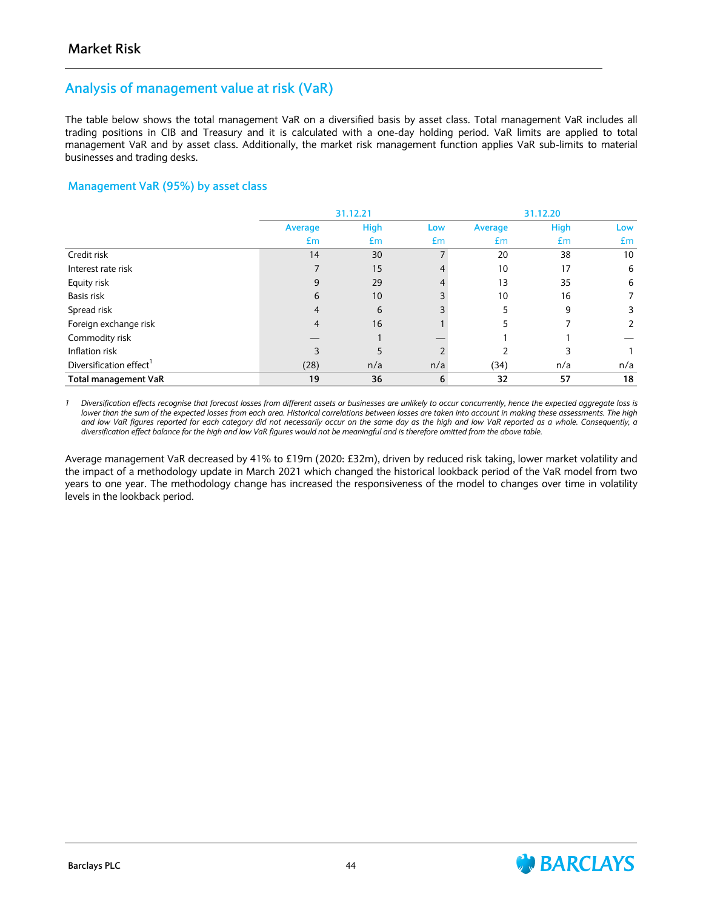# Market Risk

## Analysis of management value at risk (VaR)

The table below shows the total management VaR on a diversified basis by asset class. Total management VaR includes all trading positions in CIB and Treasury and it is calculated with a one-day holding period. VaR limits are applied to total management VaR and by asset class. Additionally, the market risk management function applies VaR sub-limits to material businesses and trading desks.

### Management VaR (95%) by asset class

| | 31.12.21 | | | 31.12.20 | | |
|---|---|---|---|---|---|---|
| | Average | High | Low | Average | High | Low |
| | £m | £m | £m | £m | £m | £m |
| Credit risk | 14 | 30 | 7 | 20 | 38 | 10 |
| Interest rate risk | 7 | 15 | 4 | 10 | 17 | 6 |
| Equity risk | 9 | 29 | 4 | 13 | 35 | 6 |
| Basis risk | 6 | 10 | 3 | 10 | 16 | 7 |
| Spread risk | 4 | 6 | 3 | 5 | 9 | 3 |
| Foreign exchange risk | 4 | 16 | 1 | 5 | 7 | 2 |
| Commodity risk | — | 1 | — | 1 | 1 | — |
| Inflation risk | 3 | 5 | 2 | 2 | 3 | 1 |
| Diversification effect[1] | (28) | n/a | n/a | (34) | n/a | n/a |
| **Total management VaR** | **19** | **36** | **6** | **32** | **57** | **18** |

1 *Diversification effects recognise that forecast losses from different assets or businesses are unlikely to occur concurrently, hence the expected aggregate loss is lower than the sum of the expected losses from each area. Historical correlations between losses are taken into account in making these assessments. The high and low VaR figures reported for each category did not necessarily occur on the same day as the high and low VaR reported as a whole. Consequently, a diversification effect balance for the high and low VaR figures would not be meaningful and is therefore omitted from the above table.*

Average management VaR decreased by 41% to £19m (2020: £32m), driven by reduced risk taking, lower market volatility and the impact of a methodology update in March 2021 which changed the historical lookback period of the VaR model from two years to one year. The methodology change has increased the responsiveness of the model to changes over time in volatility levels in the lookback period.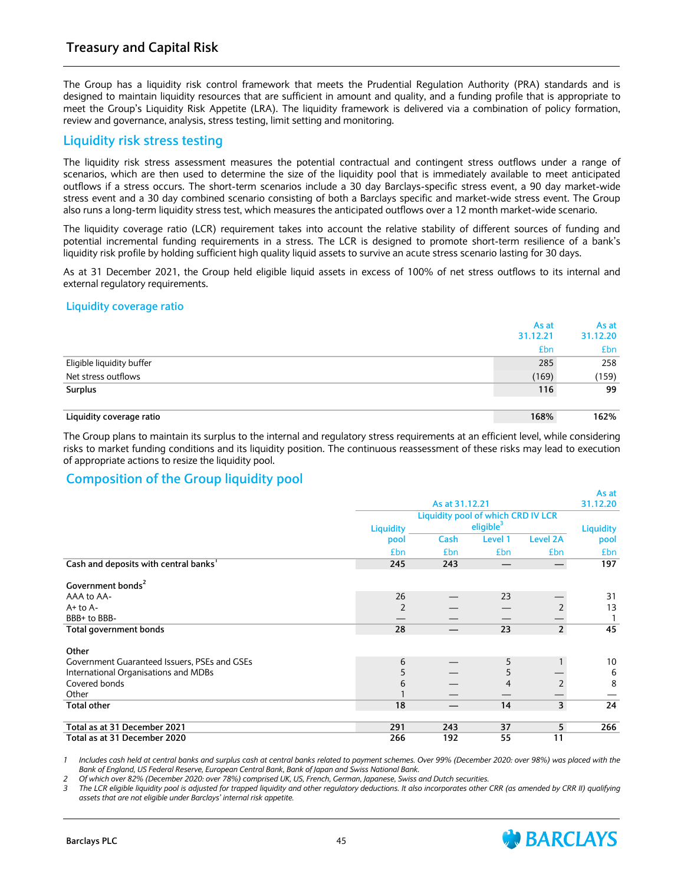# Treasury and Capital Risk

The Group has a liquidity risk control framework that meets the Prudential Regulation Authority (PRA) standards and is designed to maintain liquidity resources that are sufficient in amount and quality, and a funding profile that is appropriate to meet the Group's Liquidity Risk Appetite (LRA). The liquidity framework is delivered via a combination of policy formation, review and governance, analysis, stress testing, limit setting and monitoring.

## Liquidity risk stress testing

The liquidity risk stress assessment measures the potential contractual and contingent stress outflows under a range of scenarios, which are then used to determine the size of the liquidity pool that is immediately available to meet anticipated outflows if a stress occurs. The short-term scenarios include a 30 day Barclays-specific stress event, a 90 day market-wide stress event and a 30 day combined scenario consisting of both a Barclays specific and market-wide stress event. The Group also runs a long-term liquidity stress test, which measures the anticipated outflows over a 12 month market-wide scenario.

The liquidity coverage ratio (LCR) requirement takes into account the relative stability of different sources of funding and potential incremental funding requirements in a stress. The LCR is designed to promote short-term resilience of a bank's liquidity risk profile by holding sufficient high quality liquid assets to survive an acute stress scenario lasting for 30 days.

As at 31 December 2021, the Group held eligible liquid assets in excess of 100% of net stress outflows to its internal and external regulatory requirements.

### Liquidity coverage ratio

| | As at 31.12.21 | As at 31.12.20 |
|---|---|---|
| | £bn | £bn |
| Eligible liquidity buffer | 285 | 258 |
| Net stress outflows | (169) | (159) |
| **Surplus** | **116** | **99** |
| **Liquidity coverage ratio** | **168%** | **162%** |

The Group plans to maintain its surplus to the internal and regulatory stress requirements at an efficient level, while considering risks to market funding conditions and its liquidity position. The continuous reassessment of these risks may lead to execution of appropriate actions to resize the liquidity pool.

## Composition of the Group liquidity pool

| | As at 31.12.21 | | | | As at 31.12.20 |
|---|---|---|---|---|---|
| | | Liquidity pool of which CRD IV LCR eligible[3] | | | |
| | Liquidity pool | Cash | Level 1 | Level 2A | Liquidity pool |
| | £bn | £bn | £bn | £bn | £bn |
| **Cash and deposits with central banks**[1] | **245** | **243** | **—** | **—** | **197** |
| **Government bonds**[2] | | | | | |
| AAA to AA- | 26 | — | 23 | — | 31 |
| A+ to A- | 2 | — | — | 2 | 13 |
| BBB+ to BBB- | — | — | — | — | 1 |
| **Total government bonds** | **28** | **—** | **23** | **2** | **45** |
| **Other** | | | | | |
| Government Guaranteed Issuers, PSEs and GSEs | 6 | — | 5 | 1 | 10 |
| International Organisations and MDBs | 5 | — | 5 | — | 6 |
| Covered bonds | 6 | — | 4 | 2 | 8 |
| Other | 1 | — | — | — | — |
| **Total other** | **18** | **—** | **14** | **3** | **24** |
| **Total as at 31 December 2021** | **291** | **243** | **37** | **5** | **266** |
| **Total as at 31 December 2020** | **266** | **192** | **55** | **11** | |

*1 Includes cash held at central banks and surplus cash at central banks related to payment schemes. Over 99% (December 2020: over 98%) was placed with the Bank of England, US Federal Reserve, European Central Bank, Bank of Japan and Swiss National Bank.*

*2 Of which over 82% (December 2020: over 78%) comprised UK, US, French, German, Japanese, Swiss and Dutch securities.*

*3 The LCR eligible liquidity pool is adjusted for trapped liquidity and other regulatory deductions. It also incorporates other CRR (as amended by CRR II) qualifying assets that are not eligible under Barclays' internal risk appetite.*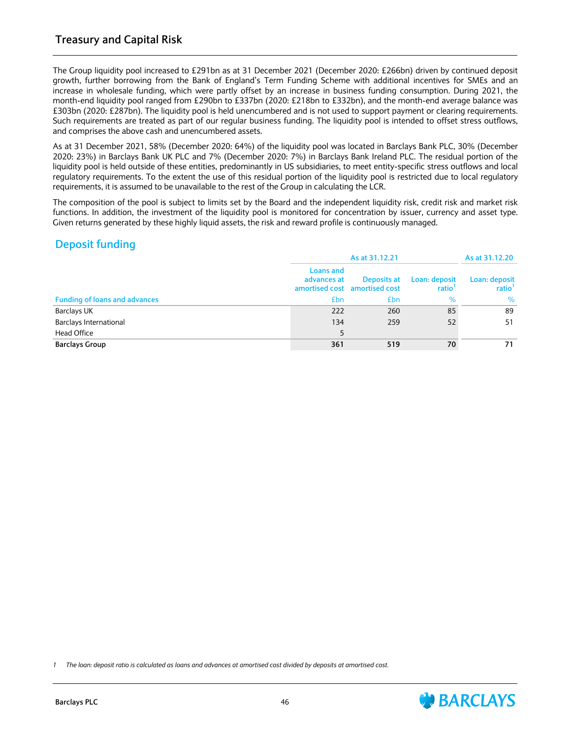## Treasury and Capital Risk

The Group liquidity pool increased to £291bn as at 31 December 2021 (December 2020: £266bn) driven by continued deposit growth, further borrowing from the Bank of England's Term Funding Scheme with additional incentives for SMEs and an increase in wholesale funding, which were partly offset by an increase in business funding consumption. During 2021, the month-end liquidity pool ranged from £290bn to £337bn (2020: £218bn to £332bn), and the month-end average balance was £303bn (2020: £287bn). The liquidity pool is held unencumbered and is not used to support payment or clearing requirements. Such requirements are treated as part of our regular business funding. The liquidity pool is intended to offset stress outflows, and comprises the above cash and unencumbered assets.

As at 31 December 2021, 58% (December 2020: 64%) of the liquidity pool was located in Barclays Bank PLC, 30% (December 2020: 23%) in Barclays Bank UK PLC and 7% (December 2020: 7%) in Barclays Bank Ireland PLC. The residual portion of the liquidity pool is held outside of these entities, predominantly in US subsidiaries, to meet entity-specific stress outflows and local regulatory requirements. To the extent the use of this residual portion of the liquidity pool is restricted due to local regulatory requirements, it is assumed to be unavailable to the rest of the Group in calculating the LCR.

The composition of the pool is subject to limits set by the Board and the independent liquidity risk, credit risk and market risk functions. In addition, the investment of the liquidity pool is monitored for concentration by issuer, currency and asset type. Given returns generated by these highly liquid assets, the risk and reward profile is continuously managed.

## Deposit funding

| | As at 31.12.21 | | | As at 31.12.20 |
|---|---|---|---|---|
| | Loans and advances at amortised cost | Deposits at amortised cost | Loan: deposit ratio[1] | Loan: deposit ratio[1] |
| **Funding of loans and advances** | £bn | £bn | % | % |
| Barclays UK | 222 | 260 | 85 | 89 |
| Barclays International | 134 | 259 | 52 | 51 |
| Head Office | 5 | | | |
| **Barclays Group** | **361** | **519** | **70** | **71** |

*1 The loan: deposit ratio is calculated as loans and advances at amortised cost divided by deposits at amortised cost.*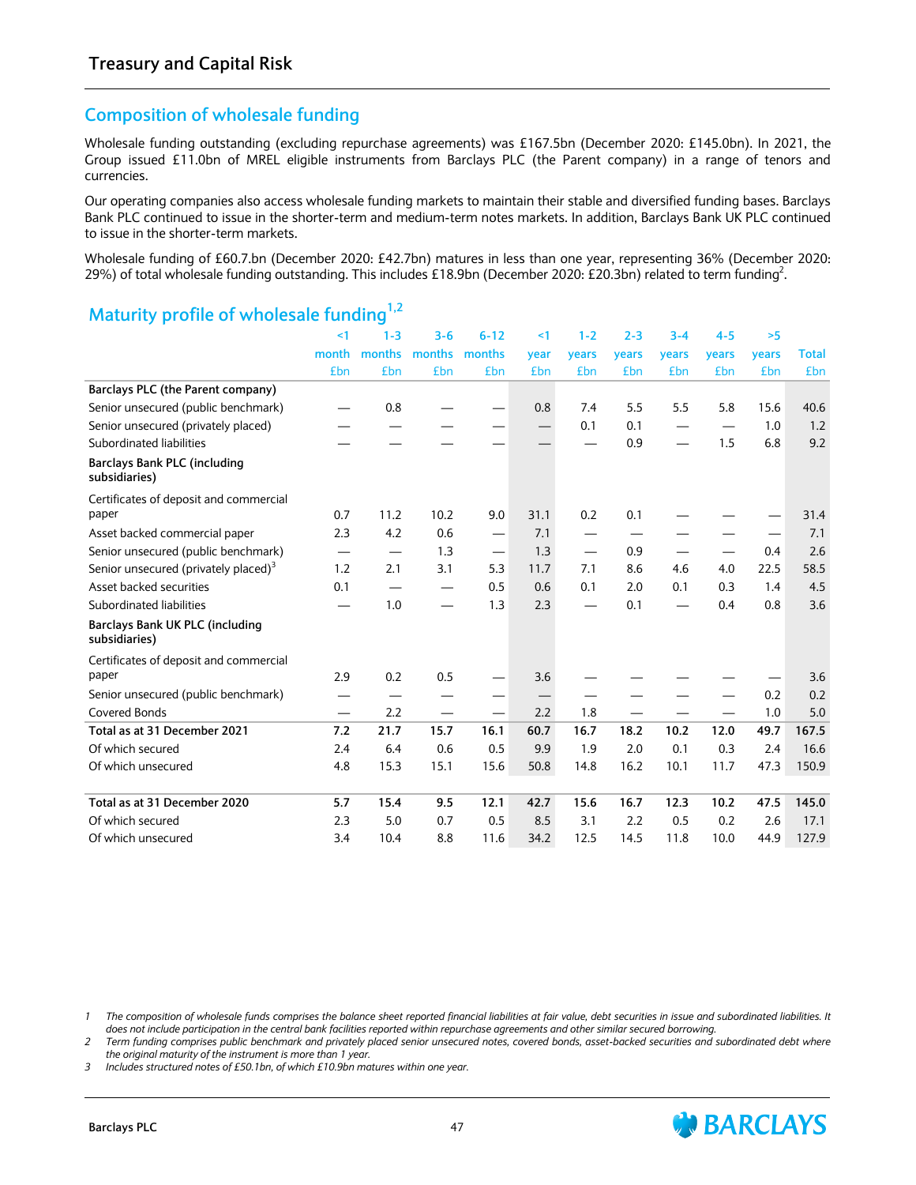## Treasury and Capital Risk

### Composition of wholesale funding

Wholesale funding outstanding (excluding repurchase agreements) was £167.5bn (December 2020: £145.0bn). In 2021, the Group issued £11.0bn of MREL eligible instruments from Barclays PLC (the Parent company) in a range of tenors and currencies.

Our operating companies also access wholesale funding markets to maintain their stable and diversified funding bases. Barclays Bank PLC continued to issue in the shorter-term and medium-term notes markets. In addition, Barclays Bank UK PLC continued to issue in the shorter-term markets.

Wholesale funding of £60.7.bn (December 2020: £42.7bn) matures in less than one year, representing 36% (December 2020: 29%) of total wholesale funding outstanding. This includes £18.9bn (December 2020: £20.3bn) related to term funding[2].

### Maturity profile of wholesale funding[1,2]

| | <1 month £bn | 1-3 months £bn | 3-6 months £bn | 6-12 months £bn | <1 year £bn | 1-2 years £bn | 2-3 years £bn | 3-4 years £bn | 4-5 years £bn | >5 years £bn | Total £bn |
|---|---|---|---|---|---|---|---|---|---|---|---|
| **Barclays PLC (the Parent company)** | | | | | | | | | | | |
| Senior unsecured (public benchmark) | — | 0.8 | — | — | 0.8 | 7.4 | 5.5 | 5.5 | 5.8 | 15.6 | 40.6 |
| Senior unsecured (privately placed) | — | — | — | — | — | 0.1 | 0.1 | — | — | 1.0 | 1.2 |
| Subordinated liabilities | — | — | — | — | — | — | 0.9 | — | 1.5 | 6.8 | 9.2 |
| **Barclays Bank PLC (including subsidiaries)** | | | | | | | | | | | |
| Certificates of deposit and commercial paper | 0.7 | 11.2 | 10.2 | 9.0 | 31.1 | 0.2 | 0.1 | — | — | — | 31.4 |
| Asset backed commercial paper | 2.3 | 4.2 | 0.6 | — | 7.1 | — | — | — | — | — | 7.1 |
| Senior unsecured (public benchmark) | — | — | 1.3 | — | 1.3 | — | 0.9 | — | — | 0.4 | 2.6 |
| Senior unsecured (privately placed)[3] | 1.2 | 2.1 | 3.1 | 5.3 | 11.7 | 7.1 | 8.6 | 4.6 | 4.0 | 22.5 | 58.5 |
| Asset backed securities | 0.1 | — | — | 0.5 | 0.6 | 0.1 | 2.0 | 0.1 | 0.3 | 1.4 | 4.5 |
| Subordinated liabilities | — | 1.0 | — | 1.3 | 2.3 | — | 0.1 | — | 0.4 | 0.8 | 3.6 |
| **Barclays Bank UK PLC (including subsidiaries)** | | | | | | | | | | | |
| Certificates of deposit and commercial paper | 2.9 | 0.2 | 0.5 | — | 3.6 | — | — | — | — | — | 3.6 |
| Senior unsecured (public benchmark) | — | — | — | — | — | — | — | — | — | 0.2 | 0.2 |
| Covered Bonds | — | 2.2 | — | — | 2.2 | 1.8 | — | — | — | 1.0 | 5.0 |
| **Total as at 31 December 2021** | **7.2** | **21.7** | **15.7** | **16.1** | **60.7** | **16.7** | **18.2** | **10.2** | **12.0** | **49.7** | **167.5** |
| Of which secured | 2.4 | 6.4 | 0.6 | 0.5 | 9.9 | 1.9 | 2.0 | 0.1 | 0.3 | 2.4 | 16.6 |
| Of which unsecured | 4.8 | 15.3 | 15.1 | 15.6 | 50.8 | 14.8 | 16.2 | 10.1 | 11.7 | 47.3 | 150.9 |
| | | | | | | | | | | | |
| **Total as at 31 December 2020** | **5.7** | **15.4** | **9.5** | **12.1** | **42.7** | **15.6** | **16.7** | **12.3** | **10.2** | **47.5** | **145.0** |
| Of which secured | 2.3 | 5.0 | 0.7 | 0.5 | 8.5 | 3.1 | 2.2 | 0.5 | 0.2 | 2.6 | 17.1 |
| Of which unsecured | 3.4 | 10.4 | 8.8 | 11.6 | 34.2 | 12.5 | 14.5 | 11.8 | 10.0 | 44.9 | 127.9 |

*1 The composition of wholesale funds comprises the balance sheet reported financial liabilities at fair value, debt securities in issue and subordinated liabilities. It does not include participation in the central bank facilities reported within repurchase agreements and other similar secured borrowing.*

*2 Term funding comprises public benchmark and privately placed senior unsecured notes, covered bonds, asset-backed securities and subordinated debt where the original maturity of the instrument is more than 1 year.*

*3 Includes structured notes of £50.1bn, of which £10.9bn matures within one year.*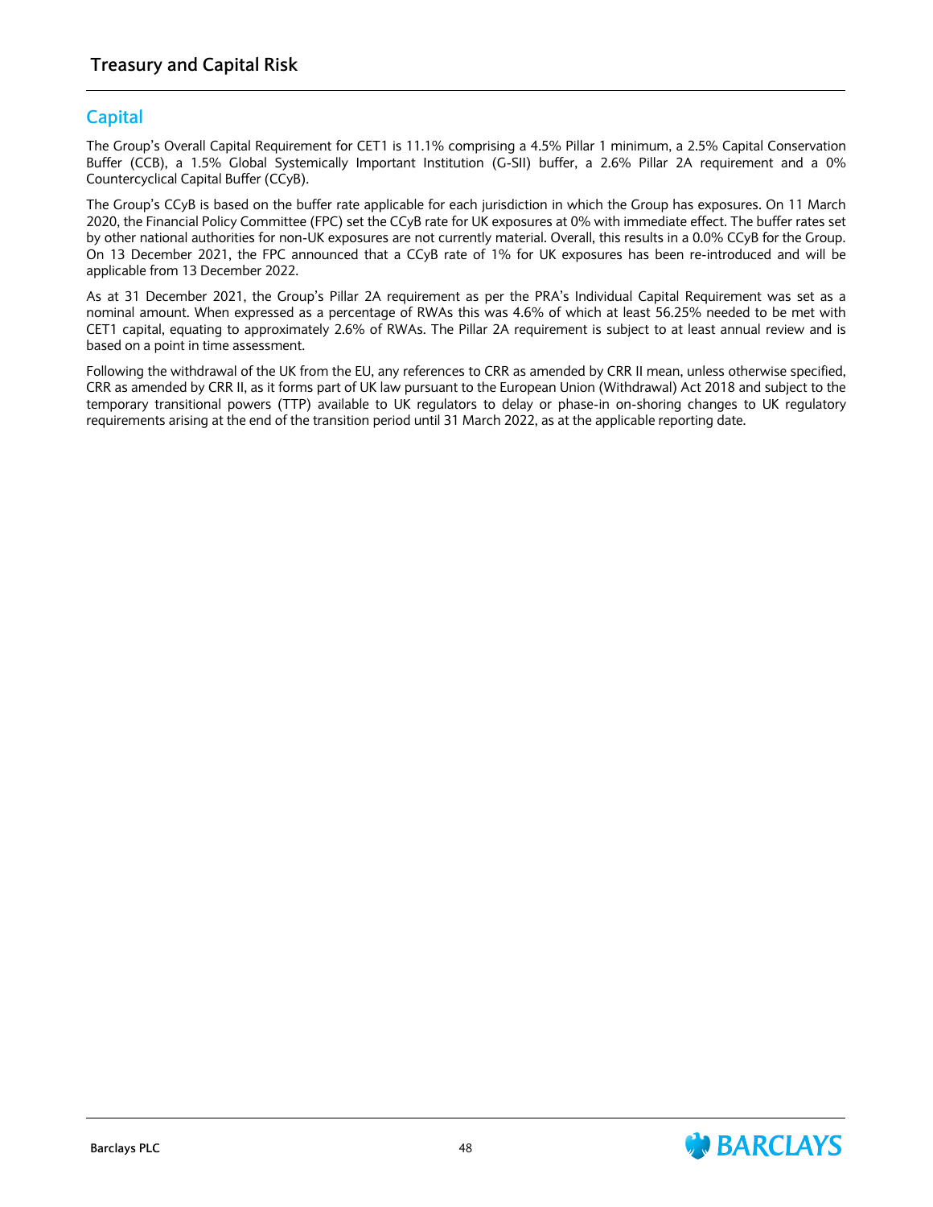# Treasury and Capital Risk

## Capital

The Group's Overall Capital Requirement for CET1 is 11.1% comprising a 4.5% Pillar 1 minimum, a 2.5% Capital Conservation Buffer (CCB), a 1.5% Global Systemically Important Institution (G-SII) buffer, a 2.6% Pillar 2A requirement and a 0% Countercyclical Capital Buffer (CCyB).

The Group's CCyB is based on the buffer rate applicable for each jurisdiction in which the Group has exposures. On 11 March 2020, the Financial Policy Committee (FPC) set the CCyB rate for UK exposures at 0% with immediate effect. The buffer rates set by other national authorities for non-UK exposures are not currently material. Overall, this results in a 0.0% CCyB for the Group. On 13 December 2021, the FPC announced that a CCyB rate of 1% for UK exposures has been re-introduced and will be applicable from 13 December 2022.

As at 31 December 2021, the Group's Pillar 2A requirement as per the PRA's Individual Capital Requirement was set as a nominal amount. When expressed as a percentage of RWAs this was 4.6% of which at least 56.25% needed to be met with CET1 capital, equating to approximately 2.6% of RWAs. The Pillar 2A requirement is subject to at least annual review and is based on a point in time assessment.

Following the withdrawal of the UK from the EU, any references to CRR as amended by CRR II mean, unless otherwise specified, CRR as amended by CRR II, as it forms part of UK law pursuant to the European Union (Withdrawal) Act 2018 and subject to the temporary transitional powers (TTP) available to UK regulators to delay or phase-in on-shoring changes to UK regulatory requirements arising at the end of the transition period until 31 March 2022, as at the applicable reporting date.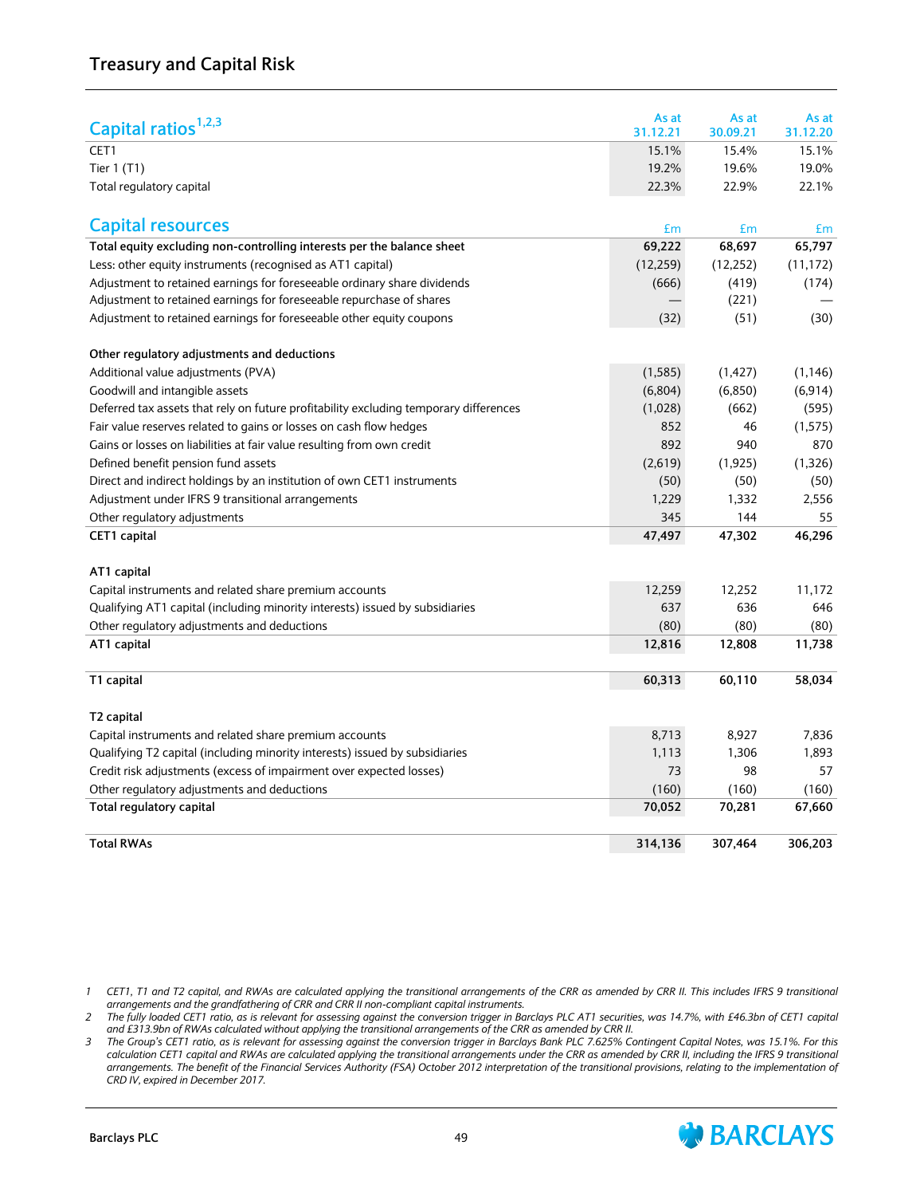## Treasury and Capital Risk

| Capital ratios[1,2,3] | As at 31.12.21 | As at 30.09.21 | As at 31.12.20 |
|---|---|---|---|
| CET1 | 15.1% | 15.4% | 15.1% |
| Tier 1 (T1) | 19.2% | 19.6% | 19.0% |
| Total regulatory capital | 22.3% | 22.9% | 22.1% |

| Capital resources | £m | £m | £m |
|---|---|---|---|
| **Total equity excluding non-controlling interests per the balance sheet** | **69,222** | **68,697** | **65,797** |
| Less: other equity instruments (recognised as AT1 capital) | (12,259) | (12,252) | (11,172) |
| Adjustment to retained earnings for foreseeable ordinary share dividends | (666) | (419) | (174) |
| Adjustment to retained earnings for foreseeable repurchase of shares | — | (221) | — |
| Adjustment to retained earnings for foreseeable other equity coupons | (32) | (51) | (30) |
| | | | |
| **Other regulatory adjustments and deductions** | | | |
| Additional value adjustments (PVA) | (1,585) | (1,427) | (1,146) |
| Goodwill and intangible assets | (6,804) | (6,850) | (6,914) |
| Deferred tax assets that rely on future profitability excluding temporary differences | (1,028) | (662) | (595) |
| Fair value reserves related to gains or losses on cash flow hedges | 852 | 46 | (1,575) |
| Gains or losses on liabilities at fair value resulting from own credit | 892 | 940 | 870 |
| Defined benefit pension fund assets | (2,619) | (1,925) | (1,326) |
| Direct and indirect holdings by an institution of own CET1 instruments | (50) | (50) | (50) |
| Adjustment under IFRS 9 transitional arrangements | 1,229 | 1,332 | 2,556 |
| Other regulatory adjustments | 345 | 144 | 55 |
| **CET1 capital** | **47,497** | **47,302** | **46,296** |
| | | | |
| **AT1 capital** | | | |
| Capital instruments and related share premium accounts | 12,259 | 12,252 | 11,172 |
| Qualifying AT1 capital (including minority interests) issued by subsidiaries | 637 | 636 | 646 |
| Other regulatory adjustments and deductions | (80) | (80) | (80) |
| **AT1 capital** | **12,816** | **12,808** | **11,738** |
| | | | |
| **T1 capital** | **60,313** | **60,110** | **58,034** |
| | | | |
| **T2 capital** | | | |
| Capital instruments and related share premium accounts | 8,713 | 8,927 | 7,836 |
| Qualifying T2 capital (including minority interests) issued by subsidiaries | 1,113 | 1,306 | 1,893 |
| Credit risk adjustments (excess of impairment over expected losses) | 73 | 98 | 57 |
| Other regulatory adjustments and deductions | (160) | (160) | (160) |
| **Total regulatory capital** | **70,052** | **70,281** | **67,660** |
| | | | |
| **Total RWAs** | **314,136** | **307,464** | **306,203** |

1 *CET1, T1 and T2 capital, and RWAs are calculated applying the transitional arrangements of the CRR as amended by CRR II. This includes IFRS 9 transitional arrangements and the grandfathering of CRR and CRR II non-compliant capital instruments.*

2 *The fully loaded CET1 ratio, as is relevant for assessing against the conversion trigger in Barclays PLC AT1 securities, was 14.7%, with £46.3bn of CET1 capital and £313.9bn of RWAs calculated without applying the transitional arrangements of the CRR as amended by CRR II.*

3 *The Group's CET1 ratio, as is relevant for assessing against the conversion trigger in Barclays Bank PLC 7.625% Contingent Capital Notes, was 15.1%. For this calculation CET1 capital and RWAs are calculated applying the transitional arrangements under the CRR as amended by CRR II, including the IFRS 9 transitional arrangements. The benefit of the Financial Services Authority (FSA) October 2012 interpretation of the transitional provisions, relating to the implementation of CRD IV, expired in December 2017.*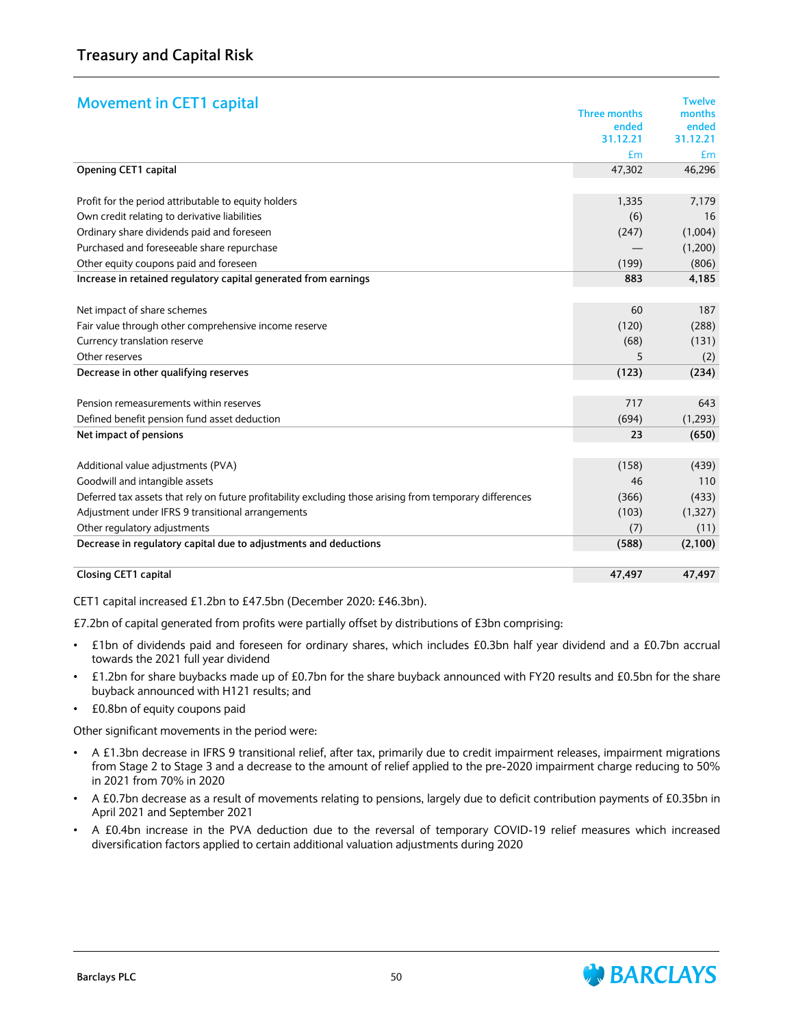## Treasury and Capital Risk

### Movement in CET1 capital

| | Three months ended 31.12.21 | Twelve months ended 31.12.21 |
|---|---|---|
| | £m | £m |
| **Opening CET1 capital** | 47,302 | 46,296 |
| | | |
| Profit for the period attributable to equity holders | 1,335 | 7,179 |
| Own credit relating to derivative liabilities | (6) | 16 |
| Ordinary share dividends paid and foreseen | (247) | (1,004) |
| Purchased and foreseeable share repurchase | — | (1,200) |
| Other equity coupons paid and foreseen | (199) | (806) |
| **Increase in retained regulatory capital generated from earnings** | **883** | **4,185** |
| | | |
| Net impact of share schemes | 60 | 187 |
| Fair value through other comprehensive income reserve | (120) | (288) |
| Currency translation reserve | (68) | (131) |
| Other reserves | 5 | (2) |
| **Decrease in other qualifying reserves** | **(123)** | **(234)** |
| | | |
| Pension remeasurements within reserves | 717 | 643 |
| Defined benefit pension fund asset deduction | (694) | (1,293) |
| **Net impact of pensions** | **23** | **(650)** |
| | | |
| Additional value adjustments (PVA) | (158) | (439) |
| Goodwill and intangible assets | 46 | 110 |
| Deferred tax assets that rely on future profitability excluding those arising from temporary differences | (366) | (433) |
| Adjustment under IFRS 9 transitional arrangements | (103) | (1,327) |
| Other regulatory adjustments | (7) | (11) |
| **Decrease in regulatory capital due to adjustments and deductions** | **(588)** | **(2,100)** |
| | | |
| **Closing CET1 capital** | **47,497** | **47,497** |

CET1 capital increased £1.2bn to £47.5bn (December 2020: £46.3bn).

£7.2bn of capital generated from profits were partially offset by distributions of £3bn comprising:

- £1bn of dividends paid and foreseen for ordinary shares, which includes £0.3bn half year dividend and a £0.7bn accrual towards the 2021 full year dividend
- £1.2bn for share buybacks made up of £0.7bn for the share buyback announced with FY20 results and £0.5bn for the share buyback announced with H121 results; and
- £0.8bn of equity coupons paid

Other significant movements in the period were:

- A £1.3bn decrease in IFRS 9 transitional relief, after tax, primarily due to credit impairment releases, impairment migrations from Stage 2 to Stage 3 and a decrease to the amount of relief applied to the pre-2020 impairment charge reducing to 50% in 2021 from 70% in 2020
- A £0.7bn decrease as a result of movements relating to pensions, largely due to deficit contribution payments of £0.35bn in April 2021 and September 2021
- A £0.4bn increase in the PVA deduction due to the reversal of temporary COVID-19 relief measures which increased diversification factors applied to certain additional valuation adjustments during 2020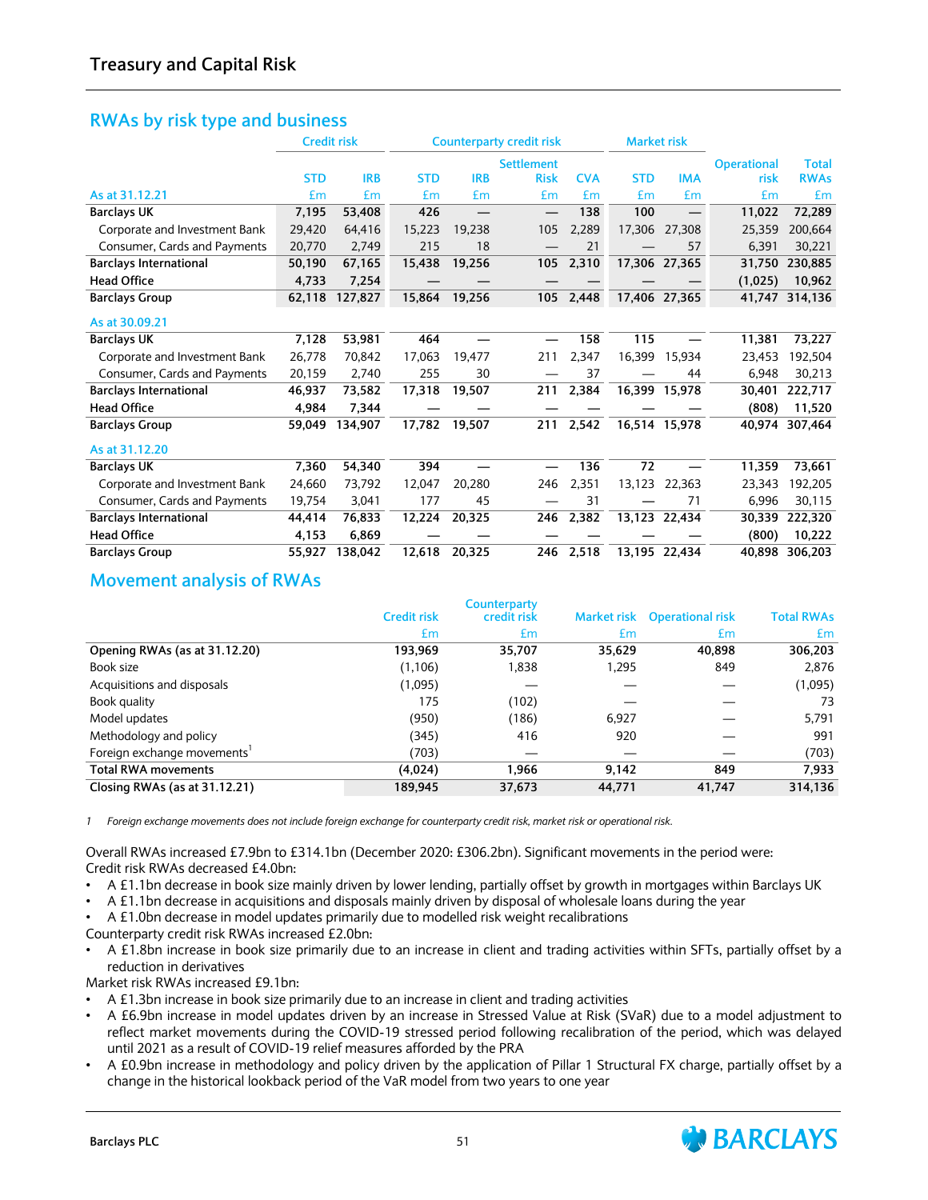# Treasury and Capital Risk

## RWAs by risk type and business

| | Credit risk | | Counterparty credit risk | | | | Market risk | | Operational risk | Total RWAs |
|---|---|---|---|---|---|---|---|---|---|---|
| | STD | IRB | STD | IRB | Settlement Risk | CVA | STD | IMA | | |
| As at 31.12.21 | £m | £m | £m | £m | £m | £m | £m | £m | £m | £m |
| **Barclays UK** | 7,195 | 53,408 | 426 | — | — | 138 | 100 | — | 11,022 | 72,289 |
| Corporate and Investment Bank | 29,420 | 64,416 | 15,223 | 19,238 | 105 | 2,289 | 17,306 | 27,308 | 25,359 | 200,664 |
| Consumer, Cards and Payments | 20,770 | 2,749 | 215 | 18 | — | 21 | — | 57 | 6,391 | 30,221 |
| **Barclays International** | 50,190 | 67,165 | 15,438 | 19,256 | 105 | 2,310 | 17,306 | 27,365 | 31,750 | 230,885 |
| **Head Office** | 4,733 | 7,254 | — | — | — | — | — | — | (1,025) | 10,962 |
| **Barclays Group** | 62,118 | 127,827 | 15,864 | 19,256 | 105 | 2,448 | 17,406 | 27,365 | 41,747 | 314,136 |
| As at 30.09.21 | | | | | | | | | | |
| **Barclays UK** | 7,128 | 53,981 | 464 | — | — | 158 | 115 | — | 11,381 | 73,227 |
| Corporate and Investment Bank | 26,778 | 70,842 | 17,063 | 19,477 | 211 | 2,347 | 16,399 | 15,934 | 23,453 | 192,504 |
| Consumer, Cards and Payments | 20,159 | 2,740 | 255 | 30 | — | 37 | — | 44 | 6,948 | 30,213 |
| **Barclays International** | 46,937 | 73,582 | 17,318 | 19,507 | 211 | 2,384 | 16,399 | 15,978 | 30,401 | 222,717 |
| **Head Office** | 4,984 | 7,344 | — | — | — | — | — | — | (808) | 11,520 |
| **Barclays Group** | 59,049 | 134,907 | 17,782 | 19,507 | 211 | 2,542 | 16,514 | 15,978 | 40,974 | 307,464 |
| As at 31.12.20 | | | | | | | | | | |
| **Barclays UK** | 7,360 | 54,340 | 394 | — | — | 136 | 72 | — | 11,359 | 73,661 |
| Corporate and Investment Bank | 24,660 | 73,792 | 12,047 | 20,280 | 246 | 2,351 | 13,123 | 22,363 | 23,343 | 192,205 |
| Consumer, Cards and Payments | 19,754 | 3,041 | 177 | 45 | — | 31 | — | 71 | 6,996 | 30,115 |
| **Barclays International** | 44,414 | 76,833 | 12,224 | 20,325 | 246 | 2,382 | 13,123 | 22,434 | 30,339 | 222,320 |
| **Head Office** | 4,153 | 6,869 | — | — | — | — | — | — | (800) | 10,222 |
| **Barclays Group** | 55,927 | 138,042 | 12,618 | 20,325 | 246 | 2,518 | 13,195 | 22,434 | 40,898 | 306,203 |

## Movement analysis of RWAs

| | Credit risk | Counterparty credit risk | Market risk | Operational risk | Total RWAs |
|---|---|---|---|---|---|
| | £m | £m | £m | £m | £m |
| **Opening RWAs (as at 31.12.20)** | 193,969 | 35,707 | 35,629 | 40,898 | 306,203 |
| Book size | (1,106) | 1,838 | 1,295 | 849 | 2,876 |
| Acquisitions and disposals | (1,095) | — | — | — | (1,095) |
| Book quality | 175 | (102) | — | — | 73 |
| Model updates | (950) | (186) | 6,927 | — | 5,791 |
| Methodology and policy | (345) | 416 | 920 | — | 991 |
| Foreign exchange movements[1] | (703) | — | — | — | (703) |
| **Total RWA movements** | (4,024) | 1,966 | 9,142 | 849 | 7,933 |
| **Closing RWAs (as at 31.12.21)** | 189,945 | 37,673 | 44,771 | 41,747 | 314,136 |

*1 Foreign exchange movements does not include foreign exchange for counterparty credit risk, market risk or operational risk.*

Overall RWAs increased £7.9bn to £314.1bn (December 2020: £306.2bn). Significant movements in the period were:

Credit risk RWAs decreased £4.0bn:

- A £1.1bn decrease in book size mainly driven by lower lending, partially offset by growth in mortgages within Barclays UK
- A £1.1bn decrease in acquisitions and disposals mainly driven by disposal of wholesale loans during the year
- A £1.0bn decrease in model updates primarily due to modelled risk weight recalibrations

Counterparty credit risk RWAs increased £2.0bn:

- A £1.8bn increase in book size primarily due to an increase in client and trading activities within SFTs, partially offset by a reduction in derivatives

Market risk RWAs increased £9.1bn:

- A £1.3bn increase in book size primarily due to an increase in client and trading activities
- A £6.9bn increase in model updates driven by an increase in Stressed Value at Risk (SVaR) due to a model adjustment to reflect market movements during the COVID-19 stressed period following recalibration of the period, which was delayed until 2021 as a result of COVID-19 relief measures afforded by the PRA
- A £0.9bn increase in methodology and policy driven by the application of Pillar 1 Structural FX charge, partially offset by a change in the historical lookback period of the VaR model from two years to one year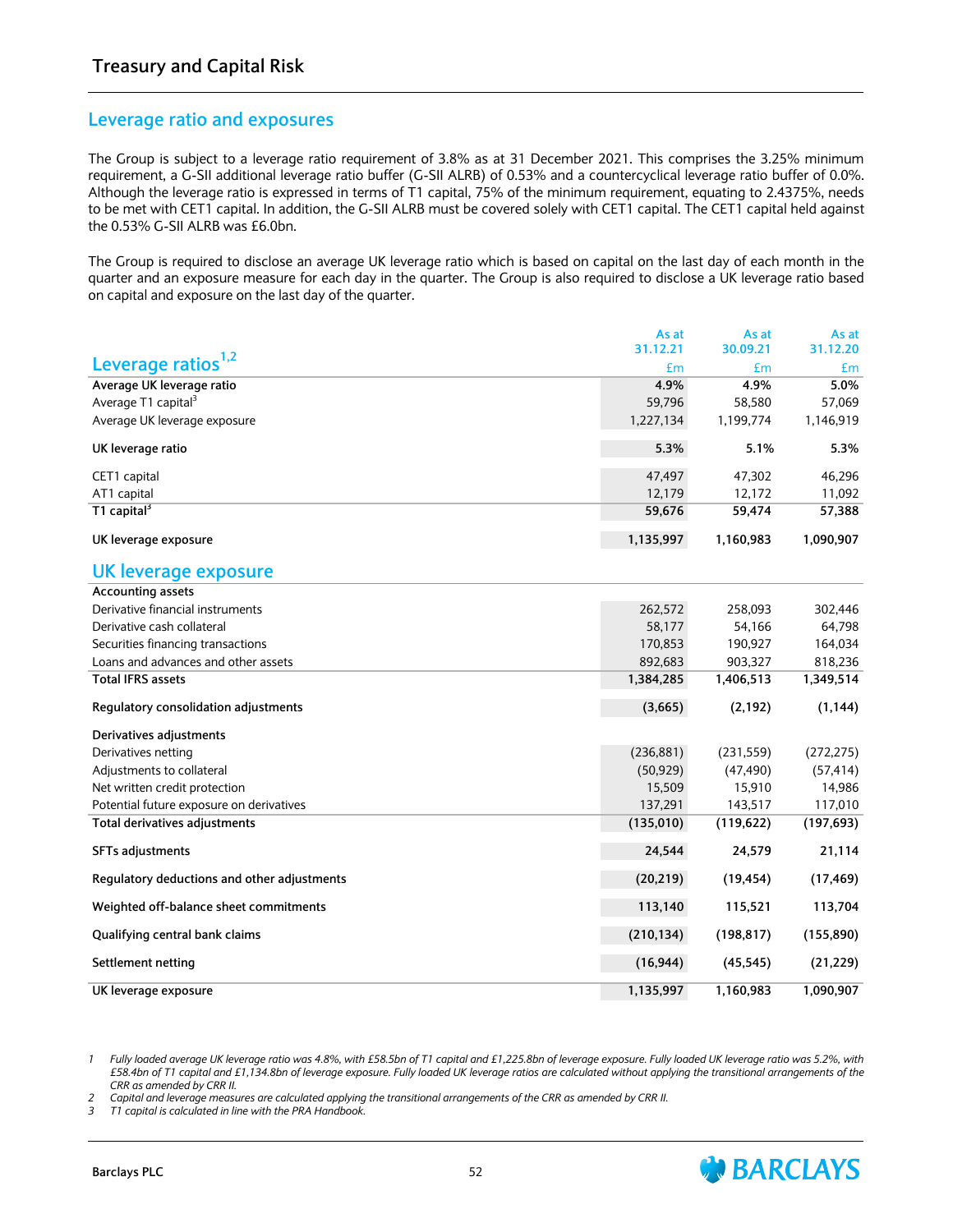## Treasury and Capital Risk

### Leverage ratio and exposures

The Group is subject to a leverage ratio requirement of 3.8% as at 31 December 2021. This comprises the 3.25% minimum requirement, a G-SII additional leverage ratio buffer (G-SII ALRB) of 0.53% and a countercyclical leverage ratio buffer of 0.0%. Although the leverage ratio is expressed in terms of T1 capital, 75% of the minimum requirement, equating to 2.4375%, needs to be met with CET1 capital. In addition, the G-SII ALRB must be covered solely with CET1 capital. The CET1 capital held against the 0.53% G-SII ALRB was £6.0bn.

The Group is required to disclose an average UK leverage ratio which is based on capital on the last day of each month in the quarter and an exposure measure for each day in the quarter. The Group is also required to disclose a UK leverage ratio based on capital and exposure on the last day of the quarter.

| Leverage ratios[1,2] | As at 31.12.21 £m | As at 30.09.21 £m | As at 31.12.20 £m |
|---|---|---|---|
| **Average UK leverage ratio** | **4.9%** | **4.9%** | **5.0%** |
| Average T1 capital[3] | 59,796 | 58,580 | 57,069 |
| Average UK leverage exposure | 1,227,134 | 1,199,774 | 1,146,919 |
| | | | |
| **UK leverage ratio** | **5.3%** | **5.1%** | **5.3%** |
| | | | |
| CET1 capital | 47,497 | 47,302 | 46,296 |
| AT1 capital | 12,179 | 12,172 | 11,092 |
| **T1 capital[3]** | **59,676** | **59,474** | **57,388** |
| | | | |
| **UK leverage exposure** | **1,135,997** | **1,160,983** | **1,090,907** |
| | | | |
| **UK leverage exposure** | | | |
| **Accounting assets** | | | |
| Derivative financial instruments | 262,572 | 258,093 | 302,446 |
| Derivative cash collateral | 58,177 | 54,166 | 64,798 |
| Securities financing transactions | 170,853 | 190,927 | 164,034 |
| Loans and advances and other assets | 892,683 | 903,327 | 818,236 |
| **Total IFRS assets** | **1,384,285** | **1,406,513** | **1,349,514** |
| | | | |
| **Regulatory consolidation adjustments** | **(3,665)** | **(2,192)** | **(1,144)** |
| | | | |
| **Derivatives adjustments** | | | |
| Derivatives netting | (236,881) | (231,559) | (272,275) |
| Adjustments to collateral | (50,929) | (47,490) | (57,414) |
| Net written credit protection | 15,509 | 15,910 | 14,986 |
| Potential future exposure on derivatives | 137,291 | 143,517 | 117,010 |
| **Total derivatives adjustments** | **(135,010)** | **(119,622)** | **(197,693)** |
| | | | |
| **SFTs adjustments** | **24,544** | **24,579** | **21,114** |
| | | | |
| **Regulatory deductions and other adjustments** | **(20,219)** | **(19,454)** | **(17,469)** |
| | | | |
| **Weighted off-balance sheet commitments** | **113,140** | **115,521** | **113,704** |
| | | | |
| **Qualifying central bank claims** | **(210,134)** | **(198,817)** | **(155,890)** |
| | | | |
| **Settlement netting** | **(16,944)** | **(45,545)** | **(21,229)** |
| | | | |
| **UK leverage exposure** | **1,135,997** | **1,160,983** | **1,090,907** |

1 *Fully loaded average UK leverage ratio was 4.8%, with £58.5bn of T1 capital and £1,225.8bn of leverage exposure. Fully loaded UK leverage ratio was 5.2%, with £58.4bn of T1 capital and £1,134.8bn of leverage exposure. Fully loaded UK leverage ratios are calculated without applying the transitional arrangements of the CRR as amended by CRR II.*

2 *Capital and leverage measures are calculated applying the transitional arrangements of the CRR as amended by CRR II.*

3 *T1 capital is calculated in line with the PRA Handbook.*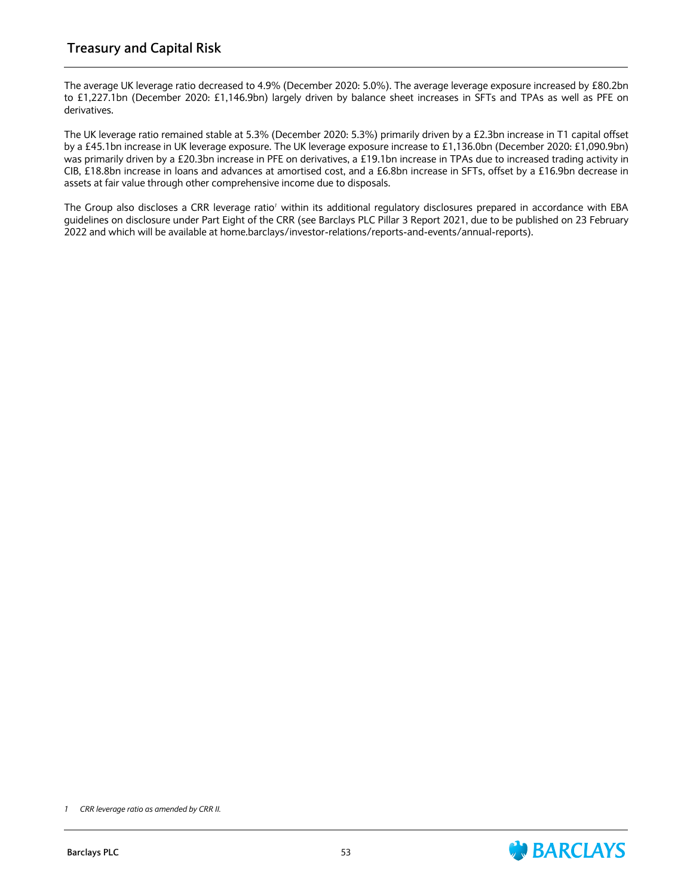## Treasury and Capital Risk

The average UK leverage ratio decreased to 4.9% (December 2020: 5.0%). The average leverage exposure increased by £80.2bn to £1,227.1bn (December 2020: £1,146.9bn) largely driven by balance sheet increases in SFTs and TPAs as well as PFE on derivatives.

The UK leverage ratio remained stable at 5.3% (December 2020: 5.3%) primarily driven by a £2.3bn increase in T1 capital offset by a £45.1bn increase in UK leverage exposure. The UK leverage exposure increase to £1,136.0bn (December 2020: £1,090.9bn) was primarily driven by a £20.3bn increase in PFE on derivatives, a £19.1bn increase in TPAs due to increased trading activity in CIB, £18.8bn increase in loans and advances at amortised cost, and a £6.8bn increase in SFTs, offset by a £16.9bn decrease in assets at fair value through other comprehensive income due to disposals.

The Group also discloses a CRR leverage ratio[1] within its additional regulatory disclosures prepared in accordance with EBA guidelines on disclosure under Part Eight of the CRR (see Barclays PLC Pillar 3 Report 2021, due to be published on 23 February 2022 and which will be available at home.barclays/investor-relations/reports-and-events/annual-reports).

*1 CRR leverage ratio as amended by CRR II.*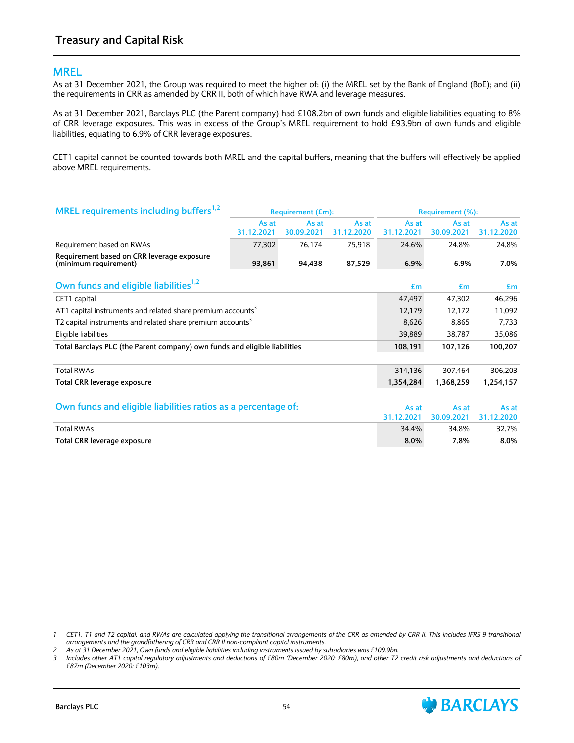## Treasury and Capital Risk

### MREL

As at 31 December 2021, the Group was required to meet the higher of: (i) the MREL set by the Bank of England (BoE); and (ii) the requirements in CRR as amended by CRR II, both of which have RWA and leverage measures.

As at 31 December 2021, Barclays PLC (the Parent company) had £108.2bn of own funds and eligible liabilities equating to 8% of CRR leverage exposures. This was in excess of the Group's MREL requirement to hold £93.9bn of own funds and eligible liabilities, equating to 6.9% of CRR leverage exposures.

CET1 capital cannot be counted towards both MREL and the capital buffers, meaning that the buffers will effectively be applied above MREL requirements.

| MREL requirements including buffers[1,2] | Requirement (£m): | | | Requirement (%): | | |
|---|---|---|---|---|---|---|
| | As at 31.12.2021 | As at 30.09.2021 | As at 31.12.2020 | As at 31.12.2021 | As at 30.09.2021 | As at 31.12.2020 |
| Requirement based on RWAs | 77,302 | 76,174 | 75,918 | 24.6% | 24.8% | 24.8% |
| **Requirement based on CRR leverage exposure (minimum requirement)** | **93,861** | **94,438** | **87,529** | **6.9%** | **6.9%** | **7.0%** |

| Own funds and eligible liabilities[1,2] | £m | £m | £m |
|---|---|---|---|
| CET1 capital | 47,497 | 47,302 | 46,296 |
| AT1 capital instruments and related share premium accounts[3] | 12,179 | 12,172 | 11,092 |
| T2 capital instruments and related share premium accounts[3] | 8,626 | 8,865 | 7,733 |
| Eligible liabilities | 39,889 | 38,787 | 35,086 |
| **Total Barclays PLC (the Parent company) own funds and eligible liabilities** | **108,191** | **107,126** | **100,207** |
| | | | |
| Total RWAs | 314,136 | 307,464 | 306,203 |
| **Total CRR leverage exposure** | **1,354,284** | **1,368,259** | **1,254,157** |

| Own funds and eligible liabilities ratios as a percentage of: | As at 31.12.2021 | As at 30.09.2021 | As at 31.12.2020 |
|---|---|---|---|
| Total RWAs | 34.4% | 34.8% | 32.7% |
| **Total CRR leverage exposure** | **8.0%** | **7.8%** | **8.0%** |

1 *CET1, T1 and T2 capital, and RWAs are calculated applying the transitional arrangements of the CRR as amended by CRR II. This includes IFRS 9 transitional arrangements and the grandfathering of CRR and CRR II non-compliant capital instruments.*
2 *As at 31 December 2021, Own funds and eligible liabilities including instruments issued by subsidiaries was £109.9bn.*
3 *Includes other AT1 capital regulatory adjustments and deductions of £80m (December 2020: £80m), and other T2 credit risk adjustments and deductions of £87m (December 2020: £103m).*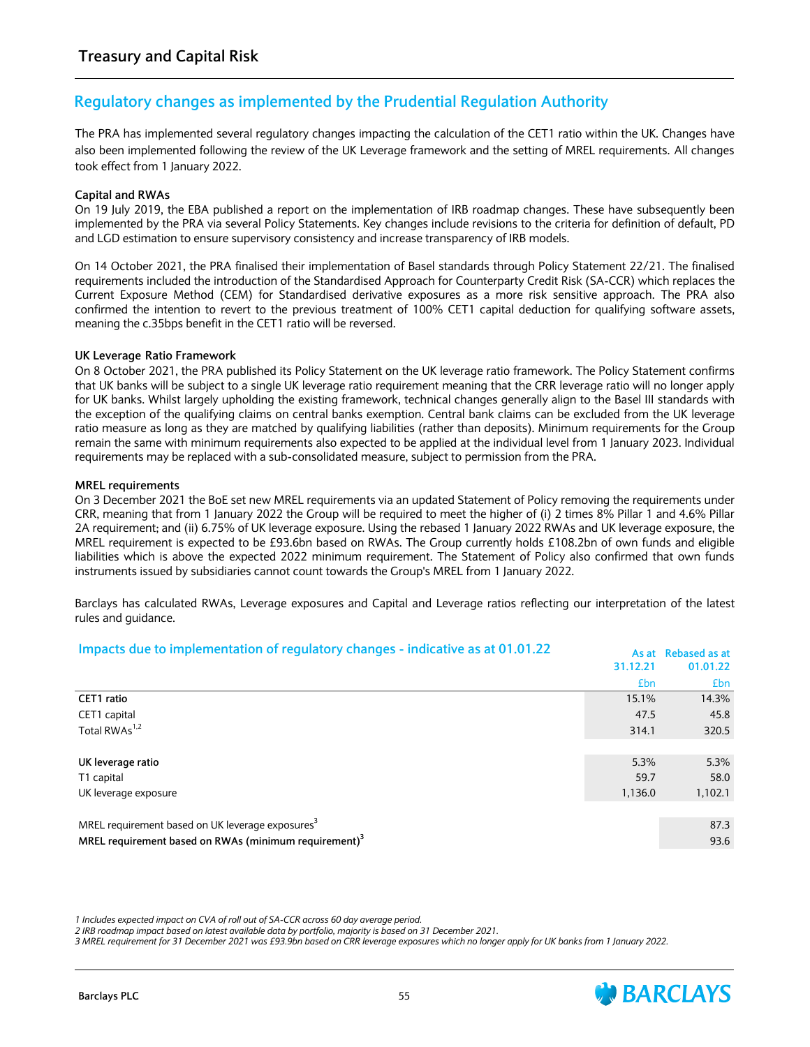## Treasury and Capital Risk

## Regulatory changes as implemented by the Prudential Regulation Authority

The PRA has implemented several regulatory changes impacting the calculation of the CET1 ratio within the UK. Changes have also been implemented following the review of the UK Leverage framework and the setting of MREL requirements. All changes took effect from 1 January 2022.

**Capital and RWAs**

On 19 July 2019, the EBA published a report on the implementation of IRB roadmap changes. These have subsequently been implemented by the PRA via several Policy Statements. Key changes include revisions to the criteria for definition of default, PD and LGD estimation to ensure supervisory consistency and increase transparency of IRB models.

On 14 October 2021, the PRA finalised their implementation of Basel standards through Policy Statement 22/21. The finalised requirements included the introduction of the Standardised Approach for Counterparty Credit Risk (SA-CCR) which replaces the Current Exposure Method (CEM) for Standardised derivative exposures as a more risk sensitive approach. The PRA also confirmed the intention to revert to the previous treatment of 100% CET1 capital deduction for qualifying software assets, meaning the c.35bps benefit in the CET1 ratio will be reversed.

**UK Leverage Ratio Framework**

On 8 October 2021, the PRA published its Policy Statement on the UK leverage ratio framework. The Policy Statement confirms that UK banks will be subject to a single UK leverage ratio requirement meaning that the CRR leverage ratio will no longer apply for UK banks. Whilst largely upholding the existing framework, technical changes generally align to the Basel III standards with the exception of the qualifying claims on central banks exemption. Central bank claims can be excluded from the UK leverage ratio measure as long as they are matched by qualifying liabilities (rather than deposits). Minimum requirements for the Group remain the same with minimum requirements also expected to be applied at the individual level from 1 January 2023. Individual requirements may be replaced with a sub-consolidated measure, subject to permission from the PRA.

**MREL requirements**

On 3 December 2021 the BoE set new MREL requirements via an updated Statement of Policy removing the requirements under CRR, meaning that from 1 January 2022 the Group will be required to meet the higher of (i) 2 times 8% Pillar 1 and 4.6% Pillar 2A requirement; and (ii) 6.75% of UK leverage exposure. Using the rebased 1 January 2022 RWAs and UK leverage exposure, the MREL requirement is expected to be £93.6bn based on RWAs. The Group currently holds £108.2bn of own funds and eligible liabilities which is above the expected 2022 minimum requirement. The Statement of Policy also confirmed that own funds instruments issued by subsidiaries cannot count towards the Group's MREL from 1 January 2022.

Barclays has calculated RWAs, Leverage exposures and Capital and Leverage ratios reflecting our interpretation of the latest rules and guidance.

### Impacts due to implementation of regulatory changes - indicative as at 01.01.22

| | As at 31.12.21 | Rebased as at 01.01.22 |
|---|---|---|
| | £bn | £bn |
| **CET1 ratio** | 15.1% | 14.3% |
| CET1 capital | 47.5 | 45.8 |
| Total RWAs[1,2] | 314.1 | 320.5 |
| | | |
| **UK leverage ratio** | 5.3% | 5.3% |
| T1 capital | 59.7 | 58.0 |
| UK leverage exposure | 1,136.0 | 1,102.1 |
| | | |
| MREL requirement based on UK leverage exposures[3] | | 87.3 |
| **MREL requirement based on RWAs (minimum requirement)[3]** | | 93.6 |

*1 Includes expected impact on CVA of roll out of SA-CCR across 60 day average period.*
*2 IRB roadmap impact based on latest available data by portfolio, majority is based on 31 December 2021.*
*3 MREL requirement for 31 December 2021 was £93.9bn based on CRR leverage exposures which no longer apply for UK banks from 1 January 2022.*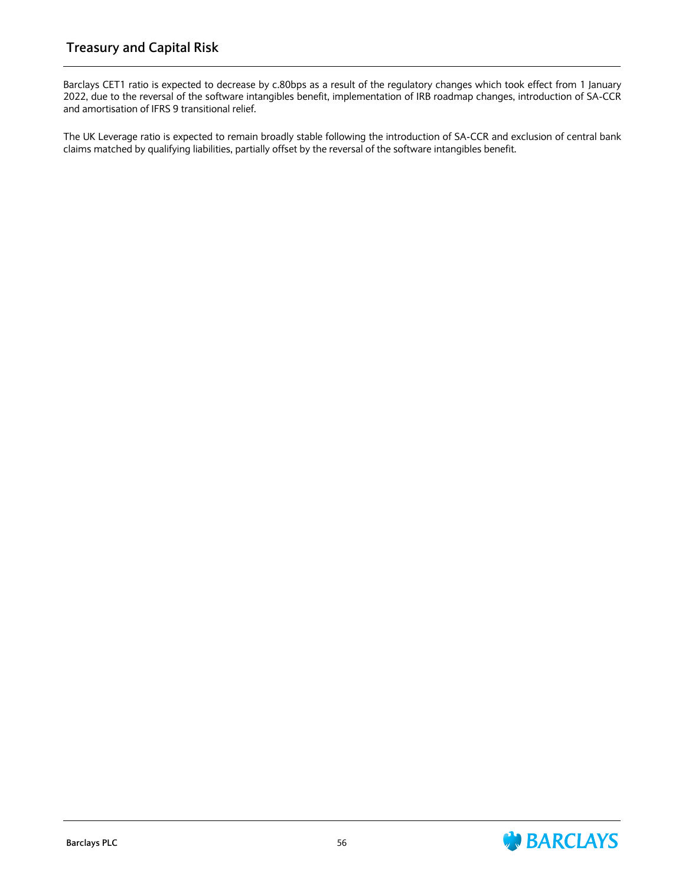## Treasury and Capital Risk

Barclays CET1 ratio is expected to decrease by c.80bps as a result of the regulatory changes which took effect from 1 January 2022, due to the reversal of the software intangibles benefit, implementation of IRB roadmap changes, introduction of SA-CCR and amortisation of IFRS 9 transitional relief.

The UK Leverage ratio is expected to remain broadly stable following the introduction of SA-CCR and exclusion of central bank claims matched by qualifying liabilities, partially offset by the reversal of the software intangibles benefit.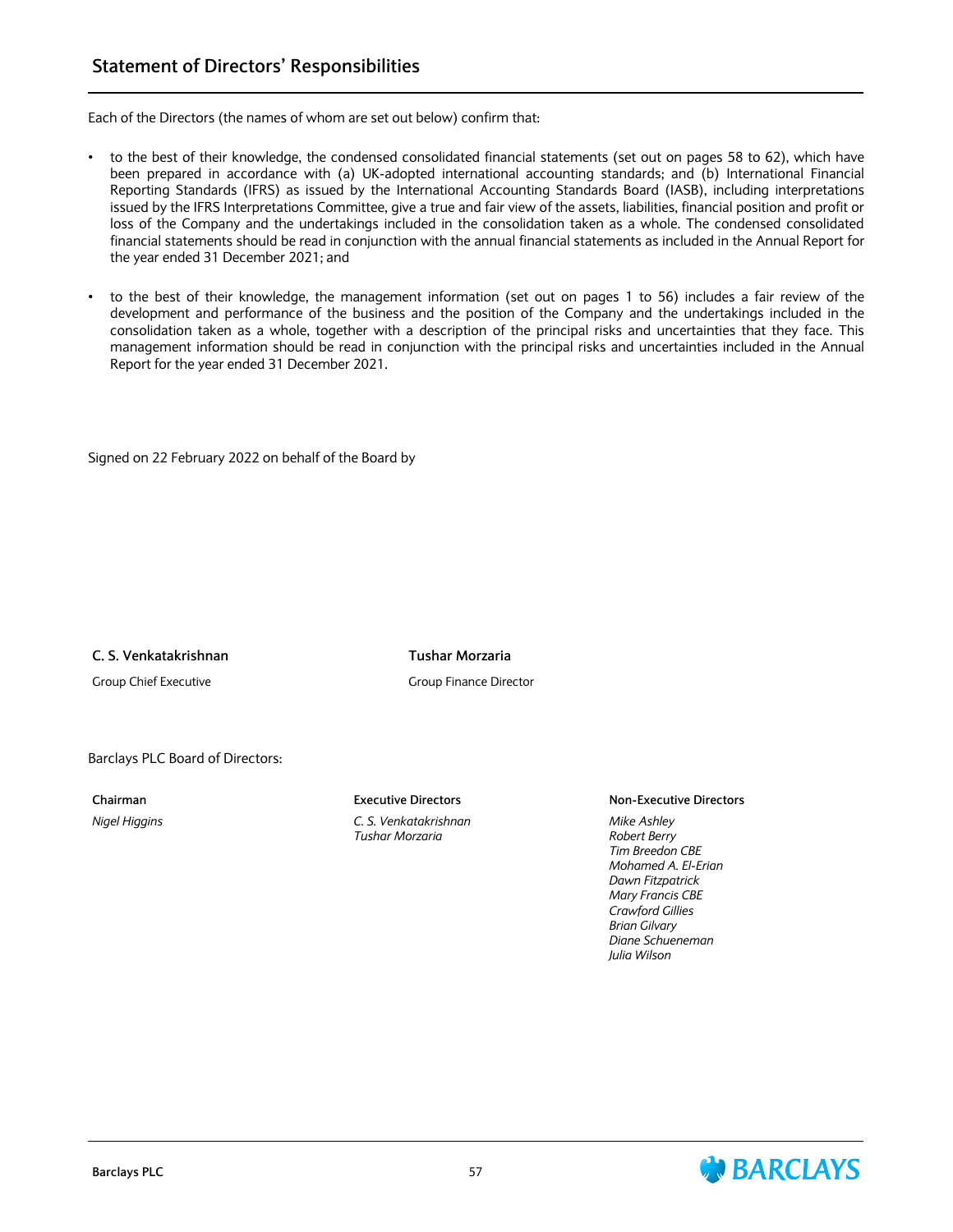## Statement of Directors' Responsibilities

Each of the Directors (the names of whom are set out below) confirm that:

- to the best of their knowledge, the condensed consolidated financial statements (set out on pages 58 to 62), which have been prepared in accordance with (a) UK-adopted international accounting standards; and (b) International Financial Reporting Standards (IFRS) as issued by the International Accounting Standards Board (IASB), including interpretations issued by the IFRS Interpretations Committee, give a true and fair view of the assets, liabilities, financial position and profit or loss of the Company and the undertakings included in the consolidation taken as a whole. The condensed consolidated financial statements should be read in conjunction with the annual financial statements as included in the Annual Report for the year ended 31 December 2021; and

- to the best of their knowledge, the management information (set out on pages 1 to 56) includes a fair review of the development and performance of the business and the position of the Company and the undertakings included in the consolidation taken as a whole, together with a description of the principal risks and uncertainties that they face. This management information should be read in conjunction with the principal risks and uncertainties included in the Annual Report for the year ended 31 December 2021.

Signed on 22 February 2022 on behalf of the Board by

**C. S. Venkatakrishnan**
Group Chief Executive

**Tushar Morzaria**
Group Finance Director

Barclays PLC Board of Directors:

**Chairman**
*Nigel Higgins*

**Executive Directors**
*C. S. Venkatakrishnan*
*Tushar Morzaria*

**Non-Executive Directors**
*Mike Ashley*
*Robert Berry*
*Tim Breedon CBE*
*Mohamed A. El-Erian*
*Dawn Fitzpatrick*
*Mary Francis CBE*
*Crawford Gillies*
*Brian Gilvary*
*Diane Schueneman*
*Julia Wilson*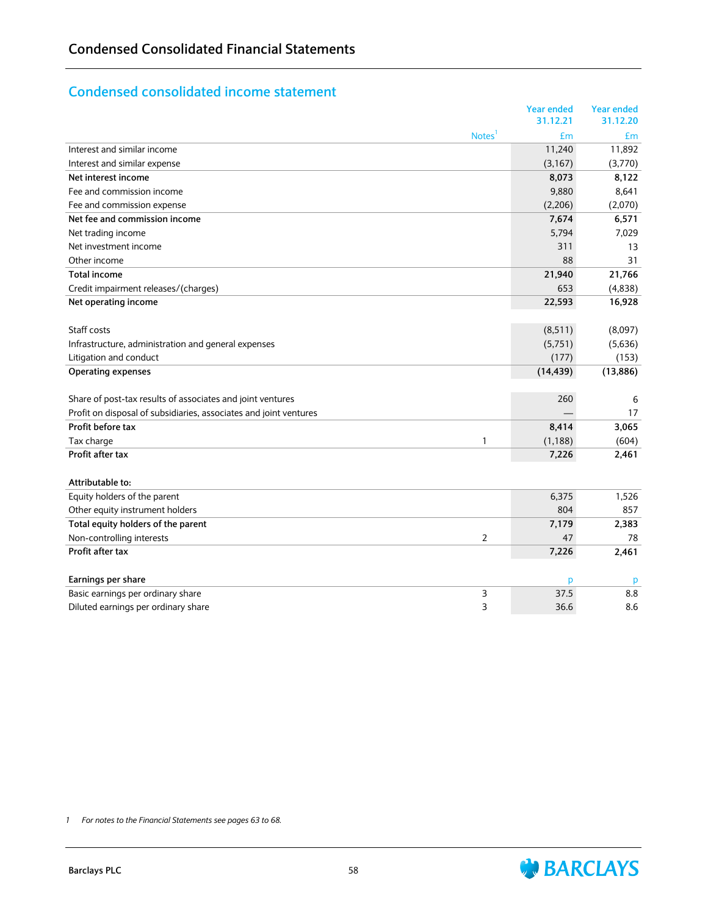# Condensed Consolidated Financial Statements

## Condensed consolidated income statement

| | Notes[1] | Year ended 31.12.21 £m | Year ended 31.12.20 £m |
|---|---|---|---|
| Interest and similar income | | 11,240 | 11,892 |
| Interest and similar expense | | (3,167) | (3,770) |
| **Net interest income** | | **8,073** | **8,122** |
| Fee and commission income | | 9,880 | 8,641 |
| Fee and commission expense | | (2,206) | (2,070) |
| **Net fee and commission income** | | **7,674** | **6,571** |
| Net trading income | | 5,794 | 7,029 |
| Net investment income | | 311 | 13 |
| Other income | | 88 | 31 |
| **Total income** | | **21,940** | **21,766** |
| Credit impairment releases/(charges) | | 653 | (4,838) |
| **Net operating income** | | **22,593** | **16,928** |
| | | | |
| Staff costs | | (8,511) | (8,097) |
| Infrastructure, administration and general expenses | | (5,751) | (5,636) |
| Litigation and conduct | | (177) | (153) |
| **Operating expenses** | | **(14,439)** | **(13,886)** |
| | | | |
| Share of post-tax results of associates and joint ventures | | 260 | 6 |
| Profit on disposal of subsidiaries, associates and joint ventures | | — | 17 |
| **Profit before tax** | | **8,414** | **3,065** |
| Tax charge | 1 | (1,188) | (604) |
| **Profit after tax** | | **7,226** | **2,461** |
| | | | |
| **Attributable to:** | | | |
| Equity holders of the parent | | 6,375 | 1,526 |
| Other equity instrument holders | | 804 | 857 |
| **Total equity holders of the parent** | | **7,179** | **2,383** |
| Non-controlling interests | 2 | 47 | 78 |
| **Profit after tax** | | **7,226** | **2,461** |
| | | | |
| **Earnings per share** | | p | p |
| Basic earnings per ordinary share | 3 | 37.5 | 8.8 |
| Diluted earnings per ordinary share | 3 | 36.6 | 8.6 |

1 *For notes to the Financial Statements see pages 63 to 68.*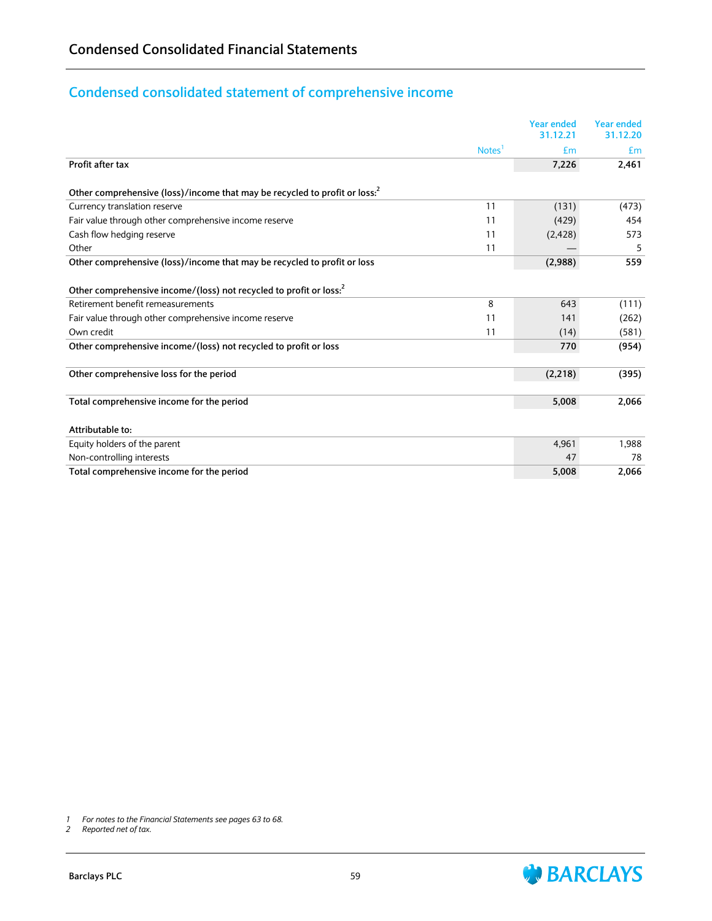# Condensed Consolidated Financial Statements

## Condensed consolidated statement of comprehensive income

| | Notes[1] | Year ended 31.12.21 £m | Year ended 31.12.20 £m |
|---|---|---|---|
| **Profit after tax** | | **7,226** | **2,461** |
| | | | |
| **Other comprehensive (loss)/income that may be recycled to profit or loss:[2]** | | | |
| Currency translation reserve | 11 | (131) | (473) |
| Fair value through other comprehensive income reserve | 11 | (429) | 454 |
| Cash flow hedging reserve | 11 | (2,428) | 573 |
| Other | 11 | — | 5 |
| **Other comprehensive (loss)/income that may be recycled to profit or loss** | | **(2,988)** | **559** |
| | | | |
| **Other comprehensive income/(loss) not recycled to profit or loss:[2]** | | | |
| Retirement benefit remeasurements | 8 | 643 | (111) |
| Fair value through other comprehensive income reserve | 11 | 141 | (262) |
| Own credit | 11 | (14) | (581) |
| **Other comprehensive income/(loss) not recycled to profit or loss** | | **770** | **(954)** |
| | | | |
| **Other comprehensive loss for the period** | | **(2,218)** | **(395)** |
| | | | |
| **Total comprehensive income for the period** | | **5,008** | **2,066** |
| | | | |
| **Attributable to:** | | | |
| Equity holders of the parent | | 4,961 | 1,988 |
| Non-controlling interests | | 47 | 78 |
| **Total comprehensive income for the period** | | **5,008** | **2,066** |

*1 For notes to the Financial Statements see pages 63 to 68.*
*2 Reported net of tax.*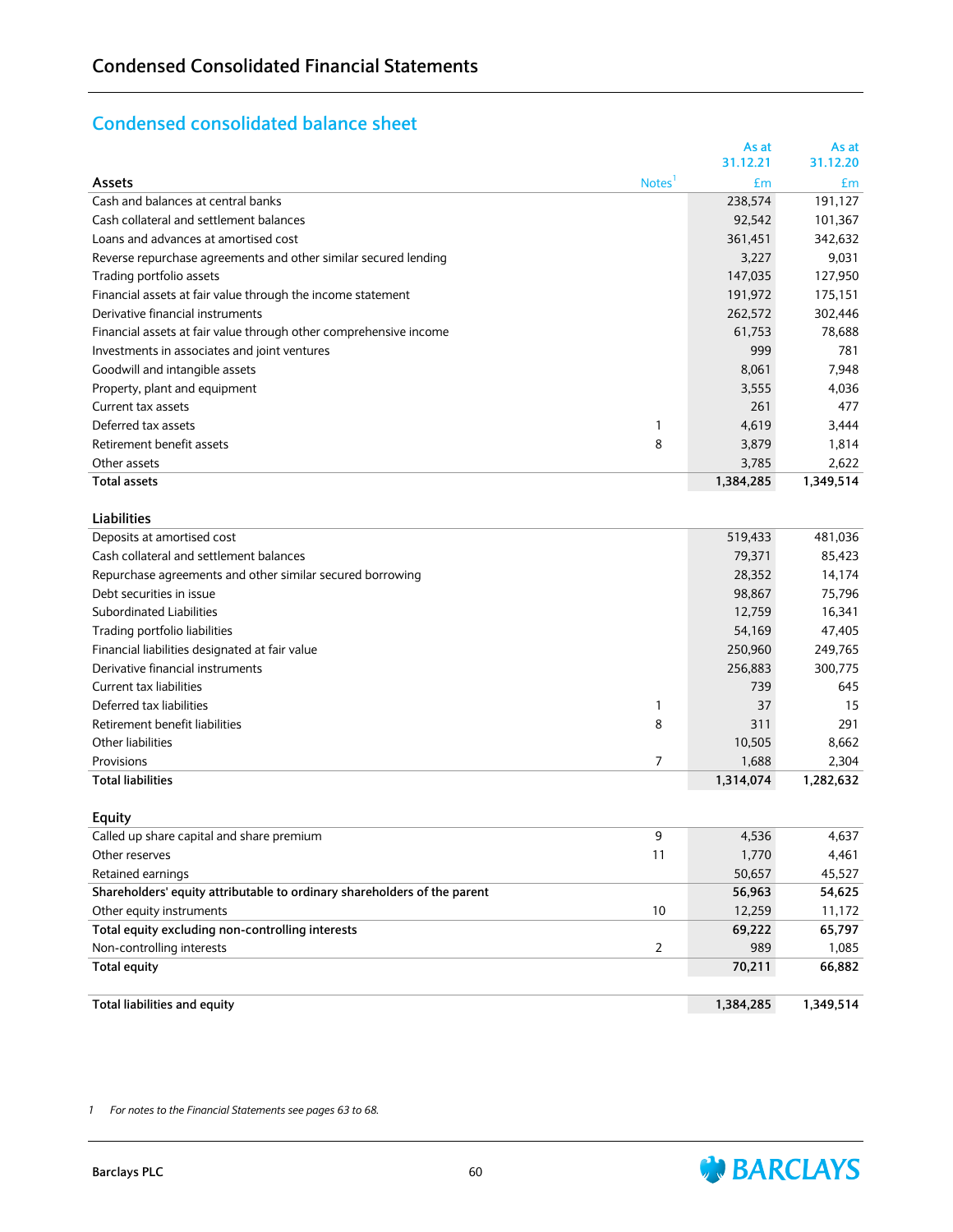# Condensed Consolidated Financial Statements

## Condensed consolidated balance sheet

| Assets | Notes[1] | As at 31.12.21 £m | As at 31.12.20 £m |
|---|---|---|---|
| Cash and balances at central banks | | 238,574 | 191,127 |
| Cash collateral and settlement balances | | 92,542 | 101,367 |
| Loans and advances at amortised cost | | 361,451 | 342,632 |
| Reverse repurchase agreements and other similar secured lending | | 3,227 | 9,031 |
| Trading portfolio assets | | 147,035 | 127,950 |
| Financial assets at fair value through the income statement | | 191,972 | 175,151 |
| Derivative financial instruments | | 262,572 | 302,446 |
| Financial assets at fair value through other comprehensive income | | 61,753 | 78,688 |
| Investments in associates and joint ventures | | 999 | 781 |
| Goodwill and intangible assets | | 8,061 | 7,948 |
| Property, plant and equipment | | 3,555 | 4,036 |
| Current tax assets | | 261 | 477 |
| Deferred tax assets | 1 | 4,619 | 3,444 |
| Retirement benefit assets | 8 | 3,879 | 1,814 |
| Other assets | | 3,785 | 2,622 |
| **Total assets** | | **1,384,285** | **1,349,514** |
| | | | |
| **Liabilities** | | | |
| Deposits at amortised cost | | 519,433 | 481,036 |
| Cash collateral and settlement balances | | 79,371 | 85,423 |
| Repurchase agreements and other similar secured borrowing | | 28,352 | 14,174 |
| Debt securities in issue | | 98,867 | 75,796 |
| Subordinated Liabilities | | 12,759 | 16,341 |
| Trading portfolio liabilities | | 54,169 | 47,405 |
| Financial liabilities designated at fair value | | 250,960 | 249,765 |
| Derivative financial instruments | | 256,883 | 300,775 |
| Current tax liabilities | | 739 | 645 |
| Deferred tax liabilities | 1 | 37 | 15 |
| Retirement benefit liabilities | 8 | 311 | 291 |
| Other liabilities | | 10,505 | 8,662 |
| Provisions | 7 | 1,688 | 2,304 |
| **Total liabilities** | | **1,314,074** | **1,282,632** |
| | | | |
| **Equity** | | | |
| Called up share capital and share premium | 9 | 4,536 | 4,637 |
| Other reserves | 11 | 1,770 | 4,461 |
| Retained earnings | | 50,657 | 45,527 |
| **Shareholders' equity attributable to ordinary shareholders of the parent** | | **56,963** | **54,625** |
| Other equity instruments | 10 | 12,259 | 11,172 |
| **Total equity excluding non-controlling interests** | | **69,222** | **65,797** |
| Non-controlling interests | 2 | 989 | 1,085 |
| **Total equity** | | **70,211** | **66,882** |
| | | | |
| **Total liabilities and equity** | | **1,384,285** | **1,349,514** |

1 *For notes to the Financial Statements see pages 63 to 68.*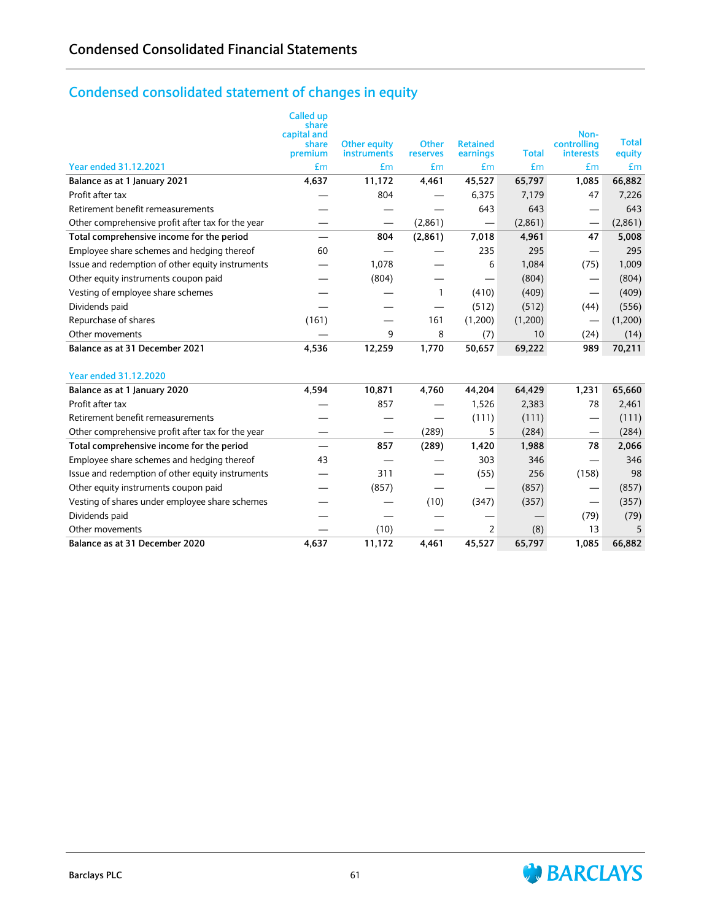# Condensed Consolidated Financial Statements

## Condensed consolidated statement of changes in equity

| Year ended 31.12.2021 | Called up share capital and share premium £m | Other equity instruments £m | Other reserves £m | Retained earnings £m | Total £m | Non-controlling interests £m | Total equity £m |
|---|---|---|---|---|---|---|---|
| **Balance as at 1 January 2021** | **4,637** | **11,172** | **4,461** | **45,527** | **65,797** | **1,085** | **66,882** |
| Profit after tax | — | 804 | — | 6,375 | 7,179 | 47 | 7,226 |
| Retirement benefit remeasurements | — | — | — | 643 | 643 | — | 643 |
| Other comprehensive profit after tax for the year | — | — | (2,861) | — | (2,861) | — | (2,861) |
| **Total comprehensive income for the period** | **—** | **804** | **(2,861)** | **7,018** | **4,961** | **47** | **5,008** |
| Employee share schemes and hedging thereof | 60 | — | — | 235 | 295 | — | 295 |
| Issue and redemption of other equity instruments | — | 1,078 | — | 6 | 1,084 | (75) | 1,009 |
| Other equity instruments coupon paid | — | (804) | — | — | (804) | — | (804) |
| Vesting of employee share schemes | — | — | 1 | (410) | (409) | — | (409) |
| Dividends paid | — | — | — | (512) | (512) | (44) | (556) |
| Repurchase of shares | (161) | — | 161 | (1,200) | (1,200) | — | (1,200) |
| Other movements | — | 9 | 8 | (7) | 10 | (24) | (14) |
| **Balance as at 31 December 2021** | **4,536** | **12,259** | **1,770** | **50,657** | **69,222** | **989** | **70,211** |
| | | | | | | | |
| **Year ended 31.12.2020** | | | | | | | |
| **Balance as at 1 January 2020** | **4,594** | **10,871** | **4,760** | **44,204** | **64,429** | **1,231** | **65,660** |
| Profit after tax | — | 857 | — | 1,526 | 2,383 | 78 | 2,461 |
| Retirement benefit remeasurements | — | — | — | (111) | (111) | — | (111) |
| Other comprehensive profit after tax for the year | — | — | (289) | 5 | (284) | — | (284) |
| **Total comprehensive income for the period** | **—** | **857** | **(289)** | **1,420** | **1,988** | **78** | **2,066** |
| Employee share schemes and hedging thereof | 43 | — | — | 303 | 346 | — | 346 |
| Issue and redemption of other equity instruments | — | 311 | — | (55) | 256 | (158) | 98 |
| Other equity instruments coupon paid | — | (857) | — | — | (857) | — | (857) |
| Vesting of shares under employee share schemes | — | — | (10) | (347) | (357) | — | (357) |
| Dividends paid | — | — | — | — | — | (79) | (79) |
| Other movements | — | (10) | — | 2 | (8) | 13 | 5 |
| **Balance as at 31 December 2020** | **4,637** | **11,172** | **4,461** | **45,527** | **65,797** | **1,085** | **66,882** |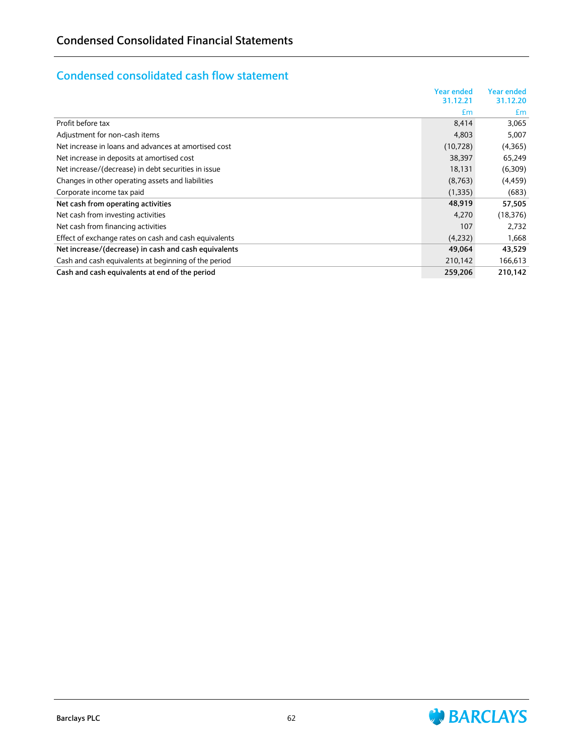# Condensed Consolidated Financial Statements

## Condensed consolidated cash flow statement

| | Year ended 31.12.21 | Year ended 31.12.20 |
|---|---|---|
| | £m | £m |
| Profit before tax | 8,414 | 3,065 |
| Adjustment for non-cash items | 4,803 | 5,007 |
| Net increase in loans and advances at amortised cost | (10,728) | (4,365) |
| Net increase in deposits at amortised cost | 38,397 | 65,249 |
| Net increase/(decrease) in debt securities in issue | 18,131 | (6,309) |
| Changes in other operating assets and liabilities | (8,763) | (4,459) |
| Corporate income tax paid | (1,335) | (683) |
| **Net cash from operating activities** | **48,919** | **57,505** |
| Net cash from investing activities | 4,270 | (18,376) |
| Net cash from financing activities | 107 | 2,732 |
| Effect of exchange rates on cash and cash equivalents | (4,232) | 1,668 |
| **Net increase/(decrease) in cash and cash equivalents** | **49,064** | **43,529** |
| Cash and cash equivalents at beginning of the period | 210,142 | 166,613 |
| **Cash and cash equivalents at end of the period** | **259,206** | **210,142** |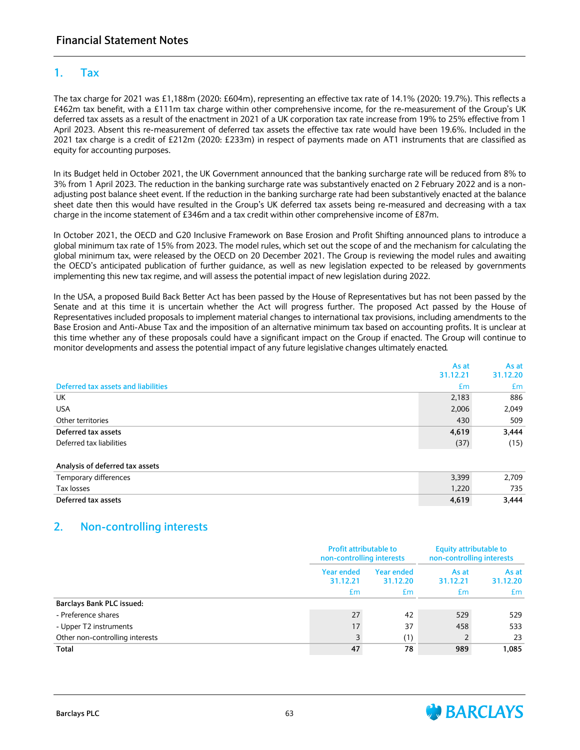## Financial Statement Notes

## 1. Tax

The tax charge for 2021 was £1,188m (2020: £604m), representing an effective tax rate of 14.1% (2020: 19.7%). This reflects a £462m tax benefit, with a £111m tax charge within other comprehensive income, for the re-measurement of the Group's UK deferred tax assets as a result of the enactment in 2021 of a UK corporation tax rate increase from 19% to 25% effective from 1 April 2023. Absent this re-measurement of deferred tax assets the effective tax rate would have been 19.6%. Included in the 2021 tax charge is a credit of £212m (2020: £233m) in respect of payments made on AT1 instruments that are classified as equity for accounting purposes.

In its Budget held in October 2021, the UK Government announced that the banking surcharge rate will be reduced from 8% to 3% from 1 April 2023. The reduction in the banking surcharge rate was substantively enacted on 2 February 2022 and is a non-adjusting post balance sheet event. If the reduction in the banking surcharge rate had been substantively enacted at the balance sheet date then this would have resulted in the Group's UK deferred tax assets being re-measured and decreasing with a tax charge in the income statement of £346m and a tax credit within other comprehensive income of £87m.

In October 2021, the OECD and G20 Inclusive Framework on Base Erosion and Profit Shifting announced plans to introduce a global minimum tax rate of 15% from 2023. The model rules, which set out the scope of and the mechanism for calculating the global minimum tax, were released by the OECD on 20 December 2021. The Group is reviewing the model rules and awaiting the OECD's anticipated publication of further guidance, as well as new legislation expected to be released by governments implementing this new tax regime, and will assess the potential impact of new legislation during 2022.

In the USA, a proposed Build Back Better Act has been passed by the House of Representatives but has not been passed by the Senate and at this time it is uncertain whether the Act will progress further. The proposed Act passed by the House of Representatives included proposals to implement material changes to international tax provisions, including amendments to the Base Erosion and Anti-Abuse Tax and the imposition of an alternative minimum tax based on accounting profits. It is unclear at this time whether any of these proposals could have a significant impact on the Group if enacted. The Group will continue to monitor developments and assess the potential impact of any future legislative changes ultimately enacted.

| Deferred tax assets and liabilities | As at 31.12.21 £m | As at 31.12.20 £m |
|---|---|---|
| UK | 2,183 | 886 |
| USA | 2,006 | 2,049 |
| Other territories | 430 | 509 |
| **Deferred tax assets** | **4,619** | **3,444** |
| Deferred tax liabilities | (37) | (15) |
| | | |
| **Analysis of deferred tax assets** | | |
| Temporary differences | 3,399 | 2,709 |
| Tax losses | 1,220 | 735 |
| **Deferred tax assets** | **4,619** | **3,444** |

## 2. Non-controlling interests

| | Profit attributable to non-controlling interests | | Equity attributable to non-controlling interests | |
|---|---|---|---|---|
| | Year ended 31.12.21 £m | Year ended 31.12.20 £m | As at 31.12.21 £m | As at 31.12.20 £m |
| **Barclays Bank PLC issued:** | | | | |
| - Preference shares | 27 | 42 | 529 | 529 |
| - Upper T2 instruments | 17 | 37 | 458 | 533 |
| Other non-controlling interests | 3 | (1) | 2 | 23 |
| **Total** | **47** | **78** | **989** | **1,085** |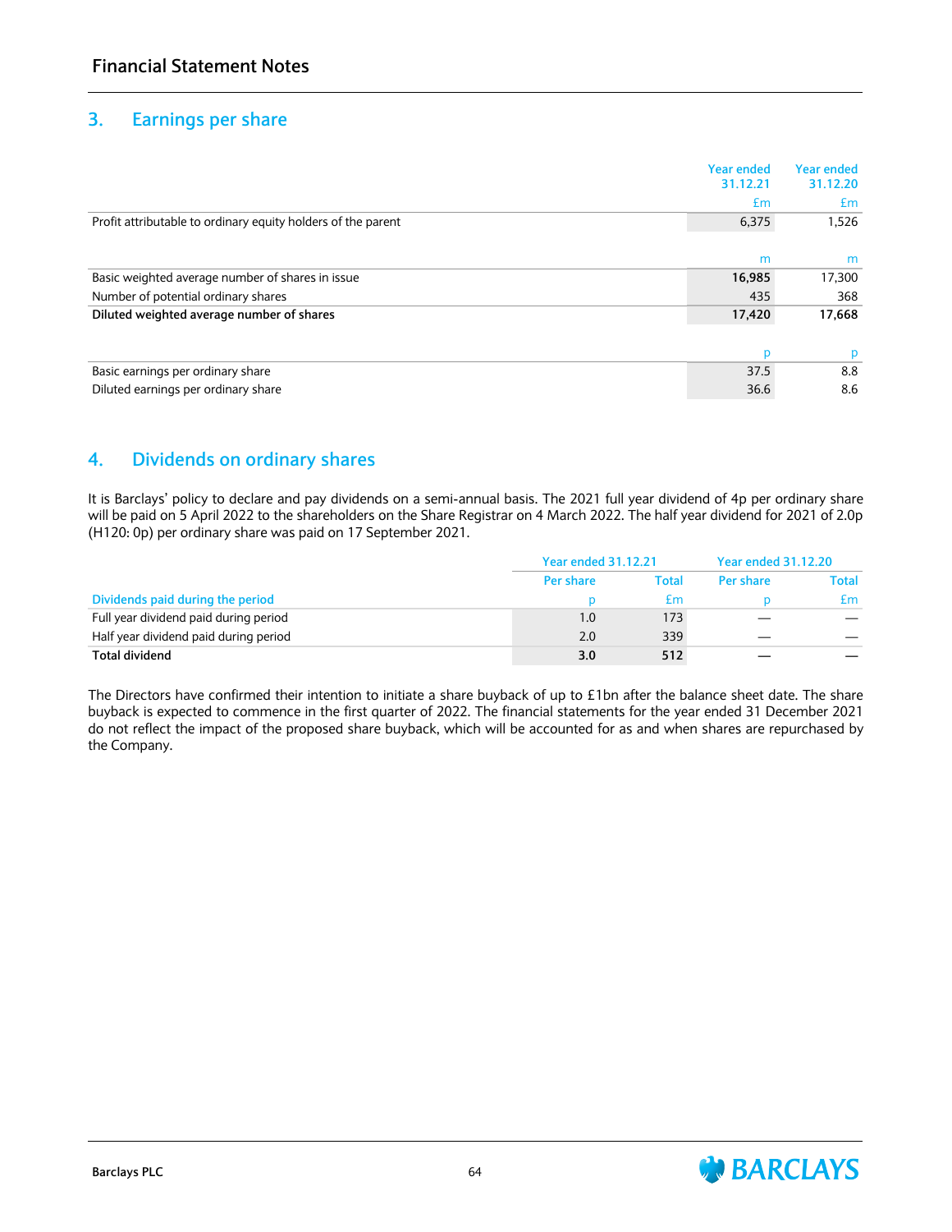## 3. Earnings per share

| | Year ended 31.12.21 | Year ended 31.12.20 |
|---|---|---|
| | £m | £m |
| Profit attributable to ordinary equity holders of the parent | 6,375 | 1,526 |
| | | |
| | m | m |
| Basic weighted average number of shares in issue | **16,985** | 17,300 |
| Number of potential ordinary shares | 435 | 368 |
| **Diluted weighted average number of shares** | **17,420** | **17,668** |
| | | |
| | p | p |
| Basic earnings per ordinary share | 37.5 | 8.8 |
| Diluted earnings per ordinary share | 36.6 | 8.6 |

## 4. Dividends on ordinary shares

It is Barclays' policy to declare and pay dividends on a semi-annual basis. The 2021 full year dividend of 4p per ordinary share will be paid on 5 April 2022 to the shareholders on the Share Registrar on 4 March 2022. The half year dividend for 2021 of 2.0p (H120: 0p) per ordinary share was paid on 17 September 2021.

| | Year ended 31.12.21 | | Year ended 31.12.20 | |
|---|---|---|---|---|
| | Per share | Total | Per share | Total |
| Dividends paid during the period | p | £m | p | £m |
| Full year dividend paid during period | 1.0 | 173 | — | — |
| Half year dividend paid during period | 2.0 | 339 | — | — |
| **Total dividend** | **3.0** | **512** | — | — |

The Directors have confirmed their intention to initiate a share buyback of up to £1bn after the balance sheet date. The share buyback is expected to commence in the first quarter of 2022. The financial statements for the year ended 31 December 2021 do not reflect the impact of the proposed share buyback, which will be accounted for as and when shares are repurchased by the Company.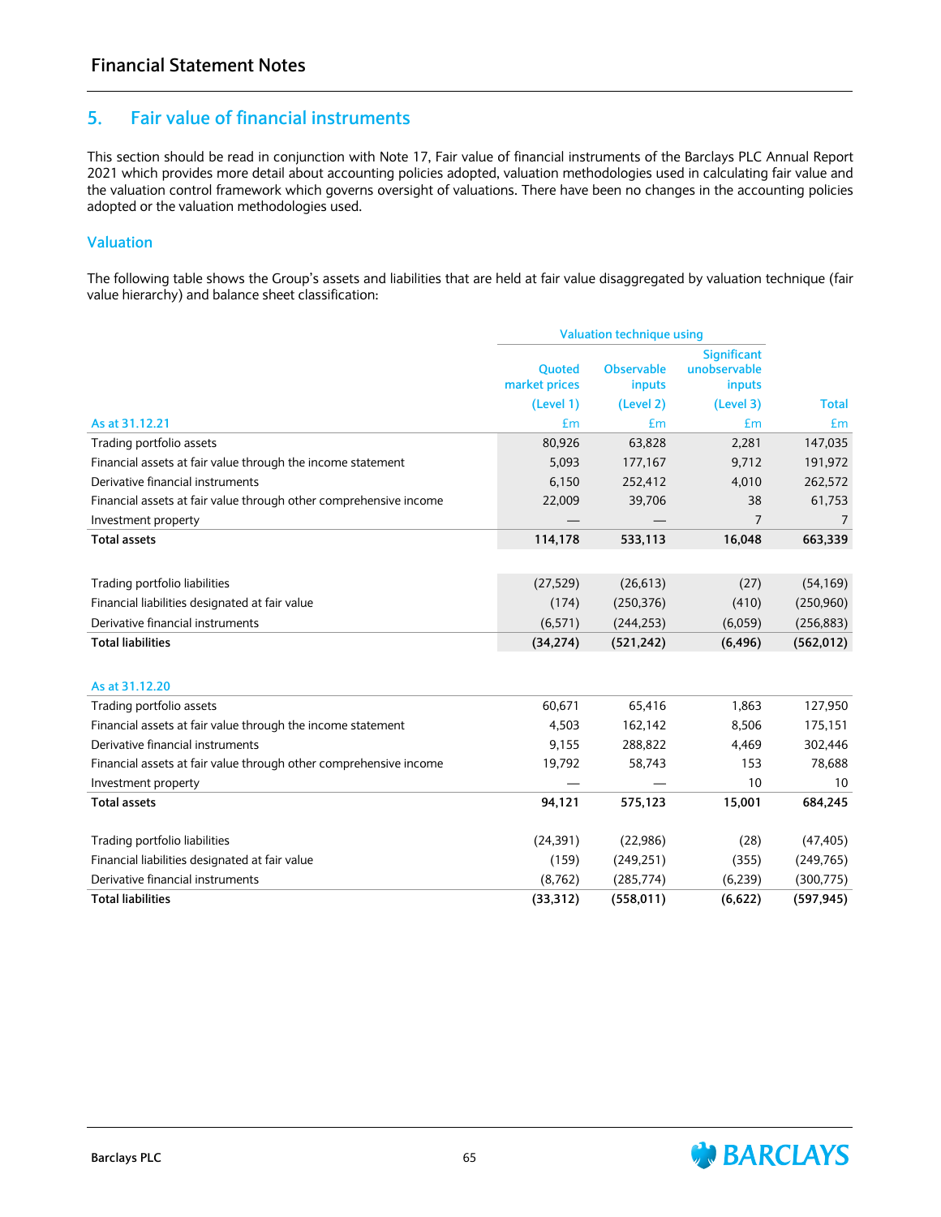## 5. Fair value of financial instruments

This section should be read in conjunction with Note 17, Fair value of financial instruments of the Barclays PLC Annual Report 2021 which provides more detail about accounting policies adopted, valuation methodologies used in calculating fair value and the valuation control framework which governs oversight of valuations. There have been no changes in the accounting policies adopted or the valuation methodologies used.

### Valuation

The following table shows the Group's assets and liabilities that are held at fair value disaggregated by valuation technique (fair value hierarchy) and balance sheet classification:

| | Valuation technique using | | | |
|---|---|---|---|---|
| | Quoted market prices (Level 1) | Observable inputs (Level 2) | Significant unobservable inputs (Level 3) | Total |
| **As at 31.12.21** | £m | £m | £m | £m |
| Trading portfolio assets | 80,926 | 63,828 | 2,281 | 147,035 |
| Financial assets at fair value through the income statement | 5,093 | 177,167 | 9,712 | 191,972 |
| Derivative financial instruments | 6,150 | 252,412 | 4,010 | 262,572 |
| Financial assets at fair value through other comprehensive income | 22,009 | 39,706 | 38 | 61,753 |
| Investment property | — | — | 7 | 7 |
| **Total assets** | **114,178** | **533,113** | **16,048** | **663,339** |
| | | | | |
| Trading portfolio liabilities | (27,529) | (26,613) | (27) | (54,169) |
| Financial liabilities designated at fair value | (174) | (250,376) | (410) | (250,960) |
| Derivative financial instruments | (6,571) | (244,253) | (6,059) | (256,883) |
| **Total liabilities** | **(34,274)** | **(521,242)** | **(6,496)** | **(562,012)** |
| | | | | |
| **As at 31.12.20** | | | | |
| Trading portfolio assets | 60,671 | 65,416 | 1,863 | 127,950 |
| Financial assets at fair value through the income statement | 4,503 | 162,142 | 8,506 | 175,151 |
| Derivative financial instruments | 9,155 | 288,822 | 4,469 | 302,446 |
| Financial assets at fair value through other comprehensive income | 19,792 | 58,743 | 153 | 78,688 |
| Investment property | — | — | 10 | 10 |
| **Total assets** | **94,121** | **575,123** | **15,001** | **684,245** |
| | | | | |
| Trading portfolio liabilities | (24,391) | (22,986) | (28) | (47,405) |
| Financial liabilities designated at fair value | (159) | (249,251) | (355) | (249,765) |
| Derivative financial instruments | (8,762) | (285,774) | (6,239) | (300,775) |
| **Total liabilities** | **(33,312)** | **(558,011)** | **(6,622)** | **(597,945)** |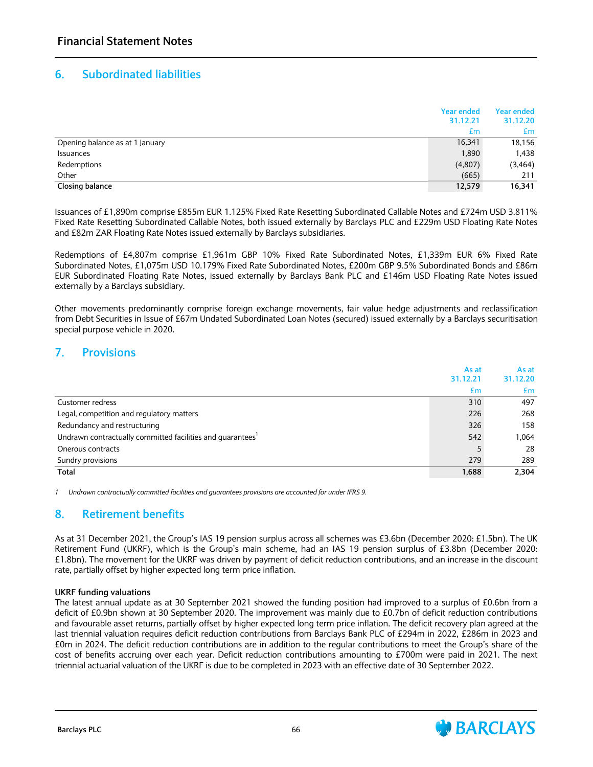# Financial Statement Notes

## 6. Subordinated liabilities

| | Year ended 31.12.21 | Year ended 31.12.20 |
|---|---|---|
| | £m | £m |
| Opening balance as at 1 January | 16,341 | 18,156 |
| Issuances | 1,890 | 1,438 |
| Redemptions | (4,807) | (3,464) |
| Other | (665) | 211 |
| **Closing balance** | **12,579** | **16,341** |

Issuances of £1,890m comprise £855m EUR 1.125% Fixed Rate Resetting Subordinated Callable Notes and £724m USD 3.811% Fixed Rate Resetting Subordinated Callable Notes, both issued externally by Barclays PLC and £229m USD Floating Rate Notes and £82m ZAR Floating Rate Notes issued externally by Barclays subsidiaries.

Redemptions of £4,807m comprise £1,961m GBP 10% Fixed Rate Subordinated Notes, £1,339m EUR 6% Fixed Rate Subordinated Notes, £1,075m USD 10.179% Fixed Rate Subordinated Notes, £200m GBP 9.5% Subordinated Bonds and £86m EUR Subordinated Floating Rate Notes, issued externally by Barclays Bank PLC and £146m USD Floating Rate Notes issued externally by a Barclays subsidiary.

Other movements predominantly comprise foreign exchange movements, fair value hedge adjustments and reclassification from Debt Securities in Issue of £67m Undated Subordinated Loan Notes (secured) issued externally by a Barclays securitisation special purpose vehicle in 2020.

## 7. Provisions

| | As at 31.12.21 | As at 31.12.20 |
|---|---|---|
| | £m | £m |
| Customer redress | 310 | 497 |
| Legal, competition and regulatory matters | 226 | 268 |
| Redundancy and restructuring | 326 | 158 |
| Undrawn contractually committed facilities and guarantees[1] | 542 | 1,064 |
| Onerous contracts | 5 | 28 |
| Sundry provisions | 279 | 289 |
| **Total** | **1,688** | **2,304** |

*1 Undrawn contractually committed facilities and guarantees provisions are accounted for under IFRS 9.*

## 8. Retirement benefits

As at 31 December 2021, the Group's IAS 19 pension surplus across all schemes was £3.6bn (December 2020: £1.5bn). The UK Retirement Fund (UKRF), which is the Group's main scheme, had an IAS 19 pension surplus of £3.8bn (December 2020: £1.8bn). The movement for the UKRF was driven by payment of deficit reduction contributions, and an increase in the discount rate, partially offset by higher expected long term price inflation.

**UKRF funding valuations**

The latest annual update as at 30 September 2021 showed the funding position had improved to a surplus of £0.6bn from a deficit of £0.9bn shown at 30 September 2020. The improvement was mainly due to £0.7bn of deficit reduction contributions and favourable asset returns, partially offset by higher expected long term price inflation. The deficit recovery plan agreed at the last triennial valuation requires deficit reduction contributions from Barclays Bank PLC of £294m in 2022, £286m in 2023 and £0m in 2024. The deficit reduction contributions are in addition to the regular contributions to meet the Group's share of the cost of benefits accruing over each year. Deficit reduction contributions amounting to £700m were paid in 2021. The next triennial actuarial valuation of the UKRF is due to be completed in 2023 with an effective date of 30 September 2022.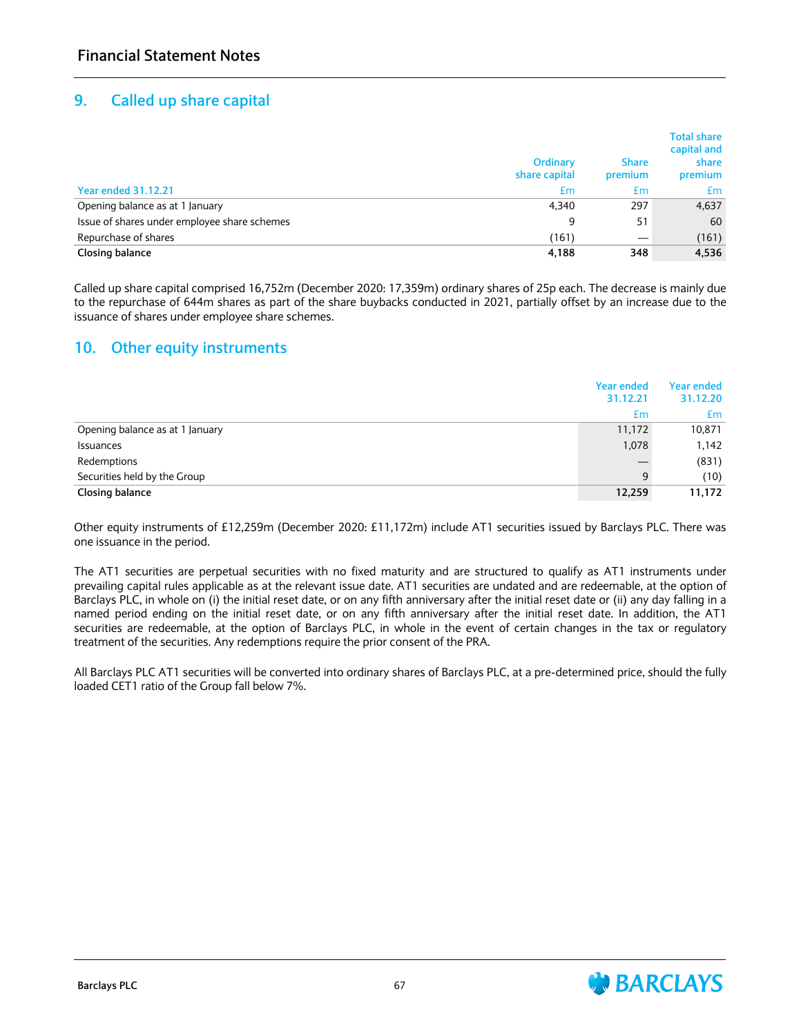## 9. Called up share capital

| Year ended 31.12.21 | Ordinary share capital £m | Share premium £m | Total share capital and share premium £m |
|---|---|---|---|
| Opening balance as at 1 January | 4,340 | 297 | 4,637 |
| Issue of shares under employee share schemes | 9 | 51 | 60 |
| Repurchase of shares | (161) | — | (161) |
| **Closing balance** | **4,188** | **348** | **4,536** |

Called up share capital comprised 16,752m (December 2020: 17,359m) ordinary shares of 25p each. The decrease is mainly due to the repurchase of 644m shares as part of the share buybacks conducted in 2021, partially offset by an increase due to the issuance of shares under employee share schemes.

## 10. Other equity instruments

| | Year ended 31.12.21 £m | Year ended 31.12.20 £m |
|---|---|---|
| Opening balance as at 1 January | 11,172 | 10,871 |
| Issuances | 1,078 | 1,142 |
| Redemptions | — | (831) |
| Securities held by the Group | 9 | (10) |
| **Closing balance** | **12,259** | **11,172** |

Other equity instruments of £12,259m (December 2020: £11,172m) include AT1 securities issued by Barclays PLC. There was one issuance in the period.

The AT1 securities are perpetual securities with no fixed maturity and are structured to qualify as AT1 instruments under prevailing capital rules applicable as at the relevant issue date. AT1 securities are undated and are redeemable, at the option of Barclays PLC, in whole on (i) the initial reset date, or on any fifth anniversary after the initial reset date or (ii) any day falling in a named period ending on the initial reset date, or on any fifth anniversary after the initial reset date. In addition, the AT1 securities are redeemable, at the option of Barclays PLC, in whole in the event of certain changes in the tax or regulatory treatment of the securities. Any redemptions require the prior consent of the PRA.

All Barclays PLC AT1 securities will be converted into ordinary shares of Barclays PLC, at a pre-determined price, should the fully loaded CET1 ratio of the Group fall below 7%.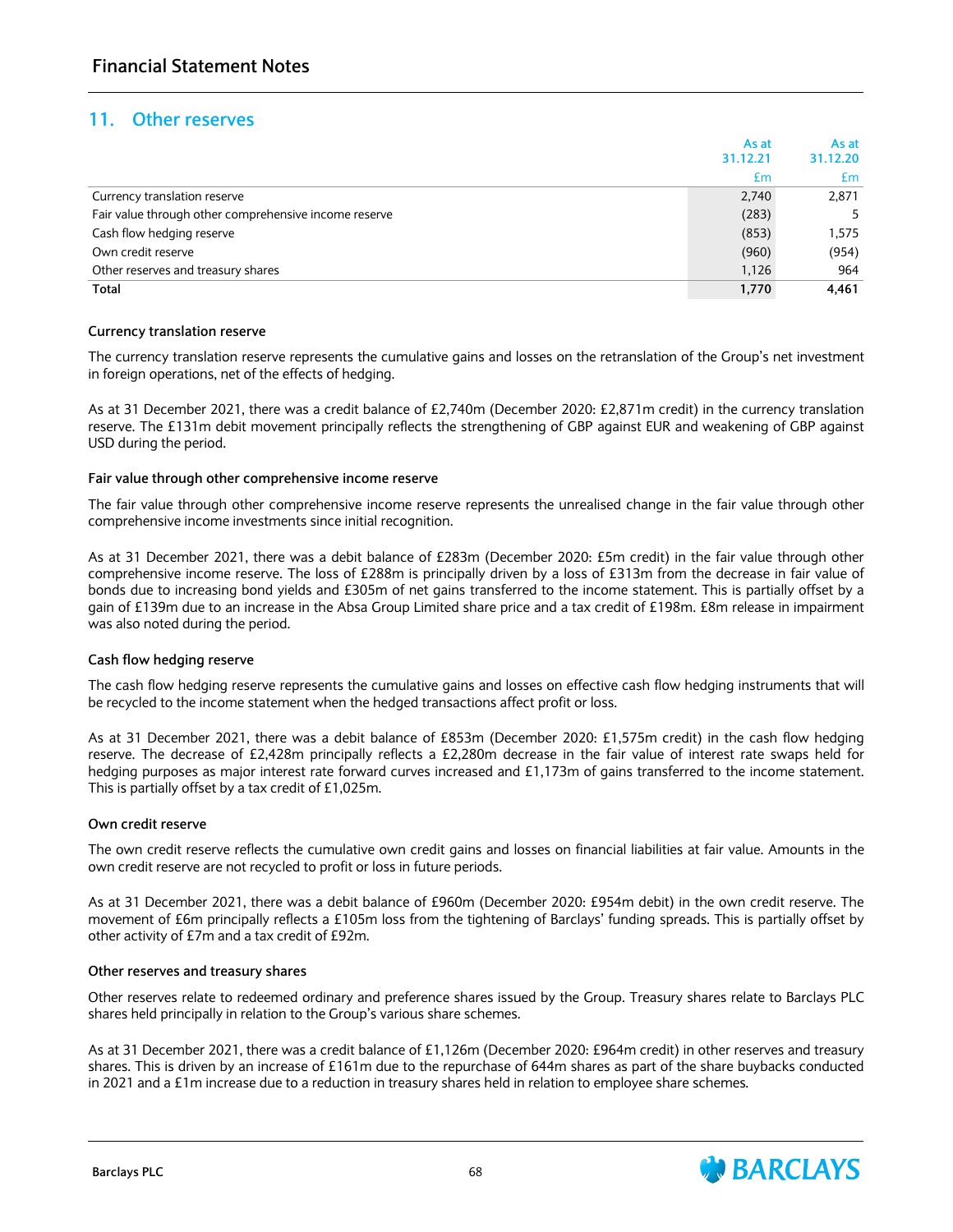## 11. Other reserves

| | As at 31.12.21 | As at 31.12.20 |
|---|---|---|
| | £m | £m |
| Currency translation reserve | 2,740 | 2,871 |
| Fair value through other comprehensive income reserve | (283) | 5 |
| Cash flow hedging reserve | (853) | 1,575 |
| Own credit reserve | (960) | (954) |
| Other reserves and treasury shares | 1,126 | 964 |
| **Total** | **1,770** | **4,461** |

**Currency translation reserve**

The currency translation reserve represents the cumulative gains and losses on the retranslation of the Group's net investment in foreign operations, net of the effects of hedging.

As at 31 December 2021, there was a credit balance of £2,740m (December 2020: £2,871m credit) in the currency translation reserve. The £131m debit movement principally reflects the strengthening of GBP against EUR and weakening of GBP against USD during the period.

**Fair value through other comprehensive income reserve**

The fair value through other comprehensive income reserve represents the unrealised change in the fair value through other comprehensive income investments since initial recognition.

As at 31 December 2021, there was a debit balance of £283m (December 2020: £5m credit) in the fair value through other comprehensive income reserve. The loss of £288m is principally driven by a loss of £313m from the decrease in fair value of bonds due to increasing bond yields and £305m of net gains transferred to the income statement. This is partially offset by a gain of £139m due to an increase in the Absa Group Limited share price and a tax credit of £198m. £8m release in impairment was also noted during the period.

**Cash flow hedging reserve**

The cash flow hedging reserve represents the cumulative gains and losses on effective cash flow hedging instruments that will be recycled to the income statement when the hedged transactions affect profit or loss.

As at 31 December 2021, there was a debit balance of £853m (December 2020: £1,575m credit) in the cash flow hedging reserve. The decrease of £2,428m principally reflects a £2,280m decrease in the fair value of interest rate swaps held for hedging purposes as major interest rate forward curves increased and £1,173m of gains transferred to the income statement. This is partially offset by a tax credit of £1,025m.

**Own credit reserve**

The own credit reserve reflects the cumulative own credit gains and losses on financial liabilities at fair value. Amounts in the own credit reserve are not recycled to profit or loss in future periods.

As at 31 December 2021, there was a debit balance of £960m (December 2020: £954m debit) in the own credit reserve. The movement of £6m principally reflects a £105m loss from the tightening of Barclays' funding spreads. This is partially offset by other activity of £7m and a tax credit of £92m.

**Other reserves and treasury shares**

Other reserves relate to redeemed ordinary and preference shares issued by the Group. Treasury shares relate to Barclays PLC shares held principally in relation to the Group's various share schemes.

As at 31 December 2021, there was a credit balance of £1,126m (December 2020: £964m credit) in other reserves and treasury shares. This is driven by an increase of £161m due to the repurchase of 644m shares as part of the share buybacks conducted in 2021 and a £1m increase due to a reduction in treasury shares held in relation to employee share schemes.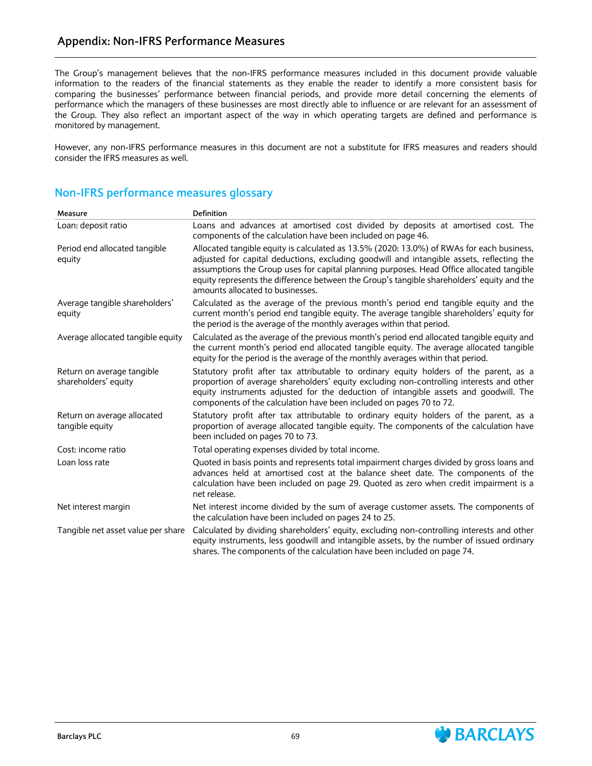## Appendix: Non-IFRS Performance Measures

The Group's management believes that the non-IFRS performance measures included in this document provide valuable information to the readers of the financial statements as they enable the reader to identify a more consistent basis for comparing the businesses' performance between financial periods, and provide more detail concerning the elements of performance which the managers of these businesses are most directly able to influence or are relevant for an assessment of the Group. They also reflect an important aspect of the way in which operating targets are defined and performance is monitored by management.

However, any non-IFRS performance measures in this document are not a substitute for IFRS measures and readers should consider the IFRS measures as well.

### Non-IFRS performance measures glossary

| Measure | Definition |
| --- | --- |
| Loan: deposit ratio | Loans and advances at amortised cost divided by deposits at amortised cost. The components of the calculation have been included on page 46. |
| Period end allocated tangible equity | Allocated tangible equity is calculated as 13.5% (2020: 13.0%) of RWAs for each business, adjusted for capital deductions, excluding goodwill and intangible assets, reflecting the assumptions the Group uses for capital planning purposes. Head Office allocated tangible equity represents the difference between the Group's tangible shareholders' equity and the amounts allocated to businesses. |
| Average tangible shareholders' equity | Calculated as the average of the previous month's period end tangible equity and the current month's period end tangible equity. The average tangible shareholders' equity for the period is the average of the monthly averages within that period. |
| Average allocated tangible equity | Calculated as the average of the previous month's period end allocated tangible equity and the current month's period end allocated tangible equity. The average allocated tangible equity for the period is the average of the monthly averages within that period. |
| Return on average tangible shareholders' equity | Statutory profit after tax attributable to ordinary equity holders of the parent, as a proportion of average shareholders' equity excluding non-controlling interests and other equity instruments adjusted for the deduction of intangible assets and goodwill. The components of the calculation have been included on pages 70 to 72. |
| Return on average allocated tangible equity | Statutory profit after tax attributable to ordinary equity holders of the parent, as a proportion of average allocated tangible equity. The components of the calculation have been included on pages 70 to 73. |
| Cost: income ratio | Total operating expenses divided by total income. |
| Loan loss rate | Quoted in basis points and represents total impairment charges divided by gross loans and advances held at amortised cost at the balance sheet date. The components of the calculation have been included on page 29. Quoted as zero when credit impairment is a net release. |
| Net interest margin | Net interest income divided by the sum of average customer assets. The components of the calculation have been included on pages 24 to 25. |
| Tangible net asset value per share | Calculated by dividing shareholders' equity, excluding non-controlling interests and other equity instruments, less goodwill and intangible assets, by the number of issued ordinary shares. The components of the calculation have been included on page 74. |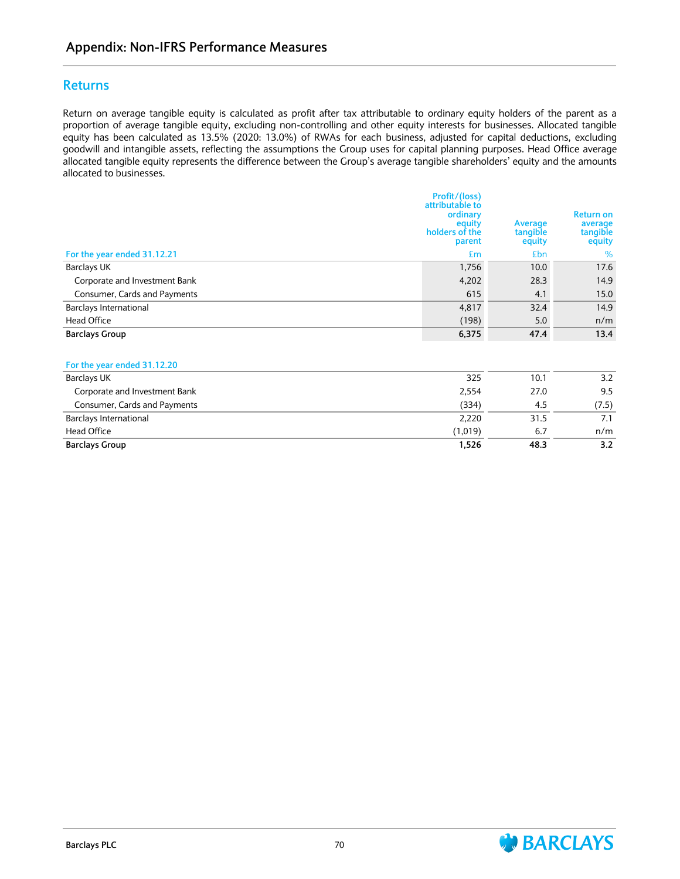# Appendix: Non-IFRS Performance Measures

## Returns

Return on average tangible equity is calculated as profit after tax attributable to ordinary equity holders of the parent as a proportion of average tangible equity, excluding non-controlling and other equity interests for businesses. Allocated tangible equity has been calculated as 13.5% (2020: 13.0%) of RWAs for each business, adjusted for capital deductions, excluding goodwill and intangible assets, reflecting the assumptions the Group uses for capital planning purposes. Head Office average allocated tangible equity represents the difference between the Group's average tangible shareholders' equity and the amounts allocated to businesses.

| | Profit/(loss) attributable to ordinary equity holders of the parent | Average tangible equity | Return on average tangible equity |
|---|---|---|---|
| **For the year ended 31.12.21** | £m | £bn | % |
| Barclays UK | 1,756 | 10.0 | 17.6 |
| Corporate and Investment Bank | 4,202 | 28.3 | 14.9 |
| Consumer, Cards and Payments | 615 | 4.1 | 15.0 |
| Barclays International | 4,817 | 32.4 | 14.9 |
| Head Office | (198) | 5.0 | n/m |
| **Barclays Group** | **6,375** | **47.4** | **13.4** |
| | | | |
| **For the year ended 31.12.20** | | | |
| Barclays UK | 325 | 10.1 | 3.2 |
| Corporate and Investment Bank | 2,554 | 27.0 | 9.5 |
| Consumer, Cards and Payments | (334) | 4.5 | (7.5) |
| Barclays International | 2,220 | 31.5 | 7.1 |
| Head Office | (1,019) | 6.7 | n/m |
| **Barclays Group** | **1,526** | **48.3** | **3.2** |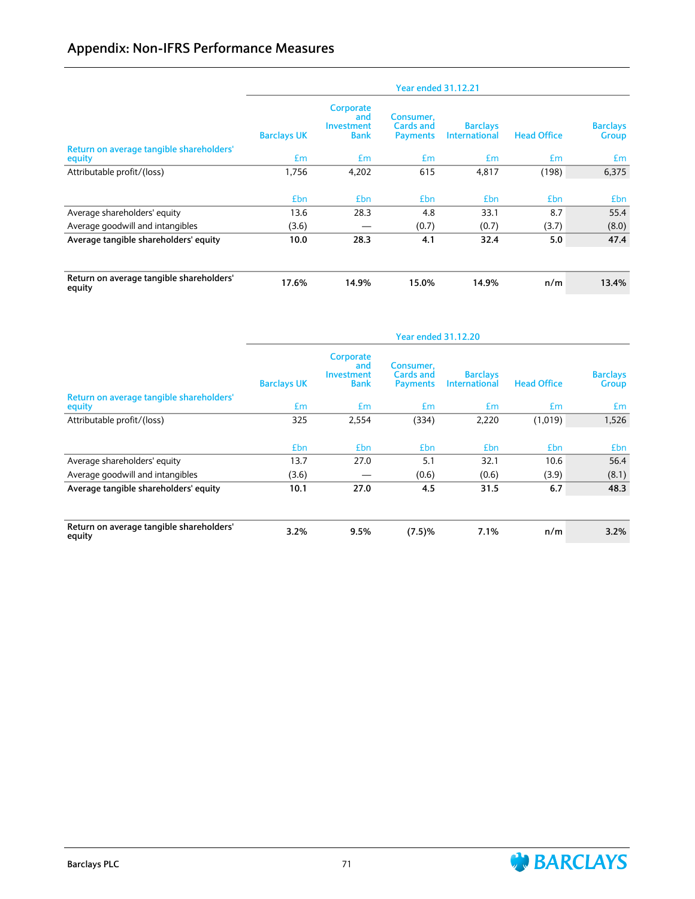# Appendix: Non-IFRS Performance Measures

| | Year ended 31.12.21 | | | | | |
|---|---|---|---|---|---|---|
| | Barclays UK | Corporate and Investment Bank | Consumer, Cards and Payments | Barclays International | Head Office | Barclays Group |
| **Return on average tangible shareholders' equity** | £m | £m | £m | £m | £m | £m |
| Attributable profit/(loss) | 1,756 | 4,202 | 615 | 4,817 | (198) | 6,375 |
| | £bn | £bn | £bn | £bn | £bn | £bn |
| Average shareholders' equity | 13.6 | 28.3 | 4.8 | 33.1 | 8.7 | 55.4 |
| Average goodwill and intangibles | (3.6) | — | (0.7) | (0.7) | (3.7) | (8.0) |
| **Average tangible shareholders' equity** | **10.0** | **28.3** | **4.1** | **32.4** | **5.0** | **47.4** |
| **Return on average tangible shareholders' equity** | **17.6%** | **14.9%** | **15.0%** | **14.9%** | **n/m** | **13.4%** |

| | Year ended 31.12.20 | | | | | |
|---|---|---|---|---|---|---|
| | Barclays UK | Corporate and Investment Bank | Consumer, Cards and Payments | Barclays International | Head Office | Barclays Group |
| **Return on average tangible shareholders' equity** | £m | £m | £m | £m | £m | £m |
| Attributable profit/(loss) | 325 | 2,554 | (334) | 2,220 | (1,019) | 1,526 |
| | £bn | £bn | £bn | £bn | £bn | £bn |
| Average shareholders' equity | 13.7 | 27.0 | 5.1 | 32.1 | 10.6 | 56.4 |
| Average goodwill and intangibles | (3.6) | — | (0.6) | (0.6) | (3.9) | (8.1) |
| **Average tangible shareholders' equity** | **10.1** | **27.0** | **4.5** | **31.5** | **6.7** | **48.3** |
| **Return on average tangible shareholders' equity** | **3.2%** | **9.5%** | **(7.5)%** | **7.1%** | **n/m** | **3.2%** |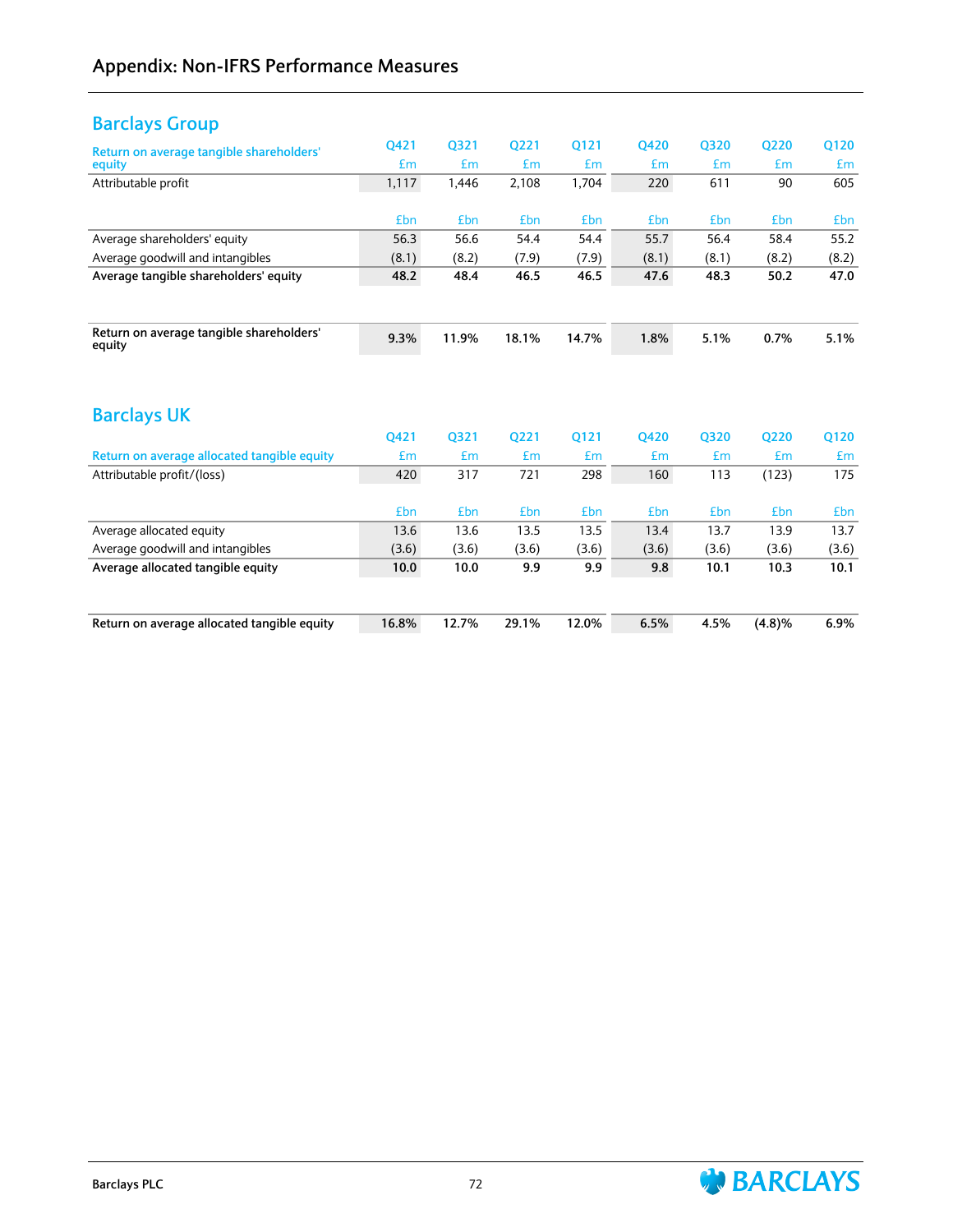## Appendix: Non-IFRS Performance Measures

### Barclays Group

| Return on average tangible shareholders' equity | Q421 | Q321 | Q221 | Q121 | Q420 | Q320 | Q220 | Q120 |
|---|---|---|---|---|---|---|---|---|
| | £m | £m | £m | £m | £m | £m | £m | £m |
| Attributable profit | 1,117 | 1,446 | 2,108 | 1,704 | 220 | 611 | 90 | 605 |
| | £bn | £bn | £bn | £bn | £bn | £bn | £bn | £bn |
| Average shareholders' equity | 56.3 | 56.6 | 54.4 | 54.4 | 55.7 | 56.4 | 58.4 | 55.2 |
| Average goodwill and intangibles | (8.1) | (8.2) | (7.9) | (7.9) | (8.1) | (8.1) | (8.2) | (8.2) |
| **Average tangible shareholders' equity** | **48.2** | **48.4** | **46.5** | **46.5** | **47.6** | **48.3** | **50.2** | **47.0** |
| **Return on average tangible shareholders' equity** | **9.3%** | **11.9%** | **18.1%** | **14.7%** | **1.8%** | **5.1%** | **0.7%** | **5.1%** |

### Barclays UK

| Return on average allocated tangible equity | Q421 | Q321 | Q221 | Q121 | Q420 | Q320 | Q220 | Q120 |
|---|---|---|---|---|---|---|---|---|
| | £m | £m | £m | £m | £m | £m | £m | £m |
| Attributable profit/(loss) | 420 | 317 | 721 | 298 | 160 | 113 | (123) | 175 |
| | £bn | £bn | £bn | £bn | £bn | £bn | £bn | £bn |
| Average allocated equity | 13.6 | 13.6 | 13.5 | 13.5 | 13.4 | 13.7 | 13.9 | 13.7 |
| Average goodwill and intangibles | (3.6) | (3.6) | (3.6) | (3.6) | (3.6) | (3.6) | (3.6) | (3.6) |
| **Average allocated tangible equity** | **10.0** | **10.0** | **9.9** | **9.9** | **9.8** | **10.1** | **10.3** | **10.1** |
| **Return on average allocated tangible equity** | **16.8%** | **12.7%** | **29.1%** | **12.0%** | **6.5%** | **4.5%** | **(4.8)%** | **6.9%** |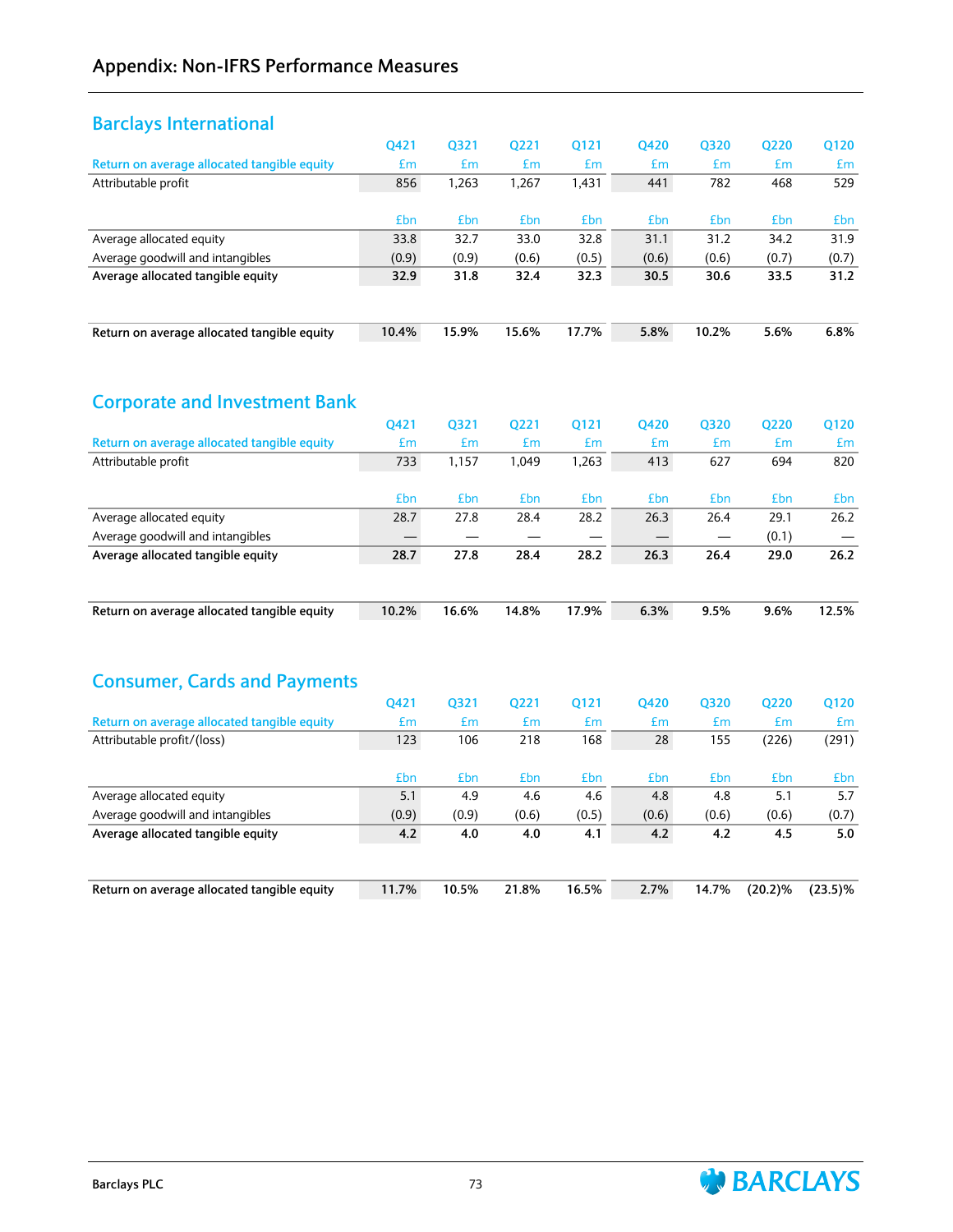## Appendix: Non-IFRS Performance Measures

### Barclays International

| Return on average allocated tangible equity | Q421 £m | Q321 £m | Q221 £m | Q121 £m | Q420 £m | Q320 £m | Q220 £m | Q120 £m |
|---|---|---|---|---|---|---|---|---|
| Attributable profit | 856 | 1,263 | 1,267 | 1,431 | 441 | 782 | 468 | 529 |
| | £bn | £bn | £bn | £bn | £bn | £bn | £bn | £bn |
| Average allocated equity | 33.8 | 32.7 | 33.0 | 32.8 | 31.1 | 31.2 | 34.2 | 31.9 |
| Average goodwill and intangibles | (0.9) | (0.9) | (0.6) | (0.5) | (0.6) | (0.6) | (0.7) | (0.7) |
| **Average allocated tangible equity** | **32.9** | **31.8** | **32.4** | **32.3** | **30.5** | **30.6** | **33.5** | **31.2** |
| | | | | | | | | |
| **Return on average allocated tangible equity** | **10.4%** | **15.9%** | **15.6%** | **17.7%** | **5.8%** | **10.2%** | **5.6%** | **6.8%** |

### Corporate and Investment Bank

| Return on average allocated tangible equity | Q421 £m | Q321 £m | Q221 £m | Q121 £m | Q420 £m | Q320 £m | Q220 £m | Q120 £m |
|---|---|---|---|---|---|---|---|---|
| Attributable profit | 733 | 1,157 | 1,049 | 1,263 | 413 | 627 | 694 | 820 |
| | £bn | £bn | £bn | £bn | £bn | £bn | £bn | £bn |
| Average allocated equity | 28.7 | 27.8 | 28.4 | 28.2 | 26.3 | 26.4 | 29.1 | 26.2 |
| Average goodwill and intangibles | — | — | — | — | — | — | (0.1) | — |
| **Average allocated tangible equity** | **28.7** | **27.8** | **28.4** | **28.2** | **26.3** | **26.4** | **29.0** | **26.2** |
| | | | | | | | | |
| **Return on average allocated tangible equity** | **10.2%** | **16.6%** | **14.8%** | **17.9%** | **6.3%** | **9.5%** | **9.6%** | **12.5%** |

### Consumer, Cards and Payments

| Return on average allocated tangible equity | Q421 £m | Q321 £m | Q221 £m | Q121 £m | Q420 £m | Q320 £m | Q220 £m | Q120 £m |
|---|---|---|---|---|---|---|---|---|
| Attributable profit/(loss) | 123 | 106 | 218 | 168 | 28 | 155 | (226) | (291) |
| | £bn | £bn | £bn | £bn | £bn | £bn | £bn | £bn |
| Average allocated equity | 5.1 | 4.9 | 4.6 | 4.6 | 4.8 | 4.8 | 5.1 | 5.7 |
| Average goodwill and intangibles | (0.9) | (0.9) | (0.6) | (0.5) | (0.6) | (0.6) | (0.6) | (0.7) |
| **Average allocated tangible equity** | **4.2** | **4.0** | **4.0** | **4.1** | **4.2** | **4.2** | **4.5** | **5.0** |
| | | | | | | | | |
| **Return on average allocated tangible equity** | **11.7%** | **10.5%** | **21.8%** | **16.5%** | **2.7%** | **14.7%** | **(20.2)%** | **(23.5)%** |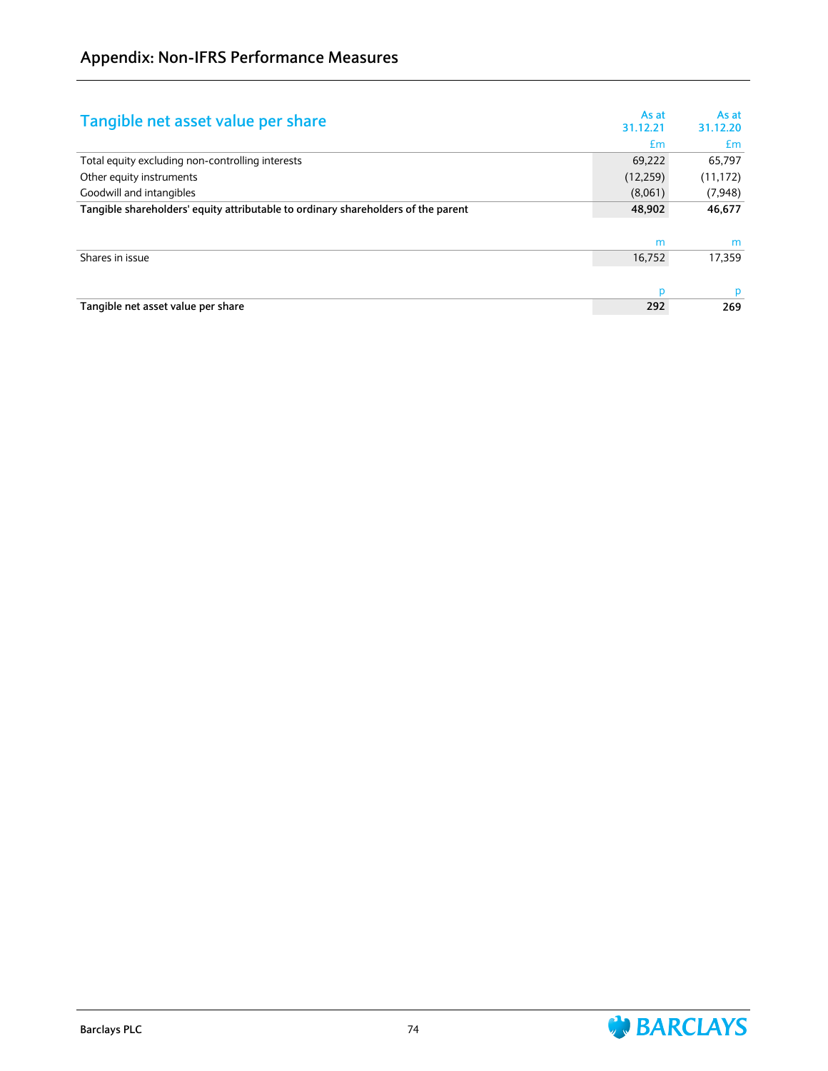## Appendix: Non-IFRS Performance Measures

### Tangible net asset value per share

| | As at 31.12.21 | As at 31.12.20 |
|---|---|---|
| | £m | £m |
| Total equity excluding non-controlling interests | 69,222 | 65,797 |
| Other equity instruments | (12,259) | (11,172) |
| Goodwill and intangibles | (8,061) | (7,948) |
| **Tangible shareholders' equity attributable to ordinary shareholders of the parent** | **48,902** | **46,677** |
| | | |
| | m | m |
| Shares in issue | 16,752 | 17,359 |
| | | |
| | p | p |
| **Tangible net asset value per share** | **292** | **269** |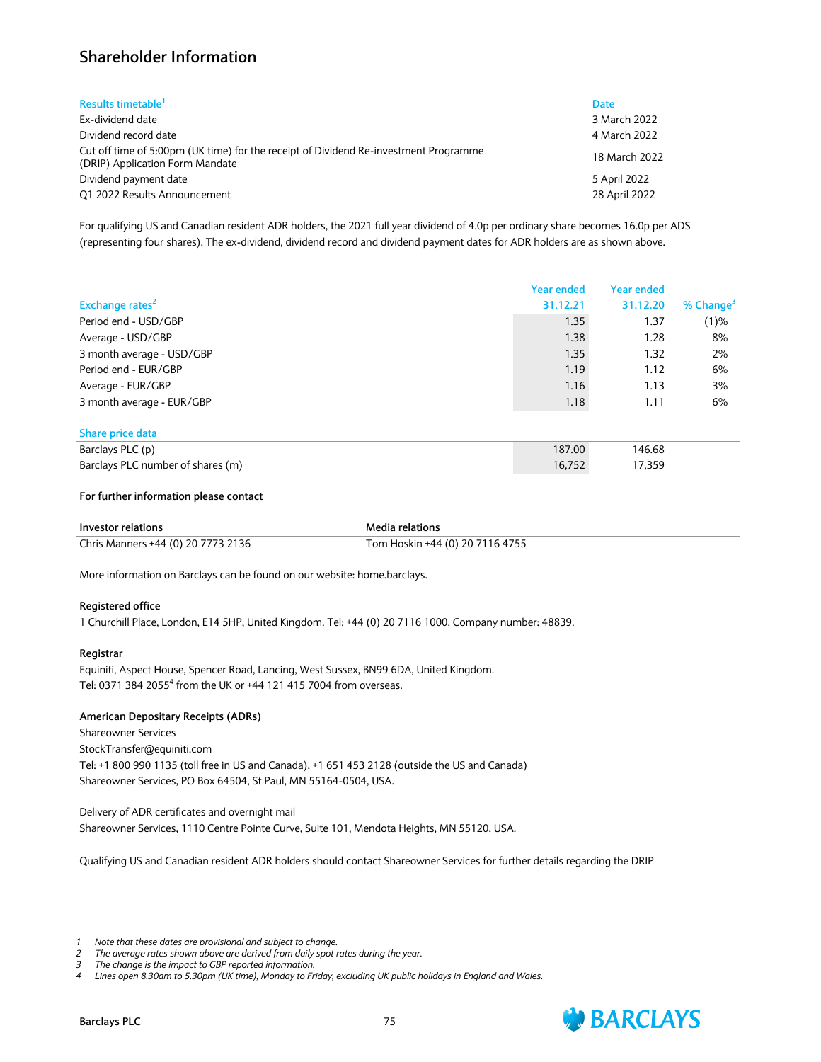## Shareholder Information

| Results timetable[1] | Date |
|---|---|
| Ex-dividend date | 3 March 2022 |
| Dividend record date | 4 March 2022 |
| Cut off time of 5:00pm (UK time) for the receipt of Dividend Re-investment Programme (DRIP) Application Form Mandate | 18 March 2022 |
| Dividend payment date | 5 April 2022 |
| Q1 2022 Results Announcement | 28 April 2022 |

For qualifying US and Canadian resident ADR holders, the 2021 full year dividend of 4.0p per ordinary share becomes 16.0p per ADS (representing four shares). The ex-dividend, dividend record and dividend payment dates for ADR holders are as shown above.

| Exchange rates[2] | Year ended 31.12.21 | Year ended 31.12.20 | % Change[3] |
|---|---|---|---|
| Period end - USD/GBP | 1.35 | 1.37 | (1)% |
| Average - USD/GBP | 1.38 | 1.28 | 8% |
| 3 month average - USD/GBP | 1.35 | 1.32 | 2% |
| Period end - EUR/GBP | 1.19 | 1.12 | 6% |
| Average - EUR/GBP | 1.16 | 1.13 | 3% |
| 3 month average - EUR/GBP | 1.18 | 1.11 | 6% |
| **Share price data** | | | |
| Barclays PLC (p) | 187.00 | 146.68 | |
| Barclays PLC number of shares (m) | 16,752 | 17,359 | |

**For further information please contact**

| Investor relations | Media relations |
|---|---|
| Chris Manners +44 (0) 20 7773 2136 | Tom Hoskin +44 (0) 20 7116 4755 |

More information on Barclays can be found on our website: home.barclays.

**Registered office**

1 Churchill Place, London, E14 5HP, United Kingdom. Tel: +44 (0) 20 7116 1000. Company number: 48839.

**Registrar**

Equiniti, Aspect House, Spencer Road, Lancing, West Sussex, BN99 6DA, United Kingdom.
Tel: 0371 384 2055[4] from the UK or +44 121 415 7004 from overseas.

**American Depositary Receipts (ADRs)**

Shareowner Services
StockTransfer@equiniti.com
Tel: +1 800 990 1135 (toll free in US and Canada), +1 651 453 2128 (outside the US and Canada)
Shareowner Services, PO Box 64504, St Paul, MN 55164-0504, USA.

Delivery of ADR certificates and overnight mail
Shareowner Services, 1110 Centre Pointe Curve, Suite 101, Mendota Heights, MN 55120, USA.

Qualifying US and Canadian resident ADR holders should contact Shareowner Services for further details regarding the DRIP

*1 Note that these dates are provisional and subject to change.*
*2 The average rates shown above are derived from daily spot rates during the year.*
*3 The change is the impact to GBP reported information.*
*4 Lines open 8.30am to 5.30pm (UK time), Monday to Friday, excluding UK public holidays in England and Wales.*